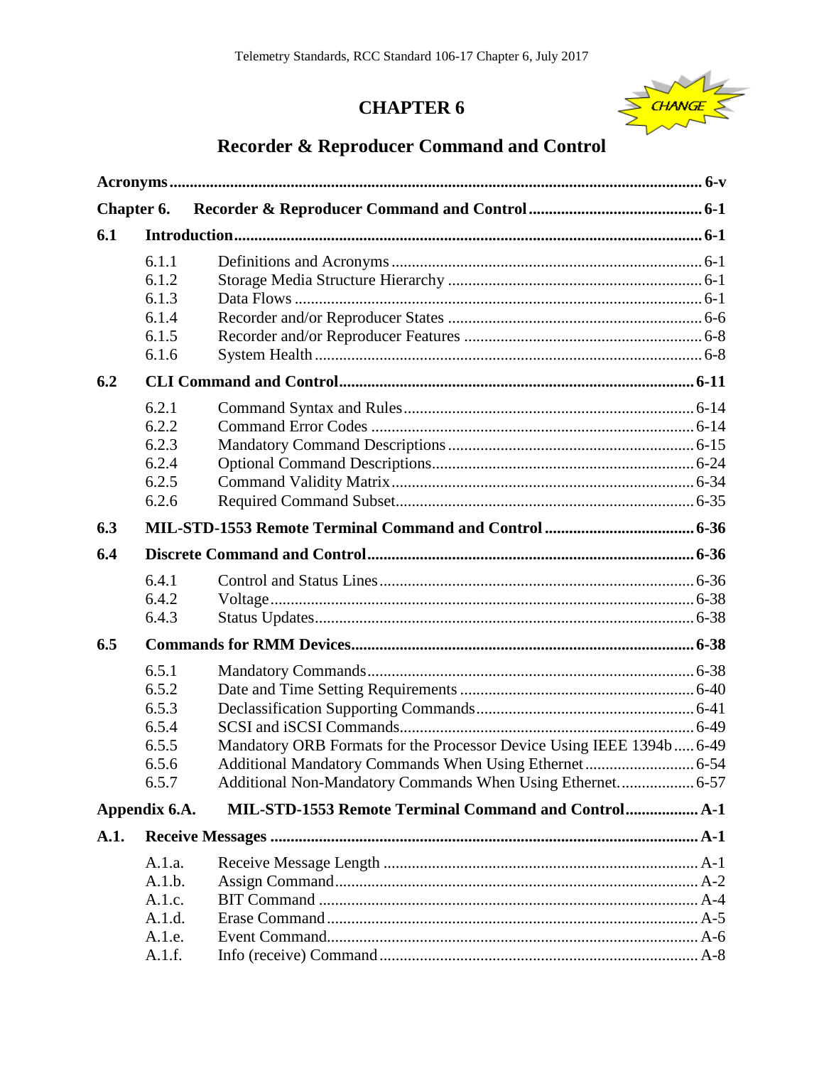# CHAPTER 6

CHANGE

## Recorder & Reproducer Command and Control

| | | |
|---|---|---|
| **Acronyms** | | **6-v** |
| **Chapter 6.** | **Recorder & Reproducer Command and Control** | **6-1** |
| **6.1** | **Introduction** | **6-1** |
| 6.1.1 | Definitions and Acronyms | 6-1 |
| 6.1.2 | Storage Media Structure Hierarchy | 6-1 |
| 6.1.3 | Data Flows | 6-1 |
| 6.1.4 | Recorder and/or Reproducer States | 6-6 |
| 6.1.5 | Recorder and/or Reproducer Features | 6-8 |
| 6.1.6 | System Health | 6-8 |
| **6.2** | **CLI Command and Control** | **6-11** |
| 6.2.1 | Command Syntax and Rules | 6-14 |
| 6.2.2 | Command Error Codes | 6-14 |
| 6.2.3 | Mandatory Command Descriptions | 6-15 |
| 6.2.4 | Optional Command Descriptions | 6-24 |
| 6.2.5 | Command Validity Matrix | 6-34 |
| 6.2.6 | Required Command Subset | 6-35 |
| **6.3** | **MIL-STD-1553 Remote Terminal Command and Control** | **6-36** |
| **6.4** | **Discrete Command and Control** | **6-36** |
| 6.4.1 | Control and Status Lines | 6-36 |
| 6.4.2 | Voltage | 6-38 |
| 6.4.3 | Status Updates | 6-38 |
| **6.5** | **Commands for RMM Devices** | **6-38** |
| 6.5.1 | Mandatory Commands | 6-38 |
| 6.5.2 | Date and Time Setting Requirements | 6-40 |
| 6.5.3 | Declassification Supporting Commands | 6-41 |
| 6.5.4 | SCSI and iSCSI Commands | 6-49 |
| 6.5.5 | Mandatory ORB Formats for the Processor Device Using IEEE 1394b | 6-49 |
| 6.5.6 | Additional Mandatory Commands When Using Ethernet | 6-54 |
| 6.5.7 | Additional Non-Mandatory Commands When Using Ethernet. | 6-57 |
| **Appendix 6.A.** | **MIL-STD-1553 Remote Terminal Command and Control** | **A-1** |
| **A.1.** | **Receive Messages** | **A-1** |
| A.1.a. | Receive Message Length | A-1 |
| A.1.b. | Assign Command | A-2 |
| A.1.c. | BIT Command | A-4 |
| A.1.d. | Erase Command | A-5 |
| A.1.e. | Event Command | A-6 |
| A.1.f. | Info (receive) Command | A-8 |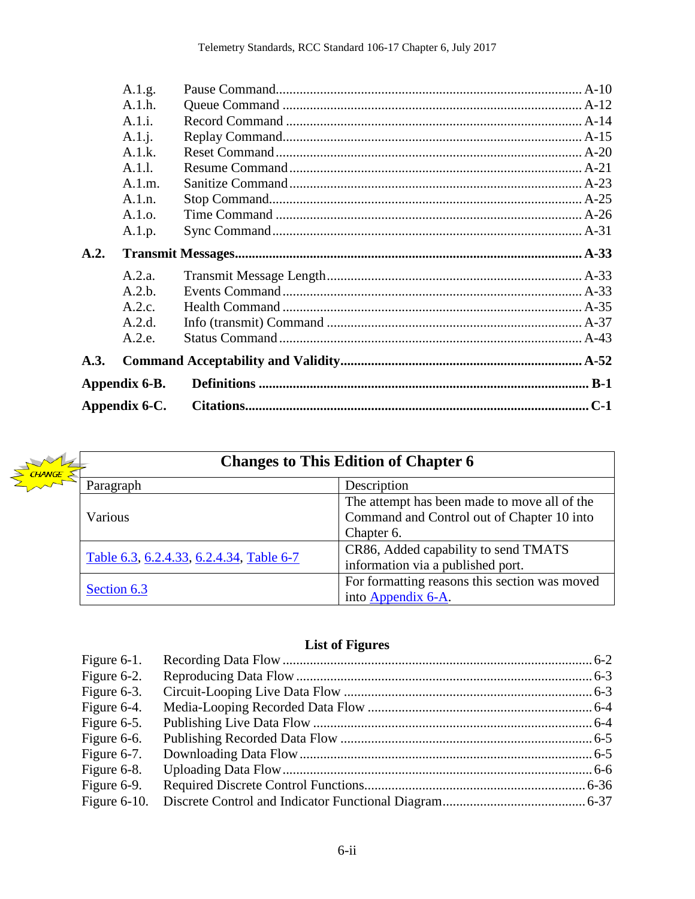| | | |
|---|---|---|
| A.1.g. | Pause Command | A-10 |
| A.1.h. | Queue Command | A-12 |
| A.1.i. | Record Command | A-14 |
| A.1.j. | Replay Command | A-15 |
| A.1.k. | Reset Command | A-20 |
| A.1.l. | Resume Command | A-21 |
| A.1.m. | Sanitize Command | A-23 |
| A.1.n. | Stop Command | A-25 |
| A.1.o. | Time Command | A-26 |
| A.1.p. | Sync Command | A-31 |

**A.2. Transmit Messages ........ A-33**

| | | |
|---|---|---|
| A.2.a. | Transmit Message Length | A-33 |
| A.2.b. | Events Command | A-33 |
| A.2.c. | Health Command | A-35 |
| A.2.d. | Info (transmit) Command | A-37 |
| A.2.e. | Status Command | A-43 |

**A.3. Command Acceptability and Validity ........ A-52**

**Appendix 6-B. Definitions ........ B-1**

**Appendix 6-C. Citations ........ C-1**

CHANGE

| **Changes to This Edition of Chapter 6** | |
|---|---|
| Paragraph | Description |
| Various | The attempt has been made to move all of the Command and Control out of Chapter 10 into Chapter 6. |
| Table 6.3, 6.2.4.33, 6.2.4.34, Table 6-7 | CR86, Added capability to send TMATS information via a published port. |
| Section 6.3 | For formatting reasons this section was moved into Appendix 6-A. |

**List of Figures**

| | | |
|---|---|---|
| Figure 6-1. | Recording Data Flow | 6-2 |
| Figure 6-2. | Reproducing Data Flow | 6-3 |
| Figure 6-3. | Circuit-Looping Live Data Flow | 6-3 |
| Figure 6-4. | Media-Looping Recorded Data Flow | 6-4 |
| Figure 6-5. | Publishing Live Data Flow | 6-4 |
| Figure 6-6. | Publishing Recorded Data Flow | 6-5 |
| Figure 6-7. | Downloading Data Flow | 6-5 |
| Figure 6-8. | Uploading Data Flow | 6-6 |
| Figure 6-9. | Required Discrete Control Functions | 6-36 |
| Figure 6-10. | Discrete Control and Indicator Functional Diagram | 6-37 |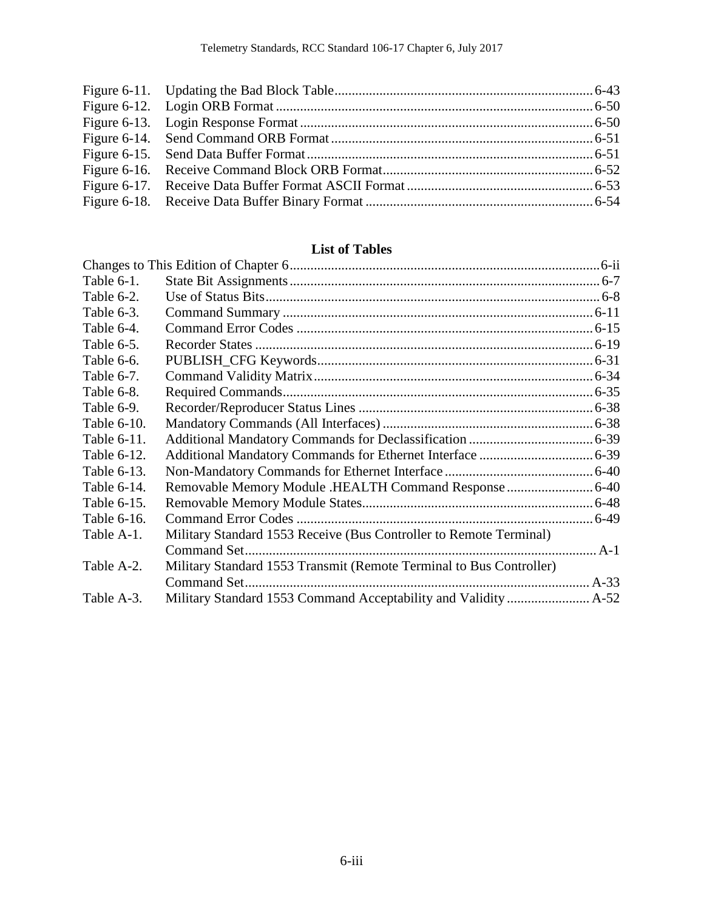Figure 6-11. Updating the Bad Block Table ........ 6-43
Figure 6-12. Login ORB Format ........ 6-50
Figure 6-13. Login Response Format ........ 6-50
Figure 6-14. Send Command ORB Format ........ 6-51
Figure 6-15. Send Data Buffer Format ........ 6-51
Figure 6-16. Receive Command Block ORB Format ........ 6-52
Figure 6-17. Receive Data Buffer Format ASCII Format ........ 6-53
Figure 6-18. Receive Data Buffer Binary Format ........ 6-54

## List of Tables

Changes to This Edition of Chapter 6 ........ 6-ii
Table 6-1. State Bit Assignments ........ 6-7
Table 6-2. Use of Status Bits ........ 6-8
Table 6-3. Command Summary ........ 6-11
Table 6-4. Command Error Codes ........ 6-15
Table 6-5. Recorder States ........ 6-19
Table 6-6. PUBLISH_CFG Keywords ........ 6-31
Table 6-7. Command Validity Matrix ........ 6-34
Table 6-8. Required Commands ........ 6-35
Table 6-9. Recorder/Reproducer Status Lines ........ 6-38
Table 6-10. Mandatory Commands (All Interfaces) ........ 6-38
Table 6-11. Additional Mandatory Commands for Declassification ........ 6-39
Table 6-12. Additional Mandatory Commands for Ethernet Interface ........ 6-39
Table 6-13. Non-Mandatory Commands for Ethernet Interface ........ 6-40
Table 6-14. Removable Memory Module .HEALTH Command Response ........ 6-40
Table 6-15. Removable Memory Module States ........ 6-48
Table 6-16. Command Error Codes ........ 6-49
Table A-1. Military Standard 1553 Receive (Bus Controller to Remote Terminal) Command Set ........ A-1
Table A-2. Military Standard 1553 Transmit (Remote Terminal to Bus Controller) Command Set ........ A-33
Table A-3. Military Standard 1553 Command Acceptability and Validity ........ A-52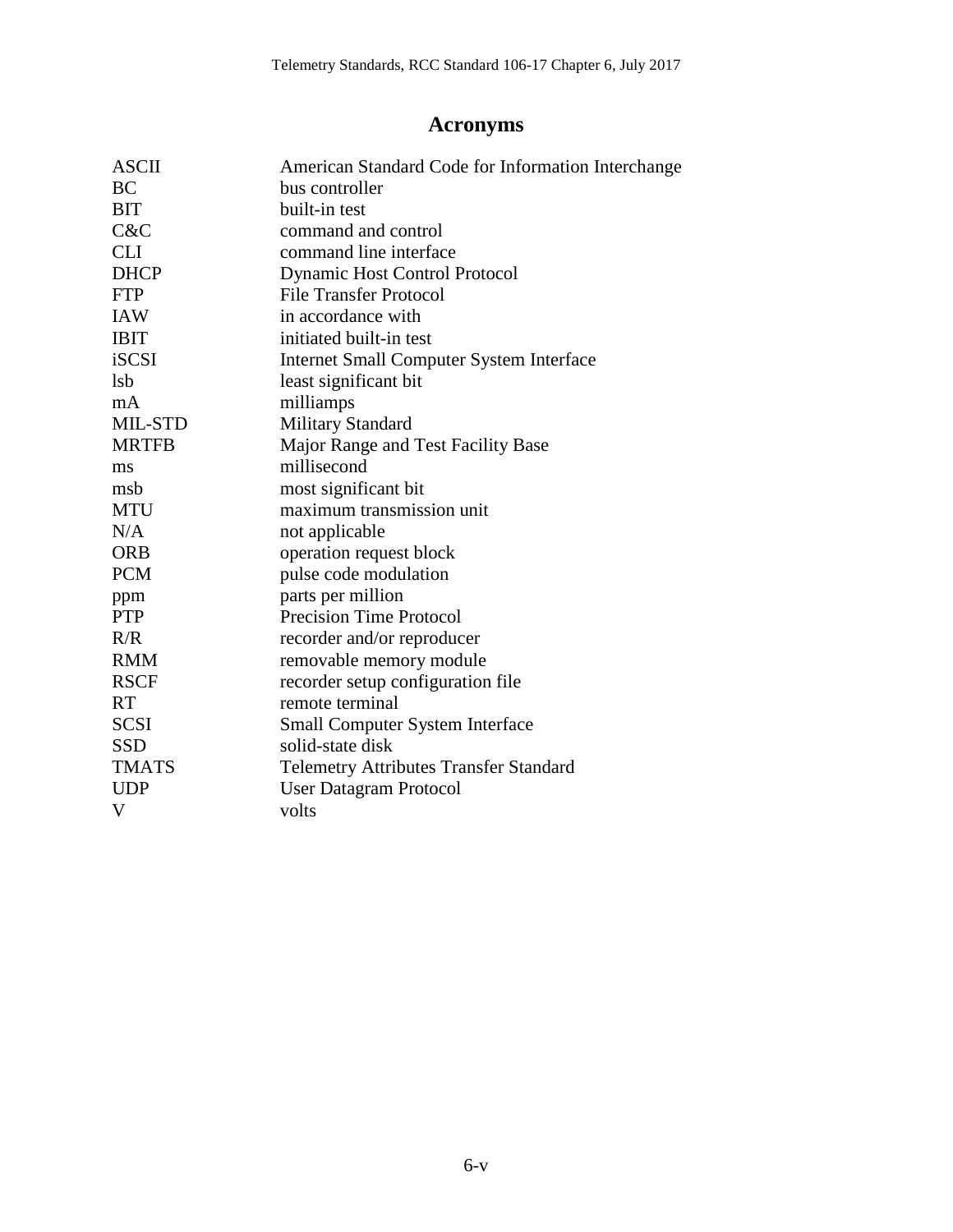# Acronyms

| | |
|---|---|
| ASCII | American Standard Code for Information Interchange |
| BC | bus controller |
| BIT | built-in test |
| C&C | command and control |
| CLI | command line interface |
| DHCP | Dynamic Host Control Protocol |
| FTP | File Transfer Protocol |
| IAW | in accordance with |
| IBIT | initiated built-in test |
| iSCSI | Internet Small Computer System Interface |
| lsb | least significant bit |
| mA | milliamps |
| MIL-STD | Military Standard |
| MRTFB | Major Range and Test Facility Base |
| ms | millisecond |
| msb | most significant bit |
| MTU | maximum transmission unit |
| N/A | not applicable |
| ORB | operation request block |
| PCM | pulse code modulation |
| ppm | parts per million |
| PTP | Precision Time Protocol |
| R/R | recorder and/or reproducer |
| RMM | removable memory module |
| RSCF | recorder setup configuration file |
| RT | remote terminal |
| SCSI | Small Computer System Interface |
| SSD | solid-state disk |
| TMATS | Telemetry Attributes Transfer Standard |
| UDP | User Datagram Protocol |
| V | volts |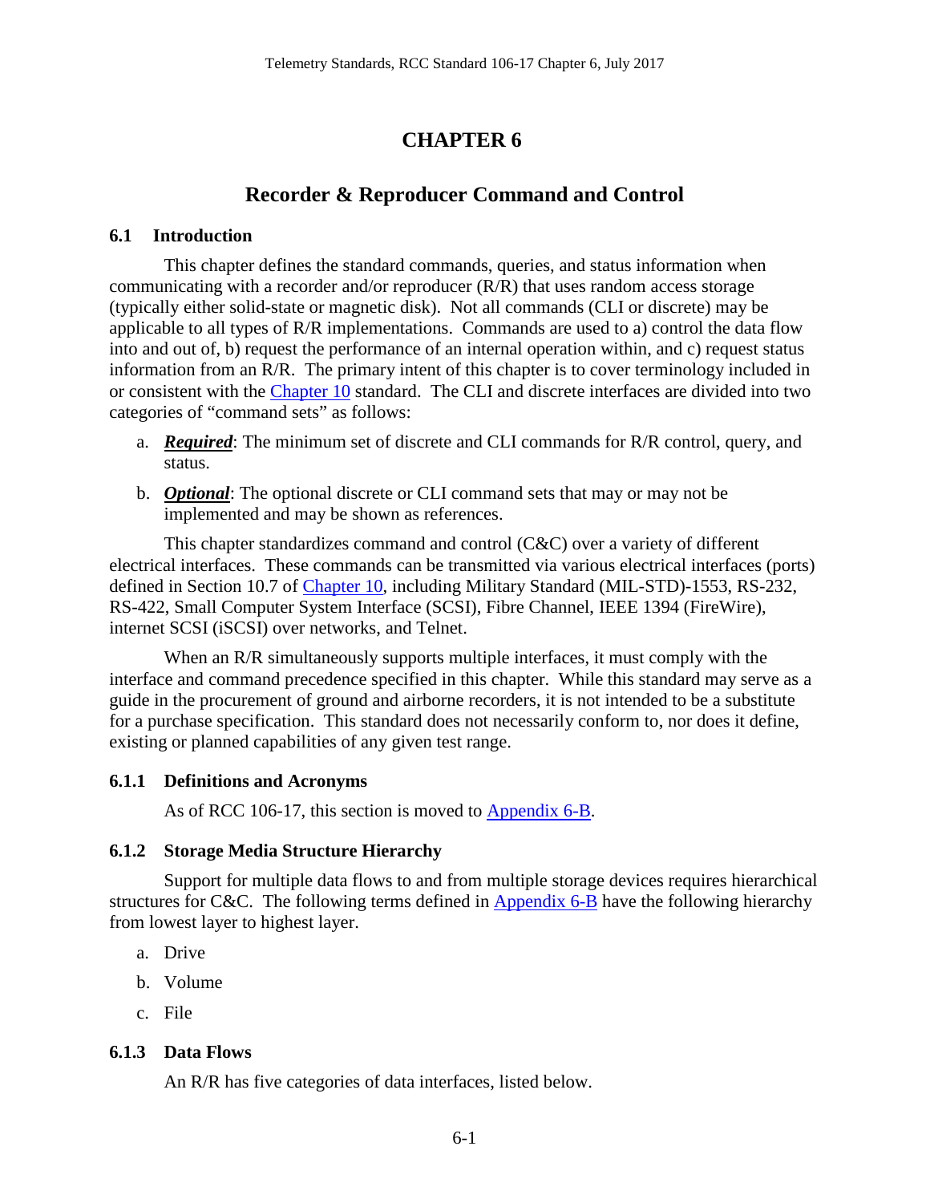# CHAPTER 6

## Recorder & Reproducer Command and Control

### 6.1 Introduction

This chapter defines the standard commands, queries, and status information when communicating with a recorder and/or reproducer (R/R) that uses random access storage (typically either solid-state or magnetic disk). Not all commands (CLI or discrete) may be applicable to all types of R/R implementations. Commands are used to a) control the data flow into and out of, b) request the performance of an internal operation within, and c) request status information from an R/R. The primary intent of this chapter is to cover terminology included in or consistent with the Chapter 10 standard. The CLI and discrete interfaces are divided into two categories of "command sets" as follows:

a. ***Required***: The minimum set of discrete and CLI commands for R/R control, query, and status.

b. ***Optional***: The optional discrete or CLI command sets that may or may not be implemented and may be shown as references.

This chapter standardizes command and control (C&C) over a variety of different electrical interfaces. These commands can be transmitted via various electrical interfaces (ports) defined in Section 10.7 of Chapter 10, including Military Standard (MIL-STD)-1553, RS-232, RS-422, Small Computer System Interface (SCSI), Fibre Channel, IEEE 1394 (FireWire), internet SCSI (iSCSI) over networks, and Telnet.

When an R/R simultaneously supports multiple interfaces, it must comply with the interface and command precedence specified in this chapter. While this standard may serve as a guide in the procurement of ground and airborne recorders, it is not intended to be a substitute for a purchase specification. This standard does not necessarily conform to, nor does it define, existing or planned capabilities of any given test range.

#### 6.1.1 Definitions and Acronyms

As of RCC 106-17, this section is moved to Appendix 6-B.

#### 6.1.2 Storage Media Structure Hierarchy

Support for multiple data flows to and from multiple storage devices requires hierarchical structures for C&C. The following terms defined in Appendix 6-B have the following hierarchy from lowest layer to highest layer.

a. Drive

b. Volume

c. File

#### 6.1.3 Data Flows

An R/R has five categories of data interfaces, listed below.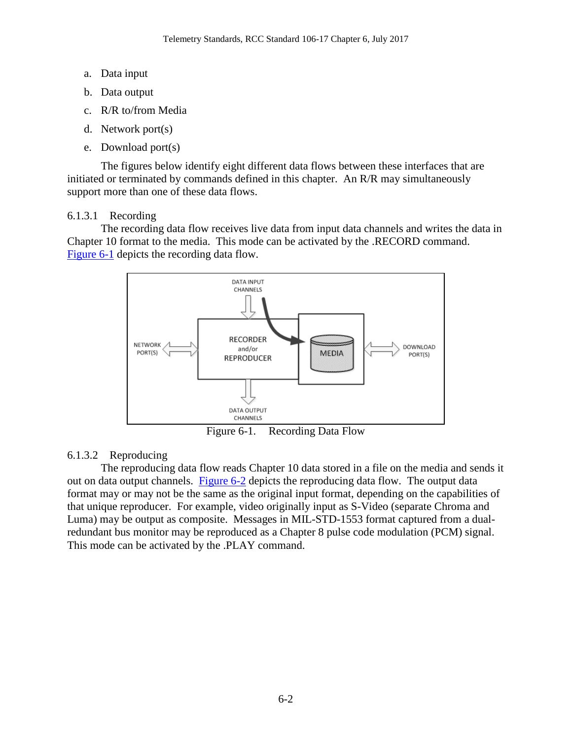a. Data input
b. Data output
c. R/R to/from Media
d. Network port(s)
e. Download port(s)

The figures below identify eight different data flows between these interfaces that are initiated or terminated by commands defined in this chapter. An R/R may simultaneously support more than one of these data flows.

### 6.1.3.1 Recording

The recording data flow receives live data from input data channels and writes the data in Chapter 10 format to the media. This mode can be activated by the .RECORD command. Figure 6-1 depicts the recording data flow.

Figure 6-1. Recording Data Flow

### 6.1.3.2 Reproducing

The reproducing data flow reads Chapter 10 data stored in a file on the media and sends it out on data output channels. Figure 6-2 depicts the reproducing data flow. The output data format may or may not be the same as the original input format, depending on the capabilities of that unique reproducer. For example, video originally input as S-Video (separate Chroma and Luma) may be output as composite. Messages in MIL-STD-1553 format captured from a dual-redundant bus monitor may be reproduced as a Chapter 8 pulse code modulation (PCM) signal. This mode can be activated by the .PLAY command.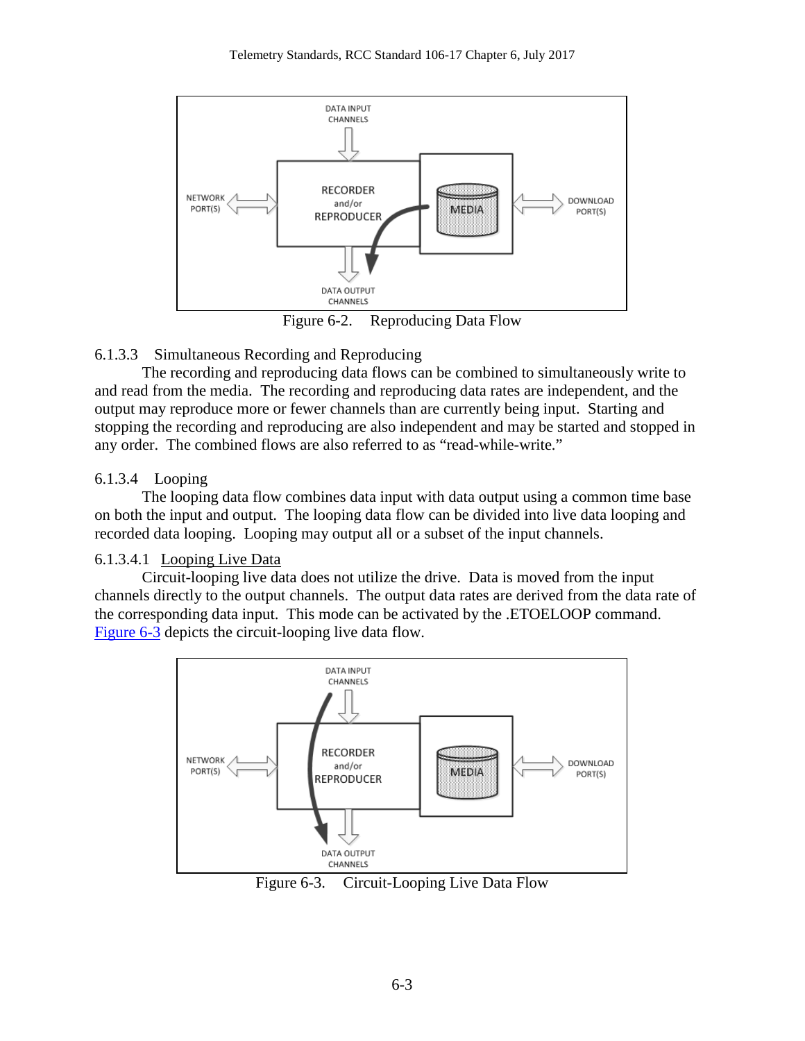Figure 6-2. Reproducing Data Flow

6.1.3.3 Simultaneous Recording and Reproducing

The recording and reproducing data flows can be combined to simultaneously write to and read from the media. The recording and reproducing data rates are independent, and the output may reproduce more or fewer channels than are currently being input. Starting and stopping the recording and reproducing are also independent and may be started and stopped in any order. The combined flows are also referred to as "read-while-write."

6.1.3.4 Looping

The looping data flow combines data input with data output using a common time base on both the input and output. The looping data flow can be divided into live data looping and recorded data looping. Looping may output all or a subset of the input channels.

6.1.3.4.1 Looping Live Data

Circuit-looping live data does not utilize the drive. Data is moved from the input channels directly to the output channels. The output data rates are derived from the data rate of the corresponding data input. This mode can be activated by the .ETOELOOP command. Figure 6-3 depicts the circuit-looping live data flow.

Figure 6-3. Circuit-Looping Live Data Flow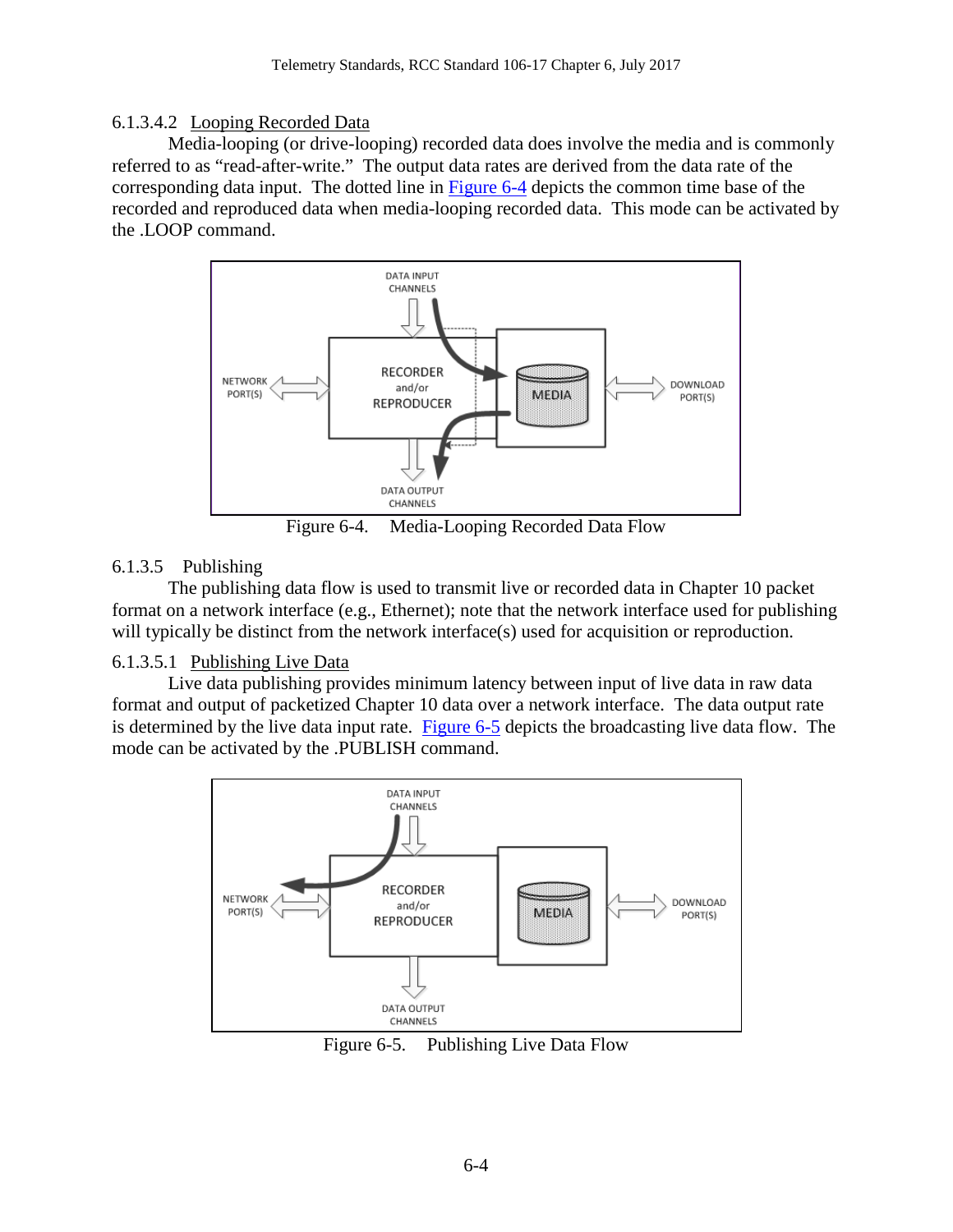#### 6.1.3.4.2 Looping Recorded Data

Media-looping (or drive-looping) recorded data does involve the media and is commonly referred to as “read-after-write.” The output data rates are derived from the data rate of the corresponding data input. The dotted line in Figure 6-4 depicts the common time base of the recorded and reproduced data when media-looping recorded data. This mode can be activated by the .LOOP command.

Figure 6-4. Media-Looping Recorded Data Flow

### 6.1.3.5 Publishing

The publishing data flow is used to transmit live or recorded data in Chapter 10 packet format on a network interface (e.g., Ethernet); note that the network interface used for publishing will typically be distinct from the network interface(s) used for acquisition or reproduction.

#### 6.1.3.5.1 Publishing Live Data

Live data publishing provides minimum latency between input of live data in raw data format and output of packetized Chapter 10 data over a network interface. The data output rate is determined by the live data input rate. Figure 6-5 depicts the broadcasting live data flow. The mode can be activated by the .PUBLISH command.

Figure 6-5. Publishing Live Data Flow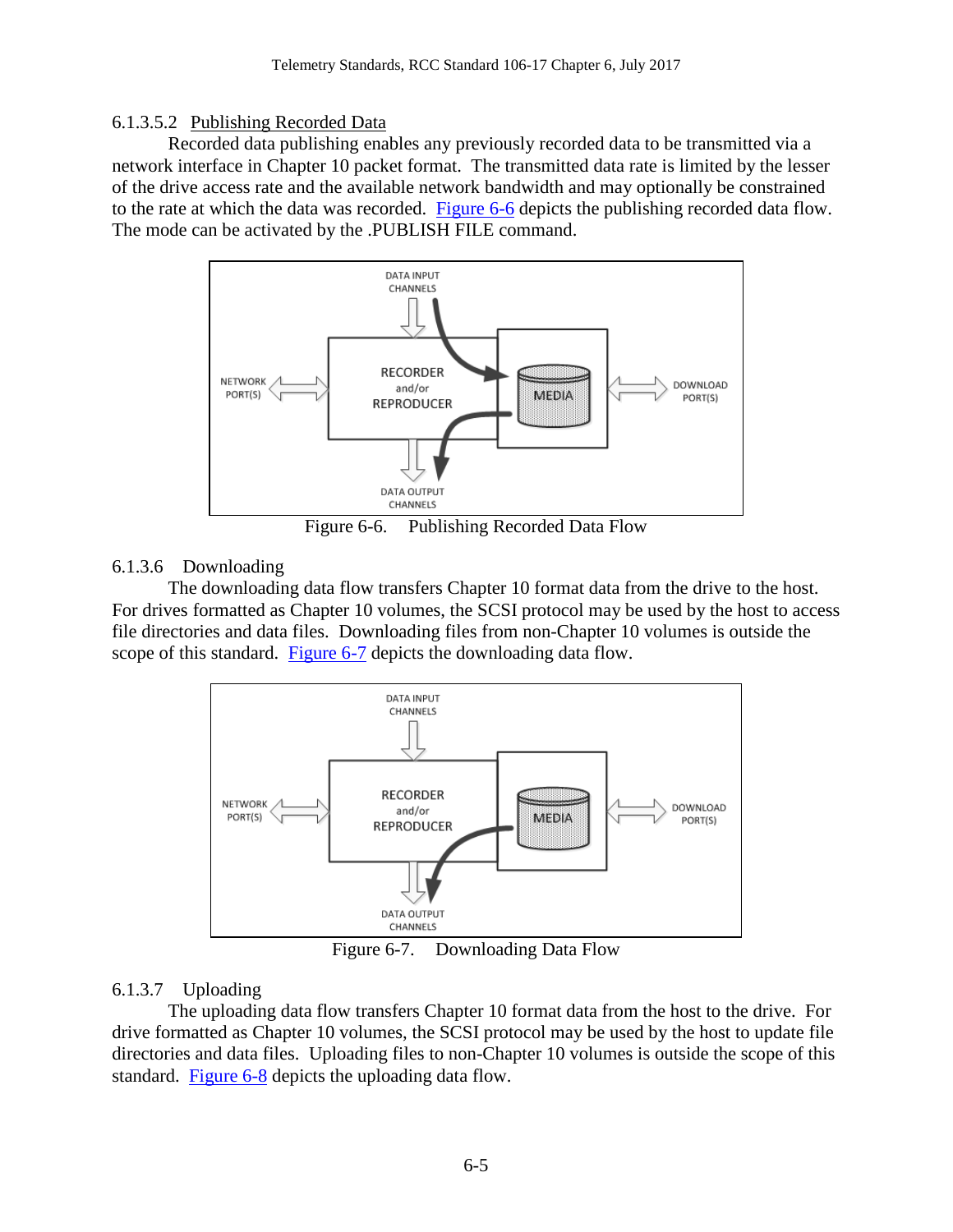#### 6.1.3.5.2 Publishing Recorded Data

Recorded data publishing enables any previously recorded data to be transmitted via a network interface in Chapter 10 packet format. The transmitted data rate is limited by the lesser of the drive access rate and the available network bandwidth and may optionally be constrained to the rate at which the data was recorded. Figure 6-6 depicts the publishing recorded data flow. The mode can be activated by the .PUBLISH FILE command.

Figure 6-6. Publishing Recorded Data Flow

### 6.1.3.6 Downloading

The downloading data flow transfers Chapter 10 format data from the drive to the host. For drives formatted as Chapter 10 volumes, the SCSI protocol may be used by the host to access file directories and data files. Downloading files from non-Chapter 10 volumes is outside the scope of this standard. Figure 6-7 depicts the downloading data flow.

Figure 6-7. Downloading Data Flow

### 6.1.3.7 Uploading

The uploading data flow transfers Chapter 10 format data from the host to the drive. For drive formatted as Chapter 10 volumes, the SCSI protocol may be used by the host to update file directories and data files. Uploading files to non-Chapter 10 volumes is outside the scope of this standard. Figure 6-8 depicts the uploading data flow.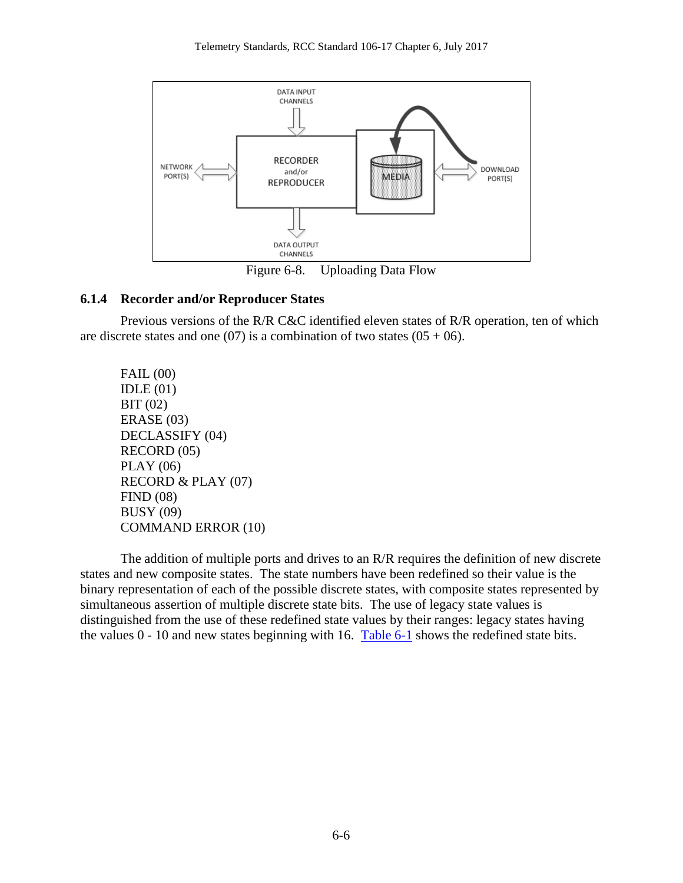Figure 6-8. Uploading Data Flow

### 6.1.4 Recorder and/or Reproducer States

Previous versions of the R/R C&C identified eleven states of R/R operation, ten of which are discrete states and one (07) is a combination of two states (05 + 06).

FAIL (00)
IDLE (01)
BIT (02)
ERASE (03)
DECLASSIFY (04)
RECORD (05)
PLAY (06)
RECORD & PLAY (07)
FIND (08)
BUSY (09)
COMMAND ERROR (10)

The addition of multiple ports and drives to an R/R requires the definition of new discrete states and new composite states. The state numbers have been redefined so their value is the binary representation of each of the possible discrete states, with composite states represented by simultaneous assertion of multiple discrete state bits. The use of legacy state values is distinguished from the use of these redefined state values by their ranges: legacy states having the values 0 - 10 and new states beginning with 16. Table 6-1 shows the redefined state bits.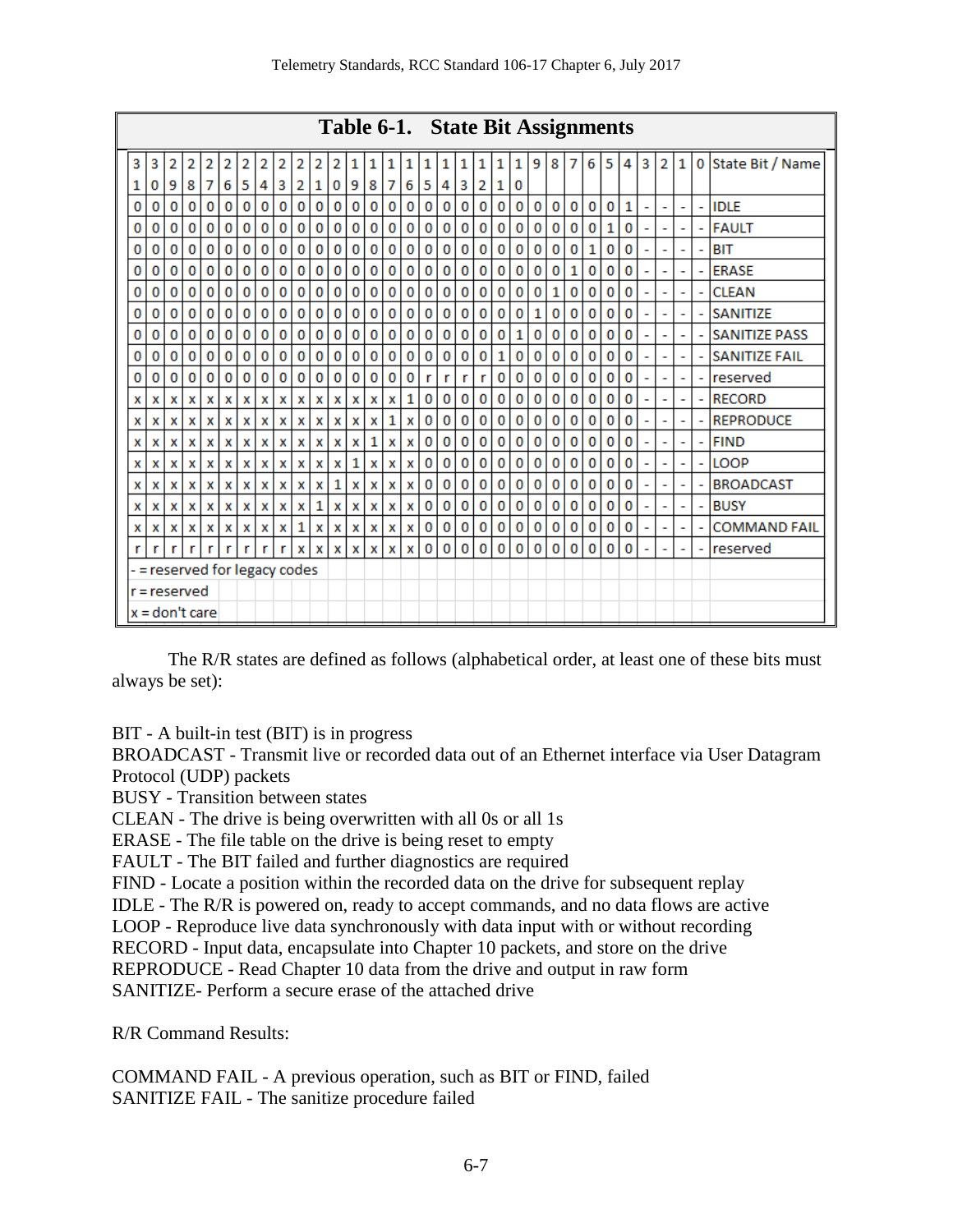**Table 6-1. State Bit Assignments**

| 31 | 30 | 29 | 28 | 27 | 26 | 25 | 24 | 23 | 22 | 21 | 20 | 19 | 18 | 17 | 16 | 15 | 14 | 13 | 12 | 11 | 10 | 9 | 8 | 7 | 6 | 5 | 4 | 3 | 2 | 1 | 0 | State Bit / Name |
|---|---|---|---|---|---|---|---|---|---|---|---|---|---|---|---|---|---|---|---|---|---|---|---|---|---|---|---|---|---|---|---|---|
| 0 | 0 | 0 | 0 | 0 | 0 | 0 | 0 | 0 | 0 | 0 | 0 | 0 | 0 | 0 | 0 | 0 | 0 | 0 | 0 | 0 | 0 | 0 | 0 | 0 | 0 | 0 | 1 | - | - | - | - | IDLE |
| 0 | 0 | 0 | 0 | 0 | 0 | 0 | 0 | 0 | 0 | 0 | 0 | 0 | 0 | 0 | 0 | 0 | 0 | 0 | 0 | 0 | 0 | 0 | 0 | 0 | 0 | 1 | 0 | - | - | - | - | FAULT |
| 0 | 0 | 0 | 0 | 0 | 0 | 0 | 0 | 0 | 0 | 0 | 0 | 0 | 0 | 0 | 0 | 0 | 0 | 0 | 0 | 0 | 0 | 0 | 0 | 0 | 1 | 0 | 0 | - | - | - | - | BIT |
| 0 | 0 | 0 | 0 | 0 | 0 | 0 | 0 | 0 | 0 | 0 | 0 | 0 | 0 | 0 | 0 | 0 | 0 | 0 | 0 | 0 | 0 | 0 | 0 | 1 | 0 | 0 | 0 | - | - | - | - | ERASE |
| 0 | 0 | 0 | 0 | 0 | 0 | 0 | 0 | 0 | 0 | 0 | 0 | 0 | 0 | 0 | 0 | 0 | 0 | 0 | 0 | 0 | 0 | 0 | 1 | 0 | 0 | 0 | 0 | - | - | - | - | CLEAN |
| 0 | 0 | 0 | 0 | 0 | 0 | 0 | 0 | 0 | 0 | 0 | 0 | 0 | 0 | 0 | 0 | 0 | 0 | 0 | 0 | 0 | 0 | 1 | 0 | 0 | 0 | 0 | 0 | - | - | - | - | SANITIZE |
| 0 | 0 | 0 | 0 | 0 | 0 | 0 | 0 | 0 | 0 | 0 | 0 | 0 | 0 | 0 | 0 | 0 | 0 | 0 | 0 | 0 | 1 | 0 | 0 | 0 | 0 | 0 | 0 | - | - | - | - | SANITIZE PASS |
| 0 | 0 | 0 | 0 | 0 | 0 | 0 | 0 | 0 | 0 | 0 | 0 | 0 | 0 | 0 | 0 | 0 | 0 | 0 | 0 | 1 | 0 | 0 | 0 | 0 | 0 | 0 | 0 | - | - | - | - | SANITIZE FAIL |
| 0 | 0 | 0 | 0 | 0 | 0 | 0 | 0 | 0 | 0 | 0 | 0 | 0 | 0 | 0 | 0 | r | r | r | r | 0 | 0 | 0 | 0 | 0 | 0 | 0 | 0 | - | - | - | - | reserved |
| x | x | x | x | x | x | x | x | x | x | x | x | x | x | x | 1 | 0 | 0 | 0 | 0 | 0 | 0 | 0 | 0 | 0 | 0 | 0 | 0 | - | - | - | - | RECORD |
| x | x | x | x | x | x | x | x | x | x | x | x | x | x | 1 | x | 0 | 0 | 0 | 0 | 0 | 0 | 0 | 0 | 0 | 0 | 0 | 0 | - | - | - | - | REPRODUCE |
| x | x | x | x | x | x | x | x | x | x | x | x | x | 1 | x | x | 0 | 0 | 0 | 0 | 0 | 0 | 0 | 0 | 0 | 0 | 0 | 0 | - | - | - | - | FIND |
| x | x | x | x | x | x | x | x | x | x | x | x | 1 | x | x | x | 0 | 0 | 0 | 0 | 0 | 0 | 0 | 0 | 0 | 0 | 0 | 0 | - | - | - | - | LOOP |
| x | x | x | x | x | x | x | x | x | x | x | 1 | x | x | x | x | 0 | 0 | 0 | 0 | 0 | 0 | 0 | 0 | 0 | 0 | 0 | 0 | - | - | - | - | BROADCAST |
| x | x | x | x | x | x | x | x | x | x | 1 | x | x | x | x | x | 0 | 0 | 0 | 0 | 0 | 0 | 0 | 0 | 0 | 0 | 0 | 0 | - | - | - | - | BUSY |
| x | x | x | x | x | x | x | x | x | 1 | x | x | x | x | x | x | 0 | 0 | 0 | 0 | 0 | 0 | 0 | 0 | 0 | 0 | 0 | 0 | - | - | - | - | COMMAND FAIL |
| r | r | r | r | r | r | r | r | r | x | x | x | x | x | x | x | 0 | 0 | 0 | 0 | 0 | 0 | 0 | 0 | 0 | 0 | 0 | 0 | - | - | - | - | reserved |

- = reserved for legacy codes
r = reserved
x = don't care

The R/R states are defined as follows (alphabetical order, at least one of these bits must always be set):

BIT - A built-in test (BIT) is in progress
BROADCAST - Transmit live or recorded data out of an Ethernet interface via User Datagram Protocol (UDP) packets
BUSY - Transition between states
CLEAN - The drive is being overwritten with all 0s or all 1s
ERASE - The file table on the drive is being reset to empty
FAULT - The BIT failed and further diagnostics are required
FIND - Locate a position within the recorded data on the drive for subsequent replay
IDLE - The R/R is powered on, ready to accept commands, and no data flows are active
LOOP - Reproduce live data synchronously with data input with or without recording
RECORD - Input data, encapsulate into Chapter 10 packets, and store on the drive
REPRODUCE - Read Chapter 10 data from the drive and output in raw form
SANITIZE- Perform a secure erase of the attached drive

R/R Command Results:

COMMAND FAIL - A previous operation, such as BIT or FIND, failed
SANITIZE FAIL - The sanitize procedure failed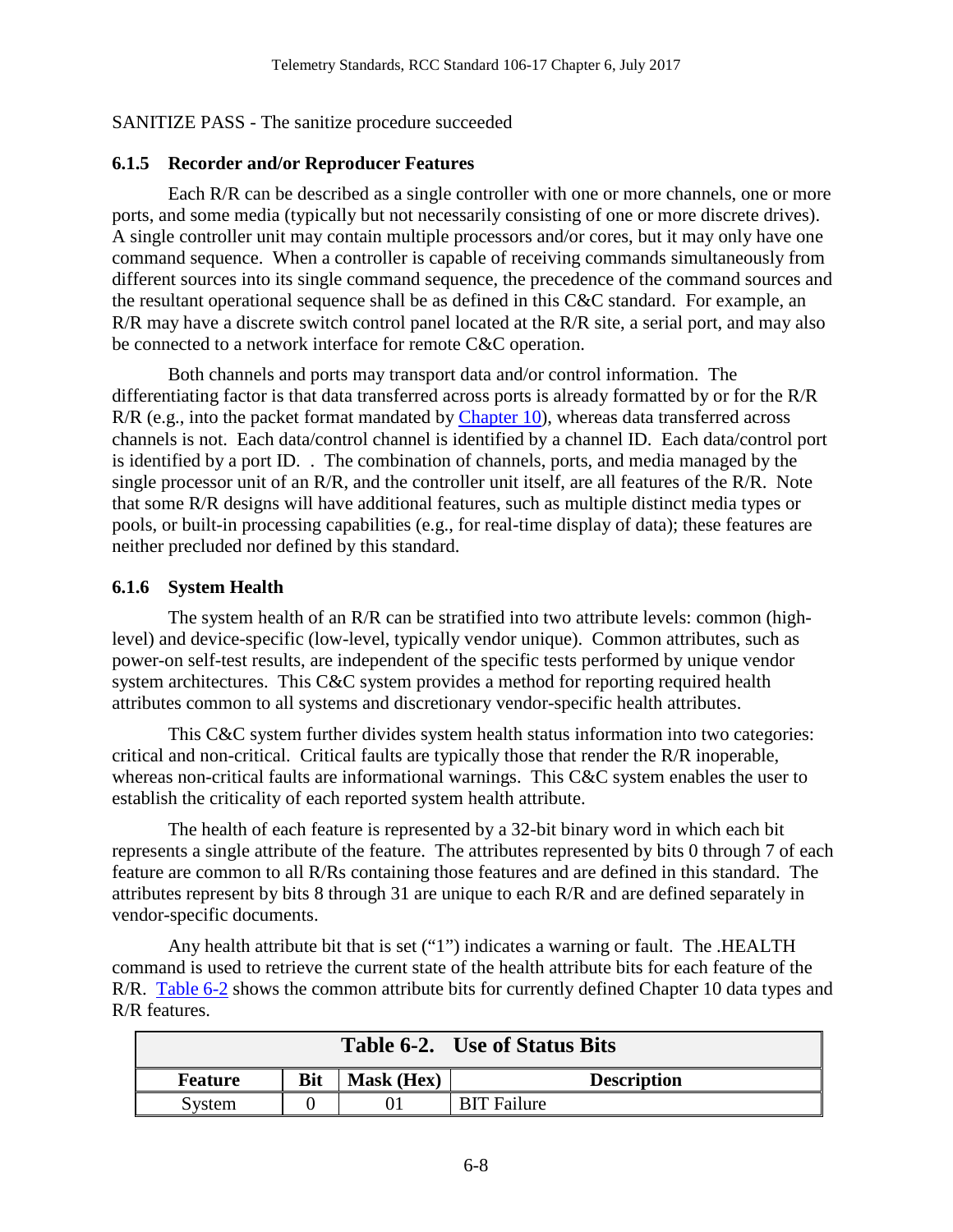SANITIZE PASS - The sanitize procedure succeeded

### 6.1.5 Recorder and/or Reproducer Features

Each R/R can be described as a single controller with one or more channels, one or more ports, and some media (typically but not necessarily consisting of one or more discrete drives). A single controller unit may contain multiple processors and/or cores, but it may only have one command sequence. When a controller is capable of receiving commands simultaneously from different sources into its single command sequence, the precedence of the command sources and the resultant operational sequence shall be as defined in this C&C standard. For example, an R/R may have a discrete switch control panel located at the R/R site, a serial port, and may also be connected to a network interface for remote C&C operation.

Both channels and ports may transport data and/or control information. The differentiating factor is that data transferred across ports is already formatted by or for the R/R R/R (e.g., into the packet format mandated by Chapter 10), whereas data transferred across channels is not. Each data/control channel is identified by a channel ID. Each data/control port is identified by a port ID. . The combination of channels, ports, and media managed by the single processor unit of an R/R, and the controller unit itself, are all features of the R/R. Note that some R/R designs will have additional features, such as multiple distinct media types or pools, or built-in processing capabilities (e.g., for real-time display of data); these features are neither precluded nor defined by this standard.

### 6.1.6 System Health

The system health of an R/R can be stratified into two attribute levels: common (high-level) and device-specific (low-level, typically vendor unique). Common attributes, such as power-on self-test results, are independent of the specific tests performed by unique vendor system architectures. This C&C system provides a method for reporting required health attributes common to all systems and discretionary vendor-specific health attributes.

This C&C system further divides system health status information into two categories: critical and non-critical. Critical faults are typically those that render the R/R inoperable, whereas non-critical faults are informational warnings. This C&C system enables the user to establish the criticality of each reported system health attribute.

The health of each feature is represented by a 32-bit binary word in which each bit represents a single attribute of the feature. The attributes represented by bits 0 through 7 of each feature are common to all R/Rs containing those features and are defined in this standard. The attributes represent by bits 8 through 31 are unique to each R/R and are defined separately in vendor-specific documents.

Any health attribute bit that is set ("1") indicates a warning or fault. The .HEALTH command is used to retrieve the current state of the health attribute bits for each feature of the R/R. Table 6-2 shows the common attribute bits for currently defined Chapter 10 data types and R/R features.

**Table 6-2. Use of Status Bits**

| Feature | Bit | Mask (Hex) | Description |
|---|---|---|---|
| System | 0 | 01 | BIT Failure |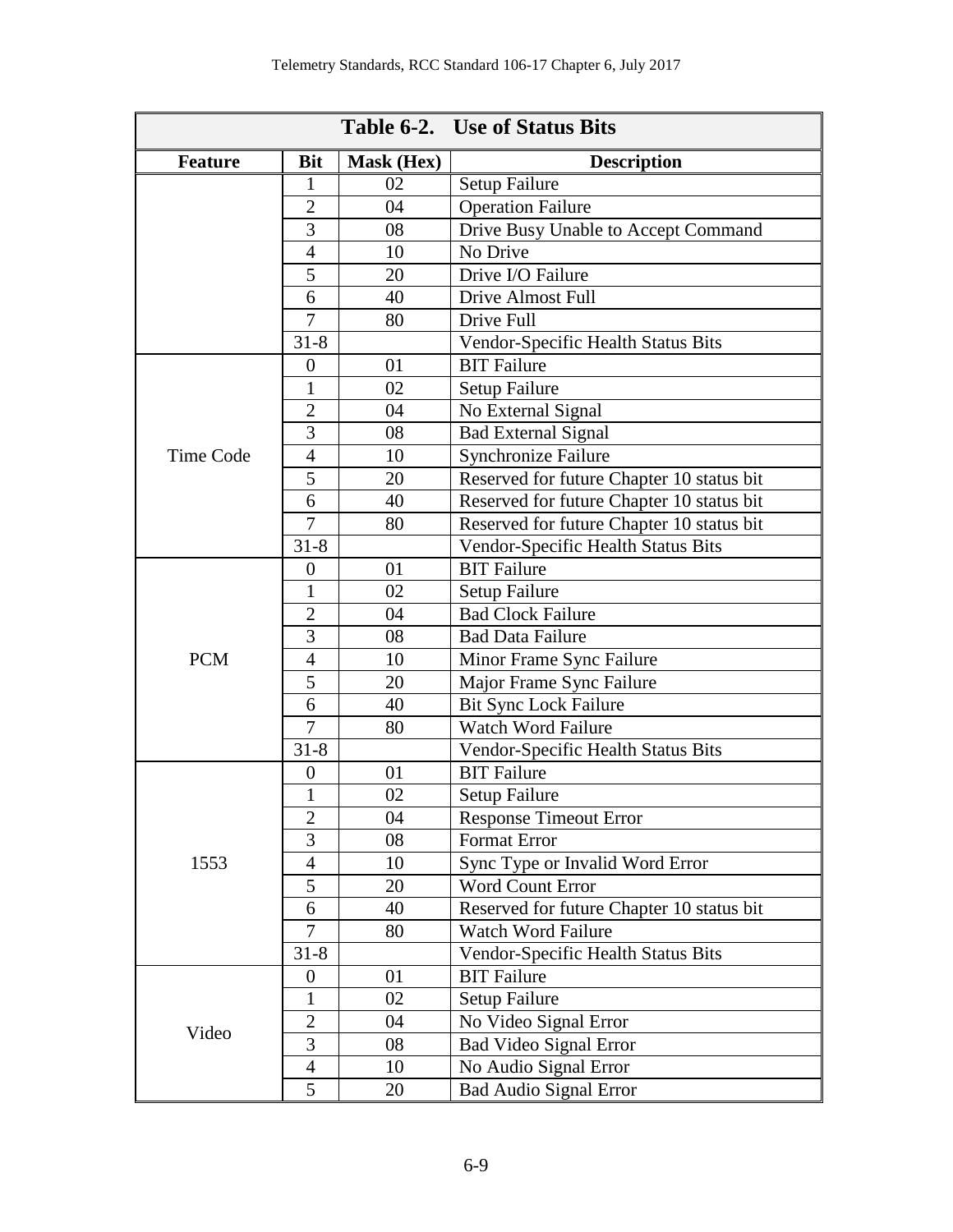**Table 6-2. Use of Status Bits**

| Feature | Bit | Mask (Hex) | Description |
|---|---|---|---|
| | 1 | 02 | Setup Failure |
| | 2 | 04 | Operation Failure |
| | 3 | 08 | Drive Busy Unable to Accept Command |
| | 4 | 10 | No Drive |
| | 5 | 20 | Drive I/O Failure |
| | 6 | 40 | Drive Almost Full |
| | 7 | 80 | Drive Full |
| | 31-8 | | Vendor-Specific Health Status Bits |
| Time Code | 0 | 01 | BIT Failure |
| | 1 | 02 | Setup Failure |
| | 2 | 04 | No External Signal |
| | 3 | 08 | Bad External Signal |
| | 4 | 10 | Synchronize Failure |
| | 5 | 20 | Reserved for future Chapter 10 status bit |
| | 6 | 40 | Reserved for future Chapter 10 status bit |
| | 7 | 80 | Reserved for future Chapter 10 status bit |
| | 31-8 | | Vendor-Specific Health Status Bits |
| PCM | 0 | 01 | BIT Failure |
| | 1 | 02 | Setup Failure |
| | 2 | 04 | Bad Clock Failure |
| | 3 | 08 | Bad Data Failure |
| | 4 | 10 | Minor Frame Sync Failure |
| | 5 | 20 | Major Frame Sync Failure |
| | 6 | 40 | Bit Sync Lock Failure |
| | 7 | 80 | Watch Word Failure |
| | 31-8 | | Vendor-Specific Health Status Bits |
| 1553 | 0 | 01 | BIT Failure |
| | 1 | 02 | Setup Failure |
| | 2 | 04 | Response Timeout Error |
| | 3 | 08 | Format Error |
| | 4 | 10 | Sync Type or Invalid Word Error |
| | 5 | 20 | Word Count Error |
| | 6 | 40 | Reserved for future Chapter 10 status bit |
| | 7 | 80 | Watch Word Failure |
| | 31-8 | | Vendor-Specific Health Status Bits |
| Video | 0 | 01 | BIT Failure |
| | 1 | 02 | Setup Failure |
| | 2 | 04 | No Video Signal Error |
| | 3 | 08 | Bad Video Signal Error |
| | 4 | 10 | No Audio Signal Error |
| | 5 | 20 | Bad Audio Signal Error |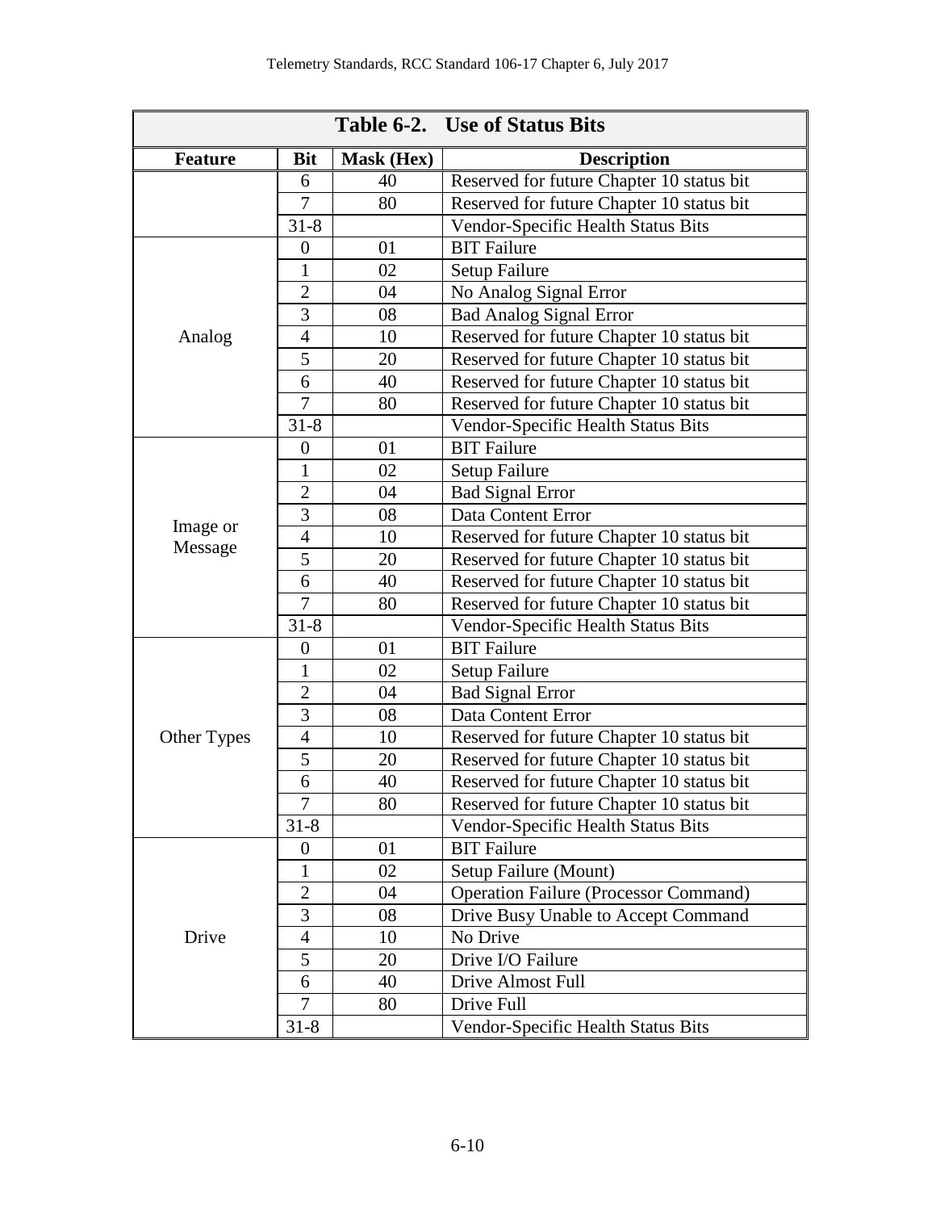| **Table 6-2. Use of Status Bits** | | | |
|---|---|---|---|
| **Feature** | **Bit** | **Mask (Hex)** | **Description** |
| | 6 | 40 | Reserved for future Chapter 10 status bit |
| | 7 | 80 | Reserved for future Chapter 10 status bit |
| | 31-8 | | Vendor-Specific Health Status Bits |
| Analog | 0 | 01 | BIT Failure |
| | 1 | 02 | Setup Failure |
| | 2 | 04 | No Analog Signal Error |
| | 3 | 08 | Bad Analog Signal Error |
| | 4 | 10 | Reserved for future Chapter 10 status bit |
| | 5 | 20 | Reserved for future Chapter 10 status bit |
| | 6 | 40 | Reserved for future Chapter 10 status bit |
| | 7 | 80 | Reserved for future Chapter 10 status bit |
| | 31-8 | | Vendor-Specific Health Status Bits |
| Image or Message | 0 | 01 | BIT Failure |
| | 1 | 02 | Setup Failure |
| | 2 | 04 | Bad Signal Error |
| | 3 | 08 | Data Content Error |
| | 4 | 10 | Reserved for future Chapter 10 status bit |
| | 5 | 20 | Reserved for future Chapter 10 status bit |
| | 6 | 40 | Reserved for future Chapter 10 status bit |
| | 7 | 80 | Reserved for future Chapter 10 status bit |
| | 31-8 | | Vendor-Specific Health Status Bits |
| Other Types | 0 | 01 | BIT Failure |
| | 1 | 02 | Setup Failure |
| | 2 | 04 | Bad Signal Error |
| | 3 | 08 | Data Content Error |
| | 4 | 10 | Reserved for future Chapter 10 status bit |
| | 5 | 20 | Reserved for future Chapter 10 status bit |
| | 6 | 40 | Reserved for future Chapter 10 status bit |
| | 7 | 80 | Reserved for future Chapter 10 status bit |
| | 31-8 | | Vendor-Specific Health Status Bits |
| Drive | 0 | 01 | BIT Failure |
| | 1 | 02 | Setup Failure (Mount) |
| | 2 | 04 | Operation Failure (Processor Command) |
| | 3 | 08 | Drive Busy Unable to Accept Command |
| | 4 | 10 | No Drive |
| | 5 | 20 | Drive I/O Failure |
| | 6 | 40 | Drive Almost Full |
| | 7 | 80 | Drive Full |
| | 31-8 | | Vendor-Specific Health Status Bits |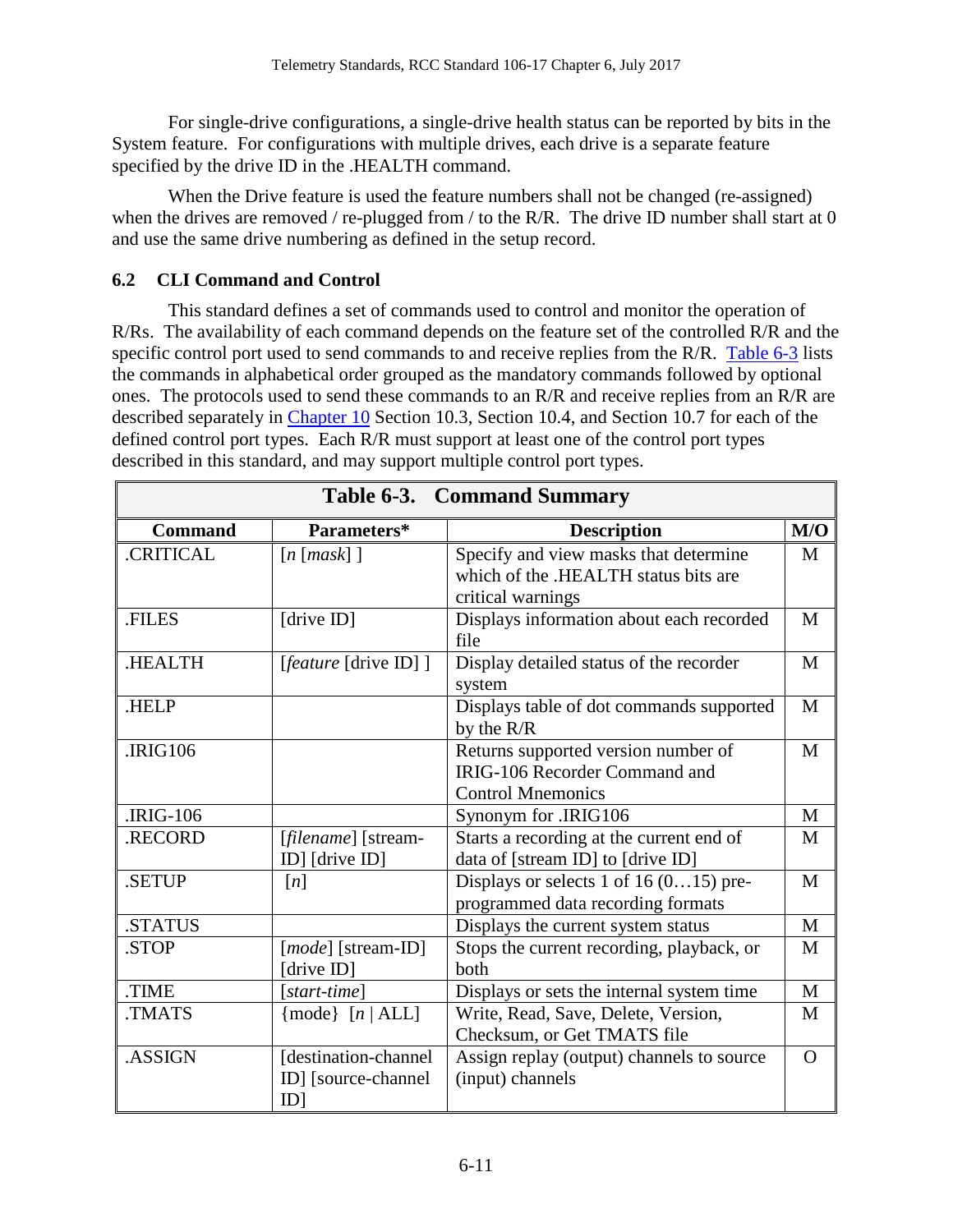For single-drive configurations, a single-drive health status can be reported by bits in the System feature. For configurations with multiple drives, each drive is a separate feature specified by the drive ID in the .HEALTH command.

When the Drive feature is used the feature numbers shall not be changed (re-assigned) when the drives are removed / re-plugged from / to the R/R. The drive ID number shall start at 0 and use the same drive numbering as defined in the setup record.

### 6.2 CLI Command and Control

This standard defines a set of commands used to control and monitor the operation of R/Rs. The availability of each command depends on the feature set of the controlled R/R and the specific control port used to send commands to and receive replies from the R/R. Table 6-3 lists the commands in alphabetical order grouped as the mandatory commands followed by optional ones. The protocols used to send these commands to an R/R and receive replies from an R/R are described separately in Chapter 10 Section 10.3, Section 10.4, and Section 10.7 for each of the defined control port types. Each R/R must support at least one of the control port types described in this standard, and may support multiple control port types.

**Table 6-3. Command Summary**

| Command | Parameters* | Description | M/O |
|---|---|---|---|
| .CRITICAL | [*n* [*mask*] ] | Specify and view masks that determine which of the .HEALTH status bits are critical warnings | M |
| .FILES | [drive ID] | Displays information about each recorded file | M |
| .HEALTH | [*feature* [drive ID] ] | Display detailed status of the recorder system | M |
| .HELP | | Displays table of dot commands supported by the R/R | M |
| .IRIG106 | | Returns supported version number of IRIG-106 Recorder Command and Control Mnemonics | M |
| .IRIG-106 | | Synonym for .IRIG106 | M |
| .RECORD | [*filename*] [stream-ID] [drive ID] | Starts a recording at the current end of data of [stream ID] to [drive ID] | M |
| .SETUP | [*n*] | Displays or selects 1 of 16 (0…15) pre-programmed data recording formats | M |
| .STATUS | | Displays the current system status | M |
| .STOP | [*mode*] [stream-ID] [drive ID] | Stops the current recording, playback, or both | M |
| .TIME | [*start-time*] | Displays or sets the internal system time | M |
| .TMATS | {mode} [*n* \| ALL] | Write, Read, Save, Delete, Version, Checksum, or Get TMATS file | M |
| .ASSIGN | [destination-channel ID] [source-channel ID] | Assign replay (output) channels to source (input) channels | O |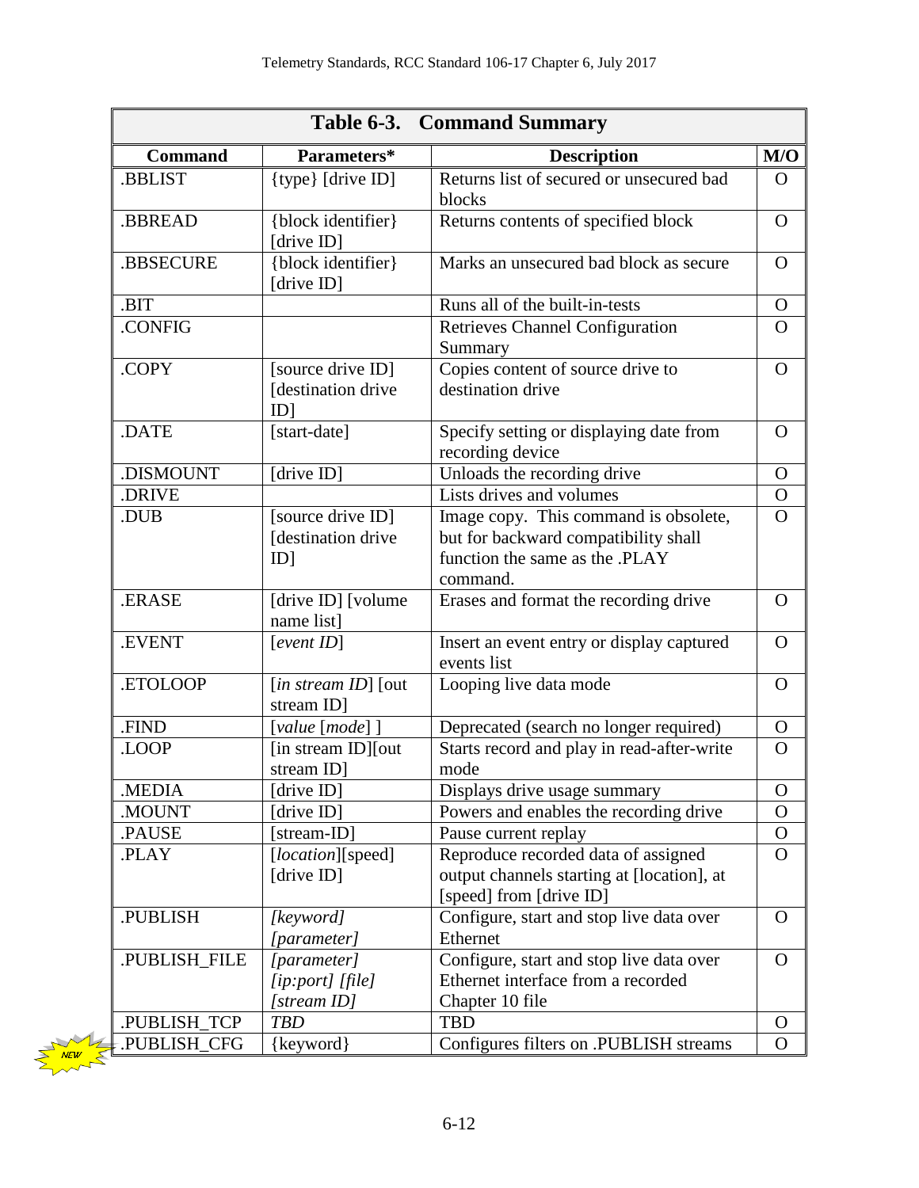**Table 6-3. Command Summary**

| Command | Parameters* | Description | M/O |
|---|---|---|---|
| .BBLIST | {type} [drive ID] | Returns list of secured or unsecured bad blocks | O |
| .BBREAD | {block identifier} [drive ID] | Returns contents of specified block | O |
| .BBSECURE | {block identifier} [drive ID] | Marks an unsecured bad block as secure | O |
| .BIT | | Runs all of the built-in-tests | O |
| .CONFIG | | Retrieves Channel Configuration Summary | O |
| .COPY | [source drive ID] [destination drive ID] | Copies content of source drive to destination drive | O |
| .DATE | [start-date] | Specify setting or displaying date from recording device | O |
| .DISMOUNT | [drive ID] | Unloads the recording drive | O |
| .DRIVE | | Lists drives and volumes | O |
| .DUB | [source drive ID] [destination drive ID] | Image copy. This command is obsolete, but for backward compatibility shall function the same as the .PLAY command. | O |
| .ERASE | [drive ID] [volume name list] | Erases and format the recording drive | O |
| .EVENT | [*event ID*] | Insert an event entry or display captured events list | O |
| .ETOLOOP | [*in stream ID*] [out stream ID] | Looping live data mode | O |
| .FIND | [*value* [*mode*] ] | Deprecated (search no longer required) | O |
| .LOOP | [in stream ID][out stream ID] | Starts record and play in read-after-write mode | O |
| .MEDIA | [drive ID] | Displays drive usage summary | O |
| .MOUNT | [drive ID] | Powers and enables the recording drive | O |
| .PAUSE | [stream-ID] | Pause current replay | O |
| .PLAY | [*location*][speed] [drive ID] | Reproduce recorded data of assigned output channels starting at [location], at [speed] from [drive ID] | O |
| .PUBLISH | *[keyword] [parameter]* | Configure, start and stop live data over Ethernet | O |
| .PUBLISH_FILE | *[parameter] [ip:port] [file] [stream ID]* | Configure, start and stop live data over Ethernet interface from a recorded Chapter 10 file | O |
| .PUBLISH_TCP | *TBD* | TBD | O |
| .PUBLISH_CFG | {keyword} | Configures filters on .PUBLISH streams | O |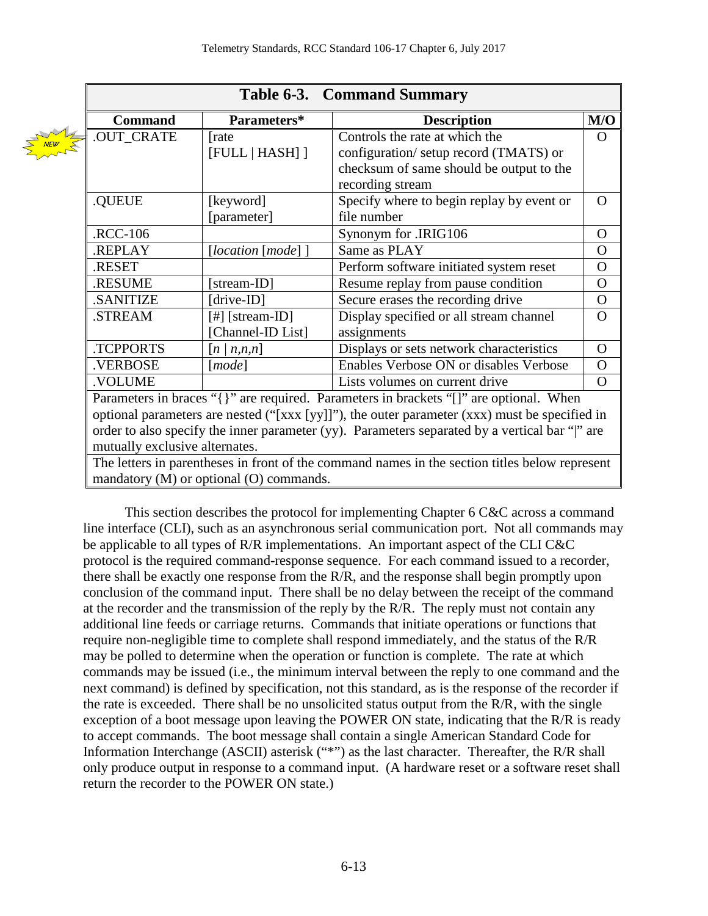| Table 6-3. Command Summary | | | |
|---|---|---|---|
| **Command** | **Parameters*** | **Description** | **M/O** |
| .OUT_CRATE | [rate [FULL \| HASH] ] | Controls the rate at which the configuration/ setup record (TMATS) or checksum of same should be output to the recording stream | O |
| .QUEUE | [keyword] [parameter] | Specify where to begin replay by event or file number | O |
| .RCC-106 | | Synonym for .IRIG106 | O |
| .REPLAY | [*location* [*mode*] ] | Same as PLAY | O |
| .RESET | | Perform software initiated system reset | O |
| .RESUME | [stream-ID] | Resume replay from pause condition | O |
| .SANITIZE | [drive-ID] | Secure erases the recording drive | O |
| .STREAM | [#] [stream-ID] [Channel-ID List] | Display specified or all stream channel assignments | O |
| .TCPPORTS | [*n* \| *n,n,n*] | Displays or sets network characteristics | O |
| .VERBOSE | [*mode*] | Enables Verbose ON or disables Verbose | O |
| .VOLUME | | Lists volumes on current drive | O |
| Parameters in braces "{}" are required. Parameters in brackets "[]" are optional. When optional parameters are nested ("[xxx [yy]]"), the outer parameter (xxx) must be specified in order to also specify the inner parameter (yy). Parameters separated by a vertical bar "\|" are mutually exclusive alternates. | | | |
| The letters in parentheses in front of the command names in the section titles below represent mandatory (M) or optional (O) commands. | | | |

This section describes the protocol for implementing Chapter 6 C&C across a command line interface (CLI), such as an asynchronous serial communication port. Not all commands may be applicable to all types of R/R implementations. An important aspect of the CLI C&C protocol is the required command-response sequence. For each command issued to a recorder, there shall be exactly one response from the R/R, and the response shall begin promptly upon conclusion of the command input. There shall be no delay between the receipt of the command at the recorder and the transmission of the reply by the R/R. The reply must not contain any additional line feeds or carriage returns. Commands that initiate operations or functions that require non-negligible time to complete shall respond immediately, and the status of the R/R may be polled to determine when the operation or function is complete. The rate at which commands may be issued (i.e., the minimum interval between the reply to one command and the next command) is defined by specification, not this standard, as is the response of the recorder if the rate is exceeded. There shall be no unsolicited status output from the R/R, with the single exception of a boot message upon leaving the POWER ON state, indicating that the R/R is ready to accept commands. The boot message shall contain a single American Standard Code for Information Interchange (ASCII) asterisk ("*") as the last character. Thereafter, the R/R shall only produce output in response to a command input. (A hardware reset or a software reset shall return the recorder to the POWER ON state.)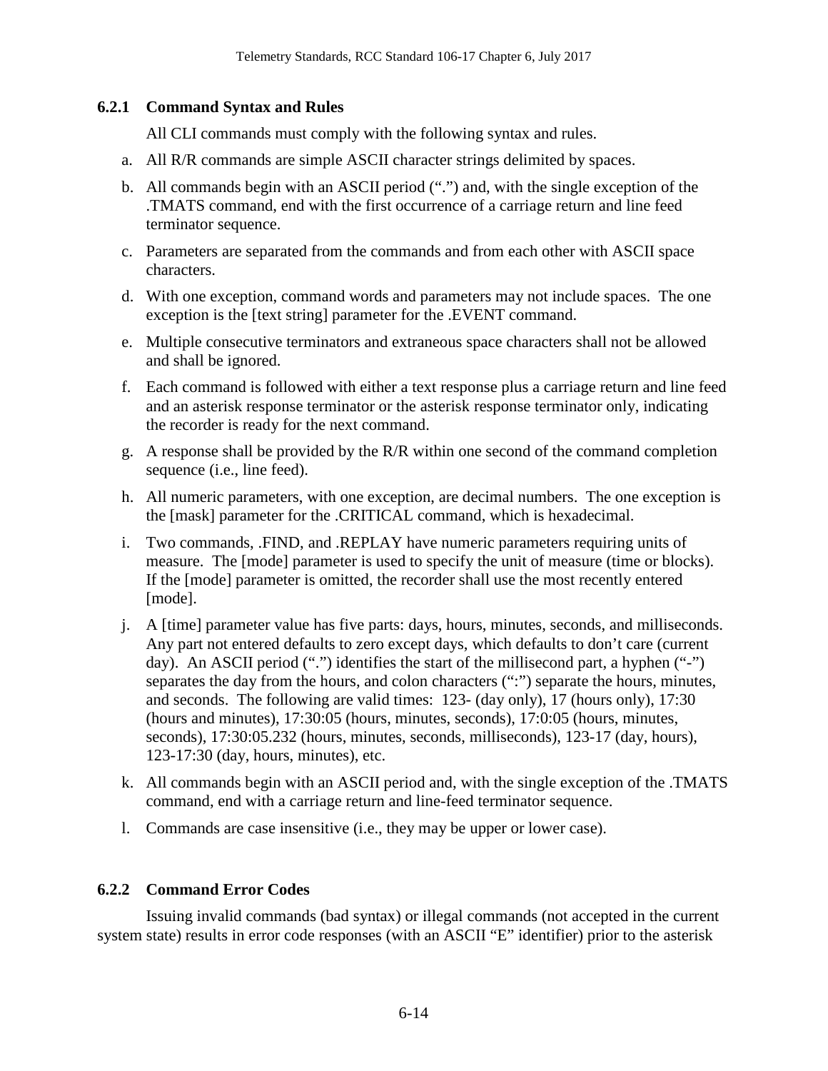### 6.2.1 Command Syntax and Rules

All CLI commands must comply with the following syntax and rules.

a. All R/R commands are simple ASCII character strings delimited by spaces.

b. All commands begin with an ASCII period (".") and, with the single exception of the .TMATS command, end with the first occurrence of a carriage return and line feed terminator sequence.

c. Parameters are separated from the commands and from each other with ASCII space characters.

d. With one exception, command words and parameters may not include spaces. The one exception is the [text string] parameter for the .EVENT command.

e. Multiple consecutive terminators and extraneous space characters shall not be allowed and shall be ignored.

f. Each command is followed with either a text response plus a carriage return and line feed and an asterisk response terminator or the asterisk response terminator only, indicating the recorder is ready for the next command.

g. A response shall be provided by the R/R within one second of the command completion sequence (i.e., line feed).

h. All numeric parameters, with one exception, are decimal numbers. The one exception is the [mask] parameter for the .CRITICAL command, which is hexadecimal.

i. Two commands, .FIND, and .REPLAY have numeric parameters requiring units of measure. The [mode] parameter is used to specify the unit of measure (time or blocks). If the [mode] parameter is omitted, the recorder shall use the most recently entered [mode].

j. A [time] parameter value has five parts: days, hours, minutes, seconds, and milliseconds. Any part not entered defaults to zero except days, which defaults to don't care (current day). An ASCII period (".") identifies the start of the millisecond part, a hyphen ("-") separates the day from the hours, and colon characters (":") separate the hours, minutes, and seconds. The following are valid times: 123- (day only), 17 (hours only), 17:30 (hours and minutes), 17:30:05 (hours, minutes, seconds), 17:0:05 (hours, minutes, seconds), 17:30:05.232 (hours, minutes, seconds, milliseconds), 123-17 (day, hours), 123-17:30 (day, hours, minutes), etc.

k. All commands begin with an ASCII period and, with the single exception of the .TMATS command, end with a carriage return and line-feed terminator sequence.

l. Commands are case insensitive (i.e., they may be upper or lower case).

### 6.2.2 Command Error Codes

Issuing invalid commands (bad syntax) or illegal commands (not accepted in the current system state) results in error code responses (with an ASCII "E" identifier) prior to the asterisk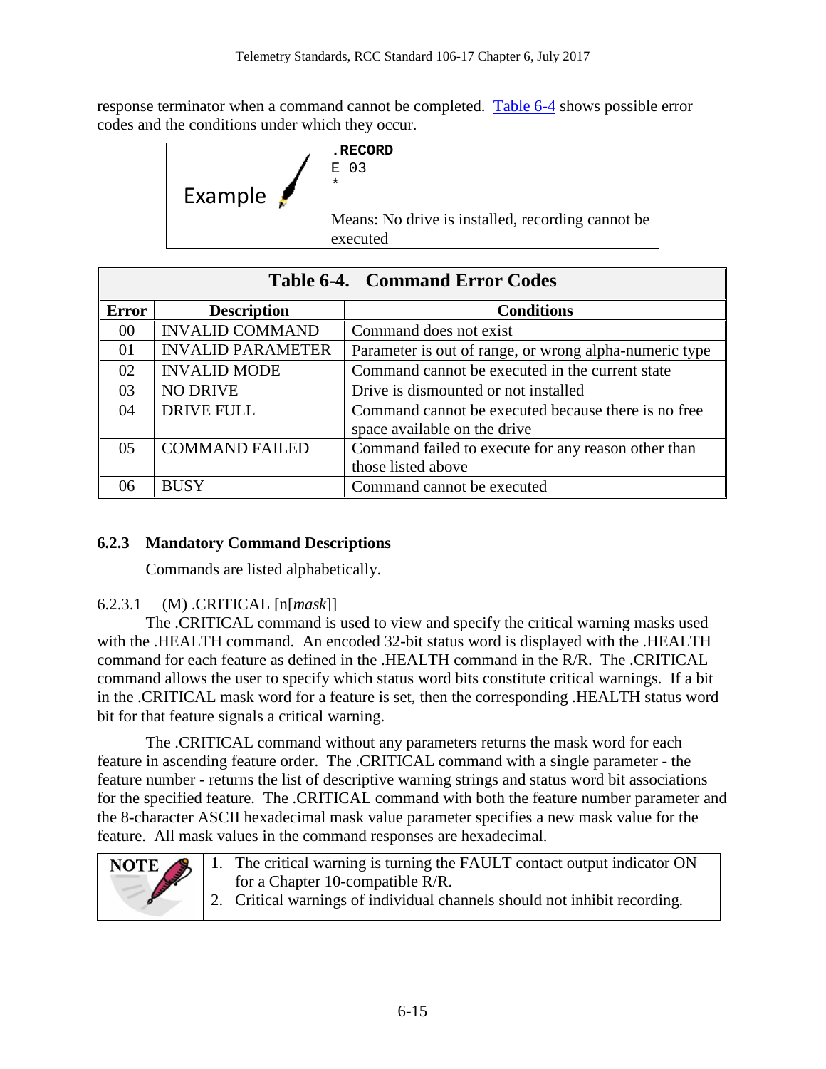response terminator when a command cannot be completed. Table 6-4 shows possible error codes and the conditions under which they occur.

Example

```
.RECORD
E 03
*
```

Means: No drive is installed, recording cannot be executed

**Table 6-4. Command Error Codes**

| Error | Description | Conditions |
|---|---|---|
| 00 | INVALID COMMAND | Command does not exist |
| 01 | INVALID PARAMETER | Parameter is out of range, or wrong alpha-numeric type |
| 02 | INVALID MODE | Command cannot be executed in the current state |
| 03 | NO DRIVE | Drive is dismounted or not installed |
| 04 | DRIVE FULL | Command cannot be executed because there is no free space available on the drive |
| 05 | COMMAND FAILED | Command failed to execute for any reason other than those listed above |
| 06 | BUSY | Command cannot be executed |

### 6.2.3 Mandatory Command Descriptions

Commands are listed alphabetically.

#### 6.2.3.1 (M) .CRITICAL [n[*mask*]]

The .CRITICAL command is used to view and specify the critical warning masks used with the .HEALTH command. An encoded 32-bit status word is displayed with the .HEALTH command for each feature as defined in the .HEALTH command in the R/R. The .CRITICAL command allows the user to specify which status word bits constitute critical warnings. If a bit in the .CRITICAL mask word for a feature is set, then the corresponding .HEALTH status word bit for that feature signals a critical warning.

The .CRITICAL command without any parameters returns the mask word for each feature in ascending feature order. The .CRITICAL command with a single parameter - the feature number - returns the list of descriptive warning strings and status word bit associations for the specified feature. The .CRITICAL command with both the feature number parameter and the 8-character ASCII hexadecimal mask value parameter specifies a new mask value for the feature. All mask values in the command responses are hexadecimal.

**NOTE**

1. The critical warning is turning the FAULT contact output indicator ON for a Chapter 10-compatible R/R.
2. Critical warnings of individual channels should not inhibit recording.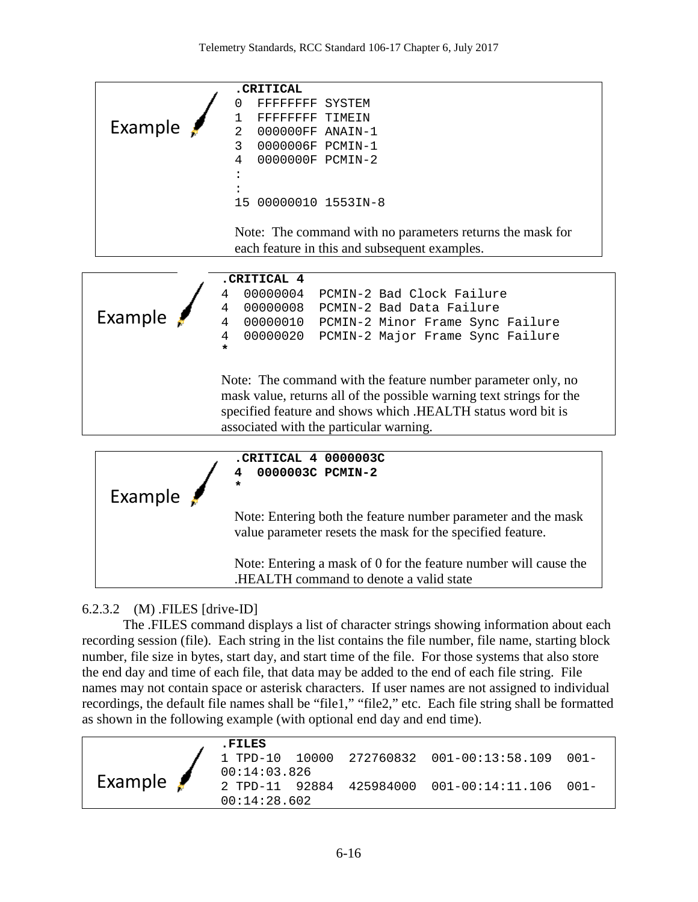Example

```
.CRITICAL
0  FFFFFFFF SYSTEM
1  FFFFFFFF TIMEIN
2  000000FF ANAIN-1
3  0000006F PCMIN-1
4  0000000F PCMIN-2
:
:
15 00000010 1553IN-8
```

Note: The command with no parameters returns the mask for each feature in this and subsequent examples.

Example

```
.CRITICAL 4
4  00000004  PCMIN-2 Bad Clock Failure
4  00000008  PCMIN-2 Bad Data Failure
4  00000010  PCMIN-2 Minor Frame Sync Failure
4  00000020  PCMIN-2 Major Frame Sync Failure
*
```

Note: The command with the feature number parameter only, no mask value, returns all of the possible warning text strings for the specified feature and shows which .HEALTH status word bit is associated with the particular warning.

Example

```
.CRITICAL 4 0000003C
4  0000003C PCMIN-2
*
```

Note: Entering both the feature number parameter and the mask value parameter resets the mask for the specified feature.

Note: Entering a mask of 0 for the feature number will cause the .HEALTH command to denote a valid state

#### 6.2.3.2 (M) .FILES [drive-ID]

The .FILES command displays a list of character strings showing information about each recording session (file). Each string in the list contains the file number, file name, starting block number, file size in bytes, start day, and start time of the file. For those systems that also store the end day and time of each file, that data may be added to the end of each file string. File names may not contain space or asterisk characters. If user names are not assigned to individual recordings, the default file names shall be "file1," "file2," etc. Each file string shall be formatted as shown in the following example (with optional end day and end time).

Example

```
.FILES
1 TPD-10  10000  272760832  001-00:13:58.109  001-00:14:03.826
2 TPD-11  92884  425984000  001-00:14:11.106  001-00:14:28.602
```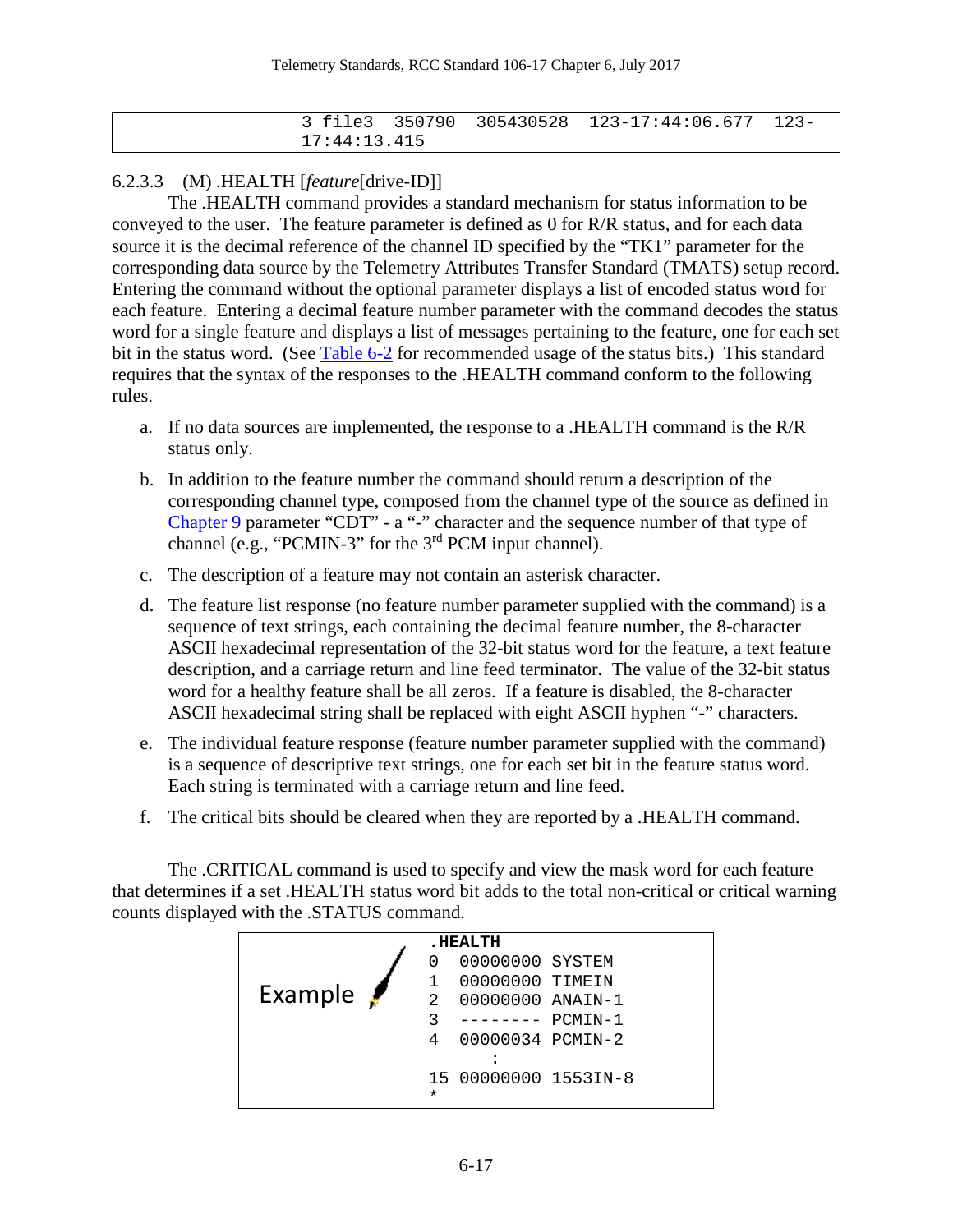```
            3 file3  350790  305430528  123-17:44:06.677  123-
            17:44:13.415
```

#### 6.2.3.3 (M) .HEALTH [*feature*[drive-ID]]

The .HEALTH command provides a standard mechanism for status information to be conveyed to the user. The feature parameter is defined as 0 for R/R status, and for each data source it is the decimal reference of the channel ID specified by the "TK1" parameter for the corresponding data source by the Telemetry Attributes Transfer Standard (TMATS) setup record. Entering the command without the optional parameter displays a list of encoded status word for each feature. Entering a decimal feature number parameter with the command decodes the status word for a single feature and displays a list of messages pertaining to the feature, one for each set bit in the status word. (See Table 6-2 for recommended usage of the status bits.) This standard requires that the syntax of the responses to the .HEALTH command conform to the following rules.

a. If no data sources are implemented, the response to a .HEALTH command is the R/R status only.

b. In addition to the feature number the command should return a description of the corresponding channel type, composed from the channel type of the source as defined in Chapter 9 parameter "CDT" - a "-" character and the sequence number of that type of channel (e.g., "PCMIN-3" for the 3rd PCM input channel).

c. The description of a feature may not contain an asterisk character.

d. The feature list response (no feature number parameter supplied with the command) is a sequence of text strings, each containing the decimal feature number, the 8-character ASCII hexadecimal representation of the 32-bit status word for the feature, a text feature description, and a carriage return and line feed terminator. The value of the 32-bit status word for a healthy feature shall be all zeros. If a feature is disabled, the 8-character ASCII hexadecimal string shall be replaced with eight ASCII hyphen "-" characters.

e. The individual feature response (feature number parameter supplied with the command) is a sequence of descriptive text strings, one for each set bit in the feature status word. Each string is terminated with a carriage return and line feed.

f. The critical bits should be cleared when they are reported by a .HEALTH command.

The .CRITICAL command is used to specify and view the mask word for each feature that determines if a set .HEALTH status word bit adds to the total non-critical or critical warning counts displayed with the .STATUS command.

Example

```
.HEALTH
0  00000000 SYSTEM
1  00000000 TIMEIN
2  00000000 ANAIN-1
3  -------- PCMIN-1
4  00000034 PCMIN-2
        :
15 00000000 1553IN-8
*
```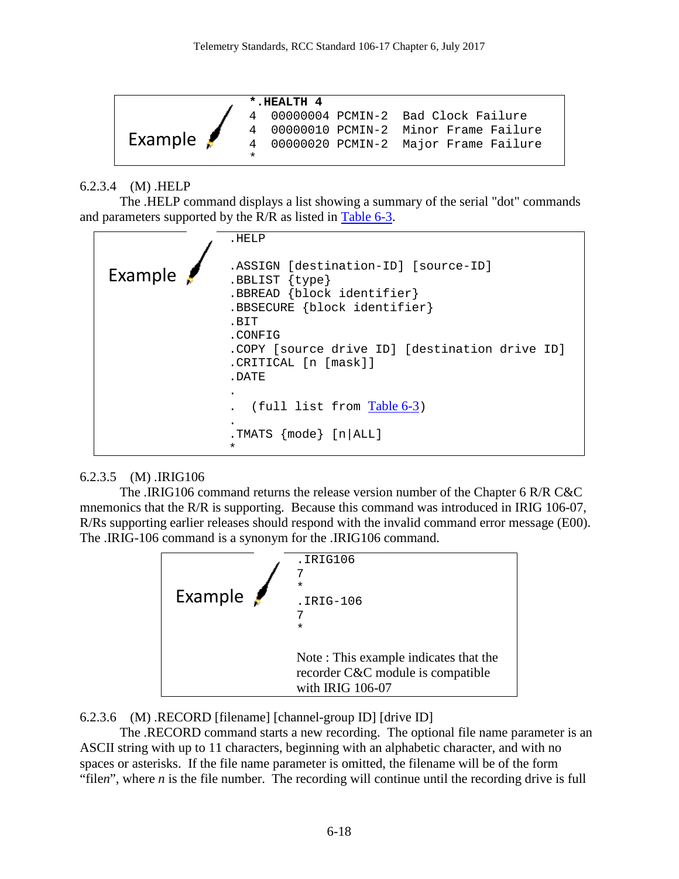Example

```
*.HEALTH 4
4  00000004 PCMIN-2  Bad Clock Failure
4  00000010 PCMIN-2  Minor Frame Failure
4  00000020 PCMIN-2  Major Frame Failure
*
```

6.2.3.4 (M) .HELP

The .HELP command displays a list showing a summary of the serial "dot" commands and parameters supported by the R/R as listed in Table 6-3.

Example

```
.HELP

.ASSIGN [destination-ID] [source-ID]
.BBLIST {type}
.BBREAD {block identifier}
.BBSECURE {block identifier}
.BIT
.CONFIG
.COPY [source drive ID] [destination drive ID]
.CRITICAL [n [mask]]
.DATE
.
.  (full list from Table 6-3)
.
.TMATS {mode} [n|ALL]
*
```

6.2.3.5 (M) .IRIG106

The .IRIG106 command returns the release version number of the Chapter 6 R/R C&C mnemonics that the R/R is supporting. Because this command was introduced in IRIG 106-07, R/Rs supporting earlier releases should respond with the invalid command error message (E00). The .IRIG-106 command is a synonym for the .IRIG106 command.

Example

```
.IRIG106
7
*
.IRIG-106
7
*
```

Note : This example indicates that the recorder C&C module is compatible with IRIG 106-07

6.2.3.6 (M) .RECORD [filename] [channel-group ID] [drive ID]

The .RECORD command starts a new recording. The optional file name parameter is an ASCII string with up to 11 characters, beginning with an alphabetic character, and with no spaces or asterisks. If the file name parameter is omitted, the filename will be of the form "file*n*", where *n* is the file number. The recording will continue until the recording drive is full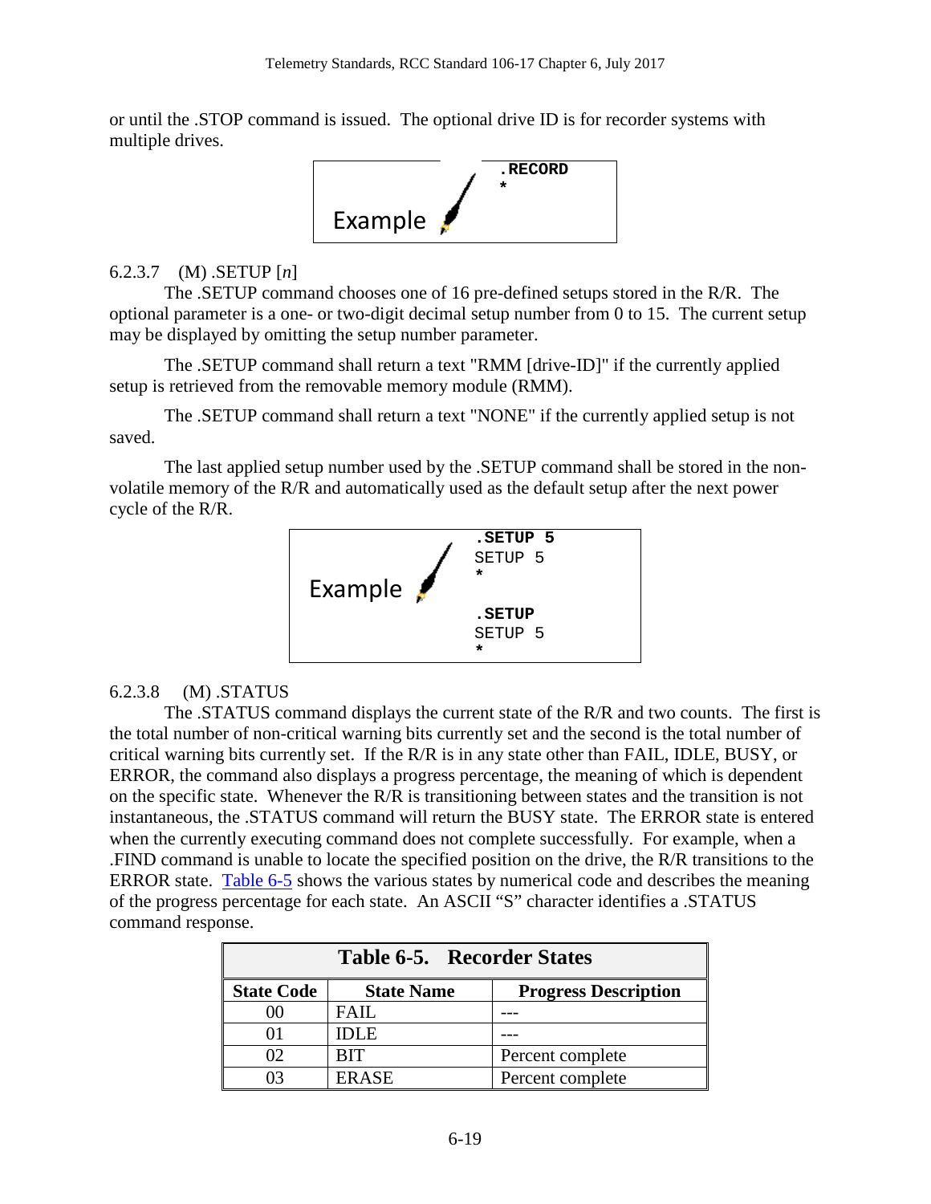or until the .STOP command is issued. The optional drive ID is for recorder systems with multiple drives.

Example

```
.RECORD
*
```

6.2.3.7 (M) .SETUP [*n*]

The .SETUP command chooses one of 16 pre-defined setups stored in the R/R. The optional parameter is a one- or two-digit decimal setup number from 0 to 15. The current setup may be displayed by omitting the setup number parameter.

The .SETUP command shall return a text "RMM [drive-ID]" if the currently applied setup is retrieved from the removable memory module (RMM).

The .SETUP command shall return a text "NONE" if the currently applied setup is not saved.

The last applied setup number used by the .SETUP command shall be stored in the non-volatile memory of the R/R and automatically used as the default setup after the next power cycle of the R/R.

Example

```
.SETUP 5
SETUP 5
*

.SETUP
SETUP 5
*
```

6.2.3.8 (M) .STATUS

The .STATUS command displays the current state of the R/R and two counts. The first is the total number of non-critical warning bits currently set and the second is the total number of critical warning bits currently set. If the R/R is in any state other than FAIL, IDLE, BUSY, or ERROR, the command also displays a progress percentage, the meaning of which is dependent on the specific state. Whenever the R/R is transitioning between states and the transition is not instantaneous, the .STATUS command will return the BUSY state. The ERROR state is entered when the currently executing command does not complete successfully. For example, when a .FIND command is unable to locate the specified position on the drive, the R/R transitions to the ERROR state. Table 6-5 shows the various states by numerical code and describes the meaning of the progress percentage for each state. An ASCII "S" character identifies a .STATUS command response.

**Table 6-5. Recorder States**

| State Code | State Name | Progress Description |
|---|---|---|
| 00 | FAIL | --- |
| 01 | IDLE | --- |
| 02 | BIT | Percent complete |
| 03 | ERASE | Percent complete |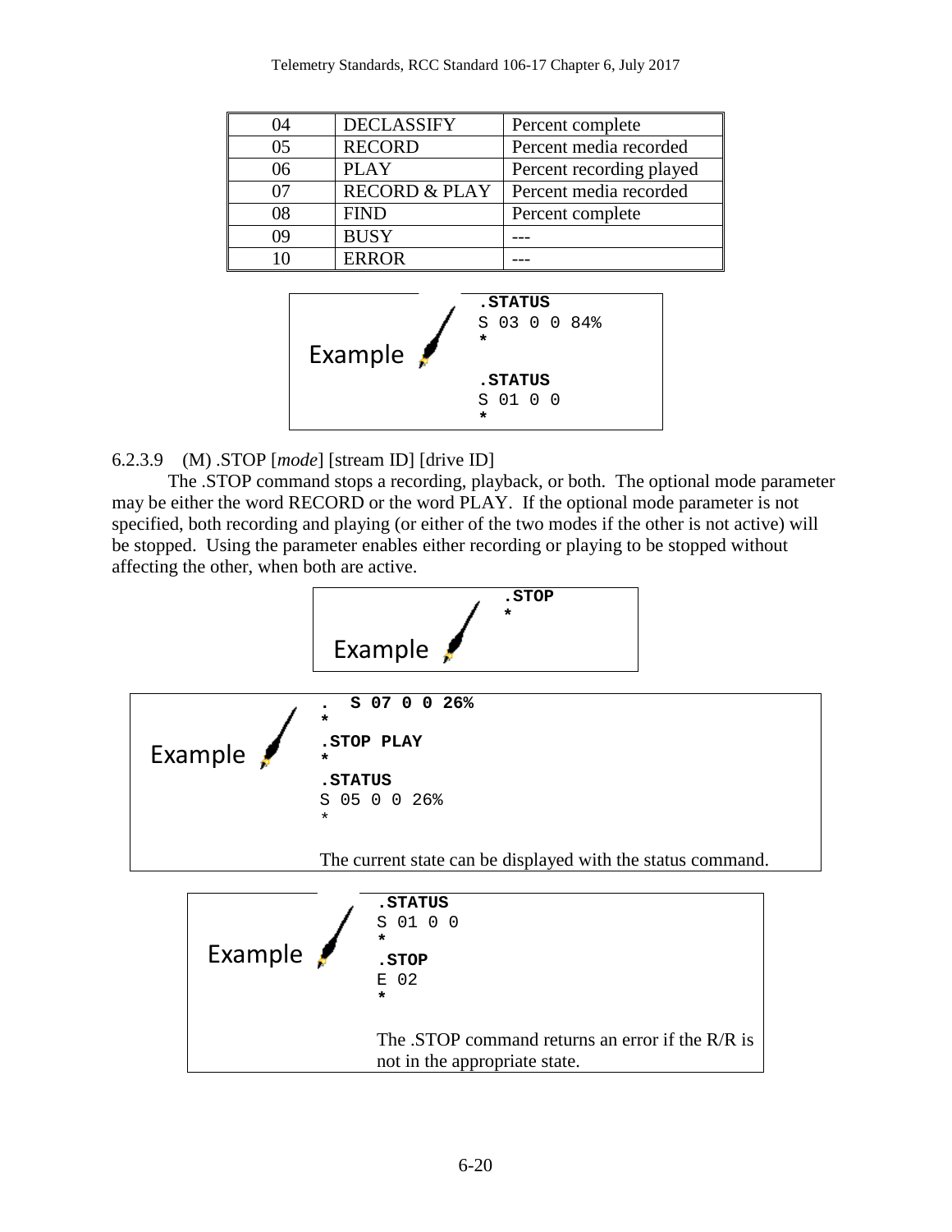| 04 | DECLASSIFY | Percent complete |
|---|---|---|
| 05 | RECORD | Percent media recorded |
| 06 | PLAY | Percent recording played |
| 07 | RECORD & PLAY | Percent media recorded |
| 08 | FIND | Percent complete |
| 09 | BUSY | --- |
| 10 | ERROR | --- |

Example

```
.STATUS
S 03 0 0 84%
*

.STATUS
S 01 0 0
*
```

6.2.3.9 (M) .STOP [*mode*] [stream ID] [drive ID]

The .STOP command stops a recording, playback, or both. The optional mode parameter may be either the word RECORD or the word PLAY. If the optional mode parameter is not specified, both recording and playing (or either of the two modes if the other is not active) will be stopped. Using the parameter enables either recording or playing to be stopped without affecting the other, when both are active.

Example

```
.STOP
*
```

Example

```
.  S 07 0 0 26%
*
.STOP PLAY
*
.STATUS
S 05 0 0 26%
*
```

The current state can be displayed with the status command.

Example

```
.STATUS
S 01 0 0
*
.STOP
E 02
*
```

The .STOP command returns an error if the R/R is not in the appropriate state.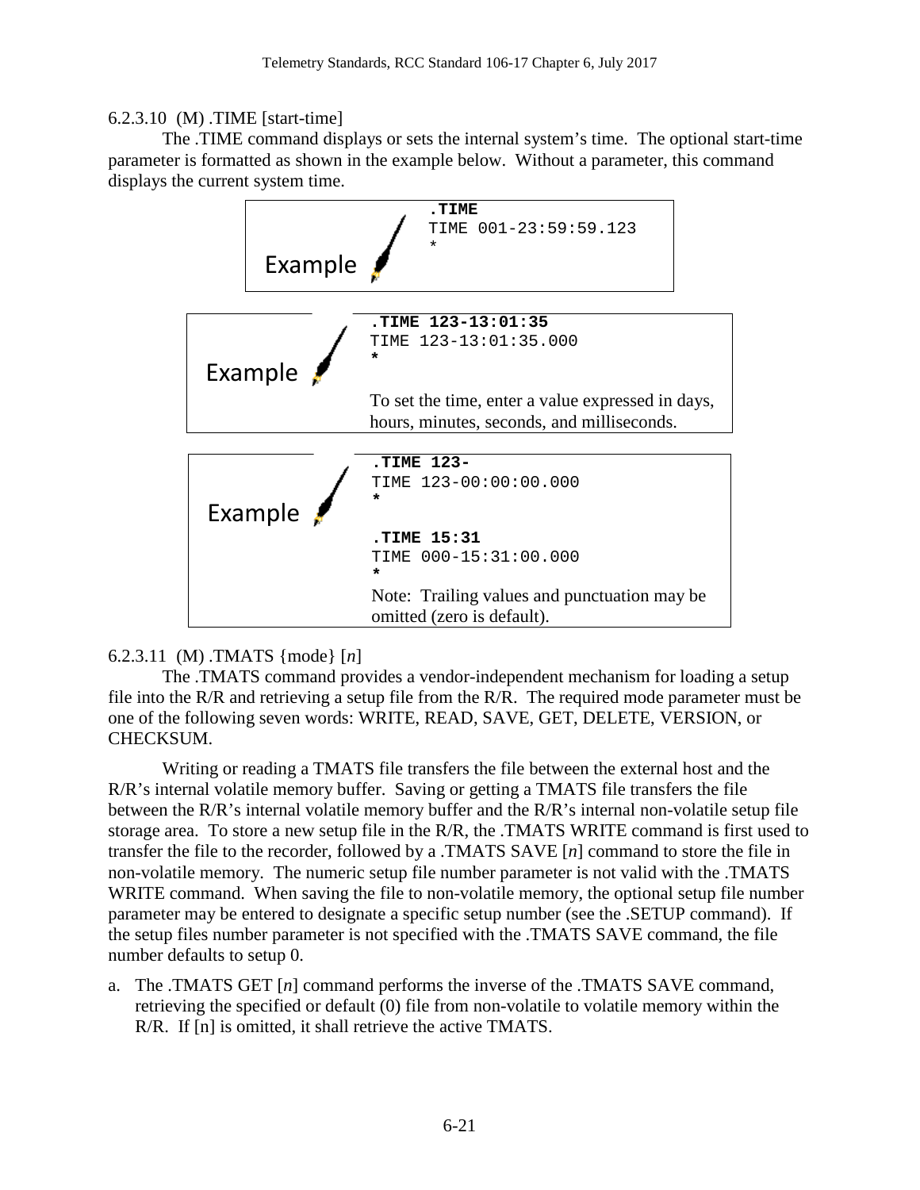6.2.3.10 (M) .TIME [start-time]

The .TIME command displays or sets the internal system's time. The optional start-time parameter is formatted as shown in the example below. Without a parameter, this command displays the current system time.

Example

```
.TIME
TIME 001-23:59:59.123
*
```

Example

```
.TIME 123-13:01:35
TIME 123-13:01:35.000
*
```

To set the time, enter a value expressed in days, hours, minutes, seconds, and milliseconds.

Example

```
.TIME 123-
TIME 123-00:00:00.000
*

.TIME 15:31
TIME 000-15:31:00.000
*
```

Note: Trailing values and punctuation may be omitted (zero is default).

6.2.3.11 (M) .TMATS {mode} [*n*]

The .TMATS command provides a vendor-independent mechanism for loading a setup file into the R/R and retrieving a setup file from the R/R. The required mode parameter must be one of the following seven words: WRITE, READ, SAVE, GET, DELETE, VERSION, or CHECKSUM.

Writing or reading a TMATS file transfers the file between the external host and the R/R's internal volatile memory buffer. Saving or getting a TMATS file transfers the file between the R/R's internal volatile memory buffer and the R/R's internal non-volatile setup file storage area. To store a new setup file in the R/R, the .TMATS WRITE command is first used to transfer the file to the recorder, followed by a .TMATS SAVE [*n*] command to store the file in non-volatile memory. The numeric setup file number parameter is not valid with the .TMATS WRITE command. When saving the file to non-volatile memory, the optional setup file number parameter may be entered to designate a specific setup number (see the .SETUP command). If the setup files number parameter is not specified with the .TMATS SAVE command, the file number defaults to setup 0.

a. The .TMATS GET [*n*] command performs the inverse of the .TMATS SAVE command, retrieving the specified or default (0) file from non-volatile to volatile memory within the R/R. If [n] is omitted, it shall retrieve the active TMATS.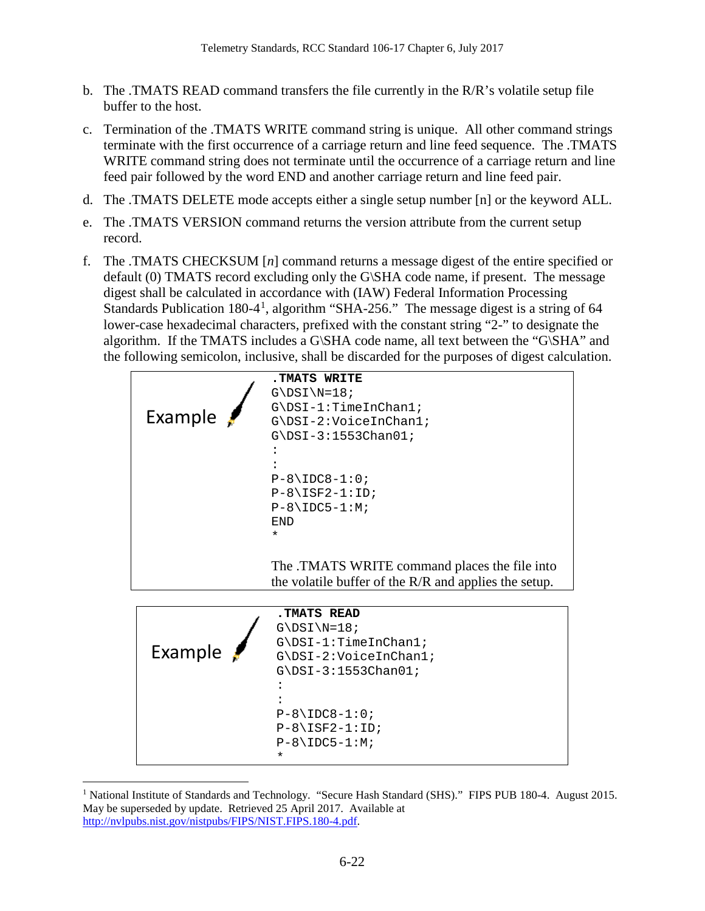b. The .TMATS READ command transfers the file currently in the R/R's volatile setup file buffer to the host.

c. Termination of the .TMATS WRITE command string is unique. All other command strings terminate with the first occurrence of a carriage return and line feed sequence. The .TMATS WRITE command string does not terminate until the occurrence of a carriage return and line feed pair followed by the word END and another carriage return and line feed pair.

d. The .TMATS DELETE mode accepts either a single setup number [n] or the keyword ALL.

e. The .TMATS VERSION command returns the version attribute from the current setup record.

f. The .TMATS CHECKSUM [*n*] command returns a message digest of the entire specified or default (0) TMATS record excluding only the G\SHA code name, if present. The message digest shall be calculated in accordance with (IAW) Federal Information Processing Standards Publication 180-4[1], algorithm "SHA-256." The message digest is a string of 64 lower-case hexadecimal characters, prefixed with the constant string "2-" to designate the algorithm. If the TMATS includes a G\SHA code name, all text between the "G\SHA" and the following semicolon, inclusive, shall be discarded for the purposes of digest calculation.

Example

```
.TMATS WRITE
G\DSI\N=18;
G\DSI-1:TimeInChan1;
G\DSI-2:VoiceInChan1;
G\DSI-3:1553Chan01;
:
:
P-8\IDC8-1:0;
P-8\ISF2-1:ID;
P-8\IDC5-1:M;
END
*
```

The .TMATS WRITE command places the file into the volatile buffer of the R/R and applies the setup.

Example

```
.TMATS READ
G\DSI\N=18;
G\DSI-1:TimeInChan1;
G\DSI-2:VoiceInChan1;
G\DSI-3:1553Chan01;
:
:
P-8\IDC8-1:0;
P-8\ISF2-1:ID;
P-8\IDC5-1:M;
*
```

[1] National Institute of Standards and Technology. "Secure Hash Standard (SHS)." FIPS PUB 180-4. August 2015. May be superseded by update. Retrieved 25 April 2017. Available at http://nvlpubs.nist.gov/nistpubs/FIPS/NIST.FIPS.180-4.pdf.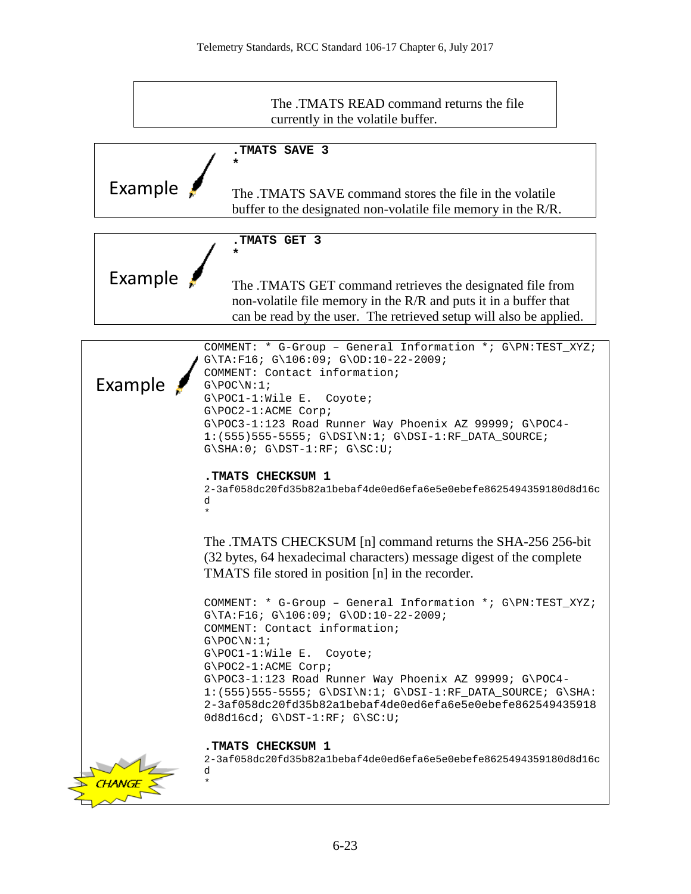The .TMATS READ command returns the file currently in the volatile buffer.

Example

```
.TMATS SAVE 3
*
```

The .TMATS SAVE command stores the file in the volatile buffer to the designated non-volatile file memory in the R/R.

Example

```
.TMATS GET 3
*
```

The .TMATS GET command retrieves the designated file from non-volatile file memory in the R/R and puts it in a buffer that can be read by the user. The retrieved setup will also be applied.

Example

```
COMMENT: * G-Group – General Information *; G\PN:TEST_XYZ;
G\TA:F16; G\106:09; G\OD:10-22-2009;
COMMENT: Contact information;
G\POC\N:1;
G\POC1-1:Wile E.  Coyote;
G\POC2-1:ACME Corp;
G\POC3-1:123 Road Runner Way Phoenix AZ 99999; G\POC4-
1:(555)555-5555; G\DSI\N:1; G\DSI-1:RF_DATA_SOURCE;
G\SHA:0; G\DST-1:RF; G\SC:U;
```

```
.TMATS CHECKSUM 1
2-3af058dc20fd35b82a1bebaf4de0ed6efa6e5e0ebefe8625494359180d8d16c
d
*
```

The .TMATS CHECKSUM [n] command returns the SHA-256 256-bit (32 bytes, 64 hexadecimal characters) message digest of the complete TMATS file stored in position [n] in the recorder.

```
COMMENT: * G-Group – General Information *; G\PN:TEST_XYZ;
G\TA:F16; G\106:09; G\OD:10-22-2009;
COMMENT: Contact information;
G\POC\N:1;
G\POC1-1:Wile E.  Coyote;
G\POC2-1:ACME Corp;
G\POC3-1:123 Road Runner Way Phoenix AZ 99999; G\POC4-
1:(555)555-5555; G\DSI\N:1; G\DSI-1:RF_DATA_SOURCE; G\SHA:
2-3af058dc20fd35b82a1bebaf4de0ed6efa6e5e0ebefe862549435918
0d8d16cd; G\DST-1:RF; G\SC:U;
```

```
.TMATS CHECKSUM 1
2-3af058dc20fd35b82a1bebaf4de0ed6efa6e5e0ebefe8625494359180d8d16c
d
*
```

CHANGE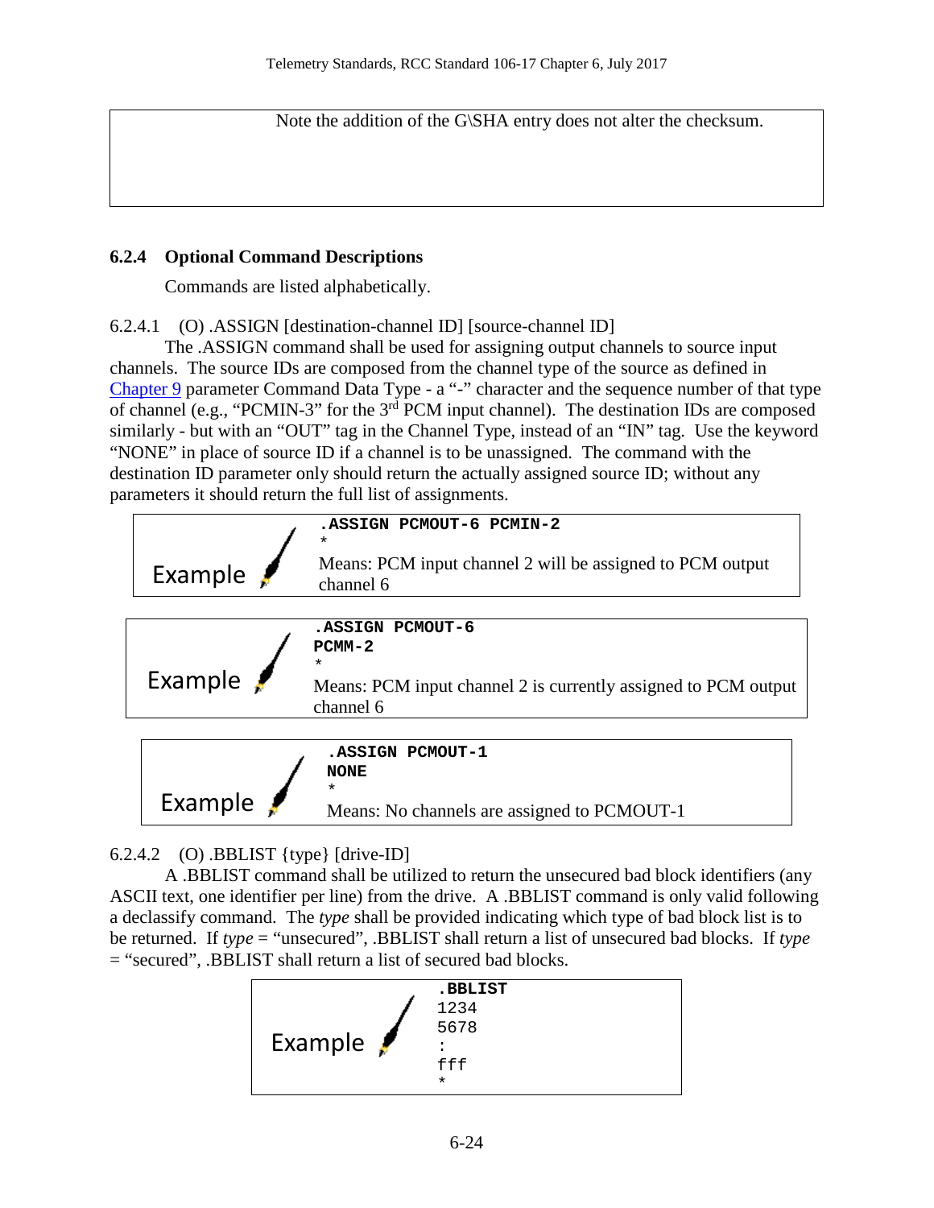Note the addition of the G\SHA entry does not alter the checksum.

### 6.2.4 Optional Command Descriptions

Commands are listed alphabetically.

6.2.4.1 (O) .ASSIGN [destination-channel ID] [source-channel ID]

The .ASSIGN command shall be used for assigning output channels to source input channels. The source IDs are composed from the channel type of the source as defined in Chapter 9 parameter Command Data Type - a “-” character and the sequence number of that type of channel (e.g., “PCMIN-3” for the 3rd PCM input channel). The destination IDs are composed similarly - but with an “OUT” tag in the Channel Type, instead of an “IN” tag. Use the keyword “NONE” in place of source ID if a channel is to be unassigned. The command with the destination ID parameter only should return the actually assigned source ID; without any parameters it should return the full list of assignments.

Example

```
.ASSIGN PCMOUT-6 PCMIN-2
*
```

Means: PCM input channel 2 will be assigned to PCM output channel 6

Example

```
.ASSIGN PCMOUT-6
PCMM-2
*
```

Means: PCM input channel 2 is currently assigned to PCM output channel 6

Example

```
.ASSIGN PCMOUT-1
NONE
*
```

Means: No channels are assigned to PCMOUT-1

6.2.4.2 (O) .BBLIST {type} [drive-ID]

A .BBLIST command shall be utilized to return the unsecured bad block identifiers (any ASCII text, one identifier per line) from the drive. A .BBLIST command is only valid following a declassify command. The *type* shall be provided indicating which type of bad block list is to be returned. If *type* = “unsecured”, .BBLIST shall return a list of unsecured bad blocks. If *type* = “secured”, .BBLIST shall return a list of secured bad blocks.

Example

```
.BBLIST
1234
5678
:
fff
*
```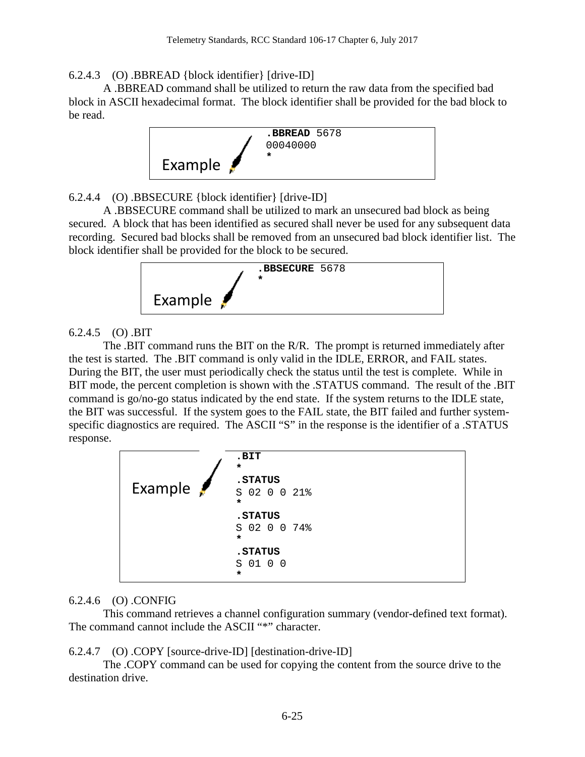#### 6.2.4.3 (O) .BBREAD {block identifier} [drive-ID]

A .BBREAD command shall be utilized to return the raw data from the specified bad block in ASCII hexadecimal format. The block identifier shall be provided for the bad block to be read.

Example

```
.BBREAD 5678
00040000
*
```

#### 6.2.4.4 (O) .BBSECURE {block identifier} [drive-ID]

A .BBSECURE command shall be utilized to mark an unsecured bad block as being secured. A block that has been identified as secured shall never be used for any subsequent data recording. Secured bad blocks shall be removed from an unsecured bad block identifier list. The block identifier shall be provided for the block to be secured.

Example

```
.BBSECURE 5678
*
```

#### 6.2.4.5 (O) .BIT

The .BIT command runs the BIT on the R/R. The prompt is returned immediately after the test is started. The .BIT command is only valid in the IDLE, ERROR, and FAIL states. During the BIT, the user must periodically check the status until the test is complete. While in BIT mode, the percent completion is shown with the .STATUS command. The result of the .BIT command is go/no-go status indicated by the end state. If the system returns to the IDLE state, the BIT was successful. If the system goes to the FAIL state, the BIT failed and further system-specific diagnostics are required. The ASCII "S" in the response is the identifier of a .STATUS response.

Example

```
.BIT
*
.STATUS
S 02 0 0 21%
*
.STATUS
S 02 0 0 74%
*
.STATUS
S 01 0 0
*
```

#### 6.2.4.6 (O) .CONFIG

This command retrieves a channel configuration summary (vendor-defined text format). The command cannot include the ASCII "*" character.

#### 6.2.4.7 (O) .COPY [source-drive-ID] [destination-drive-ID]

The .COPY command can be used for copying the content from the source drive to the destination drive.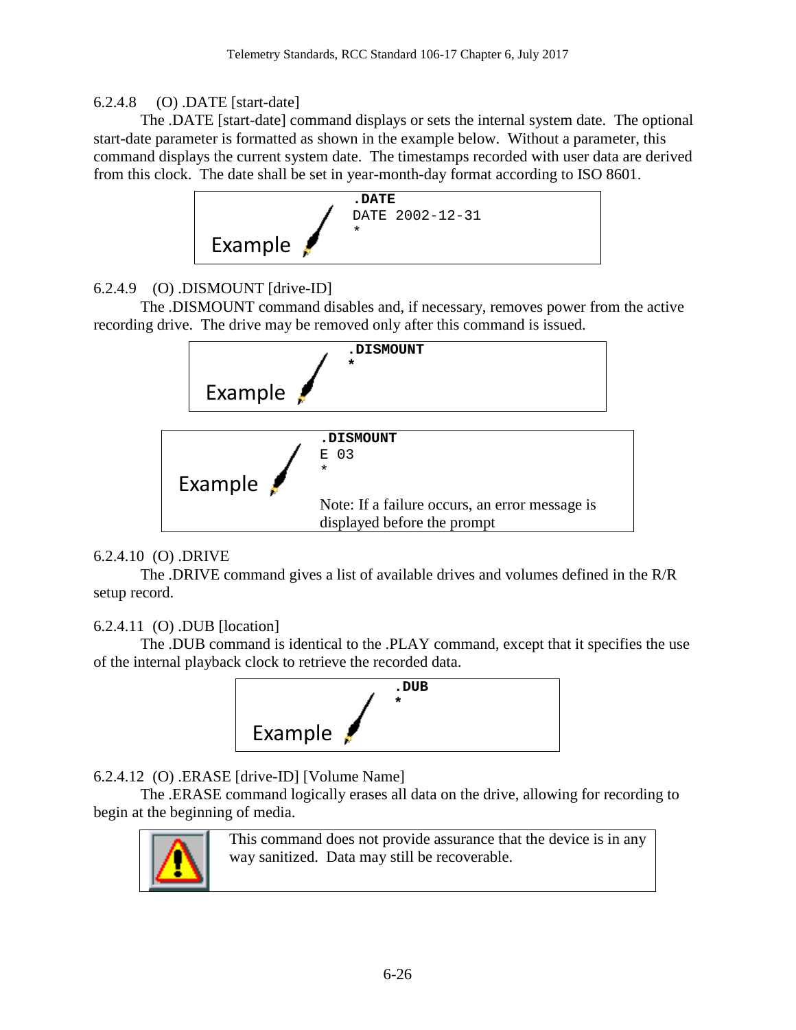#### 6.2.4.8 (O) .DATE [start-date]

The .DATE [start-date] command displays or sets the internal system date. The optional start-date parameter is formatted as shown in the example below. Without a parameter, this command displays the current system date. The timestamps recorded with user data are derived from this clock. The date shall be set in year-month-day format according to ISO 8601.

Example

```
.DATE
DATE 2002-12-31
*
```

#### 6.2.4.9 (O) .DISMOUNT [drive-ID]

The .DISMOUNT command disables and, if necessary, removes power from the active recording drive. The drive may be removed only after this command is issued.

Example

```
.DISMOUNT
*
```

Example

```
.DISMOUNT
E 03
*
```

Note: If a failure occurs, an error message is displayed before the prompt

#### 6.2.4.10 (O) .DRIVE

The .DRIVE command gives a list of available drives and volumes defined in the R/R setup record.

#### 6.2.4.11 (O) .DUB [location]

The .DUB command is identical to the .PLAY command, except that it specifies the use of the internal playback clock to retrieve the recorded data.

Example

```
.DUB
*
```

#### 6.2.4.12 (O) .ERASE [drive-ID] [Volume Name]

The .ERASE command logically erases all data on the drive, allowing for recording to begin at the beginning of media.

This command does not provide assurance that the device is in any way sanitized. Data may still be recoverable.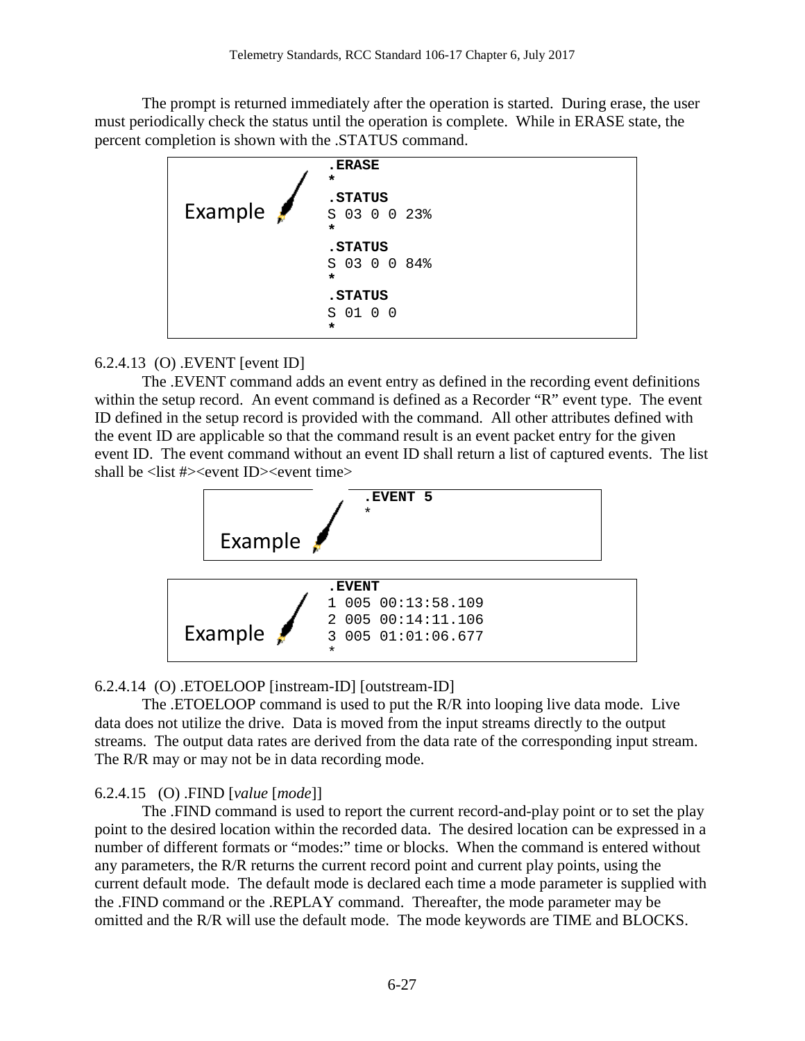The prompt is returned immediately after the operation is started. During erase, the user must periodically check the status until the operation is complete. While in ERASE state, the percent completion is shown with the .STATUS command.

Example

```
.ERASE
*
.STATUS
S 03 0 0 23%
*
.STATUS
S 03 0 0 84%
*
.STATUS
S 01 0 0
*
```

6.2.4.13 (O) .EVENT [event ID]

The .EVENT command adds an event entry as defined in the recording event definitions within the setup record. An event command is defined as a Recorder "R" event type. The event ID defined in the setup record is provided with the command. All other attributes defined with the event ID are applicable so that the command result is an event packet entry for the given event ID. The event command without an event ID shall return a list of captured events. The list shall be <list #><event ID><event time>

Example

```
.EVENT 5
*
```

Example

```
.EVENT
1 005 00:13:58.109
2 005 00:14:11.106
3 005 01:01:06.677
*
```

6.2.4.14 (O) .ETOELOOP [instream-ID] [outstream-ID]

The .ETOELOOP command is used to put the R/R into looping live data mode. Live data does not utilize the drive. Data is moved from the input streams directly to the output streams. The output data rates are derived from the data rate of the corresponding input stream. The R/R may or may not be in data recording mode.

6.2.4.15 (O) .FIND [*value* [*mode*]]

The .FIND command is used to report the current record-and-play point or to set the play point to the desired location within the recorded data. The desired location can be expressed in a number of different formats or "modes:" time or blocks. When the command is entered without any parameters, the R/R returns the current record point and current play points, using the current default mode. The default mode is declared each time a mode parameter is supplied with the .FIND command or the .REPLAY command. Thereafter, the mode parameter may be omitted and the R/R will use the default mode. The mode keywords are TIME and BLOCKS.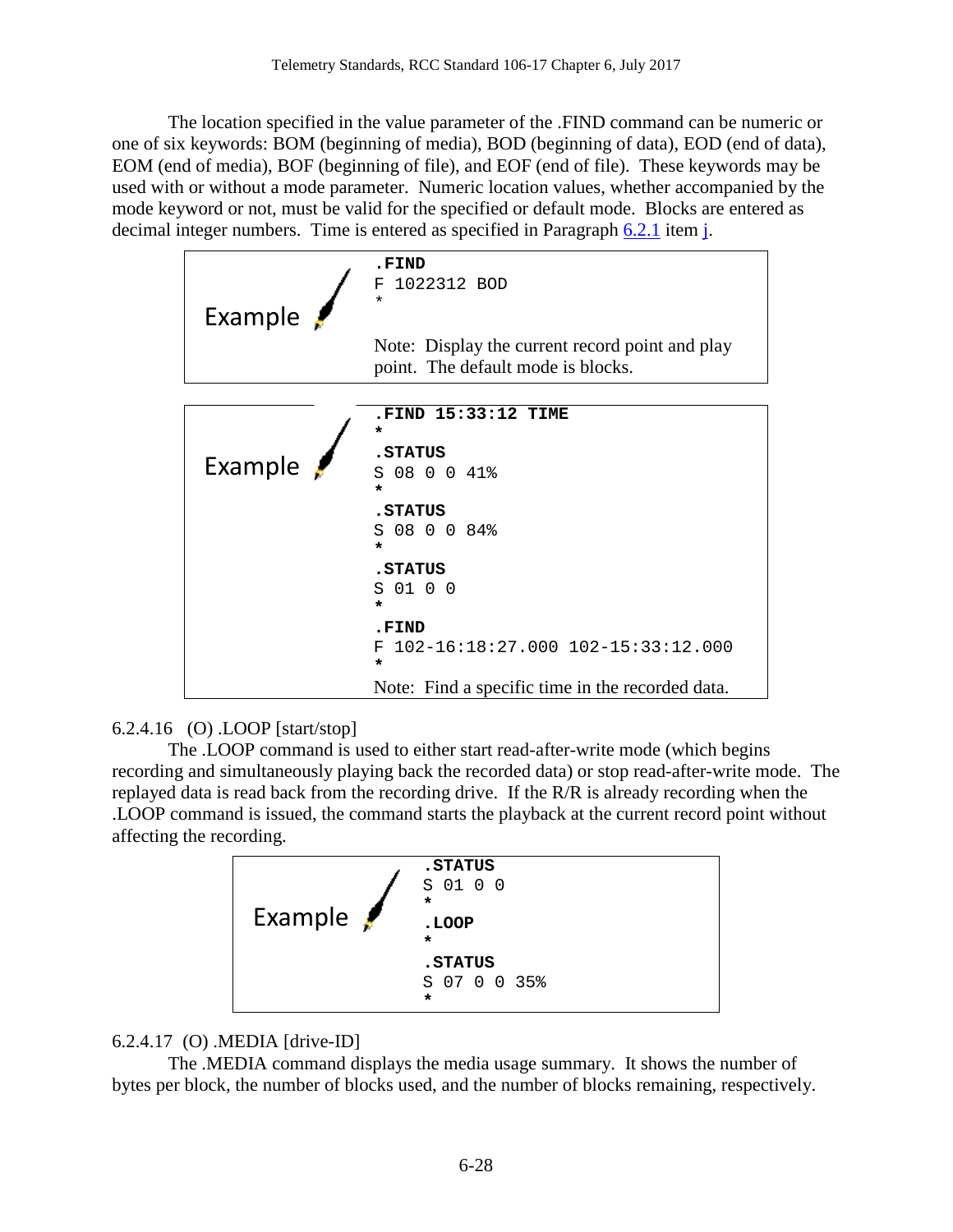The location specified in the value parameter of the .FIND command can be numeric or one of six keywords: BOM (beginning of media), BOD (beginning of data), EOD (end of data), EOM (end of media), BOF (beginning of file), and EOF (end of file). These keywords may be used with or without a mode parameter. Numeric location values, whether accompanied by the mode keyword or not, must be valid for the specified or default mode. Blocks are entered as decimal integer numbers. Time is entered as specified in Paragraph 6.2.1 item j.

Example

```
.FIND
F 1022312 BOD
*
```

Note: Display the current record point and play point. The default mode is blocks.

Example

```
.FIND 15:33:12 TIME
*
.STATUS
S 08 0 0 41%
*
.STATUS
S 08 0 0 84%
*
.STATUS
S 01 0 0
*
.FIND
F 102-16:18:27.000 102-15:33:12.000
*
```

Note: Find a specific time in the recorded data.

6.2.4.16 (O) .LOOP [start/stop]

The .LOOP command is used to either start read-after-write mode (which begins recording and simultaneously playing back the recorded data) or stop read-after-write mode. The replayed data is read back from the recording drive. If the R/R is already recording when the .LOOP command is issued, the command starts the playback at the current record point without affecting the recording.

Example

```
.STATUS
S 01 0 0
*
.LOOP
*
.STATUS
S 07 0 0 35%
*
```

6.2.4.17 (O) .MEDIA [drive-ID]

The .MEDIA command displays the media usage summary. It shows the number of bytes per block, the number of blocks used, and the number of blocks remaining, respectively.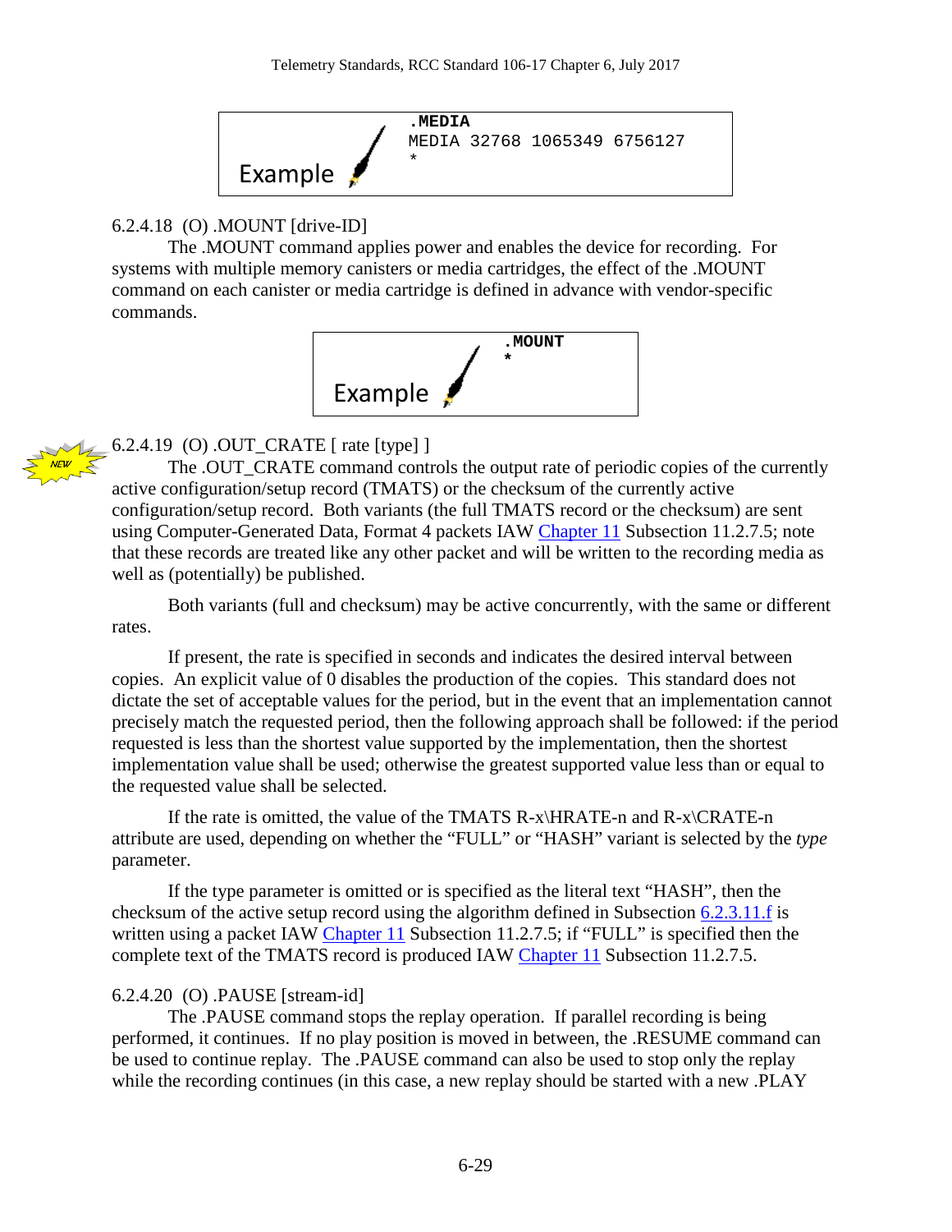Example

```
.MEDIA
MEDIA 32768 1065349 6756127
*
```

6.2.4.18 (O) .MOUNT [drive-ID]

The .MOUNT command applies power and enables the device for recording. For systems with multiple memory canisters or media cartridges, the effect of the .MOUNT command on each canister or media cartridge is defined in advance with vendor-specific commands.

Example

```
.MOUNT
*
```

NEW

6.2.4.19 (O) .OUT_CRATE [ rate [type] ]

The .OUT_CRATE command controls the output rate of periodic copies of the currently active configuration/setup record (TMATS) or the checksum of the currently active configuration/setup record. Both variants (the full TMATS record or the checksum) are sent using Computer-Generated Data, Format 4 packets IAW Chapter 11 Subsection 11.2.7.5; note that these records are treated like any other packet and will be written to the recording media as well as (potentially) be published.

Both variants (full and checksum) may be active concurrently, with the same or different rates.

If present, the rate is specified in seconds and indicates the desired interval between copies. An explicit value of 0 disables the production of the copies. This standard does not dictate the set of acceptable values for the period, but in the event that an implementation cannot precisely match the requested period, then the following approach shall be followed: if the period requested is less than the shortest value supported by the implementation, then the shortest implementation value shall be used; otherwise the greatest supported value less than or equal to the requested value shall be selected.

If the rate is omitted, the value of the TMATS R-x\HRATE-n and R-x\CRATE-n attribute are used, depending on whether the "FULL" or "HASH" variant is selected by the *type* parameter.

If the type parameter is omitted or is specified as the literal text "HASH", then the checksum of the active setup record using the algorithm defined in Subsection 6.2.3.11.f is written using a packet IAW Chapter 11 Subsection 11.2.7.5; if "FULL" is specified then the complete text of the TMATS record is produced IAW Chapter 11 Subsection 11.2.7.5.

6.2.4.20 (O) .PAUSE [stream-id]

The .PAUSE command stops the replay operation. If parallel recording is being performed, it continues. If no play position is moved in between, the .RESUME command can be used to continue replay. The .PAUSE command can also be used to stop only the replay while the recording continues (in this case, a new replay should be started with a new .PLAY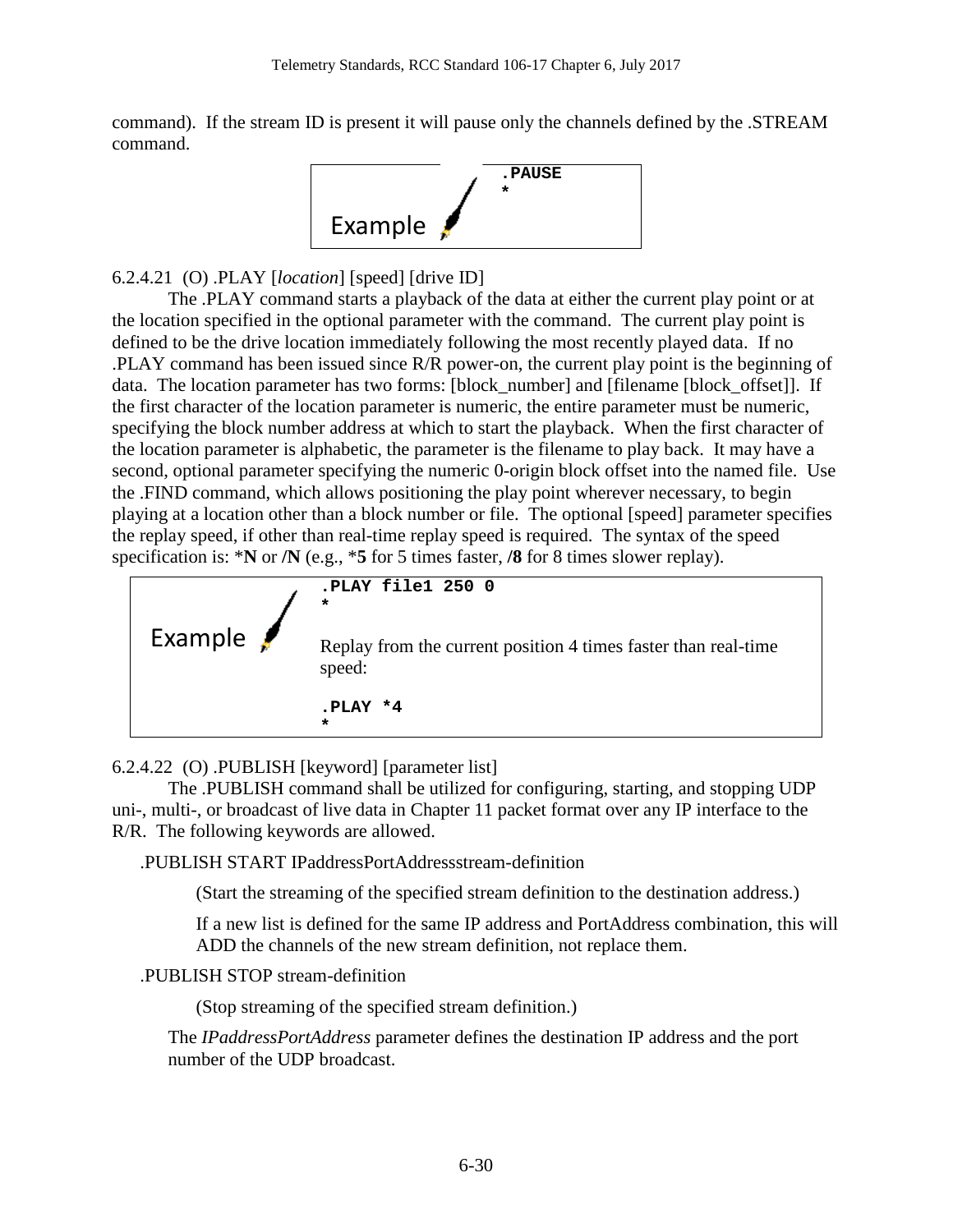command). If the stream ID is present it will pause only the channels defined by the .STREAM command.

> Example
>
> ```
> .PAUSE
> *
> ```

6.2.4.21 (O) .PLAY [*location*] [speed] [drive ID]

The .PLAY command starts a playback of the data at either the current play point or at the location specified in the optional parameter with the command. The current play point is defined to be the drive location immediately following the most recently played data. If no .PLAY command has been issued since R/R power-on, the current play point is the beginning of data. The location parameter has two forms: [block_number] and [filename [block_offset]]. If the first character of the location parameter is numeric, the entire parameter must be numeric, specifying the block number address at which to start the playback. When the first character of the location parameter is alphabetic, the parameter is the filename to play back. It may have a second, optional parameter specifying the numeric 0-origin block offset into the named file. Use the .FIND command, which allows positioning the play point wherever necessary, to begin playing at a location other than a block number or file. The optional [speed] parameter specifies the replay speed, if other than real-time replay speed is required. The syntax of the speed specification is: ***N** or **/N** (e.g., ***5** for 5 times faster, **/8** for 8 times slower replay).

> Example
>
> ```
> .PLAY file1 250 0
> *
> ```
>
> Replay from the current position 4 times faster than real-time speed:
>
> ```
> .PLAY *4
> *
> ```

6.2.4.22 (O) .PUBLISH [keyword] [parameter list]

The .PUBLISH command shall be utilized for configuring, starting, and stopping UDP uni-, multi-, or broadcast of live data in Chapter 11 packet format over any IP interface to the R/R. The following keywords are allowed.

.PUBLISH START IPaddressPortAddressstream-definition

(Start the streaming of the specified stream definition to the destination address.)

If a new list is defined for the same IP address and PortAddress combination, this will ADD the channels of the new stream definition, not replace them.

.PUBLISH STOP stream-definition

(Stop streaming of the specified stream definition.)

The *IPaddressPortAddress* parameter defines the destination IP address and the port number of the UDP broadcast.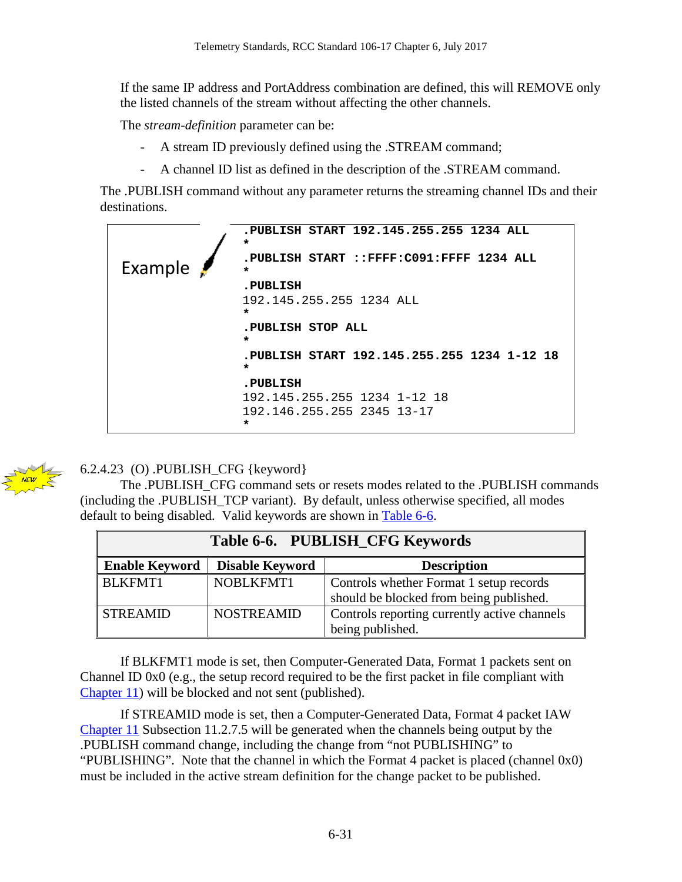If the same IP address and PortAddress combination are defined, this will REMOVE only the listed channels of the stream without affecting the other channels.

The *stream-definition* parameter can be:

- A stream ID previously defined using the .STREAM command;
- A channel ID list as defined in the description of the .STREAM command.

The .PUBLISH command without any parameter returns the streaming channel IDs and their destinations.

Example

```
.PUBLISH START 192.145.255.255 1234 ALL
*
.PUBLISH START ::FFFF:C091:FFFF 1234 ALL
*
.PUBLISH
192.145.255.255 1234 ALL
*
.PUBLISH STOP ALL
*
.PUBLISH START 192.145.255.255 1234 1-12 18
*
.PUBLISH
192.145.255.255 1234 1-12 18
192.146.255.255 2345 13-17
*
```

6.2.4.23 (O) .PUBLISH_CFG {keyword}

The .PUBLISH_CFG command sets or resets modes related to the .PUBLISH commands (including the .PUBLISH_TCP variant). By default, unless otherwise specified, all modes default to being disabled. Valid keywords are shown in Table 6-6.

**Table 6-6. PUBLISH_CFG Keywords**

| Enable Keyword | Disable Keyword | Description |
|---|---|---|
| BLKFMT1 | NOBLKFMT1 | Controls whether Format 1 setup records should be blocked from being published. |
| STREAMID | NOSTREAMID | Controls reporting currently active channels being published. |

If BLKFMT1 mode is set, then Computer-Generated Data, Format 1 packets sent on Channel ID 0x0 (e.g., the setup record required to be the first packet in file compliant with Chapter 11) will be blocked and not sent (published).

If STREAMID mode is set, then a Computer-Generated Data, Format 4 packet IAW Chapter 11 Subsection 11.2.7.5 will be generated when the channels being output by the .PUBLISH command change, including the change from “not PUBLISHING” to “PUBLISHING”. Note that the channel in which the Format 4 packet is placed (channel 0x0) must be included in the active stream definition for the change packet to be published.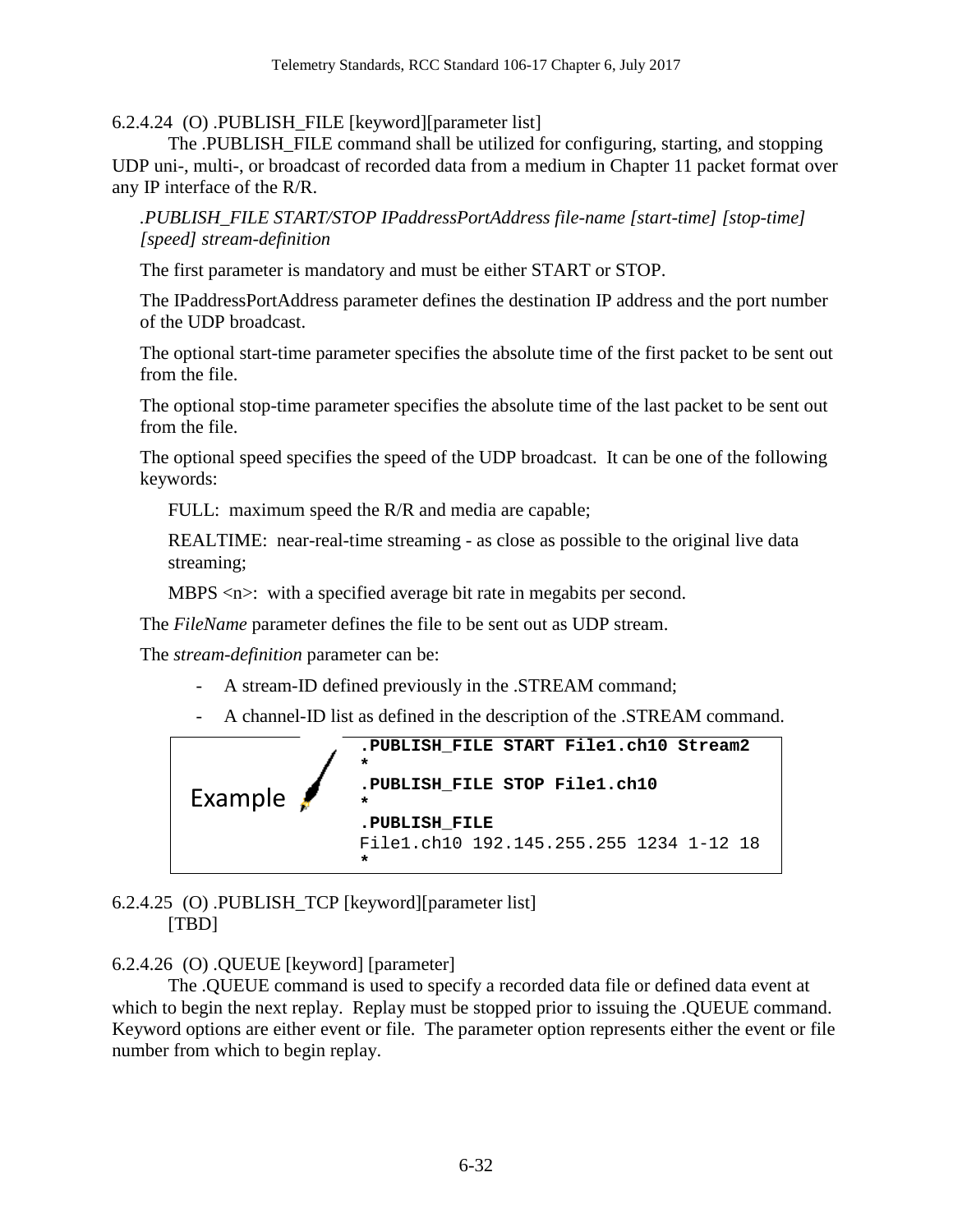6.2.4.24 (O) .PUBLISH_FILE [keyword][parameter list]

The .PUBLISH_FILE command shall be utilized for configuring, starting, and stopping UDP uni-, multi-, or broadcast of recorded data from a medium in Chapter 11 packet format over any IP interface of the R/R.

*.PUBLISH_FILE START/STOP IPaddressPortAddress file-name [start-time] [stop-time] [speed] stream-definition*

The first parameter is mandatory and must be either START or STOP.

The IPaddressPortAddress parameter defines the destination IP address and the port number of the UDP broadcast.

The optional start-time parameter specifies the absolute time of the first packet to be sent out from the file.

The optional stop-time parameter specifies the absolute time of the last packet to be sent out from the file.

The optional speed specifies the speed of the UDP broadcast. It can be one of the following keywords:

FULL: maximum speed the R/R and media are capable;

REALTIME: near-real-time streaming - as close as possible to the original live data streaming;

MBPS <n>: with a specified average bit rate in megabits per second.

The *FileName* parameter defines the file to be sent out as UDP stream.

The *stream-definition* parameter can be:

- A stream-ID defined previously in the .STREAM command;
- A channel-ID list as defined in the description of the .STREAM command.

Example

```
.PUBLISH_FILE START File1.ch10 Stream2
*
.PUBLISH_FILE STOP File1.ch10
*
.PUBLISH_FILE
File1.ch10 192.145.255.255 1234 1-12 18
*
```

6.2.4.25 (O) .PUBLISH_TCP [keyword][parameter list]

[TBD]

6.2.4.26 (O) .QUEUE [keyword] [parameter]

The .QUEUE command is used to specify a recorded data file or defined data event at which to begin the next replay. Replay must be stopped prior to issuing the .QUEUE command. Keyword options are either event or file. The parameter option represents either the event or file number from which to begin replay.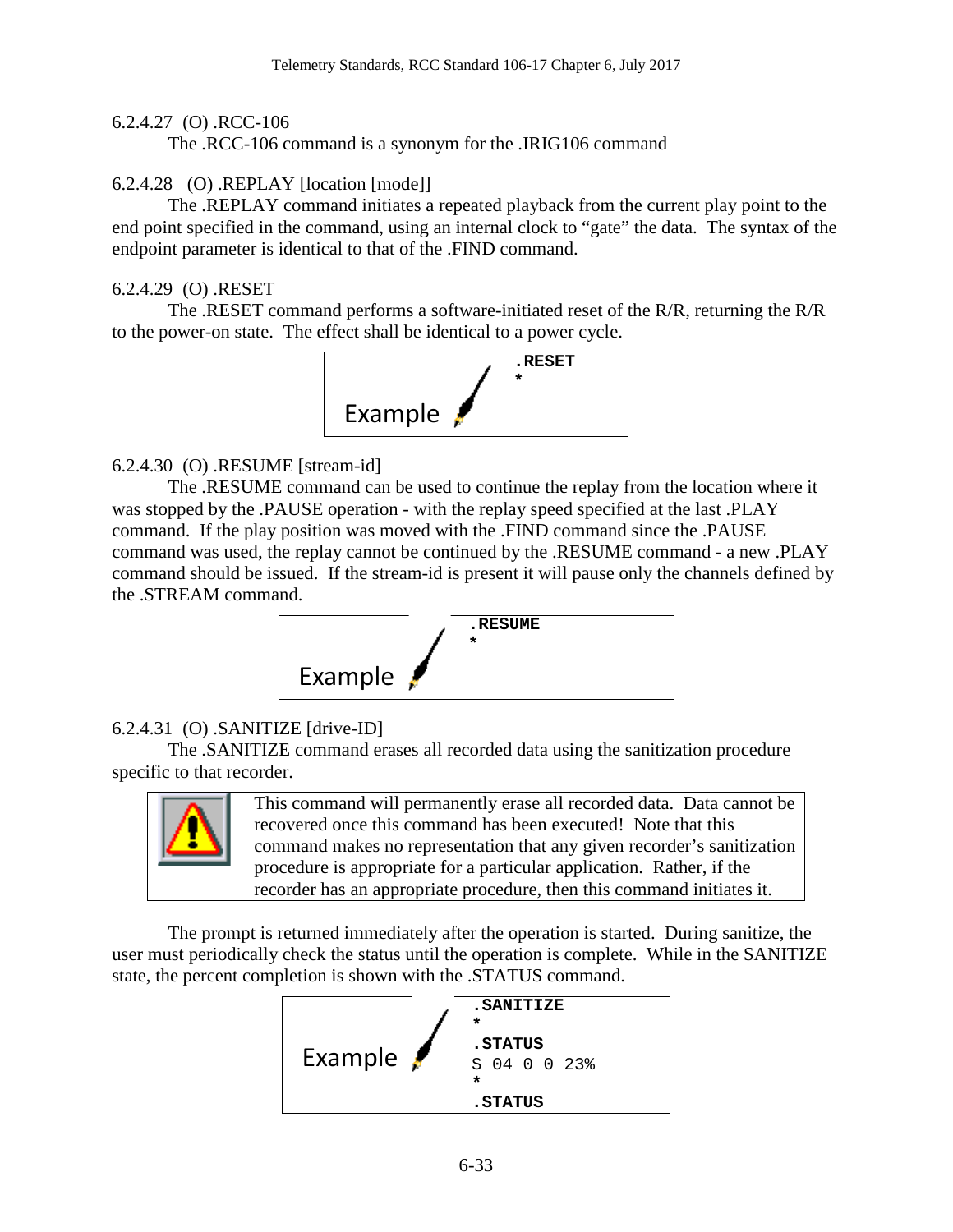6.2.4.27 (O) .RCC-106

The .RCC-106 command is a synonym for the .IRIG106 command

6.2.4.28 (O) .REPLAY [location [mode]]

The .REPLAY command initiates a repeated playback from the current play point to the end point specified in the command, using an internal clock to “gate” the data. The syntax of the endpoint parameter is identical to that of the .FIND command.

6.2.4.29 (O) .RESET

The .RESET command performs a software-initiated reset of the R/R, returning the R/R to the power-on state. The effect shall be identical to a power cycle.

Example

```
.RESET
*
```

6.2.4.30 (O) .RESUME [stream-id]

The .RESUME command can be used to continue the replay from the location where it was stopped by the .PAUSE operation - with the replay speed specified at the last .PLAY command. If the play position was moved with the .FIND command since the .PAUSE command was used, the replay cannot be continued by the .RESUME command - a new .PLAY command should be issued. If the stream-id is present it will pause only the channels defined by the .STREAM command.

Example

```
.RESUME
*
```

6.2.4.31 (O) .SANITIZE [drive-ID]

The .SANITIZE command erases all recorded data using the sanitization procedure specific to that recorder.

> This command will permanently erase all recorded data. Data cannot be recovered once this command has been executed! Note that this command makes no representation that any given recorder’s sanitization procedure is appropriate for a particular application. Rather, if the recorder has an appropriate procedure, then this command initiates it.

The prompt is returned immediately after the operation is started. During sanitize, the user must periodically check the status until the operation is complete. While in the SANITIZE state, the percent completion is shown with the .STATUS command.

Example

```
.SANITIZE
*
.STATUS
S 04 0 0 23%
*
.STATUS
```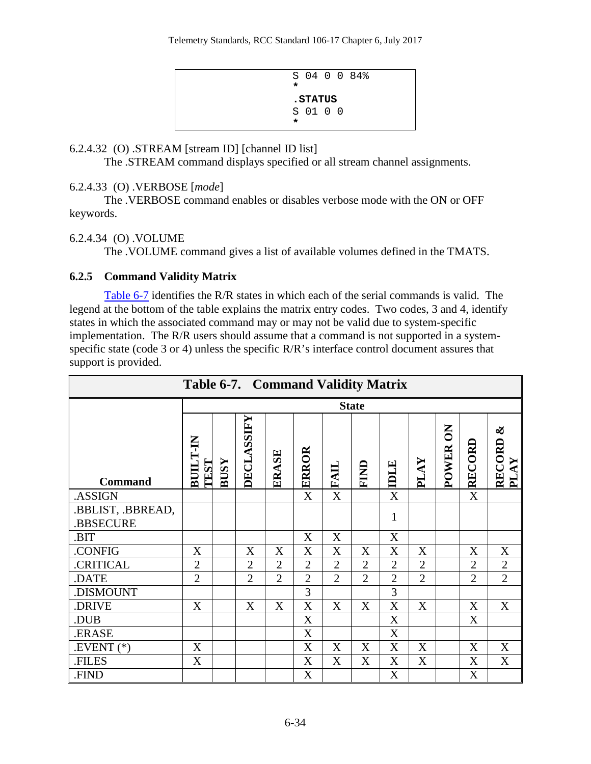```
S 04 0 0 84%
*
.STATUS
S 01 0 0
*
```

6.2.4.32 (O) .STREAM [stream ID] [channel ID list]

The .STREAM command displays specified or all stream channel assignments.

6.2.4.33 (O) .VERBOSE [*mode*]

The .VERBOSE command enables or disables verbose mode with the ON or OFF keywords.

6.2.4.34 (O) .VOLUME

The .VOLUME command gives a list of available volumes defined in the TMATS.

### 6.2.5 Command Validity Matrix

Table 6-7 identifies the R/R states in which each of the serial commands is valid. The legend at the bottom of the table explains the matrix entry codes. Two codes, 3 and 4, identify states in which the associated command may or may not be valid due to system-specific implementation. The R/R users should assume that a command is not supported in a system-specific state (code 3 or 4) unless the specific R/R's interface control document assures that support is provided.

**Table 6-7. Command Validity Matrix**

| Command | State | | | | | | | | | | | |
|---|---|---|---|---|---|---|---|---|---|---|---|---|
| | BUILT-IN TEST | BUSY | DECLASSIFY | ERASE | ERROR | FAIL | FIND | IDLE | PLAY | POWER ON | RECORD | RECORD & PLAY |
| .ASSIGN | | | | | X | X | | X | | | X | |
| .BBLIST, .BBREAD, .BBSECURE | | | | | | | | 1 | | | | |
| .BIT | | | | | X | X | | X | | | | |
| .CONFIG | X | | X | X | X | X | X | X | X | | X | X |
| .CRITICAL | 2 | | 2 | 2 | 2 | 2 | 2 | 2 | 2 | | 2 | 2 |
| .DATE | 2 | | 2 | 2 | 2 | 2 | 2 | 2 | 2 | | 2 | 2 |
| .DISMOUNT | | | | | 3 | | | 3 | | | | |
| .DRIVE | X | | X | X | X | X | X | X | X | | X | X |
| .DUB | | | | | X | | | X | | | X | |
| .ERASE | | | | | X | | | X | | | | |
| .EVENT (*) | X | | | | X | X | X | X | X | | X | X |
| .FILES | X | | | | X | X | X | X | X | | X | X |
| .FIND | | | | | X | | | X | | | X | |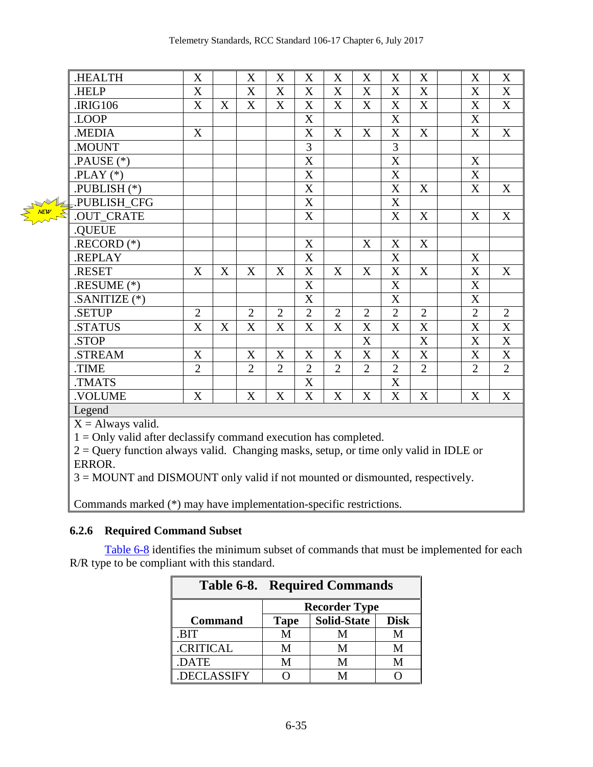| | | | | | | | | | | | | |
|---|---|---|---|---|---|---|---|---|---|---|---|---|
| .HEALTH | X | | X | X | X | X | X | X | X | | X | X |
| .HELP | X | | X | X | X | X | X | X | X | | X | X |
| .IRIG106 | X | X | X | X | X | X | X | X | X | | X | X |
| .LOOP | | | | | X | | | X | | | X | |
| .MEDIA | X | | | | X | X | X | X | X | | X | X |
| .MOUNT | | | | | 3 | | | 3 | | | | |
| .PAUSE (*) | | | | | X | | | X | | | X | |
| .PLAY (*) | | | | | X | | | X | | | X | |
| .PUBLISH (*) | | | | | X | | | X | X | | X | X |
| .PUBLISH_CFG | | | | | X | | | X | | | | |
| .OUT_CRATE | | | | | X | | | X | X | | X | X |
| .QUEUE | | | | | | | | | | | | |
| .RECORD (*) | | | | | X | | X | X | X | | | |
| .REPLAY | | | | | X | | | X | | | X | |
| .RESET | X | X | X | X | X | X | X | X | X | | X | X |
| .RESUME (*) | | | | | X | | | X | | | X | |
| .SANITIZE (*) | | | | | X | | | X | | | X | |
| .SETUP | 2 | | 2 | 2 | 2 | 2 | 2 | 2 | 2 | | 2 | 2 |
| .STATUS | X | X | X | X | X | X | X | X | X | | X | X |
| .STOP | | | | | | | X | | X | | X | X |
| .STREAM | X | | X | X | X | X | X | X | X | | X | X |
| .TIME | 2 | | 2 | 2 | 2 | 2 | 2 | 2 | 2 | | 2 | 2 |
| .TMATS | | | | | X | | | X | | | | |
| .VOLUME | X | | X | X | X | X | X | X | X | | X | X |

Legend

X = Always valid.

1 = Only valid after declassify command execution has completed.

2 = Query function always valid. Changing masks, setup, or time only valid in IDLE or ERROR.

3 = MOUNT and DISMOUNT only valid if not mounted or dismounted, respectively.

Commands marked (*) may have implementation-specific restrictions.

### 6.2.6 Required Command Subset

Table 6-8 identifies the minimum subset of commands that must be implemented for each R/R type to be compliant with this standard.

**Table 6-8. Required Commands**

| Command | Recorder Type | | |
|---|---|---|---|
| | **Tape** | **Solid-State** | **Disk** |
| .BIT | M | M | M |
| .CRITICAL | M | M | M |
| .DATE | M | M | M |
| .DECLASSIFY | O | M | O |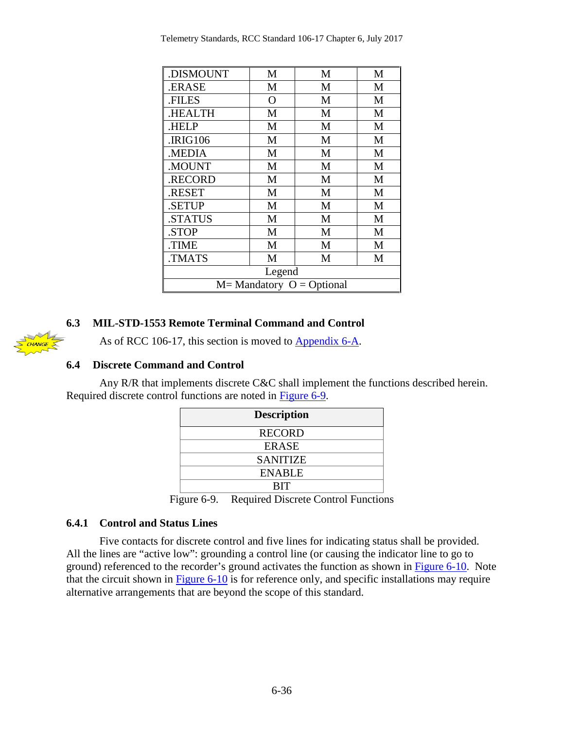| .DISMOUNT | M | M | M |
|---|---|---|---|
| .ERASE | M | M | M |
| .FILES | O | M | M |
| .HEALTH | M | M | M |
| .HELP | M | M | M |
| .IRIG106 | M | M | M |
| .MEDIA | M | M | M |
| .MOUNT | M | M | M |
| .RECORD | M | M | M |
| .RESET | M | M | M |
| .SETUP | M | M | M |
| .STATUS | M | M | M |
| .STOP | M | M | M |
| .TIME | M | M | M |
| .TMATS | M | M | M |
| Legend | | | |
| M= Mandatory  O = Optional | | | |

## 6.3 MIL-STD-1553 Remote Terminal Command and Control

CHANGE

As of RCC 106-17, this section is moved to Appendix 6-A.

## 6.4 Discrete Command and Control

Any R/R that implements discrete C&C shall implement the functions described herein. Required discrete control functions are noted in Figure 6-9.

| Description |
|---|
| RECORD |
| ERASE |
| SANITIZE |
| ENABLE |
| BIT |

Figure 6-9. Required Discrete Control Functions

### 6.4.1 Control and Status Lines

Five contacts for discrete control and five lines for indicating status shall be provided. All the lines are "active low": grounding a control line (or causing the indicator line to go to ground) referenced to the recorder's ground activates the function as shown in Figure 6-10. Note that the circuit shown in Figure 6-10 is for reference only, and specific installations may require alternative arrangements that are beyond the scope of this standard.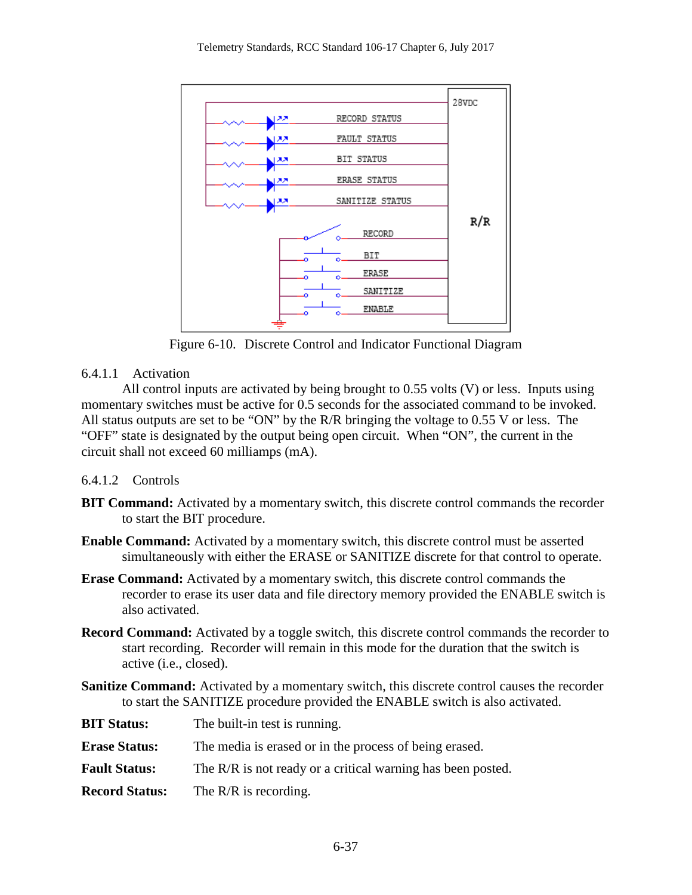Figure 6-10. Discrete Control and Indicator Functional Diagram

### 6.4.1.1 Activation

All control inputs are activated by being brought to 0.55 volts (V) or less. Inputs using momentary switches must be active for 0.5 seconds for the associated command to be invoked. All status outputs are set to be "ON" by the R/R bringing the voltage to 0.55 V or less. The "OFF" state is designated by the output being open circuit. When "ON", the current in the circuit shall not exceed 60 milliamps (mA).

### 6.4.1.2 Controls

**BIT Command:** Activated by a momentary switch, this discrete control commands the recorder to start the BIT procedure.

**Enable Command:** Activated by a momentary switch, this discrete control must be asserted simultaneously with either the ERASE or SANITIZE discrete for that control to operate.

**Erase Command:** Activated by a momentary switch, this discrete control commands the recorder to erase its user data and file directory memory provided the ENABLE switch is also activated.

**Record Command:** Activated by a toggle switch, this discrete control commands the recorder to start recording. Recorder will remain in this mode for the duration that the switch is active (i.e., closed).

**Sanitize Command:** Activated by a momentary switch, this discrete control causes the recorder to start the SANITIZE procedure provided the ENABLE switch is also activated.

**BIT Status:** The built-in test is running.

**Erase Status:** The media is erased or in the process of being erased.

**Fault Status:** The R/R is not ready or a critical warning has been posted.

**Record Status:** The R/R is recording.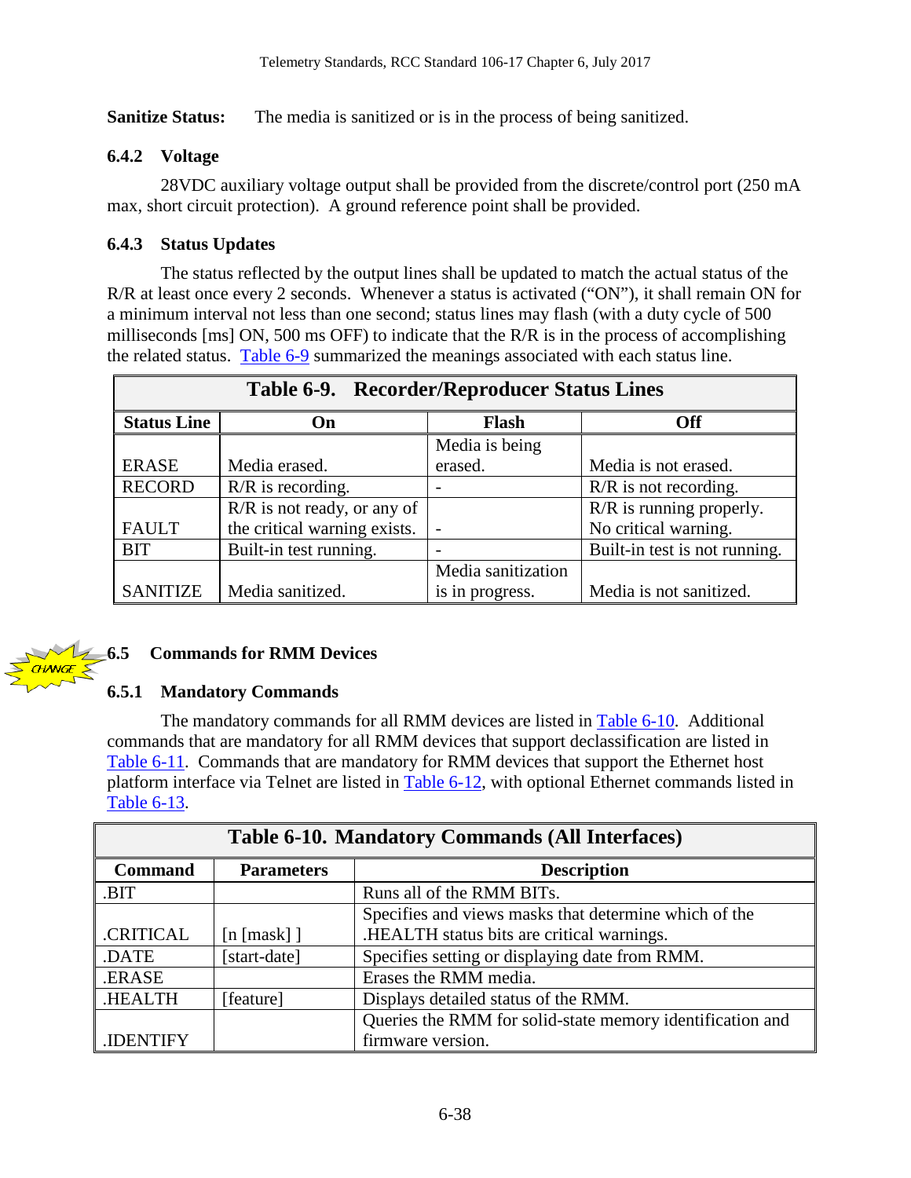**Sanitize Status:** The media is sanitized or is in the process of being sanitized.

### 6.4.2 Voltage

28VDC auxiliary voltage output shall be provided from the discrete/control port (250 mA max, short circuit protection). A ground reference point shall be provided.

### 6.4.3 Status Updates

The status reflected by the output lines shall be updated to match the actual status of the R/R at least once every 2 seconds. Whenever a status is activated ("ON"), it shall remain ON for a minimum interval not less than one second; status lines may flash (with a duty cycle of 500 milliseconds [ms] ON, 500 ms OFF) to indicate that the R/R is in the process of accomplishing the related status. Table 6-9 summarized the meanings associated with each status line.

**Table 6-9. Recorder/Reproducer Status Lines**

| Status Line | On | Flash | Off |
|---|---|---|---|
| ERASE | Media erased. | Media is being erased. | Media is not erased. |
| RECORD | R/R is recording. | - | R/R is not recording. |
| FAULT | R/R is not ready, or any of the critical warning exists. | - | R/R is running properly. No critical warning. |
| BIT | Built-in test running. | - | Built-in test is not running. |
| SANITIZE | Media sanitized. | Media sanitization is in progress. | Media is not sanitized. |

## 6.5 Commands for RMM Devices

### 6.5.1 Mandatory Commands

The mandatory commands for all RMM devices are listed in Table 6-10. Additional commands that are mandatory for all RMM devices that support declassification are listed in Table 6-11. Commands that are mandatory for RMM devices that support the Ethernet host platform interface via Telnet are listed in Table 6-12, with optional Ethernet commands listed in Table 6-13.

**Table 6-10. Mandatory Commands (All Interfaces)**

| Command | Parameters | Description |
|---|---|---|
| .BIT | | Runs all of the RMM BITs. |
| .CRITICAL | [n [mask] ] | Specifies and views masks that determine which of the .HEALTH status bits are critical warnings. |
| .DATE | [start-date] | Specifies setting or displaying date from RMM. |
| .ERASE | | Erases the RMM media. |
| .HEALTH | [feature] | Displays detailed status of the RMM. |
| .IDENTIFY | | Queries the RMM for solid-state memory identification and firmware version. |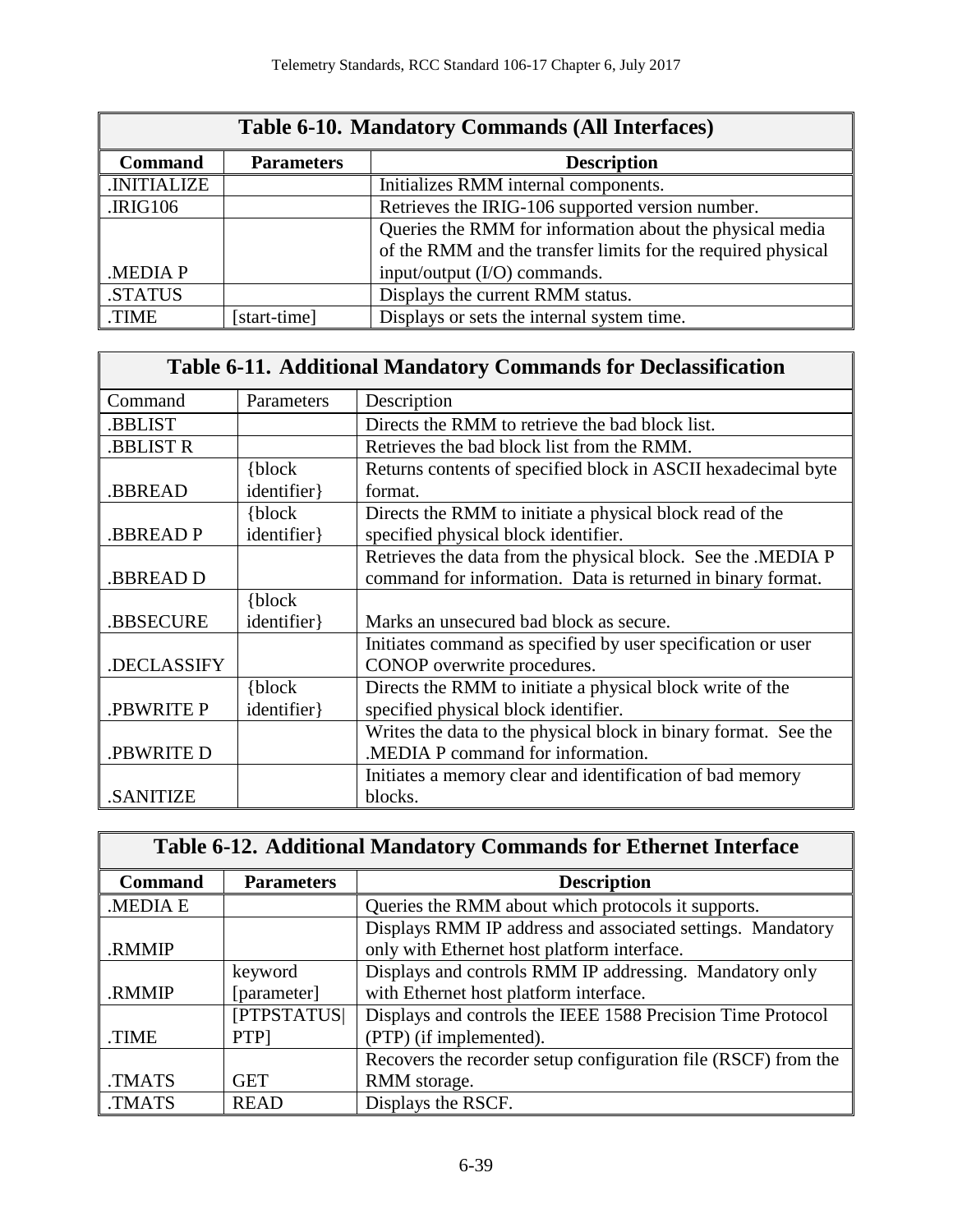| Table 6-10. Mandatory Commands (All Interfaces) | | |
|---|---|---|
| **Command** | **Parameters** | **Description** |
| .INITIALIZE | | Initializes RMM internal components. |
| .IRIG106 | | Retrieves the IRIG-106 supported version number. |
| .MEDIA P | | Queries the RMM for information about the physical media of the RMM and the transfer limits for the required physical input/output (I/O) commands. |
| .STATUS | | Displays the current RMM status. |
| .TIME | [start-time] | Displays or sets the internal system time. |

| Table 6-11. Additional Mandatory Commands for Declassification | | |
|---|---|---|
| Command | Parameters | Description |
| .BBLIST | | Directs the RMM to retrieve the bad block list. |
| .BBLIST R | | Retrieves the bad block list from the RMM. |
| .BBREAD | {block identifier} | Returns contents of specified block in ASCII hexadecimal byte format. |
| .BBREAD P | {block identifier} | Directs the RMM to initiate a physical block read of the specified physical block identifier. |
| .BBREAD D | | Retrieves the data from the physical block. See the .MEDIA P command for information. Data is returned in binary format. |
| .BBSECURE | {block identifier} | Marks an unsecured bad block as secure. |
| .DECLASSIFY | | Initiates command as specified by user specification or user CONOP overwrite procedures. |
| .PBWRITE P | {block identifier} | Directs the RMM to initiate a physical block write of the specified physical block identifier. |
| .PBWRITE D | | Writes the data to the physical block in binary format. See the .MEDIA P command for information. |
| .SANITIZE | | Initiates a memory clear and identification of bad memory blocks. |

| Table 6-12. Additional Mandatory Commands for Ethernet Interface | | |
|---|---|---|
| **Command** | **Parameters** | **Description** |
| .MEDIA E | | Queries the RMM about which protocols it supports. |
| .RMMIP | | Displays RMM IP address and associated settings. Mandatory only with Ethernet host platform interface. |
| .RMMIP | keyword [parameter] | Displays and controls RMM IP addressing. Mandatory only with Ethernet host platform interface. |
| .TIME | [PTPSTATUS\| PTP] | Displays and controls the IEEE 1588 Precision Time Protocol (PTP) (if implemented). |
| .TMATS | GET | Recovers the recorder setup configuration file (RSCF) from the RMM storage. |
| .TMATS | READ | Displays the RSCF. |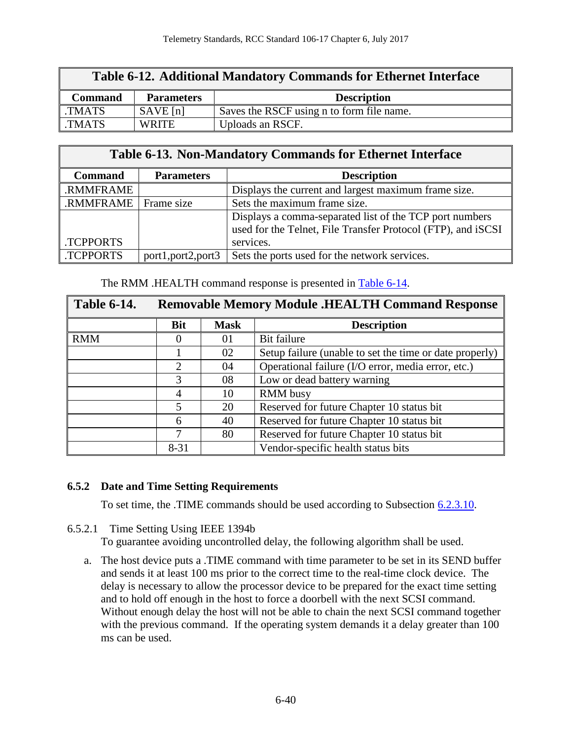| Table 6-12. Additional Mandatory Commands for Ethernet Interface | | |
|---|---|---|
| **Command** | **Parameters** | **Description** |
| .TMATS | SAVE [n] | Saves the RSCF using n to form file name. |
| .TMATS | WRITE | Uploads an RSCF. |

| Table 6-13. Non-Mandatory Commands for Ethernet Interface | | |
|---|---|---|
| **Command** | **Parameters** | **Description** |
| .RMMFRAME | | Displays the current and largest maximum frame size. |
| .RMMFRAME | Frame size | Sets the maximum frame size. |
| .TCPPORTS | | Displays a comma-separated list of the TCP port numbers used for the Telnet, File Transfer Protocol (FTP), and iSCSI services. |
| .TCPPORTS | port1,port2,port3 | Sets the ports used for the network services. |

The RMM .HEALTH command response is presented in Table 6-14.

| Table 6-14. Removable Memory Module .HEALTH Command Response | | | |
|---|---|---|---|
| | **Bit** | **Mask** | **Description** |
| RMM | 0 | 01 | Bit failure |
| | 1 | 02 | Setup failure (unable to set the time or date properly) |
| | 2 | 04 | Operational failure (I/O error, media error, etc.) |
| | 3 | 08 | Low or dead battery warning |
| | 4 | 10 | RMM busy |
| | 5 | 20 | Reserved for future Chapter 10 status bit |
| | 6 | 40 | Reserved for future Chapter 10 status bit |
| | 7 | 80 | Reserved for future Chapter 10 status bit |
| | 8-31 | | Vendor-specific health status bits |

### 6.5.2 Date and Time Setting Requirements

To set time, the .TIME commands should be used according to Subsection 6.2.3.10.

#### 6.5.2.1 Time Setting Using IEEE 1394b

To guarantee avoiding uncontrolled delay, the following algorithm shall be used.

a. The host device puts a .TIME command with time parameter to be set in its SEND buffer and sends it at least 100 ms prior to the correct time to the real-time clock device. The delay is necessary to allow the processor device to be prepared for the exact time setting and to hold off enough in the host to force a doorbell with the next SCSI command. Without enough delay the host will not be able to chain the next SCSI command together with the previous command. If the operating system demands it a delay greater than 100 ms can be used.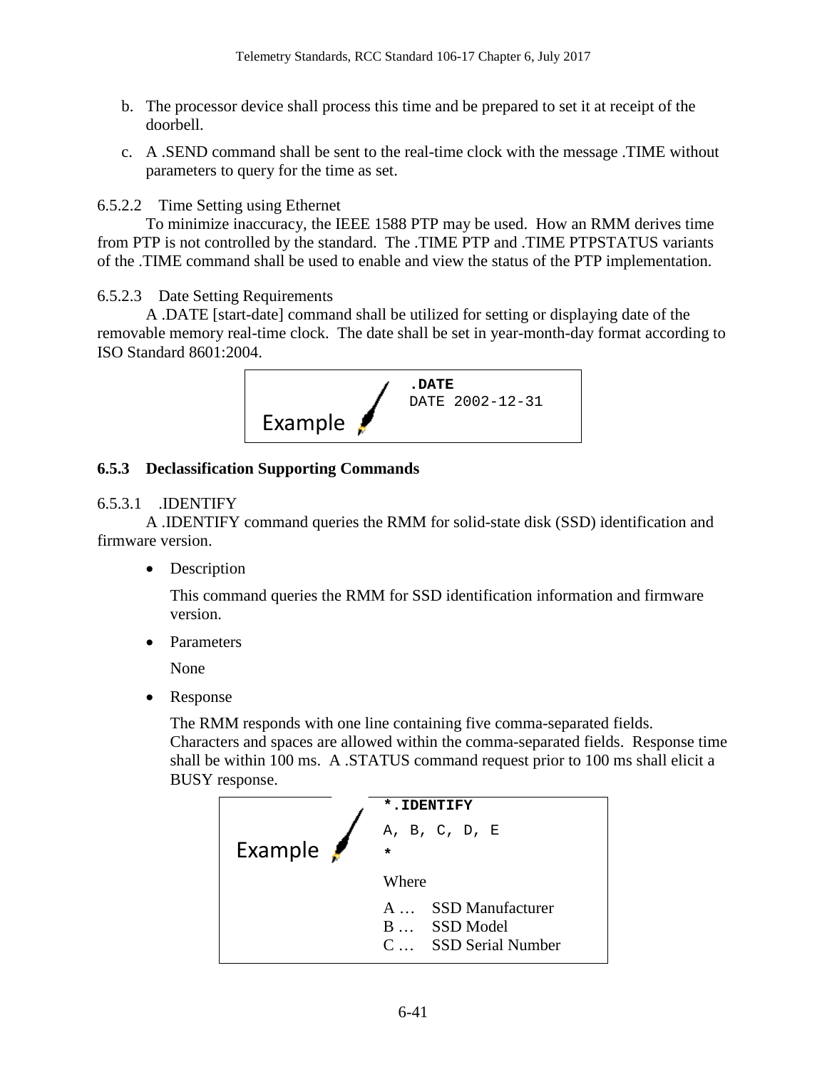b. The processor device shall process this time and be prepared to set it at receipt of the doorbell.

c. A .SEND command shall be sent to the real-time clock with the message .TIME without parameters to query for the time as set.

6.5.2.2 Time Setting using Ethernet

To minimize inaccuracy, the IEEE 1588 PTP may be used. How an RMM derives time from PTP is not controlled by the standard. The .TIME PTP and .TIME PTPSTATUS variants of the .TIME command shall be used to enable and view the status of the PTP implementation.

6.5.2.3 Date Setting Requirements

A .DATE [start-date] command shall be utilized for setting or displaying date of the removable memory real-time clock. The date shall be set in year-month-day format according to ISO Standard 8601:2004.

Example

```
.DATE
DATE 2002-12-31
```

### 6.5.3 Declassification Supporting Commands

6.5.3.1 .IDENTIFY

A .IDENTIFY command queries the RMM for solid-state disk (SSD) identification and firmware version.

- Description

  This command queries the RMM for SSD identification information and firmware version.

- Parameters

  None

- Response

  The RMM responds with one line containing five comma-separated fields. Characters and spaces are allowed within the comma-separated fields. Response time shall be within 100 ms. A .STATUS command request prior to 100 ms shall elicit a BUSY response.

Example

```
*.IDENTIFY
A, B, C, D, E
*
```

Where

A … SSD Manufacturer
B … SSD Model
C … SSD Serial Number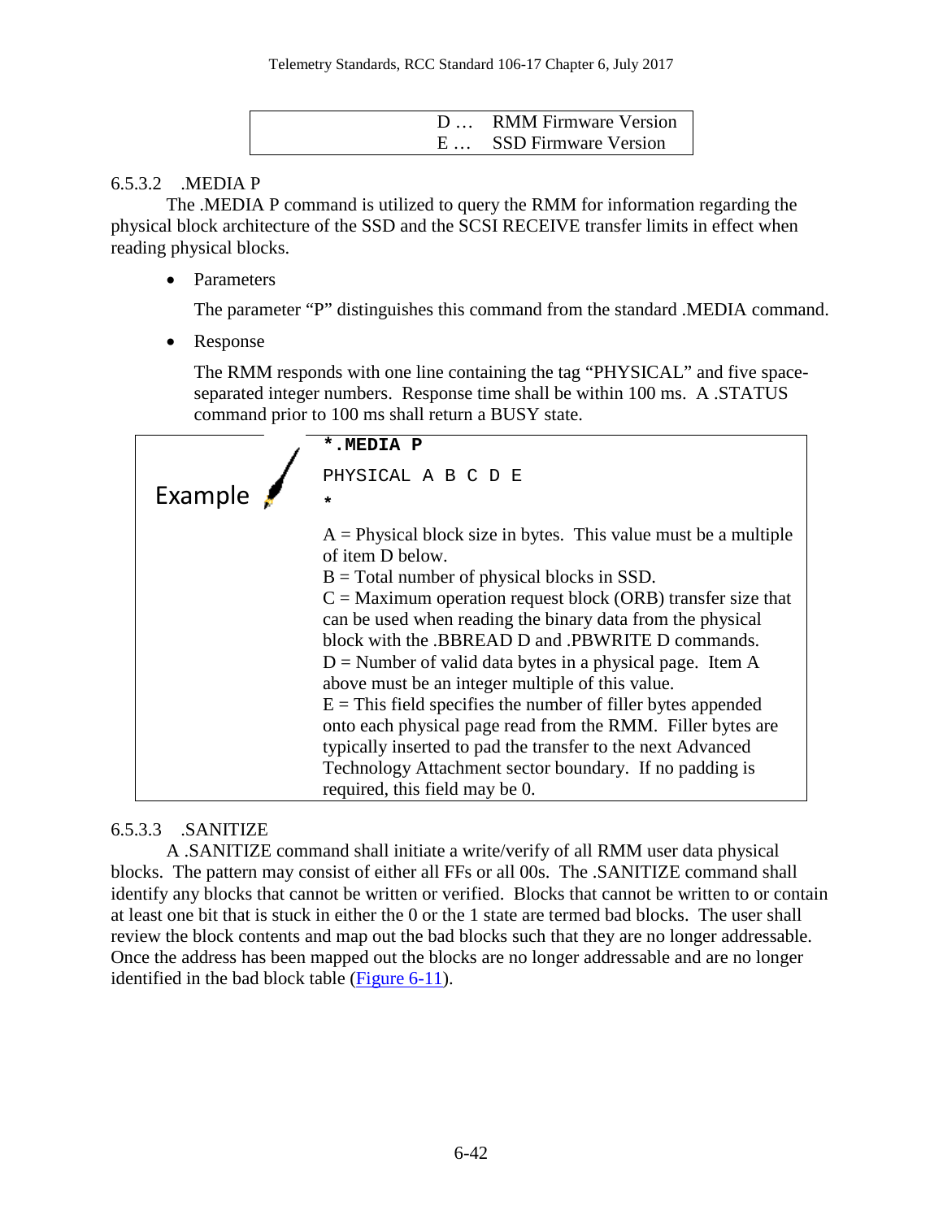| D … | RMM Firmware Version |
|---|---|
| E … | SSD Firmware Version |

#### 6.5.3.2 .MEDIA P

The .MEDIA P command is utilized to query the RMM for information regarding the physical block architecture of the SSD and the SCSI RECEIVE transfer limits in effect when reading physical blocks.

- Parameters

  The parameter "P" distinguishes this command from the standard .MEDIA command.

- Response

  The RMM responds with one line containing the tag "PHYSICAL" and five space-separated integer numbers. Response time shall be within 100 ms. A .STATUS command prior to 100 ms shall return a BUSY state.

Example

```
*.MEDIA P
PHYSICAL A B C D E
*
```

A = Physical block size in bytes. This value must be a multiple of item D below.
B = Total number of physical blocks in SSD.
C = Maximum operation request block (ORB) transfer size that can be used when reading the binary data from the physical block with the .BBREAD D and .PBWRITE D commands.
D = Number of valid data bytes in a physical page. Item A above must be an integer multiple of this value.
E = This field specifies the number of filler bytes appended onto each physical page read from the RMM. Filler bytes are typically inserted to pad the transfer to the next Advanced Technology Attachment sector boundary. If no padding is required, this field may be 0.

#### 6.5.3.3 .SANITIZE

A .SANITIZE command shall initiate a write/verify of all RMM user data physical blocks. The pattern may consist of either all FFs or all 00s. The .SANITIZE command shall identify any blocks that cannot be written or verified. Blocks that cannot be written to or contain at least one bit that is stuck in either the 0 or the 1 state are termed bad blocks. The user shall review the block contents and map out the bad blocks such that they are no longer addressable. Once the address has been mapped out the blocks are no longer addressable and are no longer identified in the bad block table (Figure 6-11).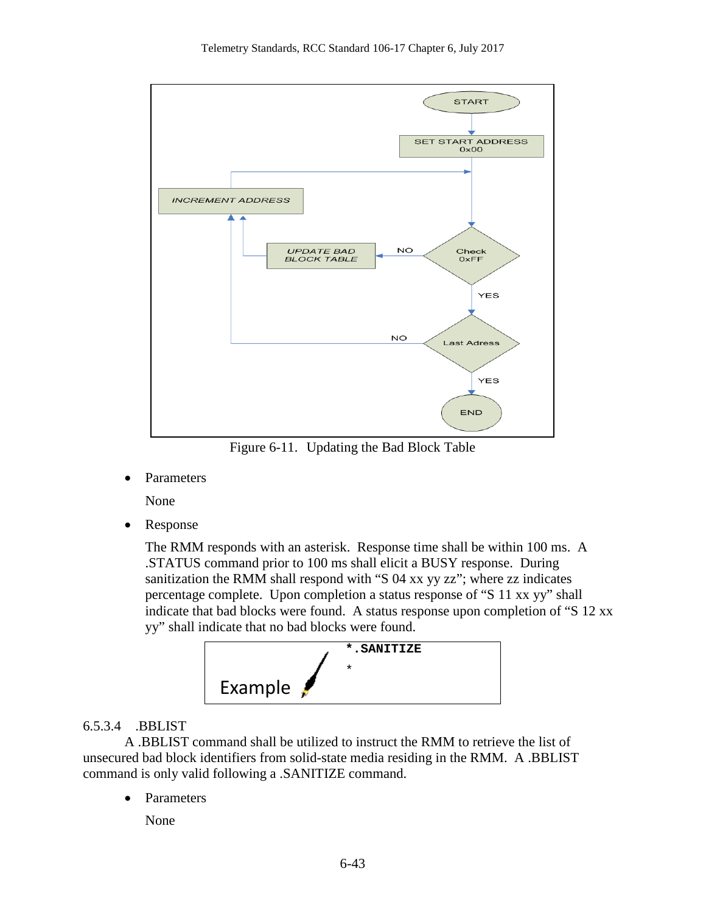Figure 6-11. Updating the Bad Block Table

- Parameters

  None

- Response

  The RMM responds with an asterisk. Response time shall be within 100 ms. A .STATUS command prior to 100 ms shall elicit a BUSY response. During sanitization the RMM shall respond with "S 04 xx yy zz"; where zz indicates percentage complete. Upon completion a status response of "S 11 xx yy" shall indicate that bad blocks were found. A status response upon completion of "S 12 xx yy" shall indicate that no bad blocks were found.

Example

```
*.SANITIZE
*
```

6.5.3.4 .BBLIST

A .BBLIST command shall be utilized to instruct the RMM to retrieve the list of unsecured bad block identifiers from solid-state media residing in the RMM. A .BBLIST command is only valid following a .SANITIZE command.

- Parameters

  None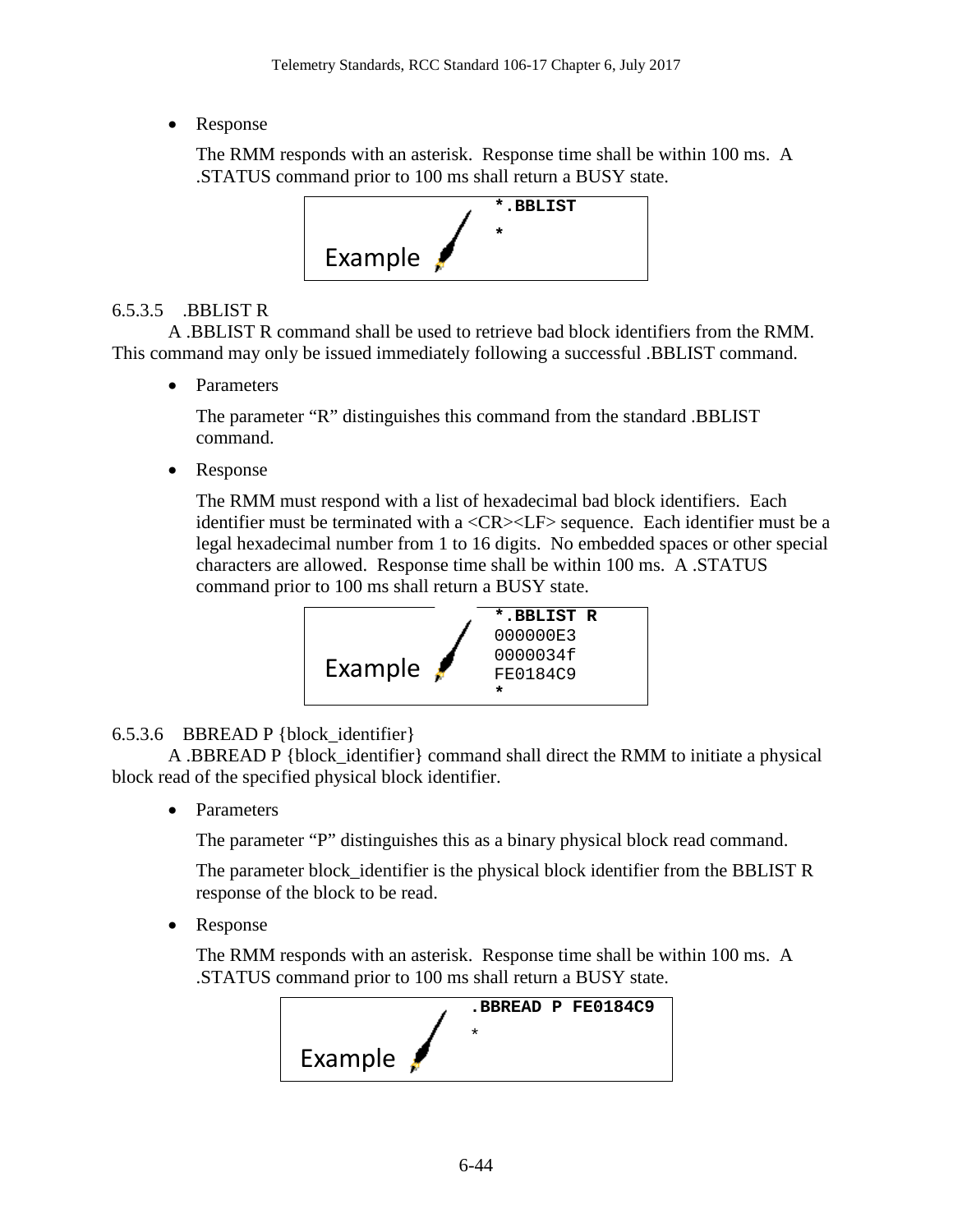- Response

  The RMM responds with an asterisk. Response time shall be within 100 ms. A .STATUS command prior to 100 ms shall return a BUSY state.

```
Example
*.BBLIST
*
```

6.5.3.5 .BBLIST R

A .BBLIST R command shall be used to retrieve bad block identifiers from the RMM. This command may only be issued immediately following a successful .BBLIST command.

- Parameters

  The parameter "R" distinguishes this command from the standard .BBLIST command.

- Response

  The RMM must respond with a list of hexadecimal bad block identifiers. Each identifier must be terminated with a <CR><LF> sequence. Each identifier must be a legal hexadecimal number from 1 to 16 digits. No embedded spaces or other special characters are allowed. Response time shall be within 100 ms. A .STATUS command prior to 100 ms shall return a BUSY state.

```
Example
*.BBLIST R
000000E3
0000034f
FE0184C9
*
```

6.5.3.6 BBREAD P {block_identifier}

A .BBREAD P {block_identifier} command shall direct the RMM to initiate a physical block read of the specified physical block identifier.

- Parameters

  The parameter "P" distinguishes this as a binary physical block read command.

  The parameter block_identifier is the physical block identifier from the BBLIST R response of the block to be read.

- Response

  The RMM responds with an asterisk. Response time shall be within 100 ms. A .STATUS command prior to 100 ms shall return a BUSY state.

```
Example
.BBREAD P FE0184C9
*
```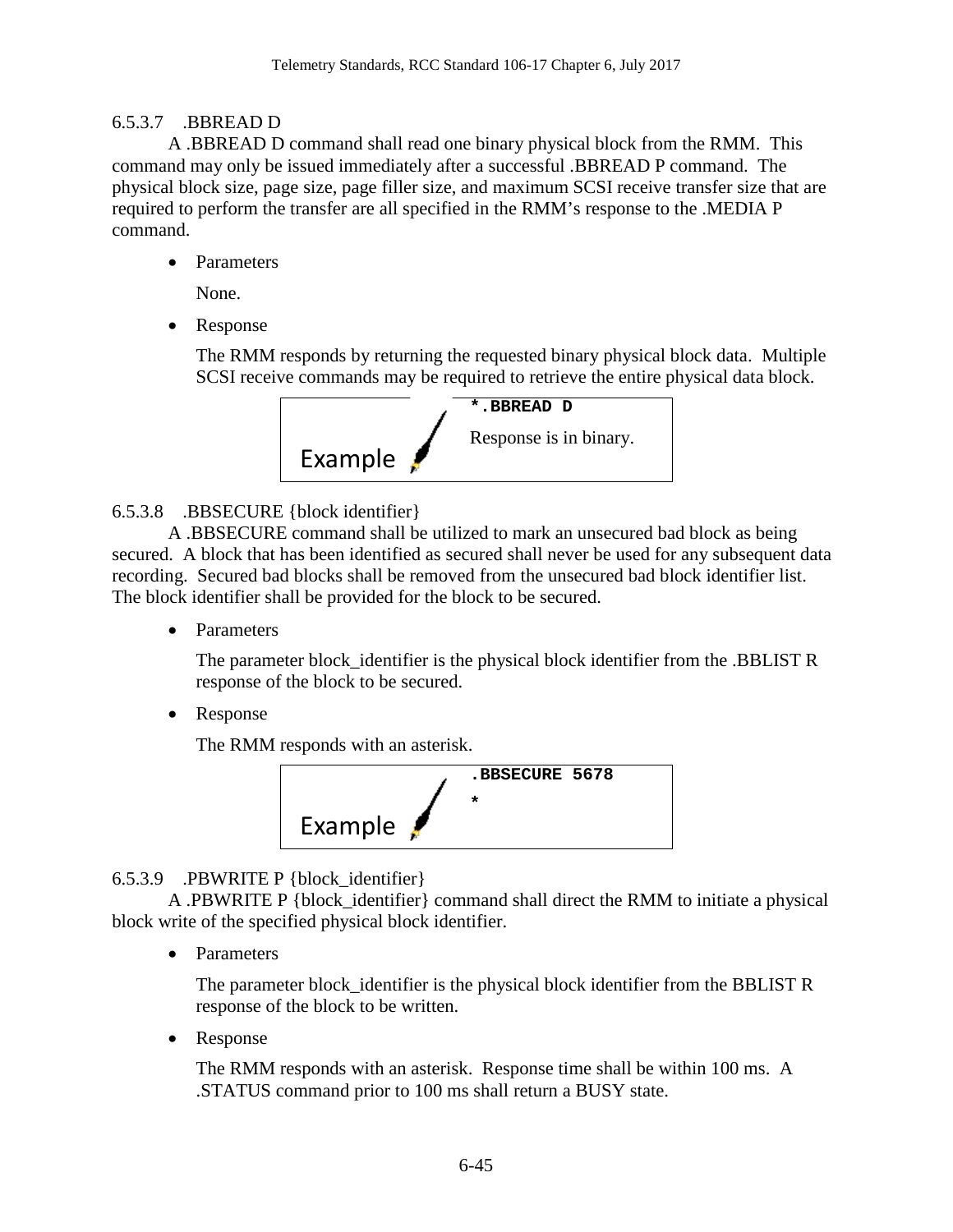#### 6.5.3.7 .BBREAD D

A .BBREAD D command shall read one binary physical block from the RMM. This command may only be issued immediately after a successful .BBREAD P command. The physical block size, page size, page filler size, and maximum SCSI receive transfer size that are required to perform the transfer are all specified in the RMM's response to the .MEDIA P command.

- Parameters

  None.

- Response

  The RMM responds by returning the requested binary physical block data. Multiple SCSI receive commands may be required to retrieve the entire physical data block.

Example

```
*.BBREAD D
```

Response is in binary.

#### 6.5.3.8 .BBSECURE {block identifier}

A .BBSECURE command shall be utilized to mark an unsecured bad block as being secured. A block that has been identified as secured shall never be used for any subsequent data recording. Secured bad blocks shall be removed from the unsecured bad block identifier list. The block identifier shall be provided for the block to be secured.

- Parameters

  The parameter block_identifier is the physical block identifier from the .BBLIST R response of the block to be secured.

- Response

  The RMM responds with an asterisk.

Example

```
.BBSECURE 5678
*
```

#### 6.5.3.9 .PBWRITE P {block_identifier}

A .PBWRITE P {block_identifier} command shall direct the RMM to initiate a physical block write of the specified physical block identifier.

- Parameters

  The parameter block_identifier is the physical block identifier from the BBLIST R response of the block to be written.

- Response

  The RMM responds with an asterisk. Response time shall be within 100 ms. A .STATUS command prior to 100 ms shall return a BUSY state.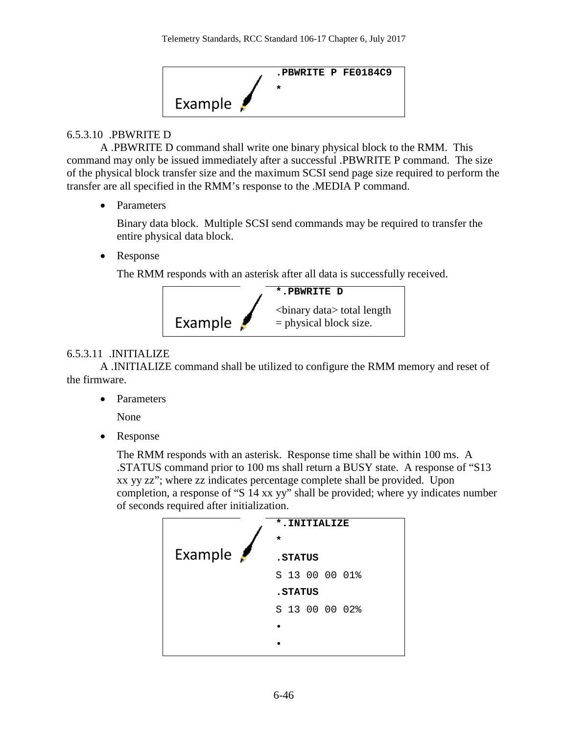Example

```
.PBWRITE P FE0184C9
*
```

#### 6.5.3.10 .PBWRITE D

A .PBWRITE D command shall write one binary physical block to the RMM. This command may only be issued immediately after a successful .PBWRITE P command. The size of the physical block transfer size and the maximum SCSI send page size required to perform the transfer are all specified in the RMM's response to the .MEDIA P command.

- Parameters

  Binary data block. Multiple SCSI send commands may be required to transfer the entire physical data block.

- Response

  The RMM responds with an asterisk after all data is successfully received.

Example

```
*.PBWRITE D
<binary data> total length = physical block size.
```

#### 6.5.3.11 .INITIALIZE

A .INITIALIZE command shall be utilized to configure the RMM memory and reset of the firmware.

- Parameters

  None

- Response

  The RMM responds with an asterisk. Response time shall be within 100 ms. A .STATUS command prior to 100 ms shall return a BUSY state. A response of "S13 xx yy zz"; where zz indicates percentage complete shall be provided. Upon completion, a response of "S 14 xx yy" shall be provided; where yy indicates number of seconds required after initialization.

Example

```
*.INITIALIZE
*
.STATUS
S 13 00 00 01%
.STATUS
S 13 00 00 02%
•
•
```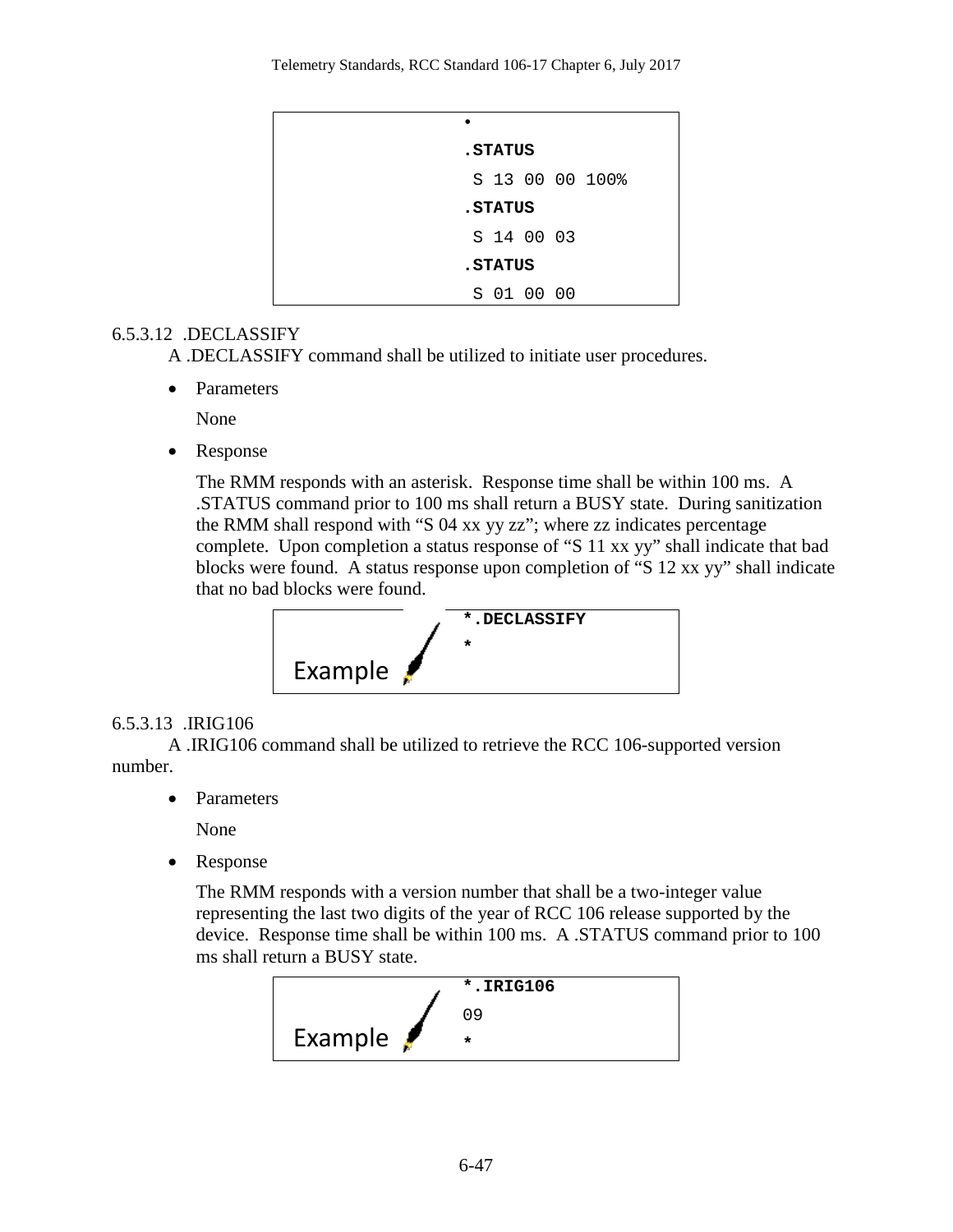```
•
.STATUS
 S 13 00 00 100%
.STATUS
 S 14 00 03
.STATUS
 S 01 00 00
```

#### 6.5.3.12 .DECLASSIFY

A .DECLASSIFY command shall be utilized to initiate user procedures.

- Parameters

  None

- Response

  The RMM responds with an asterisk. Response time shall be within 100 ms. A .STATUS command prior to 100 ms shall return a BUSY state. During sanitization the RMM shall respond with "S 04 xx yy zz"; where zz indicates percentage complete. Upon completion a status response of "S 11 xx yy" shall indicate that bad blocks were found. A status response upon completion of "S 12 xx yy" shall indicate that no bad blocks were found.

Example

```
*.DECLASSIFY
*
```

#### 6.5.3.13 .IRIG106

A .IRIG106 command shall be utilized to retrieve the RCC 106-supported version number.

- Parameters

  None

- Response

  The RMM responds with a version number that shall be a two-integer value representing the last two digits of the year of RCC 106 release supported by the device. Response time shall be within 100 ms. A .STATUS command prior to 100 ms shall return a BUSY state.

Example

```
*.IRIG106
09
*
```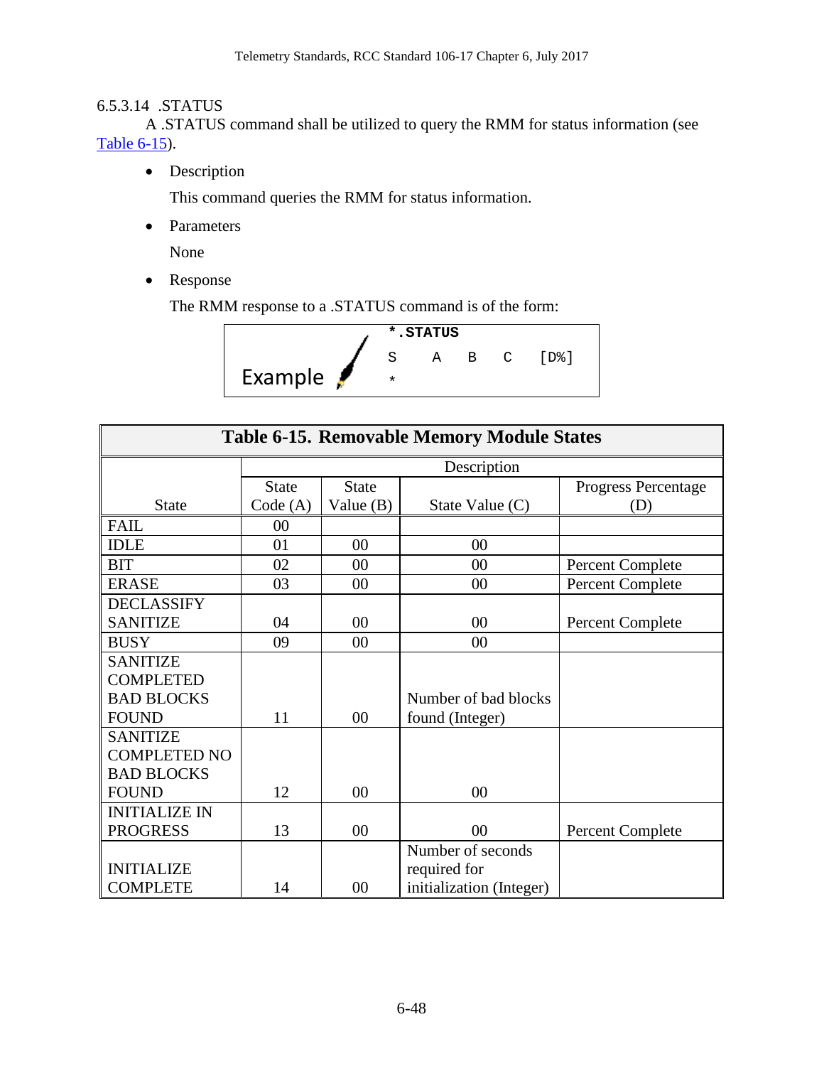#### 6.5.3.14 .STATUS

A .STATUS command shall be utilized to query the RMM for status information (see Table 6-15).

- Description

  This command queries the RMM for status information.

- Parameters

  None

- Response

  The RMM response to a .STATUS command is of the form:

```
Example    *.STATUS
           S    A    B    C    [D%]
           *
```

**Table 6-15. Removable Memory Module States**

| State | Description | | | |
|---|---|---|---|---|
| | State Code (A) | State Value (B) | State Value (C) | Progress Percentage (D) |
| FAIL | 00 | | | |
| IDLE | 01 | 00 | 00 | |
| BIT | 02 | 00 | 00 | Percent Complete |
| ERASE | 03 | 00 | 00 | Percent Complete |
| DECLASSIFY SANITIZE | 04 | 00 | 00 | Percent Complete |
| BUSY | 09 | 00 | 00 | |
| SANITIZE COMPLETED BAD BLOCKS FOUND | 11 | 00 | Number of bad blocks found (Integer) | |
| SANITIZE COMPLETED NO BAD BLOCKS FOUND | 12 | 00 | 00 | |
| INITIALIZE IN PROGRESS | 13 | 00 | 00 | Percent Complete |
| INITIALIZE COMPLETE | 14 | 00 | Number of seconds required for initialization (Integer) | |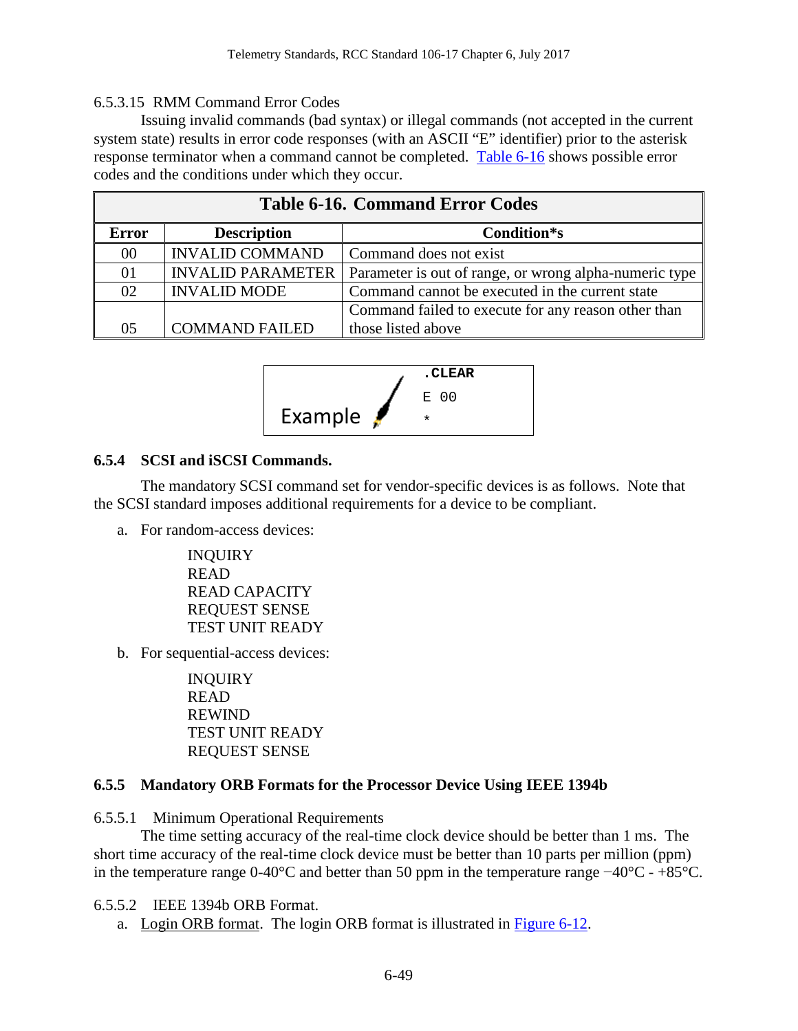6.5.3.15 RMM Command Error Codes

Issuing invalid commands (bad syntax) or illegal commands (not accepted in the current system state) results in error code responses (with an ASCII “E” identifier) prior to the asterisk response terminator when a command cannot be completed. Table 6-16 shows possible error codes and the conditions under which they occur.

**Table 6-16. Command Error Codes**

| Error | Description | Condition*s |
|---|---|---|
| 00 | INVALID COMMAND | Command does not exist |
| 01 | INVALID PARAMETER | Parameter is out of range, or wrong alpha-numeric type |
| 02 | INVALID MODE | Command cannot be executed in the current state |
| 05 | COMMAND FAILED | Command failed to execute for any reason other than those listed above |

Example

```
.CLEAR
E 00
*
```

### 6.5.4 SCSI and iSCSI Commands.

The mandatory SCSI command set for vendor-specific devices is as follows. Note that the SCSI standard imposes additional requirements for a device to be compliant.

a. For random-access devices:

   INQUIRY
   READ
   READ CAPACITY
   REQUEST SENSE
   TEST UNIT READY

b. For sequential-access devices:

   INQUIRY
   READ
   REWIND
   TEST UNIT READY
   REQUEST SENSE

### 6.5.5 Mandatory ORB Formats for the Processor Device Using IEEE 1394b

6.5.5.1 Minimum Operational Requirements

The time setting accuracy of the real-time clock device should be better than 1 ms. The short time accuracy of the real-time clock device must be better than 10 parts per million (ppm) in the temperature range 0-40°C and better than 50 ppm in the temperature range −40°C - +85°C.

6.5.5.2 IEEE 1394b ORB Format.

a. Login ORB format. The login ORB format is illustrated in Figure 6-12.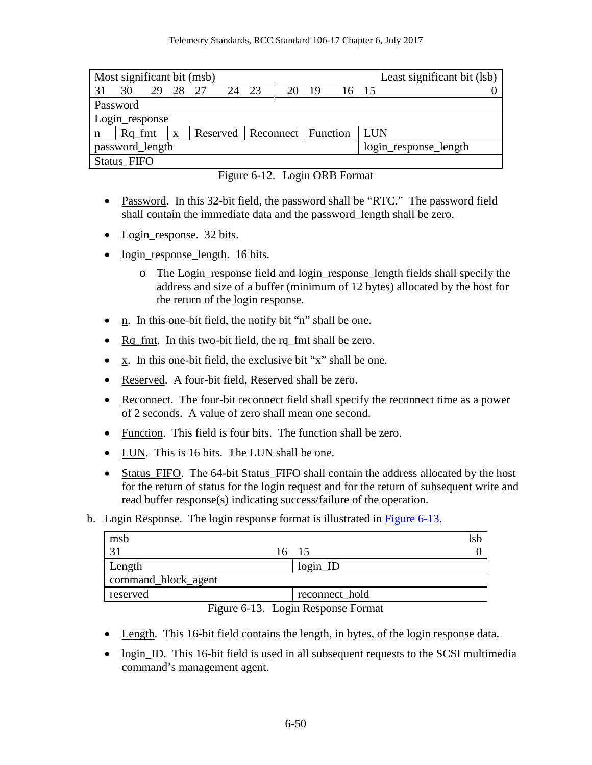| Most significant bit (msb) | | | | | | | Least significant bit (lsb) |
|---|---|---|---|---|---|---|---|
| 31 | 30 29 | 28 | 27 24 | 23 20 | 19 16 | 15 | 0 |
| Password | | | | | | | |
| Login_response | | | | | | | |
| n | Rq_fmt | x | Reserved | Reconnect | Function | LUN | |
| password_length | | | | | | login_response_length | |
| Status_FIFO | | | | | | | |

Figure 6-12. Login ORB Format

- Password. In this 32-bit field, the password shall be "RTC." The password field shall contain the immediate data and the password_length shall be zero.
- Login_response. 32 bits.
- login_response_length. 16 bits.
  - The Login_response field and login_response_length fields shall specify the address and size of a buffer (minimum of 12 bytes) allocated by the host for the return of the login response.
- n. In this one-bit field, the notify bit "n" shall be one.
- Rq_fmt. In this two-bit field, the rq_fmt shall be zero.
- x. In this one-bit field, the exclusive bit "x" shall be one.
- Reserved. A four-bit field, Reserved shall be zero.
- Reconnect. The four-bit reconnect field shall specify the reconnect time as a power of 2 seconds. A value of zero shall mean one second.
- Function. This field is four bits. The function shall be zero.
- LUN. This is 16 bits. The LUN shall be one.
- Status_FIFO. The 64-bit Status_FIFO shall contain the address allocated by the host for the return of status for the login request and for the return of subsequent write and read buffer response(s) indicating success/failure of the operation.

b. Login Response. The login response format is illustrated in Figure 6-13.

| msb | lsb |
|---|---|
| 31 16 | 15 0 |
| Length | login_ID |
| command_block_agent | |
| reserved | reconnect_hold |

Figure 6-13. Login Response Format

- Length. This 16-bit field contains the length, in bytes, of the login response data.
- login_ID. This 16-bit field is used in all subsequent requests to the SCSI multimedia command's management agent.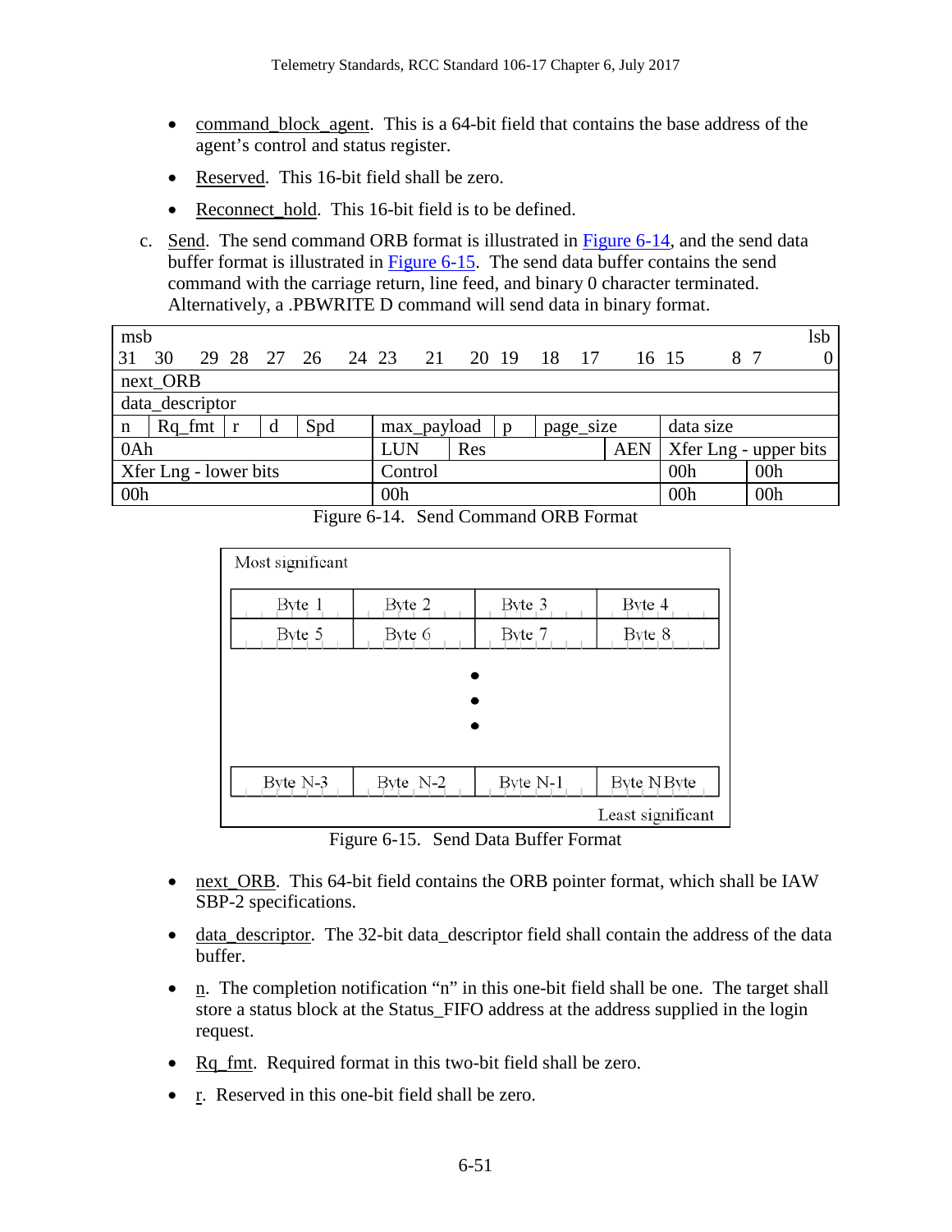- command_block_agent. This is a 64-bit field that contains the base address of the agent's control and status register.
- Reserved. This 16-bit field shall be zero.
- Reconnect_hold. This 16-bit field is to be defined.

c. Send. The send command ORB format is illustrated in Figure 6-14, and the send data buffer format is illustrated in Figure 6-15. The send data buffer contains the send command with the carriage return, line feed, and binary 0 character terminated. Alternatively, a .PBWRITE D command will send data in binary format.

| msb 31 | 30 29 | 28 | 27 | 26 24 | 23 21 | 20 | 19 18 17 16 | 15 8 | 7 0 lsb |
|---|---|---|---|---|---|---|---|---|---|
| next_ORB | | | | | | | | | |
| data_descriptor | | | | | | | | | |
| n | Rq_fmt | r | d | Spd | max_payload | p | page_size | data size | |
| 0Ah | | | | | LUN | Res | AEN | Xfer Lng - upper bits | |
| Xfer Lng - lower bits | | | | | Control | | | 00h | 00h |
| 00h | | | | | 00h | | | 00h | 00h |

Figure 6-14. Send Command ORB Format

| Most significant | | | |
|---|---|---|---|
| Byte 1 | Byte 2 | Byte 3 | Byte 4 |
| Byte 5 | Byte 6 | Byte 7 | Byte 8 |
| • | • | • | • |
| Byte N-3 | Byte N-2 | Byte N-1 | Byte N Byte |
| | | | Least significant |

Figure 6-15. Send Data Buffer Format

- next_ORB. This 64-bit field contains the ORB pointer format, which shall be IAW SBP-2 specifications.
- data_descriptor. The 32-bit data_descriptor field shall contain the address of the data buffer.
- n. The completion notification "n" in this one-bit field shall be one. The target shall store a status block at the Status_FIFO address at the address supplied in the login request.
- Rq_fmt. Required format in this two-bit field shall be zero.
- r. Reserved in this one-bit field shall be zero.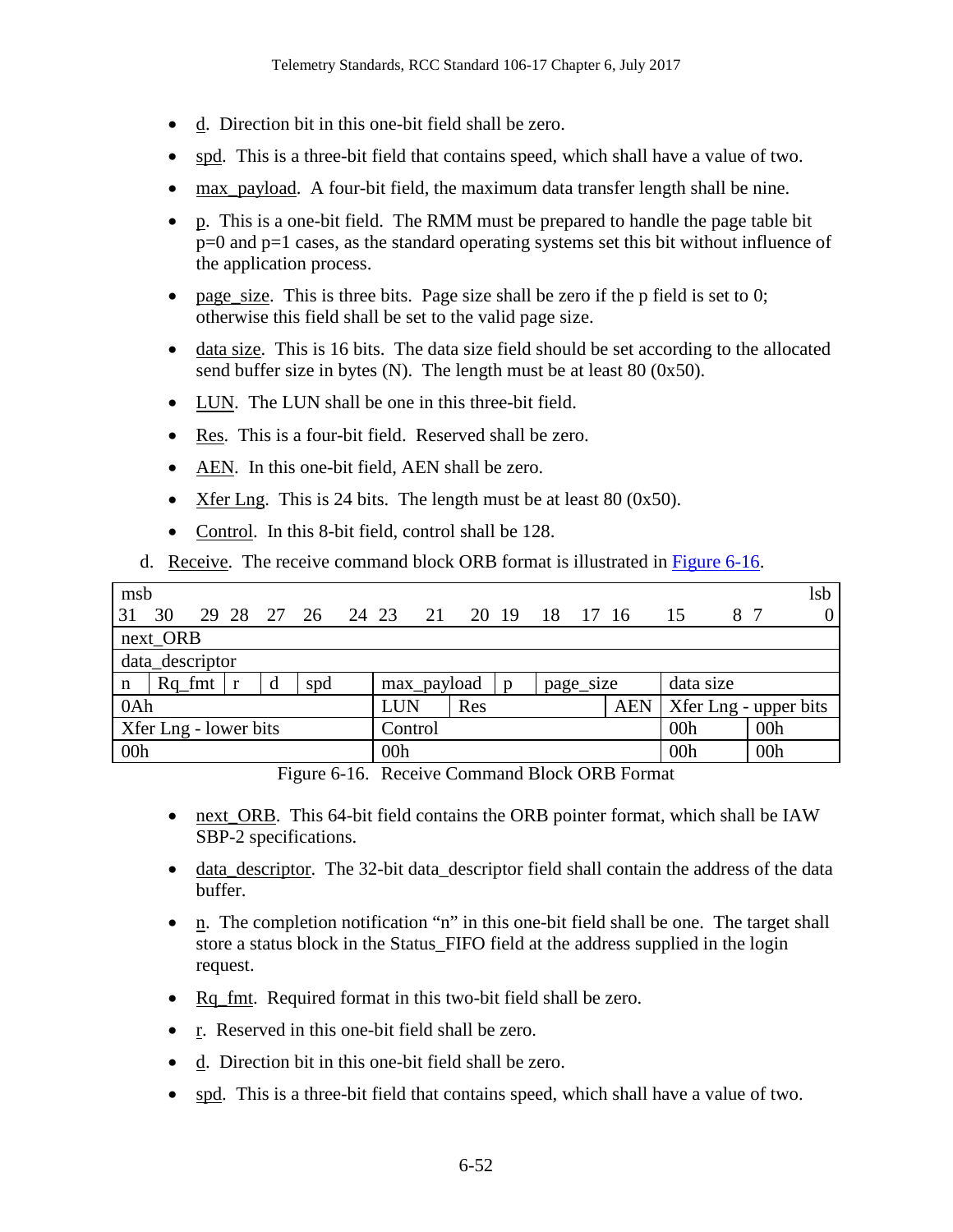- d. Direction bit in this one-bit field shall be zero.
- spd. This is a three-bit field that contains speed, which shall have a value of two.
- max_payload. A four-bit field, the maximum data transfer length shall be nine.
- p. This is a one-bit field. The RMM must be prepared to handle the page table bit p=0 and p=1 cases, as the standard operating systems set this bit without influence of the application process.
- page_size. This is three bits. Page size shall be zero if the p field is set to 0; otherwise this field shall be set to the valid page size.
- data size. This is 16 bits. The data size field should be set according to the allocated send buffer size in bytes (N). The length must be at least 80 (0x50).
- LUN. The LUN shall be one in this three-bit field.
- Res. This is a four-bit field. Reserved shall be zero.
- AEN. In this one-bit field, AEN shall be zero.
- Xfer Lng. This is 24 bits. The length must be at least 80 (0x50).
- Control. In this 8-bit field, control shall be 128.

d. Receive. The receive command block ORB format is illustrated in Figure 6-16.

| msb 31 | 30 29 | 28 | 27 | 26 24 | 23 21 | 20 | 19 | 18 17 16 | 15 8 | 7 lsb 0 |
|---|---|---|---|---|---|---|---|---|---|---|
| next_ORB | | | | | | | | | | |
| data_descriptor | | | | | | | | | | |
| n | Rq_fmt | r | d | spd | max_payload | | p | page_size | data size | |
| 0Ah | | | | | LUN | Res | | AEN | Xfer Lng - upper bits | |
| Xfer Lng - lower bits | | | | | Control | | | | 00h | 00h |
| 00h | | | | | 00h | | | | 00h | 00h |

Figure 6-16. Receive Command Block ORB Format

- next_ORB. This 64-bit field contains the ORB pointer format, which shall be IAW SBP-2 specifications.
- data_descriptor. The 32-bit data_descriptor field shall contain the address of the data buffer.
- n. The completion notification "n" in this one-bit field shall be one. The target shall store a status block in the Status_FIFO field at the address supplied in the login request.
- Rq_fmt. Required format in this two-bit field shall be zero.
- r. Reserved in this one-bit field shall be zero.
- d. Direction bit in this one-bit field shall be zero.
- spd. This is a three-bit field that contains speed, which shall have a value of two.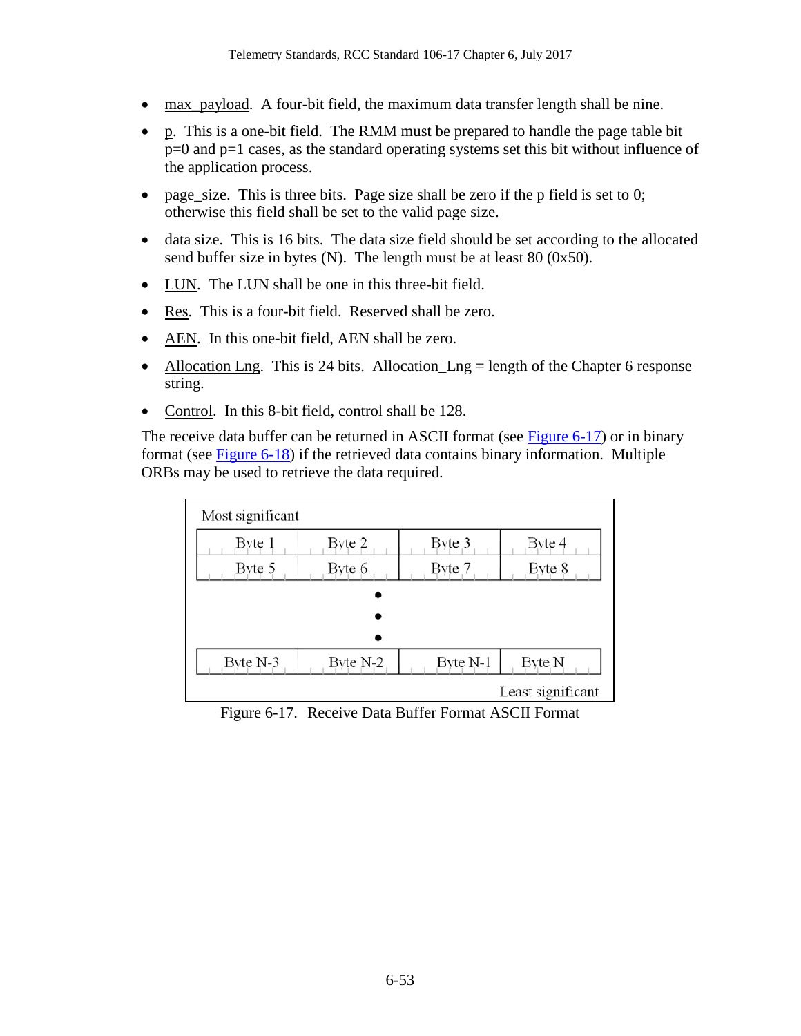- max_payload. A four-bit field, the maximum data transfer length shall be nine.
- p. This is a one-bit field. The RMM must be prepared to handle the page table bit p=0 and p=1 cases, as the standard operating systems set this bit without influence of the application process.
- page_size. This is three bits. Page size shall be zero if the p field is set to 0; otherwise this field shall be set to the valid page size.
- data size. This is 16 bits. The data size field should be set according to the allocated send buffer size in bytes (N). The length must be at least 80 (0x50).
- LUN. The LUN shall be one in this three-bit field.
- Res. This is a four-bit field. Reserved shall be zero.
- AEN. In this one-bit field, AEN shall be zero.
- Allocation Lng. This is 24 bits. Allocation_Lng = length of the Chapter 6 response string.
- Control. In this 8-bit field, control shall be 128.

The receive data buffer can be returned in ASCII format (see Figure 6-17) or in binary format (see Figure 6-18) if the retrieved data contains binary information. Multiple ORBs may be used to retrieve the data required.

Most significant

| Byte 1 | Byte 2 | Byte 3 | Byte 4 |
|---|---|---|---|
| Byte 5 | Byte 6 | Byte 7 | Byte 8 |
| • | • | • | • |
| Byte N-3 | Byte N-2 | Byte N-1 | Byte N |

Least significant

Figure 6-17. Receive Data Buffer Format ASCII Format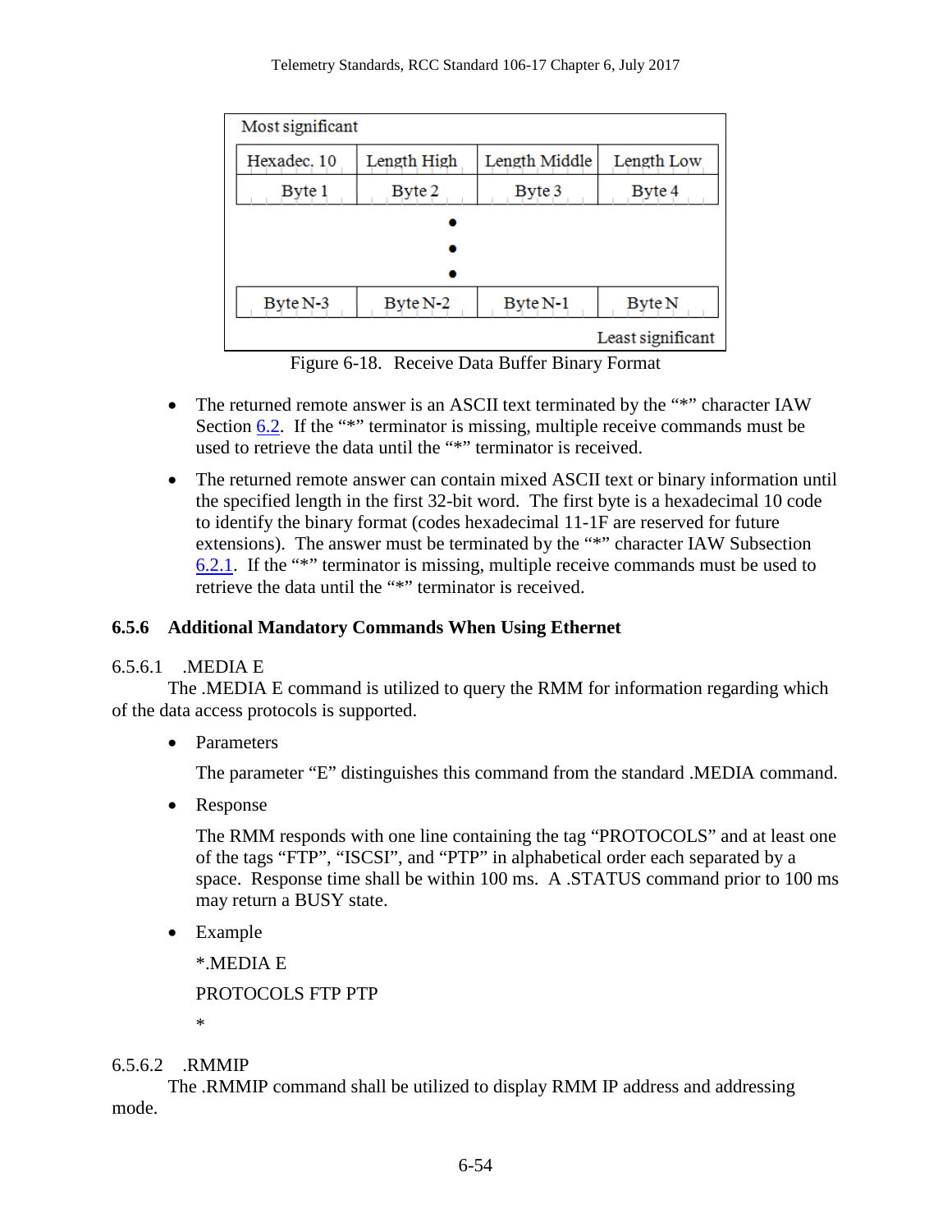Most significant

| Hexadec. 10 | Length High | Length Middle | Length Low |
|---|---|---|---|
| Byte 1 | Byte 2 | Byte 3 | Byte 4 |
| • | | | |
| • | | | |
| • | | | |
| Byte N-3 | Byte N-2 | Byte N-1 | Byte N |

Least significant

Figure 6-18. Receive Data Buffer Binary Format

- The returned remote answer is an ASCII text terminated by the "*" character IAW Section 6.2. If the "*" terminator is missing, multiple receive commands must be used to retrieve the data until the "*" terminator is received.
- The returned remote answer can contain mixed ASCII text or binary information until the specified length in the first 32-bit word. The first byte is a hexadecimal 10 code to identify the binary format (codes hexadecimal 11-1F are reserved for future extensions). The answer must be terminated by the "*" character IAW Subsection 6.2.1. If the "*" terminator is missing, multiple receive commands must be used to retrieve the data until the "*" terminator is received.

### 6.5.6 Additional Mandatory Commands When Using Ethernet

#### 6.5.6.1 .MEDIA E

The .MEDIA E command is utilized to query the RMM for information regarding which of the data access protocols is supported.

- Parameters

  The parameter "E" distinguishes this command from the standard .MEDIA command.

- Response

  The RMM responds with one line containing the tag "PROTOCOLS" and at least one of the tags "FTP", "ISCSI", and "PTP" in alphabetical order each separated by a space. Response time shall be within 100 ms. A .STATUS command prior to 100 ms may return a BUSY state.

- Example

  *.MEDIA E

  PROTOCOLS FTP PTP

  *

#### 6.5.6.2 .RMMIP

The .RMMIP command shall be utilized to display RMM IP address and addressing mode.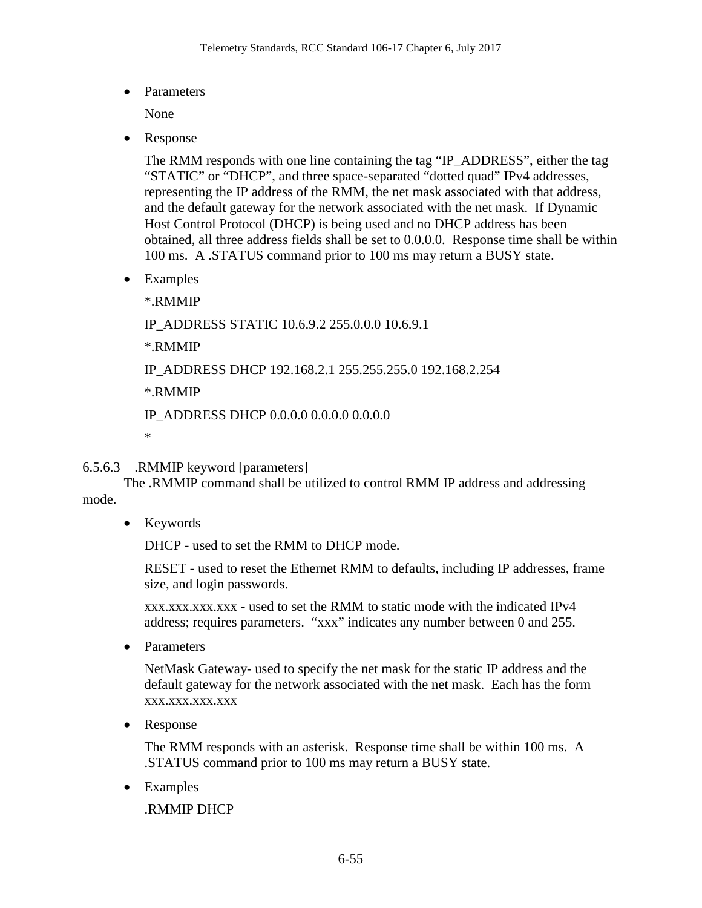- Parameters

  None

- Response

  The RMM responds with one line containing the tag "IP_ADDRESS", either the tag "STATIC" or "DHCP", and three space-separated "dotted quad" IPv4 addresses, representing the IP address of the RMM, the net mask associated with that address, and the default gateway for the network associated with the net mask. If Dynamic Host Control Protocol (DHCP) is being used and no DHCP address has been obtained, all three address fields shall be set to 0.0.0.0. Response time shall be within 100 ms. A .STATUS command prior to 100 ms may return a BUSY state.

- Examples

  *.RMMIP

  IP_ADDRESS STATIC 10.6.9.2 255.0.0.0 10.6.9.1

  *.RMMIP

  IP_ADDRESS DHCP 192.168.2.1 255.255.255.0 192.168.2.254

  *.RMMIP

  IP_ADDRESS DHCP 0.0.0.0 0.0.0.0 0.0.0.0

  *

#### 6.5.6.3 .RMMIP keyword [parameters]

The .RMMIP command shall be utilized to control RMM IP address and addressing mode.

- Keywords

  DHCP - used to set the RMM to DHCP mode.

  RESET - used to reset the Ethernet RMM to defaults, including IP addresses, frame size, and login passwords.

  xxx.xxx.xxx.xxx - used to set the RMM to static mode with the indicated IPv4 address; requires parameters. "xxx" indicates any number between 0 and 255.

- Parameters

  NetMask Gateway- used to specify the net mask for the static IP address and the default gateway for the network associated with the net mask. Each has the form xxx.xxx.xxx.xxx

- Response

  The RMM responds with an asterisk. Response time shall be within 100 ms. A .STATUS command prior to 100 ms may return a BUSY state.

- Examples

  .RMMIP DHCP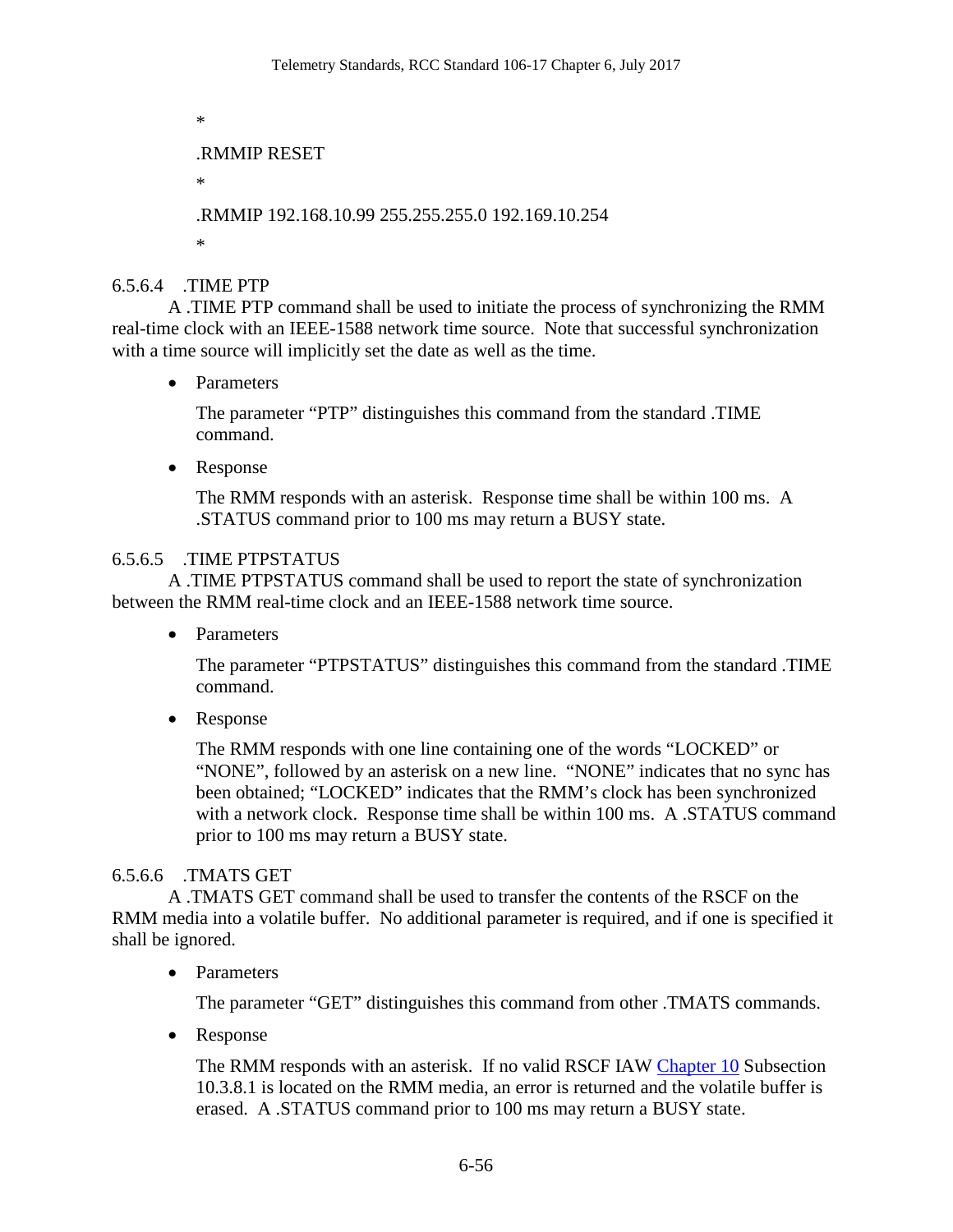```
*
.RMMIP RESET
*
.RMMIP 192.168.10.99 255.255.255.0 192.169.10.254
*
```

#### 6.5.6.4 .TIME PTP

A .TIME PTP command shall be used to initiate the process of synchronizing the RMM real-time clock with an IEEE-1588 network time source. Note that successful synchronization with a time source will implicitly set the date as well as the time.

- Parameters

  The parameter "PTP" distinguishes this command from the standard .TIME command.

- Response

  The RMM responds with an asterisk. Response time shall be within 100 ms. A .STATUS command prior to 100 ms may return a BUSY state.

#### 6.5.6.5 .TIME PTPSTATUS

A .TIME PTPSTATUS command shall be used to report the state of synchronization between the RMM real-time clock and an IEEE-1588 network time source.

- Parameters

  The parameter "PTPSTATUS" distinguishes this command from the standard .TIME command.

- Response

  The RMM responds with one line containing one of the words "LOCKED" or "NONE", followed by an asterisk on a new line. "NONE" indicates that no sync has been obtained; "LOCKED" indicates that the RMM's clock has been synchronized with a network clock. Response time shall be within 100 ms. A .STATUS command prior to 100 ms may return a BUSY state.

#### 6.5.6.6 .TMATS GET

A .TMATS GET command shall be used to transfer the contents of the RSCF on the RMM media into a volatile buffer. No additional parameter is required, and if one is specified it shall be ignored.

- Parameters

  The parameter "GET" distinguishes this command from other .TMATS commands.

- Response

  The RMM responds with an asterisk. If no valid RSCF IAW Chapter 10 Subsection 10.3.8.1 is located on the RMM media, an error is returned and the volatile buffer is erased. A .STATUS command prior to 100 ms may return a BUSY state.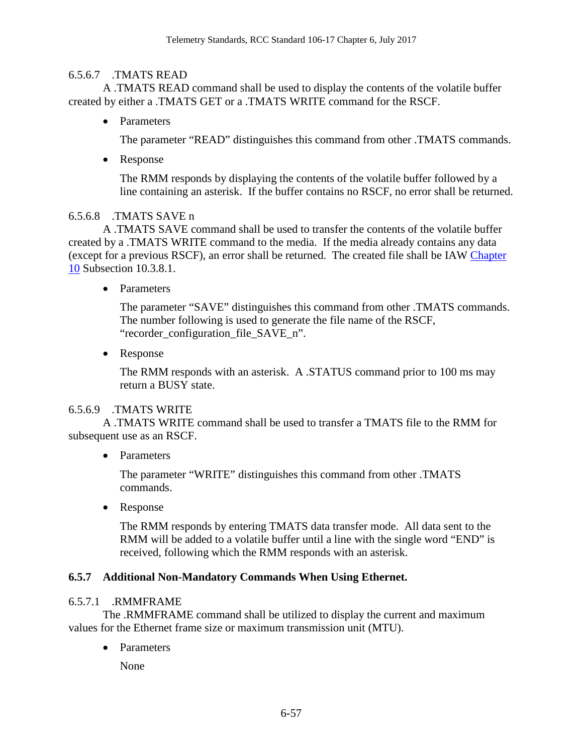#### 6.5.6.7 .TMATS READ

A .TMATS READ command shall be used to display the contents of the volatile buffer created by either a .TMATS GET or a .TMATS WRITE command for the RSCF.

- Parameters

  The parameter "READ" distinguishes this command from other .TMATS commands.

- Response

  The RMM responds by displaying the contents of the volatile buffer followed by a line containing an asterisk. If the buffer contains no RSCF, no error shall be returned.

#### 6.5.6.8 .TMATS SAVE n

A .TMATS SAVE command shall be used to transfer the contents of the volatile buffer created by a .TMATS WRITE command to the media. If the media already contains any data (except for a previous RSCF), an error shall be returned. The created file shall be IAW Chapter 10 Subsection 10.3.8.1.

- Parameters

  The parameter "SAVE" distinguishes this command from other .TMATS commands. The number following is used to generate the file name of the RSCF, "recorder_configuration_file_SAVE_n".

- Response

  The RMM responds with an asterisk. A .STATUS command prior to 100 ms may return a BUSY state.

#### 6.5.6.9 .TMATS WRITE

A .TMATS WRITE command shall be used to transfer a TMATS file to the RMM for subsequent use as an RSCF.

- Parameters

  The parameter "WRITE" distinguishes this command from other .TMATS commands.

- Response

  The RMM responds by entering TMATS data transfer mode. All data sent to the RMM will be added to a volatile buffer until a line with the single word "END" is received, following which the RMM responds with an asterisk.

### 6.5.7 Additional Non-Mandatory Commands When Using Ethernet.

#### 6.5.7.1 .RMMFRAME

The .RMMFRAME command shall be utilized to display the current and maximum values for the Ethernet frame size or maximum transmission unit (MTU).

- Parameters

  None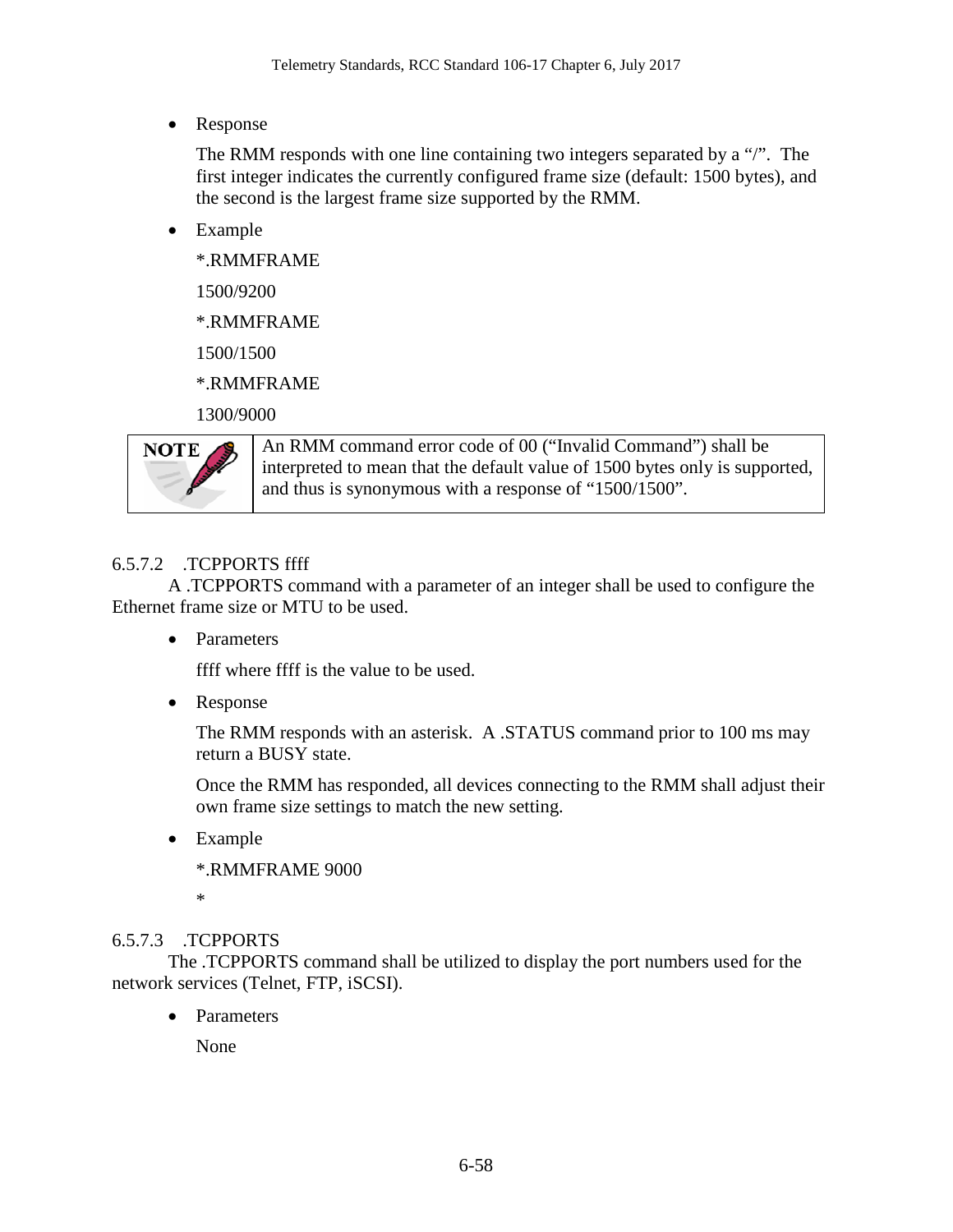- Response

  The RMM responds with one line containing two integers separated by a "/". The first integer indicates the currently configured frame size (default: 1500 bytes), and the second is the largest frame size supported by the RMM.

- Example

  *.RMMFRAME

  1500/9200

  *.RMMFRAME

  1500/1500

  *.RMMFRAME

  1300/9000

> **NOTE:** An RMM command error code of 00 ("Invalid Command") shall be interpreted to mean that the default value of 1500 bytes only is supported, and thus is synonymous with a response of "1500/1500".

#### 6.5.7.2 .TCPPORTS ffff

A .TCPPORTS command with a parameter of an integer shall be used to configure the Ethernet frame size or MTU to be used.

- Parameters

  ffff where ffff is the value to be used.

- Response

  The RMM responds with an asterisk. A .STATUS command prior to 100 ms may return a BUSY state.

  Once the RMM has responded, all devices connecting to the RMM shall adjust their own frame size settings to match the new setting.

- Example

  *.RMMFRAME 9000

  *

#### 6.5.7.3 .TCPPORTS

The .TCPPORTS command shall be utilized to display the port numbers used for the network services (Telnet, FTP, iSCSI).

- Parameters

  None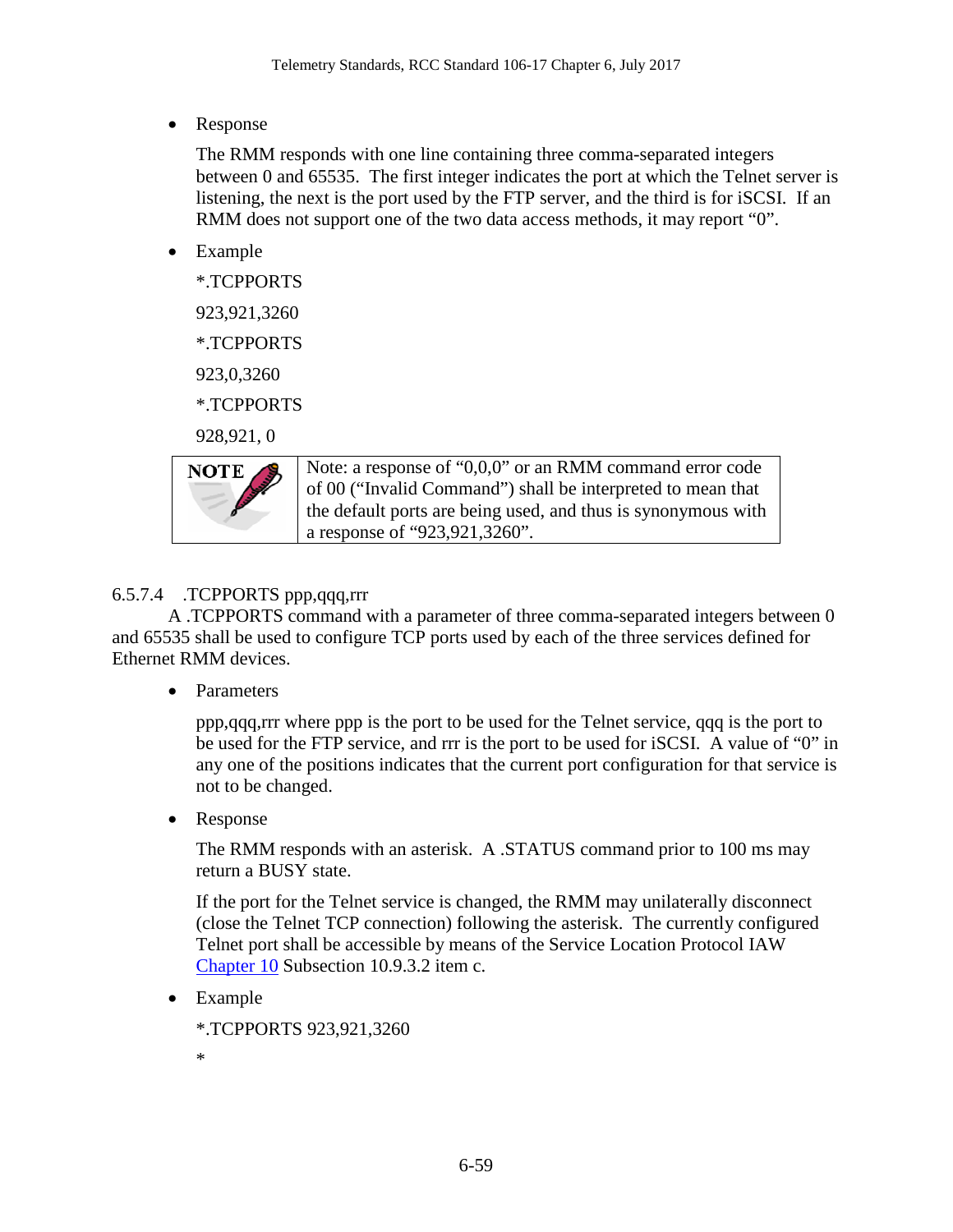- Response

  The RMM responds with one line containing three comma-separated integers between 0 and 65535. The first integer indicates the port at which the Telnet server is listening, the next is the port used by the FTP server, and the third is for iSCSI. If an RMM does not support one of the two data access methods, it may report "0".

- Example

  *.TCPPORTS

  923,921,3260

  *.TCPPORTS

  923,0,3260

  *.TCPPORTS

  928,921, 0

| NOTE | Note: a response of "0,0,0" or an RMM command error code of 00 ("Invalid Command") shall be interpreted to mean that the default ports are being used, and thus is synonymous with a response of "923,921,3260". |
|---|---|

#### 6.5.7.4 .TCPPORTS ppp,qqq,rrr

A .TCPPORTS command with a parameter of three comma-separated integers between 0 and 65535 shall be used to configure TCP ports used by each of the three services defined for Ethernet RMM devices.

- Parameters

  ppp,qqq,rrr where ppp is the port to be used for the Telnet service, qqq is the port to be used for the FTP service, and rrr is the port to be used for iSCSI. A value of "0" in any one of the positions indicates that the current port configuration for that service is not to be changed.

- Response

  The RMM responds with an asterisk. A .STATUS command prior to 100 ms may return a BUSY state.

  If the port for the Telnet service is changed, the RMM may unilaterally disconnect (close the Telnet TCP connection) following the asterisk. The currently configured Telnet port shall be accessible by means of the Service Location Protocol IAW Chapter 10 Subsection 10.9.3.2 item c.

- Example

  *.TCPPORTS 923,921,3260

  *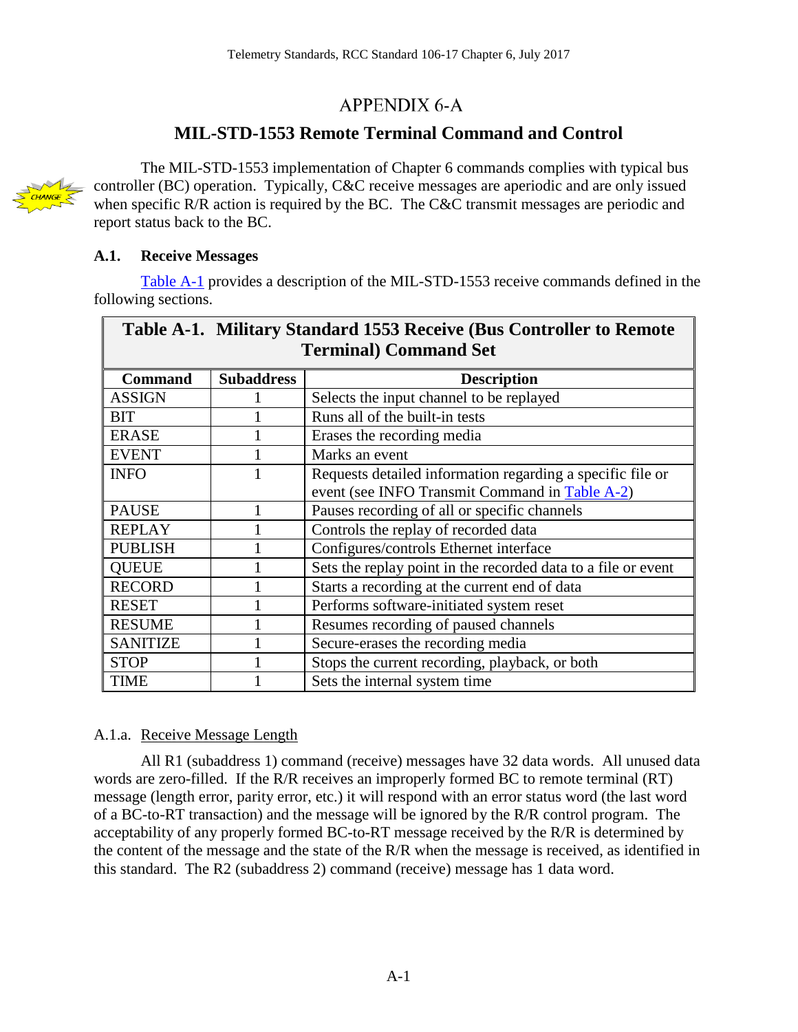# APPENDIX 6-A

## MIL-STD-1553 Remote Terminal Command and Control

The MIL-STD-1553 implementation of Chapter 6 commands complies with typical bus controller (BC) operation. Typically, C&C receive messages are aperiodic and are only issued when specific R/R action is required by the BC. The C&C transmit messages are periodic and report status back to the BC.

### A.1. Receive Messages

Table A-1 provides a description of the MIL-STD-1553 receive commands defined in the following sections.

**Table A-1. Military Standard 1553 Receive (Bus Controller to Remote Terminal) Command Set**

| Command | Subaddress | Description |
|---|---|---|
| ASSIGN | 1 | Selects the input channel to be replayed |
| BIT | 1 | Runs all of the built-in tests |
| ERASE | 1 | Erases the recording media |
| EVENT | 1 | Marks an event |
| INFO | 1 | Requests detailed information regarding a specific file or event (see INFO Transmit Command in Table A-2) |
| PAUSE | 1 | Pauses recording of all or specific channels |
| REPLAY | 1 | Controls the replay of recorded data |
| PUBLISH | 1 | Configures/controls Ethernet interface |
| QUEUE | 1 | Sets the replay point in the recorded data to a file or event |
| RECORD | 1 | Starts a recording at the current end of data |
| RESET | 1 | Performs software-initiated system reset |
| RESUME | 1 | Resumes recording of paused channels |
| SANITIZE | 1 | Secure-erases the recording media |
| STOP | 1 | Stops the current recording, playback, or both |
| TIME | 1 | Sets the internal system time |

#### A.1.a. Receive Message Length

All R1 (subaddress 1) command (receive) messages have 32 data words. All unused data words are zero-filled. If the R/R receives an improperly formed BC to remote terminal (RT) message (length error, parity error, etc.) it will respond with an error status word (the last word of a BC-to-RT transaction) and the message will be ignored by the R/R control program. The acceptability of any properly formed BC-to-RT message received by the R/R is determined by the content of the message and the state of the R/R when the message is received, as identified in this standard. The R2 (subaddress 2) command (receive) message has 1 data word.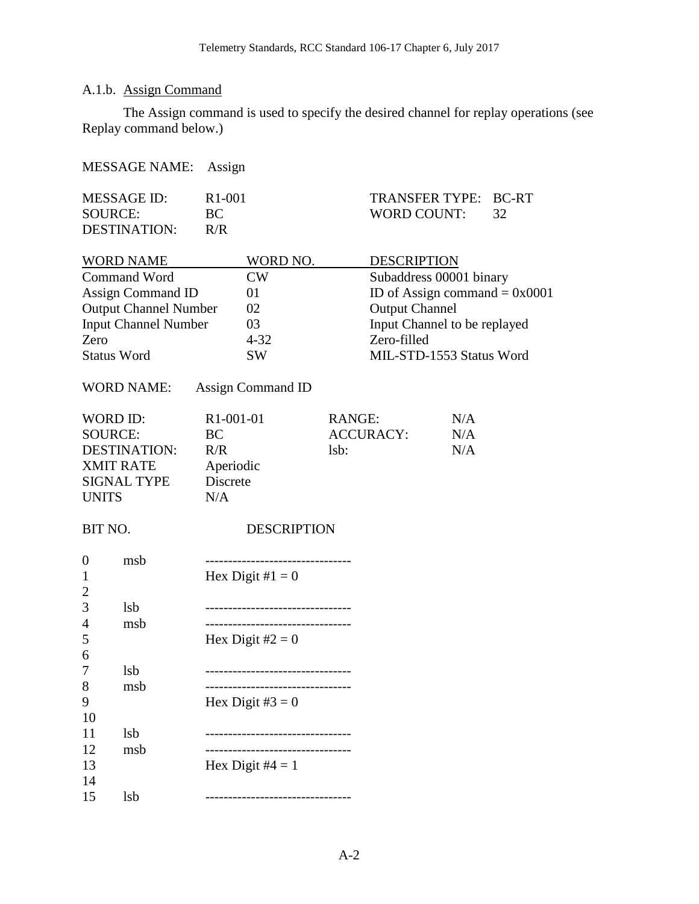#### A.1.b. Assign Command

The Assign command is used to specify the desired channel for replay operations (see Replay command below.)

MESSAGE NAME: Assign

| | | | |
|---|---|---|---|
| MESSAGE ID: | R1-001 | TRANSFER TYPE: | BC-RT |
| SOURCE: | BC | WORD COUNT: | 32 |
| DESTINATION: | R/R | | |

| WORD NAME | WORD NO. | DESCRIPTION |
|---|---|---|
| Command Word | CW | Subaddress 00001 binary |
| Assign Command ID | 01 | ID of Assign command = 0x0001 |
| Output Channel Number | 02 | Output Channel |
| Input Channel Number | 03 | Input Channel to be replayed |
| Zero | 4-32 | Zero-filled |
| Status Word | SW | MIL-STD-1553 Status Word |

WORD NAME: Assign Command ID

| | | | |
|---|---|---|---|
| WORD ID: | R1-001-01 | RANGE: | N/A |
| SOURCE: | BC | ACCURACY: | N/A |
| DESTINATION: | R/R | lsb: | N/A |
| XMIT RATE | Aperiodic | | |
| SIGNAL TYPE | Discrete | | |
| UNITS | N/A | | |

| BIT NO. | | DESCRIPTION |
|---|---|---|
| 0 | msb | -------------------------------- |
| 1 | | Hex Digit #1 = 0 |
| 2 | | |
| 3 | lsb | -------------------------------- |
| 4 | msb | -------------------------------- |
| 5 | | Hex Digit #2 = 0 |
| 6 | | |
| 7 | lsb | -------------------------------- |
| 8 | msb | -------------------------------- |
| 9 | | Hex Digit #3 = 0 |
| 10 | | |
| 11 | lsb | -------------------------------- |
| 12 | msb | -------------------------------- |
| 13 | | Hex Digit #4 = 1 |
| 14 | | |
| 15 | lsb | -------------------------------- |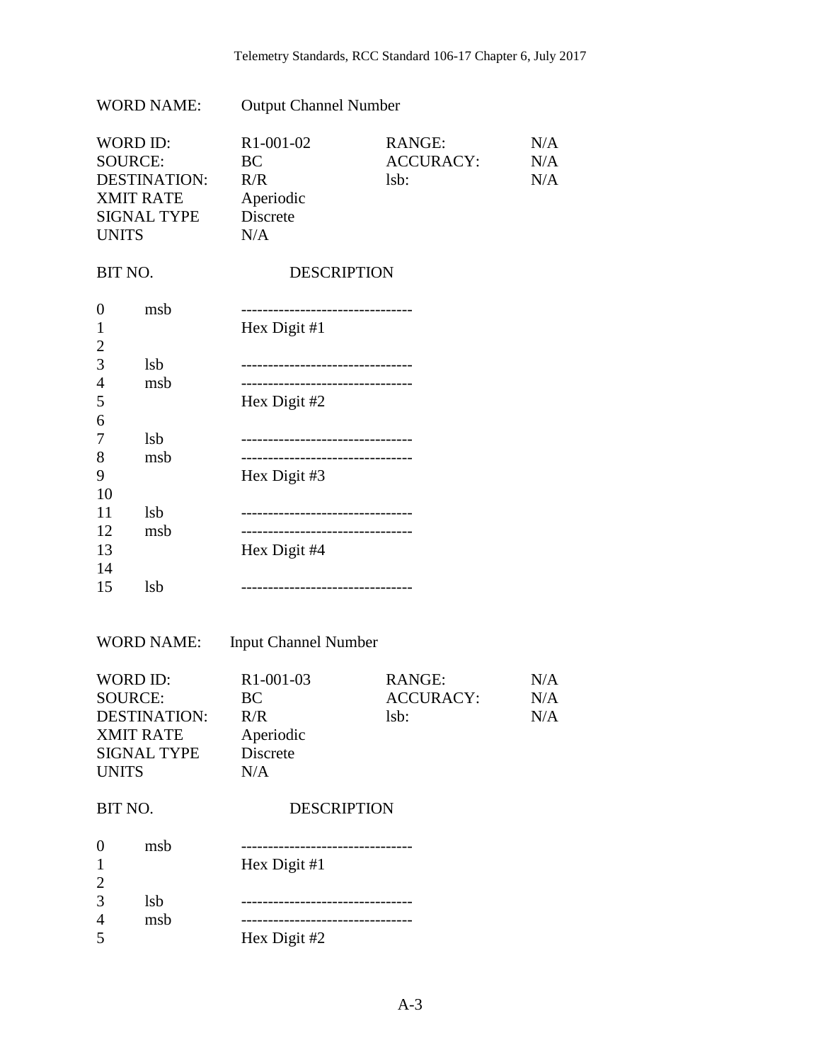WORD NAME: Output Channel Number

| WORD ID: | R1-001-02 | RANGE: | N/A |
|---|---|---|---|
| SOURCE: | BC | ACCURACY: | N/A |
| DESTINATION: | R/R | lsb: | N/A |
| XMIT RATE | Aperiodic | | |
| SIGNAL TYPE | Discrete | | |
| UNITS | N/A | | |

| BIT NO. | | DESCRIPTION |
|---|---|---|
| 0 | msb | -------------------------------- |
| 1 | | Hex Digit #1 |
| 2 | | |
| 3 | lsb | -------------------------------- |
| 4 | msb | -------------------------------- |
| 5 | | Hex Digit #2 |
| 6 | | |
| 7 | lsb | -------------------------------- |
| 8 | msb | -------------------------------- |
| 9 | | Hex Digit #3 |
| 10 | | |
| 11 | lsb | -------------------------------- |
| 12 | msb | -------------------------------- |
| 13 | | Hex Digit #4 |
| 14 | | |
| 15 | lsb | -------------------------------- |

WORD NAME: Input Channel Number

| WORD ID: | R1-001-03 | RANGE: | N/A |
|---|---|---|---|
| SOURCE: | BC | ACCURACY: | N/A |
| DESTINATION: | R/R | lsb: | N/A |
| XMIT RATE | Aperiodic | | |
| SIGNAL TYPE | Discrete | | |
| UNITS | N/A | | |

| BIT NO. | | DESCRIPTION |
|---|---|---|
| 0 | msb | -------------------------------- |
| 1 | | Hex Digit #1 |
| 2 | | |
| 3 | lsb | -------------------------------- |
| 4 | msb | -------------------------------- |
| 5 | | Hex Digit #2 |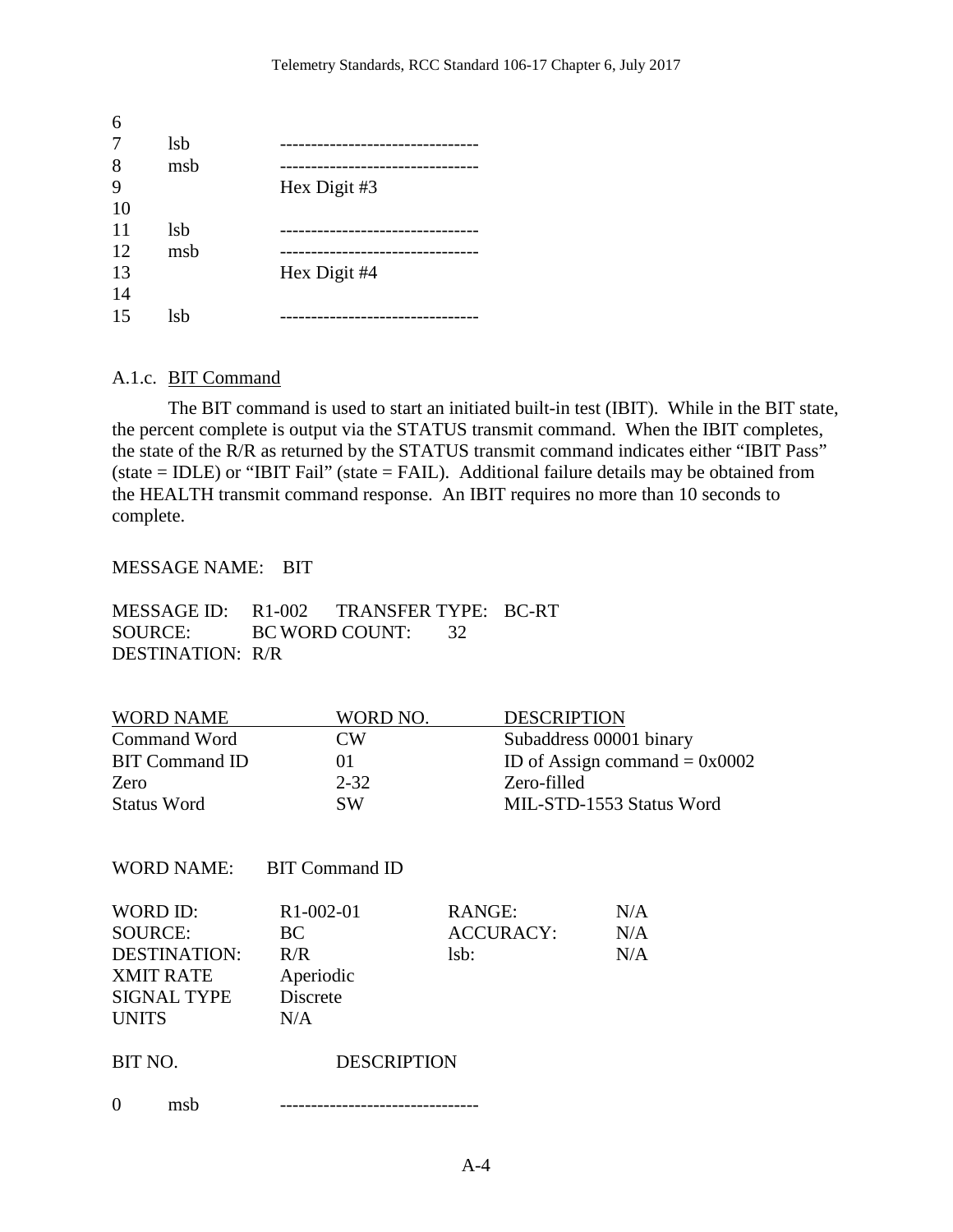| | | |
|---|---|---|
| 6 | | |
| 7 | lsb | ------------------------------- |
| 8 | msb | ------------------------------- |
| 9 | | Hex Digit #3 |
| 10 | | |
| 11 | lsb | ------------------------------- |
| 12 | msb | ------------------------------- |
| 13 | | Hex Digit #4 |
| 14 | | |
| 15 | lsb | ------------------------------- |

### A.1.c. BIT Command

The BIT command is used to start an initiated built-in test (IBIT). While in the BIT state, the percent complete is output via the STATUS transmit command. When the IBIT completes, the state of the R/R as returned by the STATUS transmit command indicates either "IBIT Pass" (state = IDLE) or "IBIT Fail" (state = FAIL). Additional failure details may be obtained from the HEALTH transmit command response. An IBIT requires no more than 10 seconds to complete.

MESSAGE NAME: BIT

MESSAGE ID: R1-002 TRANSFER TYPE: BC-RT
SOURCE: BC WORD COUNT: 32
DESTINATION: R/R

| WORD NAME | WORD NO. | DESCRIPTION |
|---|---|---|
| Command Word | CW | Subaddress 00001 binary |
| BIT Command ID | 01 | ID of Assign command = 0x0002 |
| Zero | 2-32 | Zero-filled |
| Status Word | SW | MIL-STD-1553 Status Word |

WORD NAME: BIT Command ID

| | | | |
|---|---|---|---|
| WORD ID: | R1-002-01 | RANGE: | N/A |
| SOURCE: | BC | ACCURACY: | N/A |
| DESTINATION: | R/R | lsb: | N/A |
| XMIT RATE | Aperiodic | | |
| SIGNAL TYPE | Discrete | | |
| UNITS | N/A | | |

| BIT NO. | | DESCRIPTION |
|---|---|---|
| 0 | msb | ------------------------------- |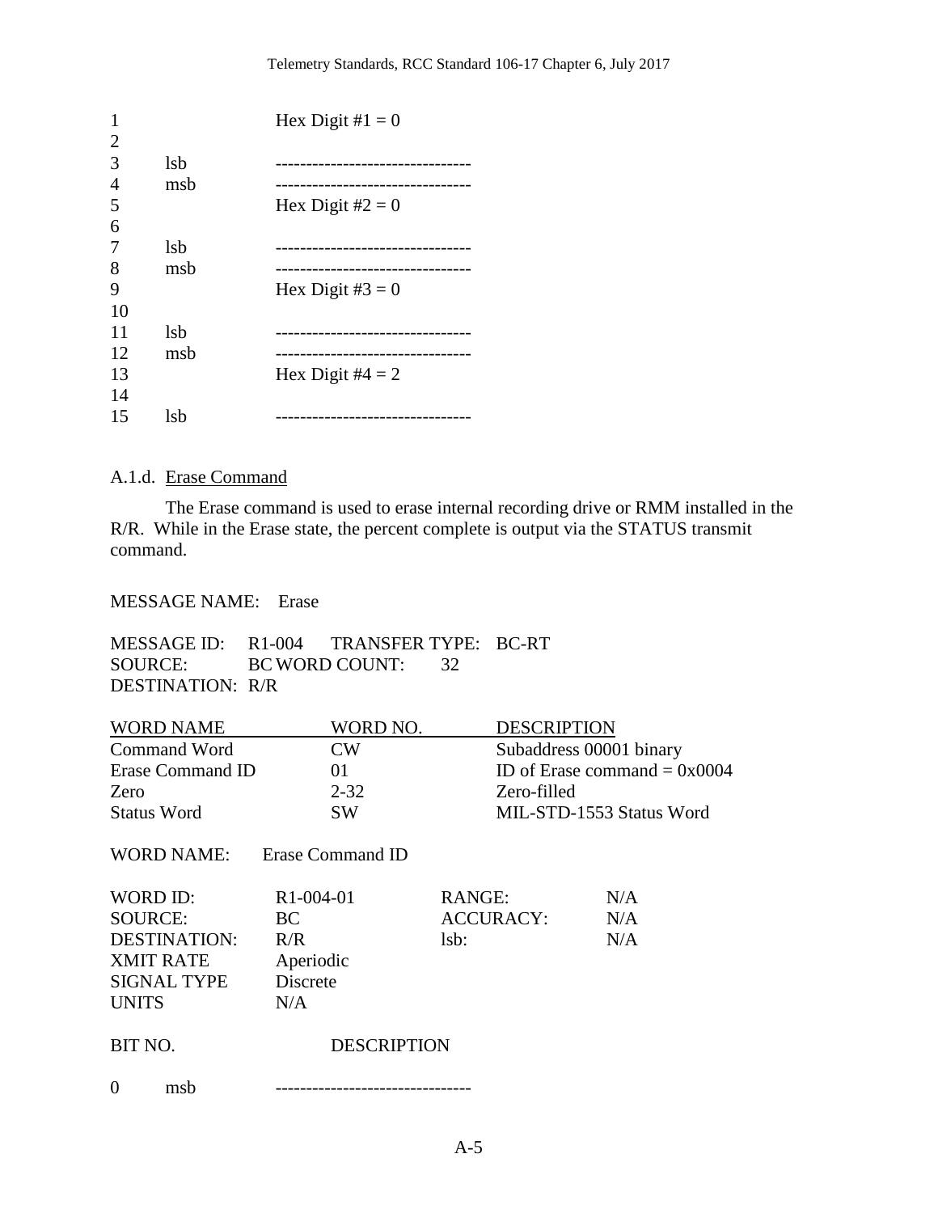| | | |
|---|---|---|
| 1 | | Hex Digit #1 = 0 |
| 2 | | |
| 3 | lsb | -------------------------------- |
| 4 | msb | -------------------------------- |
| 5 | | Hex Digit #2 = 0 |
| 6 | | |
| 7 | lsb | -------------------------------- |
| 8 | msb | -------------------------------- |
| 9 | | Hex Digit #3 = 0 |
| 10 | | |
| 11 | lsb | -------------------------------- |
| 12 | msb | -------------------------------- |
| 13 | | Hex Digit #4 = 2 |
| 14 | | |
| 15 | lsb | -------------------------------- |

A.1.d. Erase Command

The Erase command is used to erase internal recording drive or RMM installed in the R/R. While in the Erase state, the percent complete is output via the STATUS transmit command.

MESSAGE NAME: Erase

MESSAGE ID: R1-004 TRANSFER TYPE: BC-RT
SOURCE: BC WORD COUNT: 32
DESTINATION: R/R

| WORD NAME | WORD NO. | DESCRIPTION |
|---|---|---|
| Command Word | CW | Subaddress 00001 binary |
| Erase Command ID | 01 | ID of Erase command = 0x0004 |
| Zero | 2-32 | Zero-filled |
| Status Word | SW | MIL-STD-1553 Status Word |

WORD NAME: Erase Command ID

| | | | |
|---|---|---|---|
| WORD ID: | R1-004-01 | RANGE: | N/A |
| SOURCE: | BC | ACCURACY: | N/A |
| DESTINATION: | R/R | lsb: | N/A |
| XMIT RATE | Aperiodic | | |
| SIGNAL TYPE | Discrete | | |
| UNITS | N/A | | |

| BIT NO. | | DESCRIPTION |
|---|---|---|
| 0 | msb | -------------------------------- |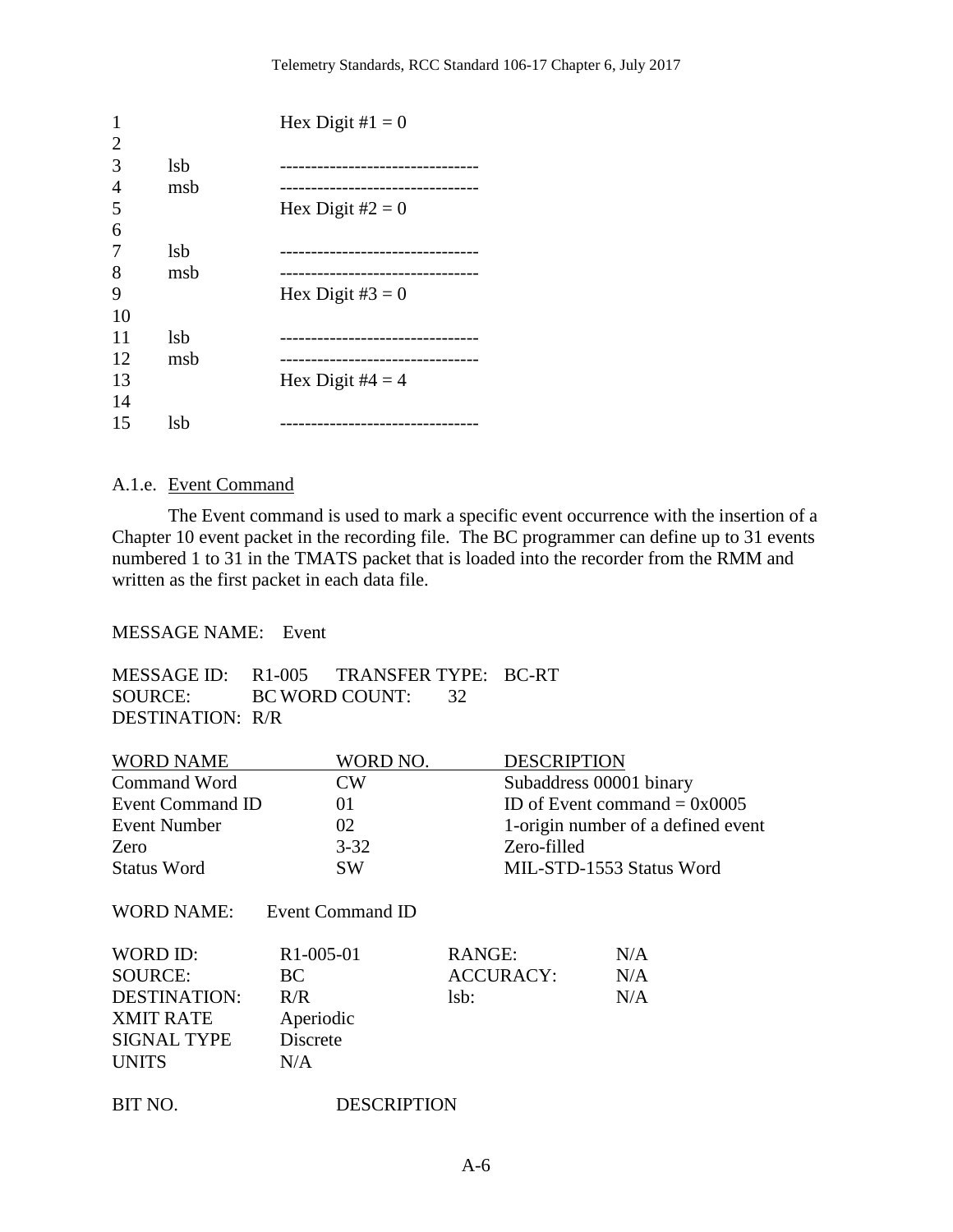| | | |
|---|---|---|
| 1 | | Hex Digit #1 = 0 |
| 2 | | |
| 3 | lsb | -------------------------------- |
| 4 | msb | -------------------------------- |
| 5 | | Hex Digit #2 = 0 |
| 6 | | |
| 7 | lsb | -------------------------------- |
| 8 | msb | -------------------------------- |
| 9 | | Hex Digit #3 = 0 |
| 10 | | |
| 11 | lsb | -------------------------------- |
| 12 | msb | -------------------------------- |
| 13 | | Hex Digit #4 = 4 |
| 14 | | |
| 15 | lsb | -------------------------------- |

A.1.e. Event Command

The Event command is used to mark a specific event occurrence with the insertion of a Chapter 10 event packet in the recording file. The BC programmer can define up to 31 events numbered 1 to 31 in the TMATS packet that is loaded into the recorder from the RMM and written as the first packet in each data file.

MESSAGE NAME: Event

MESSAGE ID: R1-005 TRANSFER TYPE: BC-RT
SOURCE: BC WORD COUNT: 32
DESTINATION: R/R

| WORD NAME | WORD NO. | DESCRIPTION |
|---|---|---|
| Command Word | CW | Subaddress 00001 binary |
| Event Command ID | 01 | ID of Event command = 0x0005 |
| Event Number | 02 | 1-origin number of a defined event |
| Zero | 3-32 | Zero-filled |
| Status Word | SW | MIL-STD-1553 Status Word |

WORD NAME: Event Command ID

| | | | |
|---|---|---|---|
| WORD ID: | R1-005-01 | RANGE: | N/A |
| SOURCE: | BC | ACCURACY: | N/A |
| DESTINATION: | R/R | lsb: | N/A |
| XMIT RATE | Aperiodic | | |
| SIGNAL TYPE | Discrete | | |
| UNITS | N/A | | |

BIT NO. DESCRIPTION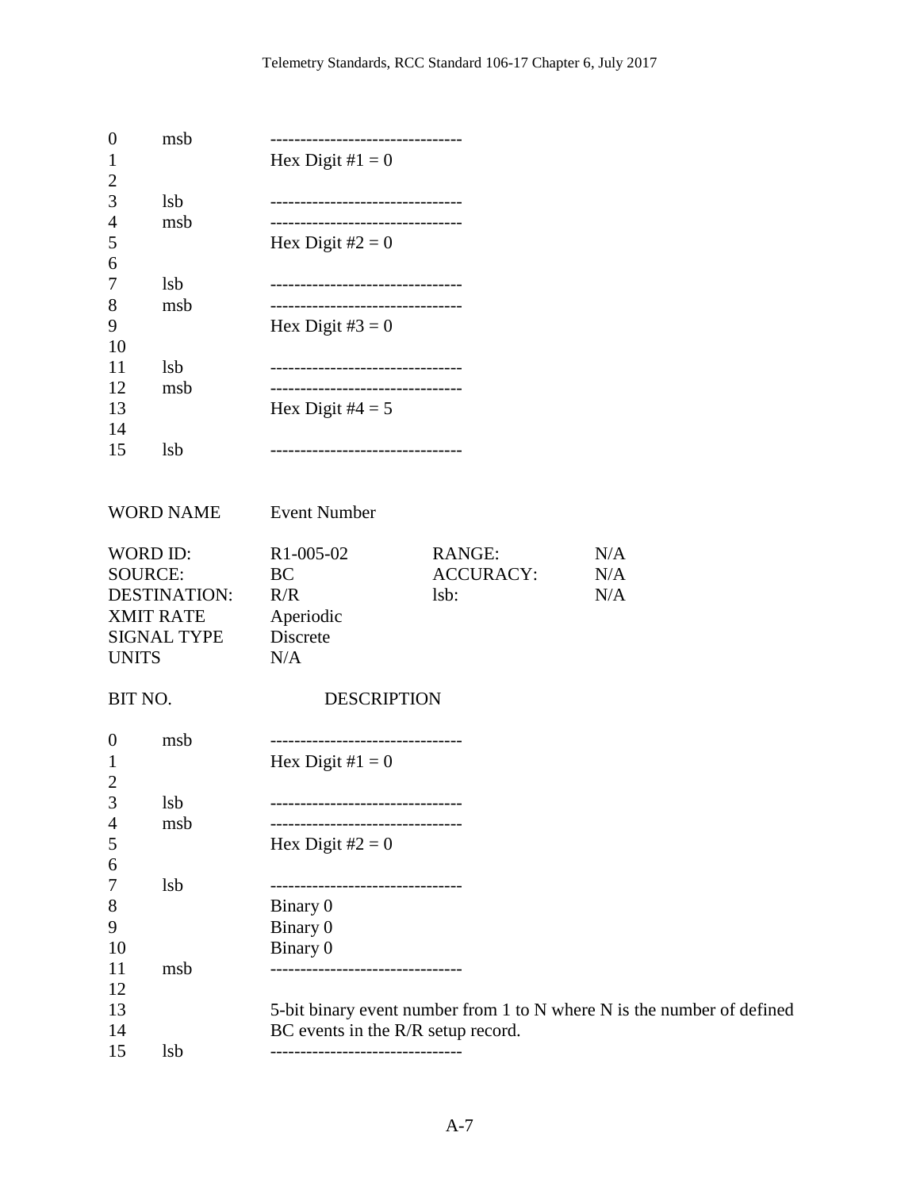| BIT NO. | | DESCRIPTION |
|---|---|---|
| 0 | msb | -------------------------------- |
| 1 | | Hex Digit #1 = 0 |
| 2 | | |
| 3 | lsb | -------------------------------- |
| 4 | msb | -------------------------------- |
| 5 | | Hex Digit #2 = 0 |
| 6 | | |
| 7 | lsb | -------------------------------- |
| 8 | msb | -------------------------------- |
| 9 | | Hex Digit #3 = 0 |
| 10 | | |
| 11 | lsb | -------------------------------- |
| 12 | msb | -------------------------------- |
| 13 | | Hex Digit #4 = 5 |
| 14 | | |
| 15 | lsb | -------------------------------- |

WORD NAME Event Number

| | | | |
|---|---|---|---|
| WORD ID: | R1-005-02 | RANGE: | N/A |
| SOURCE: | BC | ACCURACY: | N/A |
| DESTINATION: | R/R | lsb: | N/A |
| XMIT RATE | Aperiodic | | |
| SIGNAL TYPE | Discrete | | |
| UNITS | N/A | | |

| BIT NO. | | DESCRIPTION |
|---|---|---|
| 0 | msb | -------------------------------- |
| 1 | | Hex Digit #1 = 0 |
| 2 | | |
| 3 | lsb | -------------------------------- |
| 4 | msb | -------------------------------- |
| 5 | | Hex Digit #2 = 0 |
| 6 | | |
| 7 | lsb | -------------------------------- |
| 8 | | Binary 0 |
| 9 | | Binary 0 |
| 10 | | Binary 0 |
| 11 | msb | -------------------------------- |
| 12 | | |
| 13 | | 5-bit binary event number from 1 to N where N is the number of defined |
| 14 | | BC events in the R/R setup record. |
| 15 | lsb | -------------------------------- |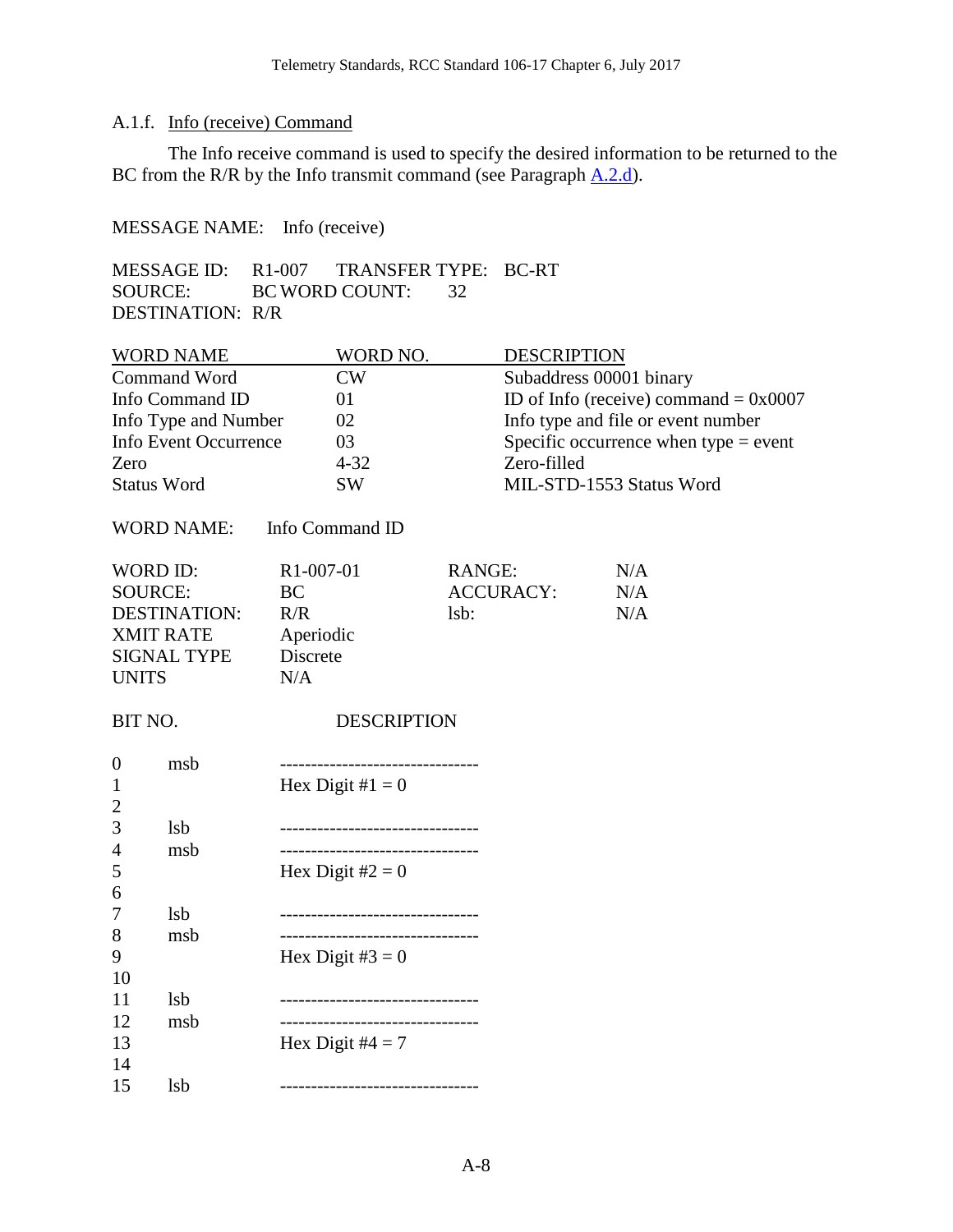A.1.f. Info (receive) Command

The Info receive command is used to specify the desired information to be returned to the BC from the R/R by the Info transmit command (see Paragraph A.2.d).

MESSAGE NAME: Info (receive)

MESSAGE ID: R1-007 TRANSFER TYPE: BC-RT
SOURCE: BC WORD COUNT: 32
DESTINATION: R/R

| WORD NAME | WORD NO. | DESCRIPTION |
|---|---|---|
| Command Word | CW | Subaddress 00001 binary |
| Info Command ID | 01 | ID of Info (receive) command = 0x0007 |
| Info Type and Number | 02 | Info type and file or event number |
| Info Event Occurrence | 03 | Specific occurrence when type = event |
| Zero | 4-32 | Zero-filled |
| Status Word | SW | MIL-STD-1553 Status Word |

WORD NAME: Info Command ID

| | | | |
|---|---|---|---|
| WORD ID: | R1-007-01 | RANGE: | N/A |
| SOURCE: | BC | ACCURACY: | N/A |
| DESTINATION: | R/R | lsb: | N/A |
| XMIT RATE | Aperiodic | | |
| SIGNAL TYPE | Discrete | | |
| UNITS | N/A | | |

| BIT NO. | | DESCRIPTION |
|---|---|---|
| 0 | msb | -------------------------------- |
| 1 | | Hex Digit #1 = 0 |
| 2 | | |
| 3 | lsb | -------------------------------- |
| 4 | msb | -------------------------------- |
| 5 | | Hex Digit #2 = 0 |
| 6 | | |
| 7 | lsb | -------------------------------- |
| 8 | msb | -------------------------------- |
| 9 | | Hex Digit #3 = 0 |
| 10 | | |
| 11 | lsb | -------------------------------- |
| 12 | msb | -------------------------------- |
| 13 | | Hex Digit #4 = 7 |
| 14 | | |
| 15 | lsb | -------------------------------- |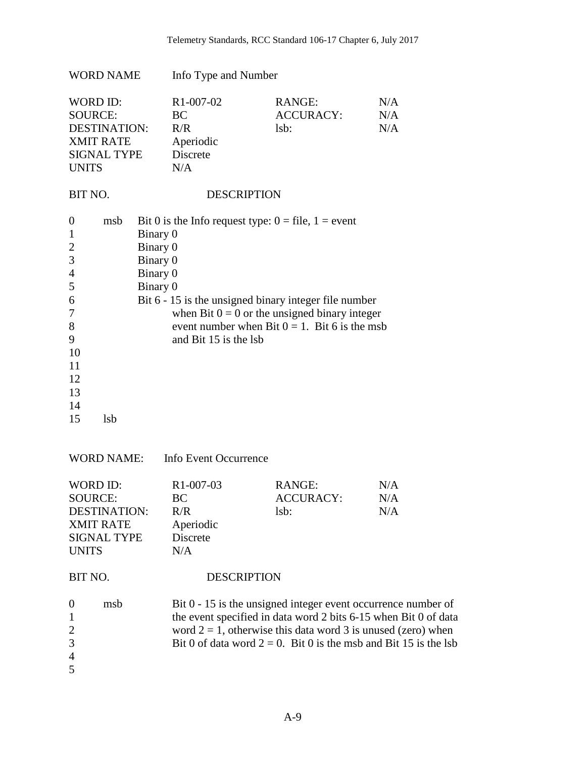WORD NAME Info Type and Number

| | | | |
|---|---|---|---|
| WORD ID: | R1-007-02 | RANGE: | N/A |
| SOURCE: | BC | ACCURACY: | N/A |
| DESTINATION: | R/R | lsb: | N/A |
| XMIT RATE | Aperiodic | | |
| SIGNAL TYPE | Discrete | | |
| UNITS | N/A | | |

| BIT NO. | | DESCRIPTION |
|---|---|---|
| 0 | msb | Bit 0 is the Info request type: 0 = file, 1 = event |
| 1 | | Binary 0 |
| 2 | | Binary 0 |
| 3 | | Binary 0 |
| 4 | | Binary 0 |
| 5 | | Binary 0 |
| 6 | | Bit 6 - 15 is the unsigned binary integer file number when Bit 0 = 0 or the unsigned binary integer event number when Bit 0 = 1. Bit 6 is the msb and Bit 15 is the lsb |
| 7 | | |
| 8 | | |
| 9 | | |
| 10 | | |
| 11 | | |
| 12 | | |
| 13 | | |
| 14 | | |
| 15 | lsb | |

WORD NAME: Info Event Occurrence

| | | | |
|---|---|---|---|
| WORD ID: | R1-007-03 | RANGE: | N/A |
| SOURCE: | BC | ACCURACY: | N/A |
| DESTINATION: | R/R | lsb: | N/A |
| XMIT RATE | Aperiodic | | |
| SIGNAL TYPE | Discrete | | |
| UNITS | N/A | | |

| BIT NO. | | DESCRIPTION |
|---|---|---|
| 0 | msb | Bit 0 - 15 is the unsigned integer event occurrence number of the event specified in data word 2 bits 6-15 when Bit 0 of data word 2 = 1, otherwise this data word 3 is unused (zero) when Bit 0 of data word 2 = 0. Bit 0 is the msb and Bit 15 is the lsb |
| 1 | | |
| 2 | | |
| 3 | | |
| 4 | | |
| 5 | | |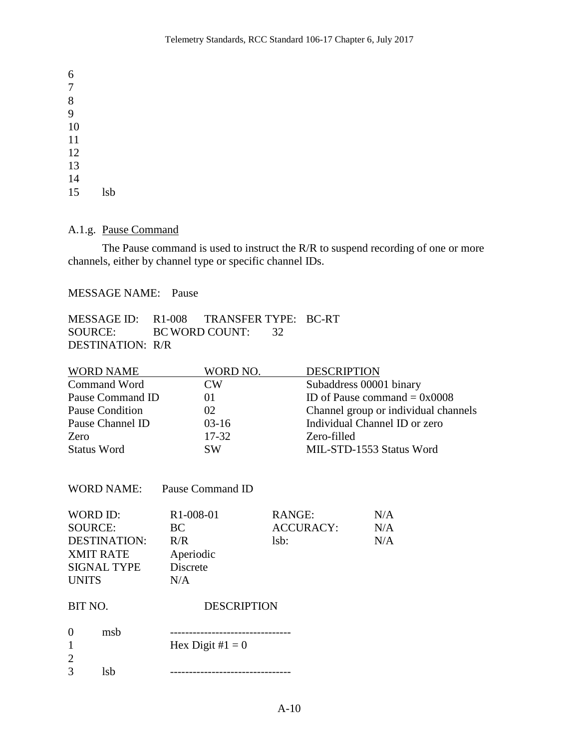6
7
8
9
10
11
12
13
14
15 lsb

A.1.g. Pause Command

The Pause command is used to instruct the R/R to suspend recording of one or more channels, either by channel type or specific channel IDs.

MESSAGE NAME: Pause

MESSAGE ID: R1-008 TRANSFER TYPE: BC-RT
SOURCE: BC WORD COUNT: 32
DESTINATION: R/R

| WORD NAME | WORD NO. | DESCRIPTION |
|---|---|---|
| Command Word | CW | Subaddress 00001 binary |
| Pause Command ID | 01 | ID of Pause command = 0x0008 |
| Pause Condition | 02 | Channel group or individual channels |
| Pause Channel ID | 03-16 | Individual Channel ID or zero |
| Zero | 17-32 | Zero-filled |
| Status Word | SW | MIL-STD-1553 Status Word |

WORD NAME: Pause Command ID

| | | | |
|---|---|---|---|
| WORD ID: | R1-008-01 | RANGE: | N/A |
| SOURCE: | BC | ACCURACY: | N/A |
| DESTINATION: | R/R | lsb: | N/A |
| XMIT RATE | Aperiodic | | |
| SIGNAL TYPE | Discrete | | |
| UNITS | N/A | | |

BIT NO. DESCRIPTION

0 msb --------------------------------
1 Hex Digit #1 = 0
2
3 lsb --------------------------------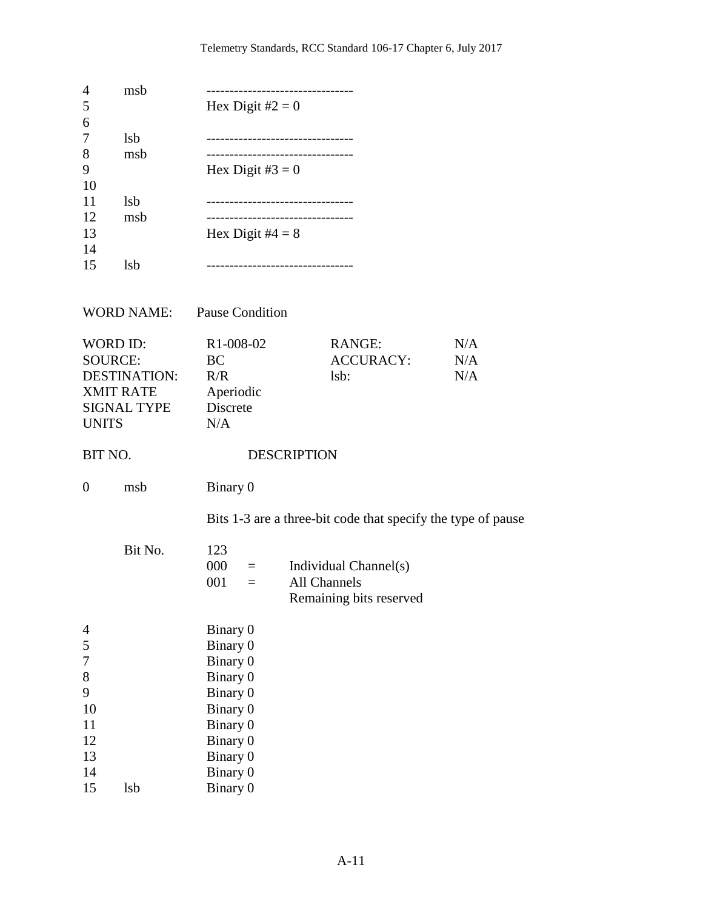| | | |
|---|---|---|
| 4 | msb | -------------------------------- |
| 5 | | Hex Digit #2 = 0 |
| 6 | | |
| 7 | lsb | -------------------------------- |
| 8 | msb | -------------------------------- |
| 9 | | Hex Digit #3 = 0 |
| 10 | | |
| 11 | lsb | -------------------------------- |
| 12 | msb | -------------------------------- |
| 13 | | Hex Digit #4 = 8 |
| 14 | | |
| 15 | lsb | -------------------------------- |

WORD NAME: Pause Condition

| | | | |
|---|---|---|---|
| WORD ID: | R1-008-02 | RANGE: | N/A |
| SOURCE: | BC | ACCURACY: | N/A |
| DESTINATION: | R/R | lsb: | N/A |
| XMIT RATE | Aperiodic | | |
| SIGNAL TYPE | Discrete | | |
| UNITS | N/A | | |

BIT NO. DESCRIPTION

0 msb Binary 0

Bits 1-3 are a three-bit code that specify the type of pause

| Bit No. | 123 | | |
|---|---|---|---|
| | 000 | = | Individual Channel(s) |
| | 001 | = | All Channels |
| | | | Remaining bits reserved |

| | | |
|---|---|---|
| 4 | | Binary 0 |
| 5 | | Binary 0 |
| 7 | | Binary 0 |
| 8 | | Binary 0 |
| 9 | | Binary 0 |
| 10 | | Binary 0 |
| 11 | | Binary 0 |
| 12 | | Binary 0 |
| 13 | | Binary 0 |
| 14 | | Binary 0 |
| 15 | lsb | Binary 0 |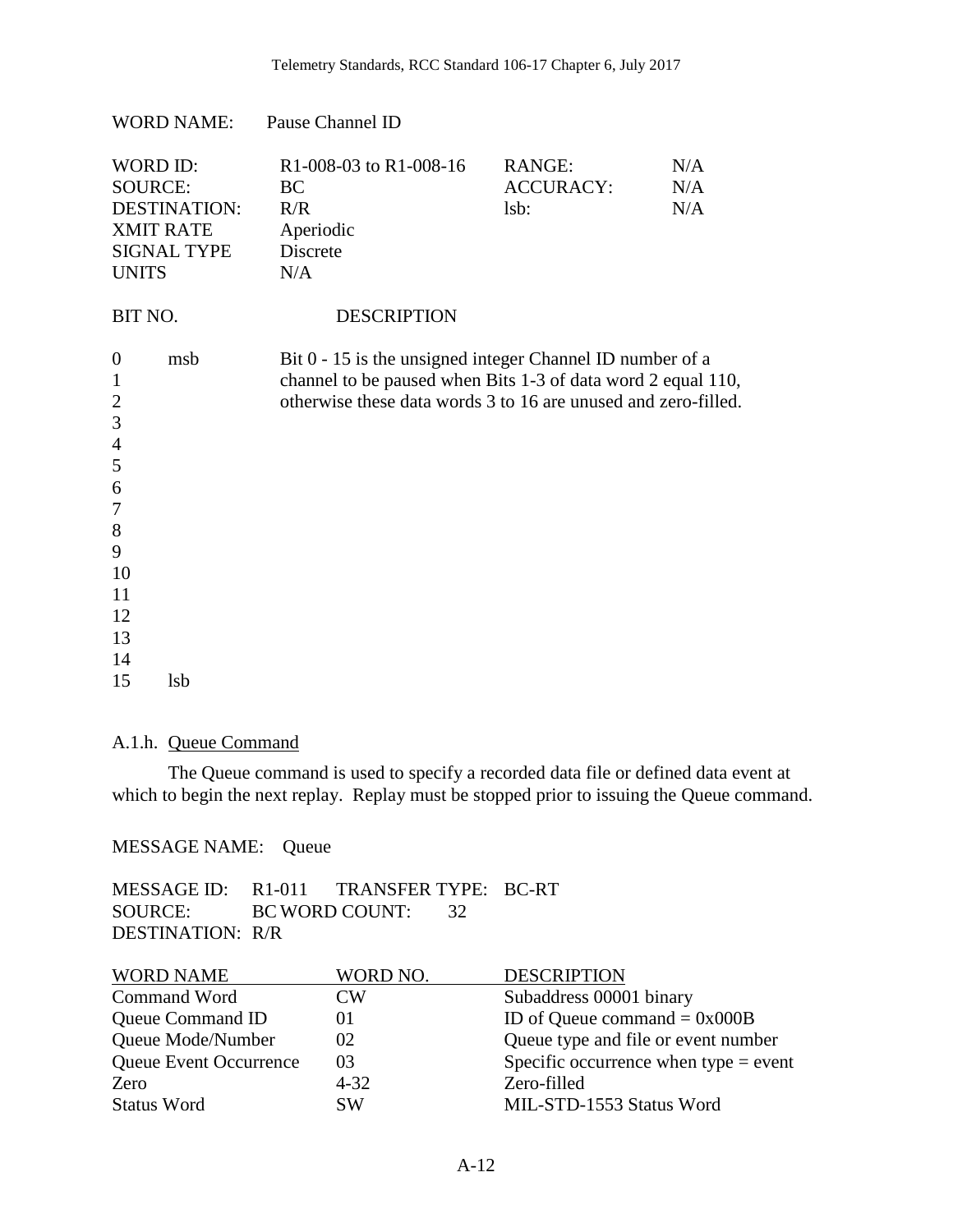WORD NAME: Pause Channel ID

| | | | |
|---|---|---|---|
| WORD ID: | R1-008-03 to R1-008-16 | RANGE: | N/A |
| SOURCE: | BC | ACCURACY: | N/A |
| DESTINATION: | R/R | lsb: | N/A |
| XMIT RATE | Aperiodic | | |
| SIGNAL TYPE | Discrete | | |
| UNITS | N/A | | |

| BIT NO. | | DESCRIPTION |
|---|---|---|
| 0 | msb | Bit 0 - 15 is the unsigned integer Channel ID number of a channel to be paused when Bits 1-3 of data word 2 equal 110, otherwise these data words 3 to 16 are unused and zero-filled. |
| 1 | | |
| 2 | | |
| 3 | | |
| 4 | | |
| 5 | | |
| 6 | | |
| 7 | | |
| 8 | | |
| 9 | | |
| 10 | | |
| 11 | | |
| 12 | | |
| 13 | | |
| 14 | | |
| 15 | lsb | |

### A.1.h. Queue Command

The Queue command is used to specify a recorded data file or defined data event at which to begin the next replay. Replay must be stopped prior to issuing the Queue command.

MESSAGE NAME: Queue

MESSAGE ID: R1-011 TRANSFER TYPE: BC-RT
SOURCE: BC WORD COUNT: 32
DESTINATION: R/R

| WORD NAME | WORD NO. | DESCRIPTION |
|---|---|---|
| Command Word | CW | Subaddress 00001 binary |
| Queue Command ID | 01 | ID of Queue command = 0x000B |
| Queue Mode/Number | 02 | Queue type and file or event number |
| Queue Event Occurrence | 03 | Specific occurrence when type = event |
| Zero | 4-32 | Zero-filled |
| Status Word | SW | MIL-STD-1553 Status Word |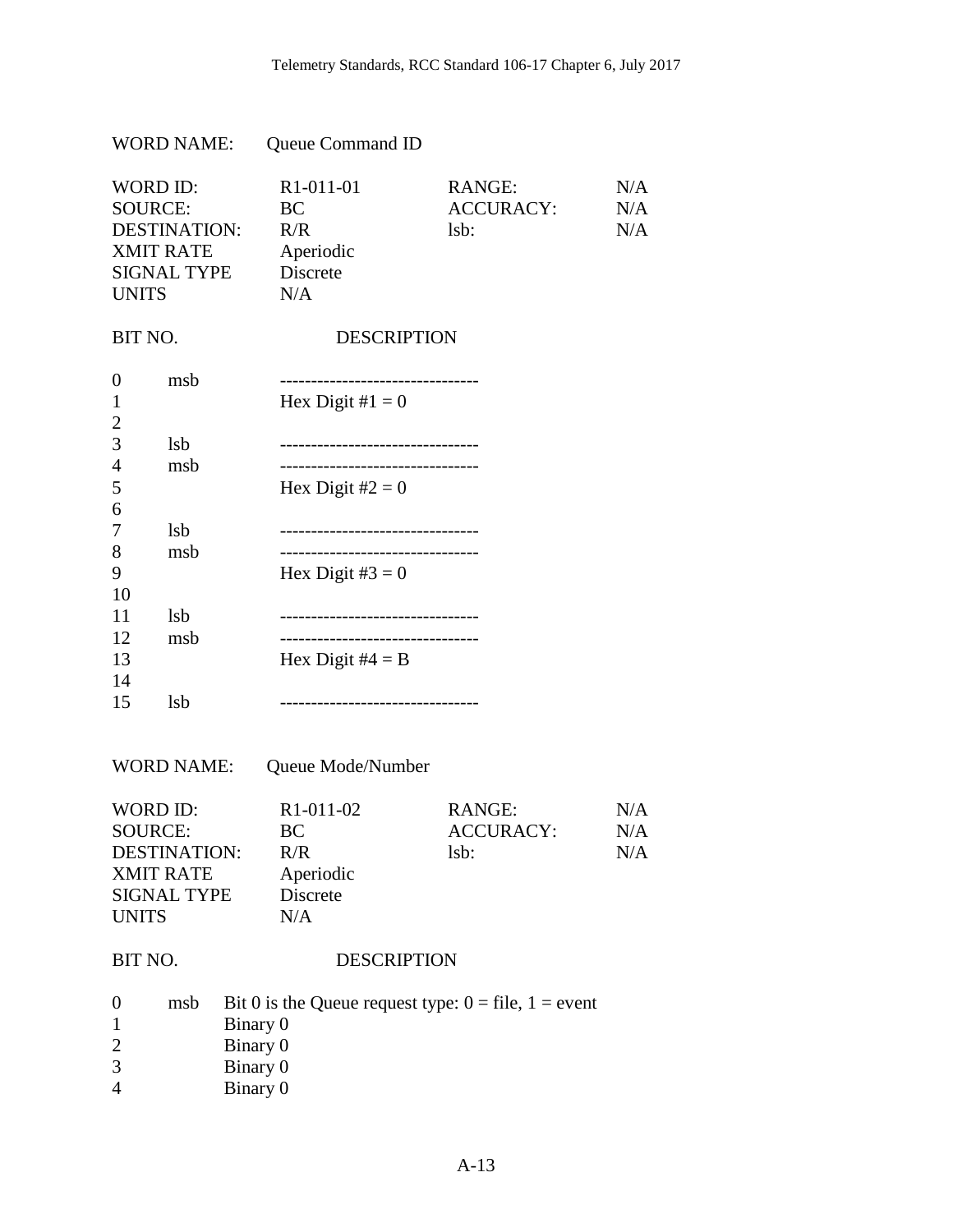WORD NAME: Queue Command ID

| | | | |
|---|---|---|---|
| WORD ID: | R1-011-01 | RANGE: | N/A |
| SOURCE: | BC | ACCURACY: | N/A |
| DESTINATION: | R/R | lsb: | N/A |
| XMIT RATE | Aperiodic | | |
| SIGNAL TYPE | Discrete | | |
| UNITS | N/A | | |

| BIT NO. | | DESCRIPTION |
|---|---|---|
| 0 | msb | -------------------------------- |
| 1 | | Hex Digit #1 = 0 |
| 2 | | |
| 3 | lsb | -------------------------------- |
| 4 | msb | -------------------------------- |
| 5 | | Hex Digit #2 = 0 |
| 6 | | |
| 7 | lsb | -------------------------------- |
| 8 | msb | -------------------------------- |
| 9 | | Hex Digit #3 = 0 |
| 10 | | |
| 11 | lsb | -------------------------------- |
| 12 | msb | -------------------------------- |
| 13 | | Hex Digit #4 = B |
| 14 | | |
| 15 | lsb | -------------------------------- |

WORD NAME: Queue Mode/Number

| | | | |
|---|---|---|---|
| WORD ID: | R1-011-02 | RANGE: | N/A |
| SOURCE: | BC | ACCURACY: | N/A |
| DESTINATION: | R/R | lsb: | N/A |
| XMIT RATE | Aperiodic | | |
| SIGNAL TYPE | Discrete | | |
| UNITS | N/A | | |

| BIT NO. | | DESCRIPTION |
|---|---|---|
| 0 | msb | Bit 0 is the Queue request type: 0 = file, 1 = event |
| 1 | | Binary 0 |
| 2 | | Binary 0 |
| 3 | | Binary 0 |
| 4 | | Binary 0 |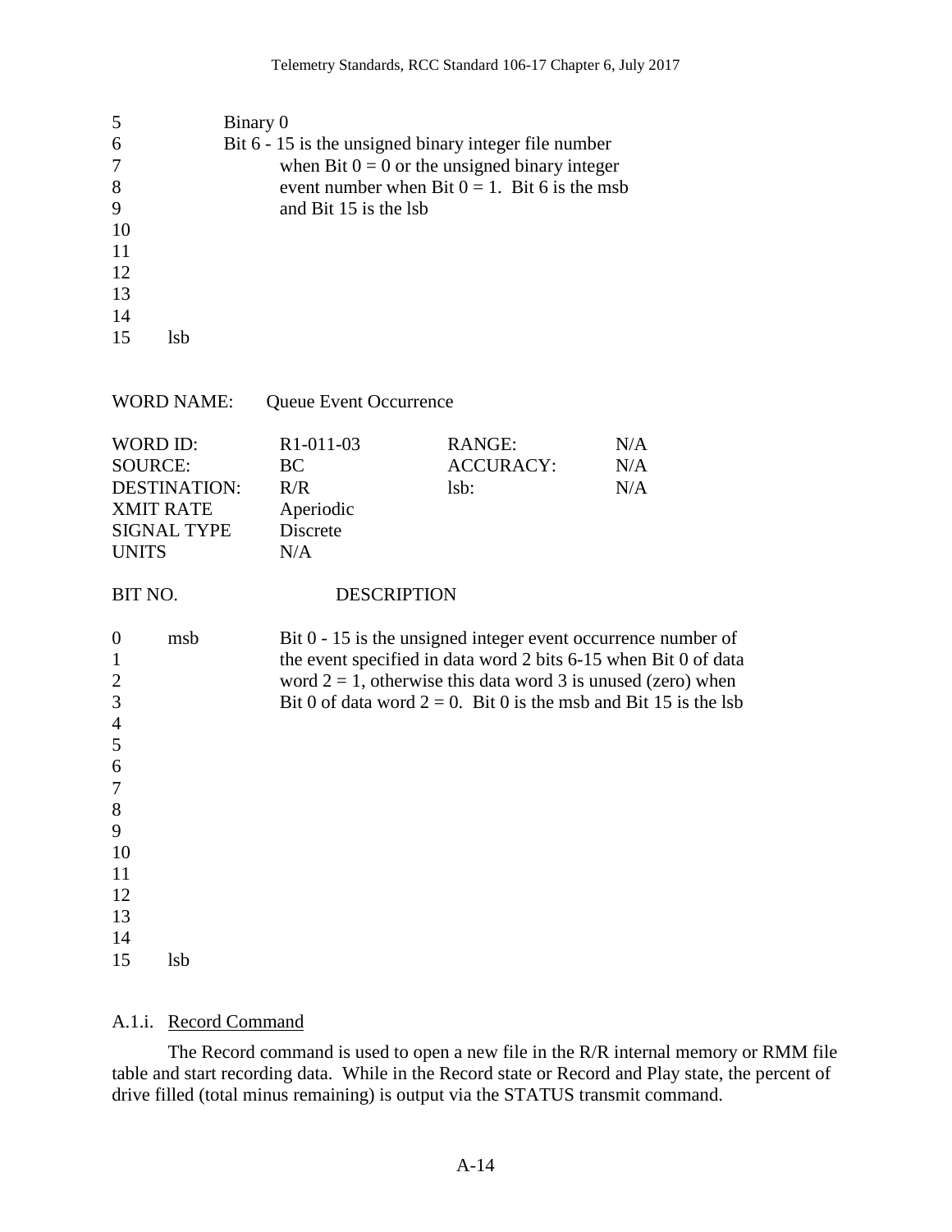| | | |
|---|---|---|
| 5 | | Binary 0 |
| 6 | | Bit 6 - 15 is the unsigned binary integer file number when Bit 0 = 0 or the unsigned binary integer event number when Bit 0 = 1. Bit 6 is the msb and Bit 15 is the lsb |
| 7 | | |
| 8 | | |
| 9 | | |
| 10 | | |
| 11 | | |
| 12 | | |
| 13 | | |
| 14 | | |
| 15 | lsb | |

WORD NAME: Queue Event Occurrence

| | | | |
|---|---|---|---|
| WORD ID: | R1-011-03 | RANGE: | N/A |
| SOURCE: | BC | ACCURACY: | N/A |
| DESTINATION: | R/R | lsb: | N/A |
| XMIT RATE | Aperiodic | | |
| SIGNAL TYPE | Discrete | | |
| UNITS | N/A | | |

| BIT NO. | | DESCRIPTION |
|---|---|---|
| 0 | msb | Bit 0 - 15 is the unsigned integer event occurrence number of the event specified in data word 2 bits 6-15 when Bit 0 of data word 2 = 1, otherwise this data word 3 is unused (zero) when Bit 0 of data word 2 = 0. Bit 0 is the msb and Bit 15 is the lsb |
| 1 | | |
| 2 | | |
| 3 | | |
| 4 | | |
| 5 | | |
| 6 | | |
| 7 | | |
| 8 | | |
| 9 | | |
| 10 | | |
| 11 | | |
| 12 | | |
| 13 | | |
| 14 | | |
| 15 | lsb | |

#### A.1.i. Record Command

The Record command is used to open a new file in the R/R internal memory or RMM file table and start recording data. While in the Record state or Record and Play state, the percent of drive filled (total minus remaining) is output via the STATUS transmit command.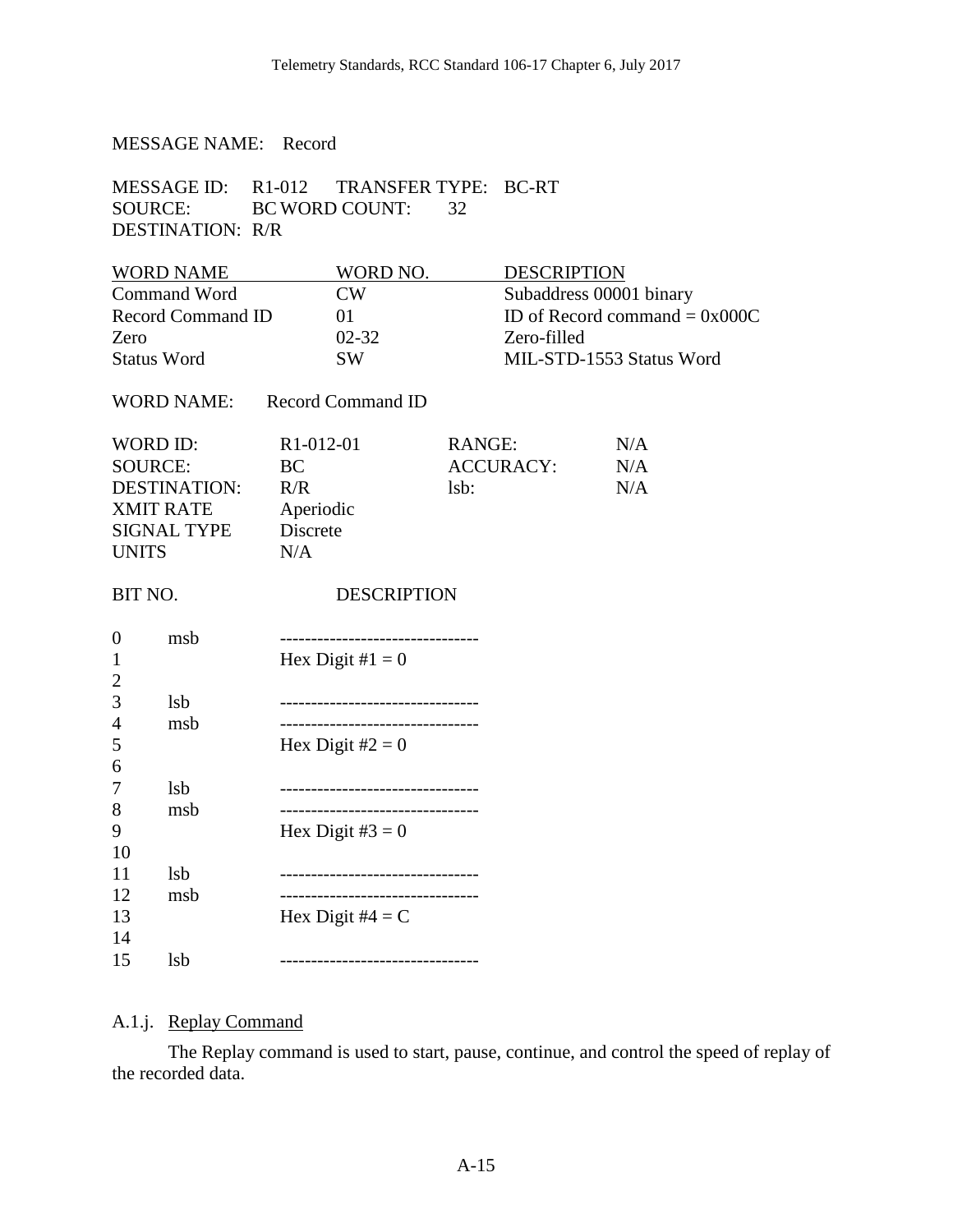MESSAGE NAME: Record

MESSAGE ID: R1-012 TRANSFER TYPE: BC-RT
SOURCE: BC WORD COUNT: 32
DESTINATION: R/R

| WORD NAME | WORD NO. | DESCRIPTION |
|---|---|---|
| Command Word | CW | Subaddress 00001 binary |
| Record Command ID | 01 | ID of Record command = 0x000C |
| Zero | 02-32 | Zero-filled |
| Status Word | SW | MIL-STD-1553 Status Word |

WORD NAME: Record Command ID

| | | | |
|---|---|---|---|
| WORD ID: | R1-012-01 | RANGE: | N/A |
| SOURCE: | BC | ACCURACY: | N/A |
| DESTINATION: | R/R | lsb: | N/A |
| XMIT RATE | Aperiodic | | |
| SIGNAL TYPE | Discrete | | |
| UNITS | N/A | | |

| BIT NO. | | DESCRIPTION |
|---|---|---|
| 0 | msb | -------------------------------- |
| 1 | | Hex Digit #1 = 0 |
| 2 | | |
| 3 | lsb | -------------------------------- |
| 4 | msb | -------------------------------- |
| 5 | | Hex Digit #2 = 0 |
| 6 | | |
| 7 | lsb | -------------------------------- |
| 8 | msb | -------------------------------- |
| 9 | | Hex Digit #3 = 0 |
| 10 | | |
| 11 | lsb | -------------------------------- |
| 12 | msb | -------------------------------- |
| 13 | | Hex Digit #4 = C |
| 14 | | |
| 15 | lsb | -------------------------------- |

### A.1.j. Replay Command

The Replay command is used to start, pause, continue, and control the speed of replay of the recorded data.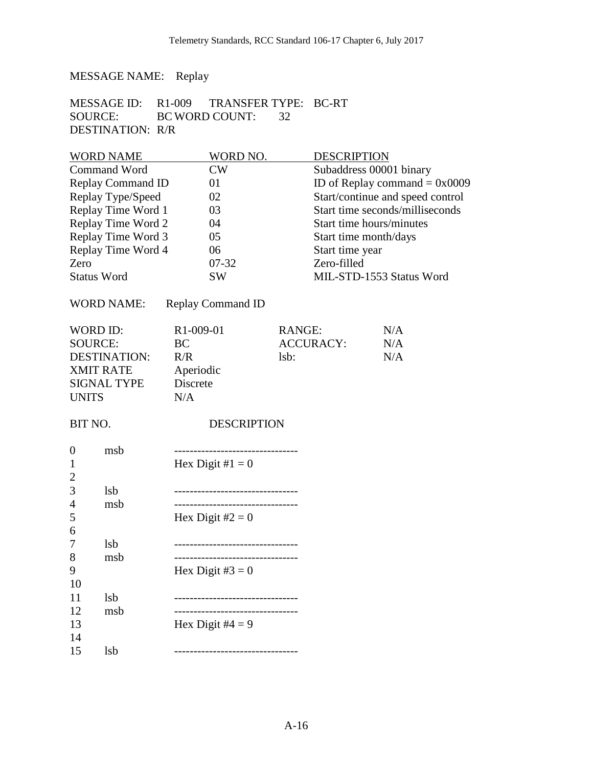MESSAGE NAME: Replay

MESSAGE ID: R1-009 TRANSFER TYPE: BC-RT
SOURCE: BC WORD COUNT: 32
DESTINATION: R/R

| WORD NAME | WORD NO. | DESCRIPTION |
|---|---|---|
| Command Word | CW | Subaddress 00001 binary |
| Replay Command ID | 01 | ID of Replay command = 0x0009 |
| Replay Type/Speed | 02 | Start/continue and speed control |
| Replay Time Word 1 | 03 | Start time seconds/milliseconds |
| Replay Time Word 2 | 04 | Start time hours/minutes |
| Replay Time Word 3 | 05 | Start time month/days |
| Replay Time Word 4 | 06 | Start time year |
| Zero | 07-32 | Zero-filled |
| Status Word | SW | MIL-STD-1553 Status Word |

WORD NAME: Replay Command ID

| | | | |
|---|---|---|---|
| WORD ID: | R1-009-01 | RANGE: | N/A |
| SOURCE: | BC | ACCURACY: | N/A |
| DESTINATION: | R/R | lsb: | N/A |
| XMIT RATE | Aperiodic | | |
| SIGNAL TYPE | Discrete | | |
| UNITS | N/A | | |

| BIT NO. | | DESCRIPTION |
|---|---|---|
| 0 | msb | -------------------------------- |
| 1 | | Hex Digit #1 = 0 |
| 2 | | |
| 3 | lsb | -------------------------------- |
| 4 | msb | -------------------------------- |
| 5 | | Hex Digit #2 = 0 |
| 6 | | |
| 7 | lsb | -------------------------------- |
| 8 | msb | -------------------------------- |
| 9 | | Hex Digit #3 = 0 |
| 10 | | |
| 11 | lsb | -------------------------------- |
| 12 | msb | -------------------------------- |
| 13 | | Hex Digit #4 = 9 |
| 14 | | |
| 15 | lsb | -------------------------------- |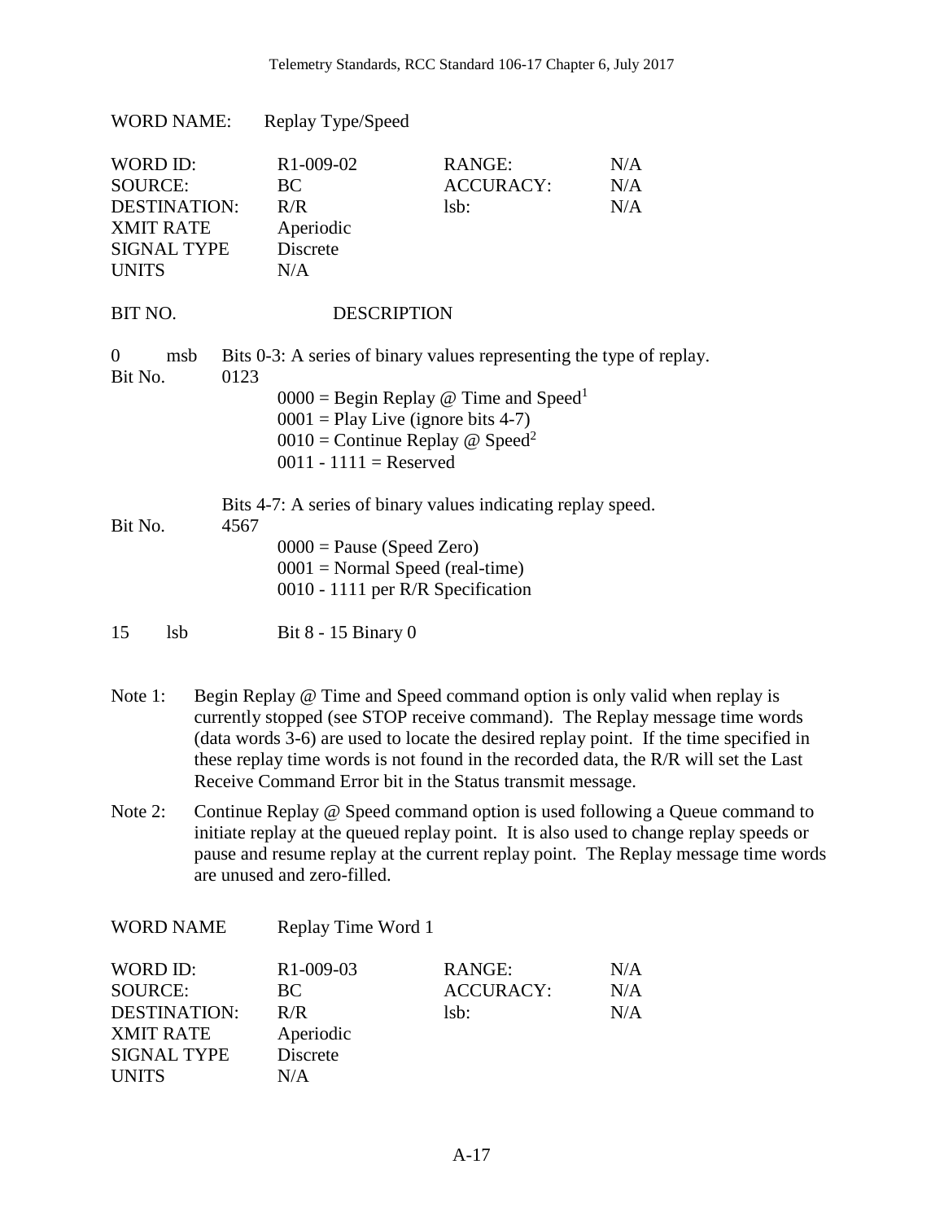WORD NAME: Replay Type/Speed

| | | | |
|---|---|---|---|
| WORD ID: | R1-009-02 | RANGE: | N/A |
| SOURCE: | BC | ACCURACY: | N/A |
| DESTINATION: | R/R | lsb: | N/A |
| XMIT RATE | Aperiodic | | |
| SIGNAL TYPE | Discrete | | |
| UNITS | N/A | | |

BIT NO. DESCRIPTION

0 msb Bits 0-3: A series of binary values representing the type of replay.

Bit No. 0123

- 0000 = Begin Replay @ Time and Speed[1]
- 0001 = Play Live (ignore bits 4-7)
- 0010 = Continue Replay @ Speed[2]
- 0011 - 1111 = Reserved

Bits 4-7: A series of binary values indicating replay speed.

Bit No. 4567

- 0000 = Pause (Speed Zero)
- 0001 = Normal Speed (real-time)
- 0010 - 1111 per R/R Specification

15 lsb Bit 8 - 15 Binary 0

Note 1: Begin Replay @ Time and Speed command option is only valid when replay is currently stopped (see STOP receive command). The Replay message time words (data words 3-6) are used to locate the desired replay point. If the time specified in these replay time words is not found in the recorded data, the R/R will set the Last Receive Command Error bit in the Status transmit message.

Note 2: Continue Replay @ Speed command option is used following a Queue command to initiate replay at the queued replay point. It is also used to change replay speeds or pause and resume replay at the current replay point. The Replay message time words are unused and zero-filled.

WORD NAME Replay Time Word 1

| | | | |
|---|---|---|---|
| WORD ID: | R1-009-03 | RANGE: | N/A |
| SOURCE: | BC | ACCURACY: | N/A |
| DESTINATION: | R/R | lsb: | N/A |
| XMIT RATE | Aperiodic | | |
| SIGNAL TYPE | Discrete | | |
| UNITS | N/A | | |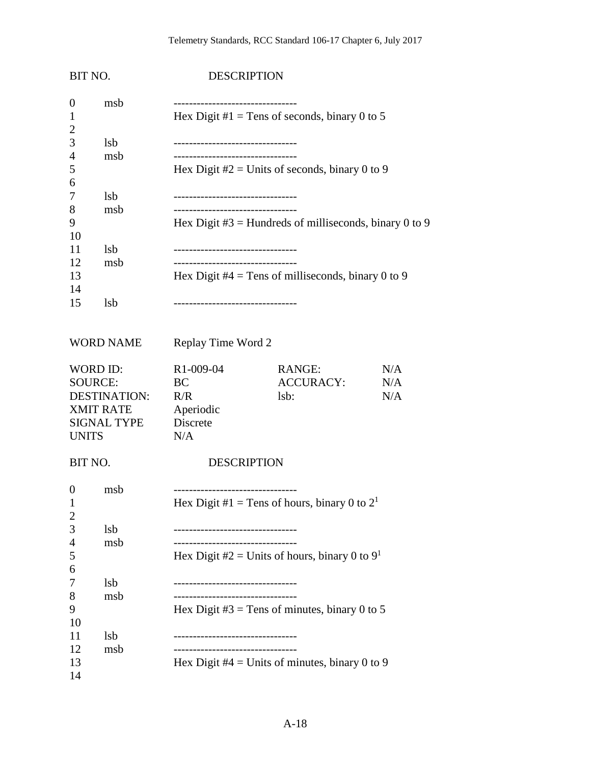| BIT NO. | | DESCRIPTION |
|---|---|---|
| 0 | msb | -------------------------------- |
| 1 | | Hex Digit #1 = Tens of seconds, binary 0 to 5 |
| 2 | | |
| 3 | lsb | -------------------------------- |
| 4 | msb | -------------------------------- |
| 5 | | Hex Digit #2 = Units of seconds, binary 0 to 9 |
| 6 | | |
| 7 | lsb | -------------------------------- |
| 8 | msb | -------------------------------- |
| 9 | | Hex Digit #3 = Hundreds of milliseconds, binary 0 to 9 |
| 10 | | |
| 11 | lsb | -------------------------------- |
| 12 | msb | -------------------------------- |
| 13 | | Hex Digit #4 = Tens of milliseconds, binary 0 to 9 |
| 14 | | |
| 15 | lsb | -------------------------------- |

WORD NAME Replay Time Word 2

| | | | |
|---|---|---|---|
| WORD ID: | R1-009-04 | RANGE: | N/A |
| SOURCE: | BC | ACCURACY: | N/A |
| DESTINATION: | R/R | lsb: | N/A |
| XMIT RATE | Aperiodic | | |
| SIGNAL TYPE | Discrete | | |
| UNITS | N/A | | |

| BIT NO. | | DESCRIPTION |
|---|---|---|
| 0 | msb | -------------------------------- |
| 1 | | Hex Digit #1 = Tens of hours, binary 0 to 2[1] |
| 2 | | |
| 3 | lsb | -------------------------------- |
| 4 | msb | -------------------------------- |
| 5 | | Hex Digit #2 = Units of hours, binary 0 to 9[1] |
| 6 | | |
| 7 | lsb | -------------------------------- |
| 8 | msb | -------------------------------- |
| 9 | | Hex Digit #3 = Tens of minutes, binary 0 to 5 |
| 10 | | |
| 11 | lsb | -------------------------------- |
| 12 | msb | -------------------------------- |
| 13 | | Hex Digit #4 = Units of minutes, binary 0 to 9 |
| 14 | | |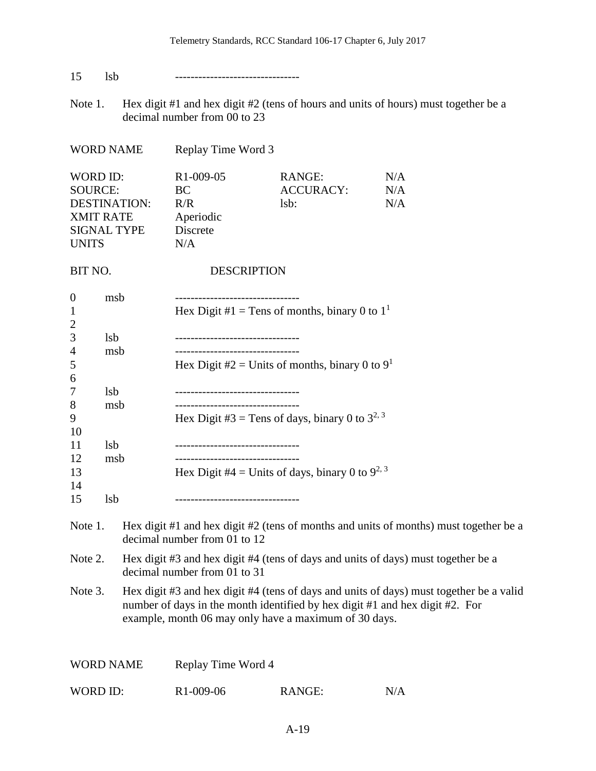| | | |
|---|---|---|
| 15 | lsb | -------------------------------- |

Note 1. Hex digit #1 and hex digit #2 (tens of hours and units of hours) must together be a decimal number from 00 to 23

| | | | |
|---|---|---|---|
| WORD NAME | Replay Time Word 3 | | |
| WORD ID: | R1-009-05 | RANGE: | N/A |
| SOURCE: | BC | ACCURACY: | N/A |
| DESTINATION: | R/R | lsb: | N/A |
| XMIT RATE | Aperiodic | | |
| SIGNAL TYPE | Discrete | | |
| UNITS | N/A | | |

| BIT NO. | | DESCRIPTION |
|---|---|---|
| 0 | msb | -------------------------------- |
| 1 | | Hex Digit #1 = Tens of months, binary 0 to 1[1] |
| 2 | | |
| 3 | lsb | -------------------------------- |
| 4 | msb | -------------------------------- |
| 5 | | Hex Digit #2 = Units of months, binary 0 to 9[1] |
| 6 | | |
| 7 | lsb | -------------------------------- |
| 8 | msb | -------------------------------- |
| 9 | | Hex Digit #3 = Tens of days, binary 0 to 3[2, 3] |
| 10 | | |
| 11 | lsb | -------------------------------- |
| 12 | msb | -------------------------------- |
| 13 | | Hex Digit #4 = Units of days, binary 0 to 9[2, 3] |
| 14 | | |
| 15 | lsb | -------------------------------- |

Note 1. Hex digit #1 and hex digit #2 (tens of months and units of months) must together be a decimal number from 01 to 12

Note 2. Hex digit #3 and hex digit #4 (tens of days and units of days) must together be a decimal number from 01 to 31

Note 3. Hex digit #3 and hex digit #4 (tens of days and units of days) must together be a valid number of days in the month identified by hex digit #1 and hex digit #2. For example, month 06 may only have a maximum of 30 days.

| | | | |
|---|---|---|---|
| WORD NAME | Replay Time Word 4 | | |
| WORD ID: | R1-009-06 | RANGE: | N/A |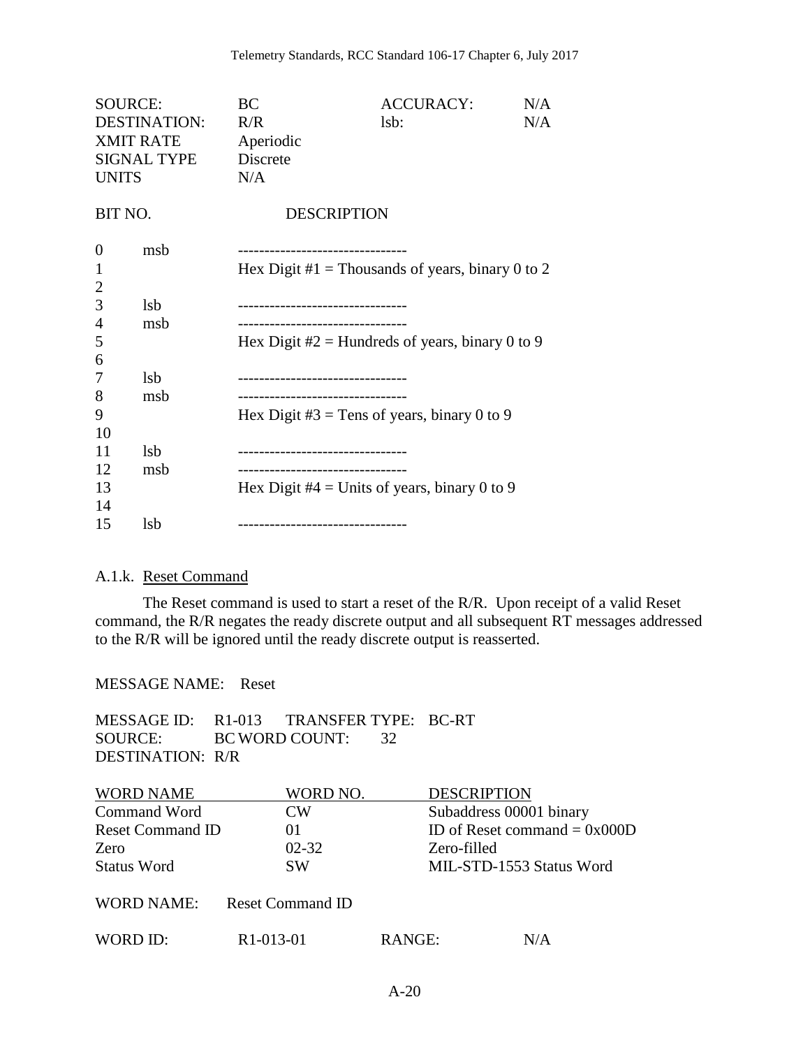| | | | |
|---|---|---|---|
| SOURCE: | BC | ACCURACY: | N/A |
| DESTINATION: | R/R | lsb: | N/A |
| XMIT RATE | Aperiodic | | |
| SIGNAL TYPE | Discrete | | |
| UNITS | N/A | | |

| BIT NO. | | DESCRIPTION |
|---|---|---|
| 0 | msb | -------------------------------- |
| 1 | | Hex Digit #1 = Thousands of years, binary 0 to 2 |
| 2 | | |
| 3 | lsb | -------------------------------- |
| 4 | msb | -------------------------------- |
| 5 | | Hex Digit #2 = Hundreds of years, binary 0 to 9 |
| 6 | | |
| 7 | lsb | -------------------------------- |
| 8 | msb | -------------------------------- |
| 9 | | Hex Digit #3 = Tens of years, binary 0 to 9 |
| 10 | | |
| 11 | lsb | -------------------------------- |
| 12 | msb | -------------------------------- |
| 13 | | Hex Digit #4 = Units of years, binary 0 to 9 |
| 14 | | |
| 15 | lsb | -------------------------------- |

### A.1.k. Reset Command

The Reset command is used to start a reset of the R/R. Upon receipt of a valid Reset command, the R/R negates the ready discrete output and all subsequent RT messages addressed to the R/R will be ignored until the ready discrete output is reasserted.

MESSAGE NAME: Reset

MESSAGE ID: R1-013 TRANSFER TYPE: BC-RT
SOURCE: BC WORD COUNT: 32
DESTINATION: R/R

| WORD NAME | WORD NO. | DESCRIPTION |
|---|---|---|
| Command Word | CW | Subaddress 00001 binary |
| Reset Command ID | 01 | ID of Reset command = 0x000D |
| Zero | 02-32 | Zero-filled |
| Status Word | SW | MIL-STD-1553 Status Word |

WORD NAME: Reset Command ID

| | | | |
|---|---|---|---|
| WORD ID: | R1-013-01 | RANGE: | N/A |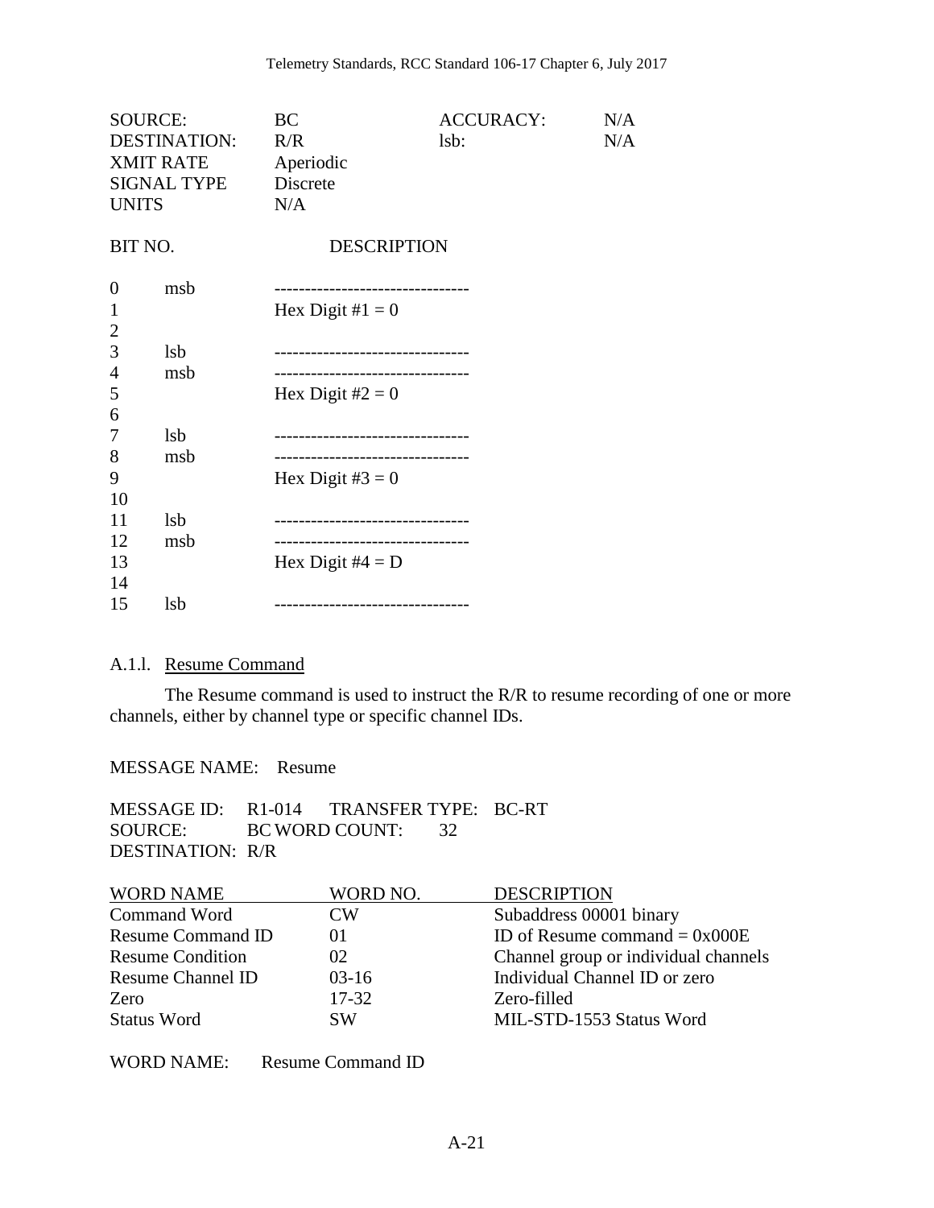| | | | |
|---|---|---|---|
| SOURCE: | BC | ACCURACY: | N/A |
| DESTINATION: | R/R | lsb: | N/A |
| XMIT RATE | Aperiodic | | |
| SIGNAL TYPE | Discrete | | |
| UNITS | N/A | | |

| BIT NO. | | DESCRIPTION |
|---|---|---|
| 0 | msb | -------------------------------- |
| 1 | | Hex Digit #1 = 0 |
| 2 | | |
| 3 | lsb | -------------------------------- |
| 4 | msb | -------------------------------- |
| 5 | | Hex Digit #2 = 0 |
| 6 | | |
| 7 | lsb | -------------------------------- |
| 8 | msb | -------------------------------- |
| 9 | | Hex Digit #3 = 0 |
| 10 | | |
| 11 | lsb | -------------------------------- |
| 12 | msb | -------------------------------- |
| 13 | | Hex Digit #4 = D |
| 14 | | |
| 15 | lsb | -------------------------------- |

#### A.1.l. Resume Command

The Resume command is used to instruct the R/R to resume recording of one or more channels, either by channel type or specific channel IDs.

MESSAGE NAME: Resume

| | | | |
|---|---|---|---|
| MESSAGE ID: | R1-014 | TRANSFER TYPE: | BC-RT |
| SOURCE: | BC | WORD COUNT: | 32 |
| DESTINATION: | R/R | | |

| WORD NAME | WORD NO. | DESCRIPTION |
|---|---|---|
| Command Word | CW | Subaddress 00001 binary |
| Resume Command ID | 01 | ID of Resume command = 0x000E |
| Resume Condition | 02 | Channel group or individual channels |
| Resume Channel ID | 03-16 | Individual Channel ID or zero |
| Zero | 17-32 | Zero-filled |
| Status Word | SW | MIL-STD-1553 Status Word |

WORD NAME: Resume Command ID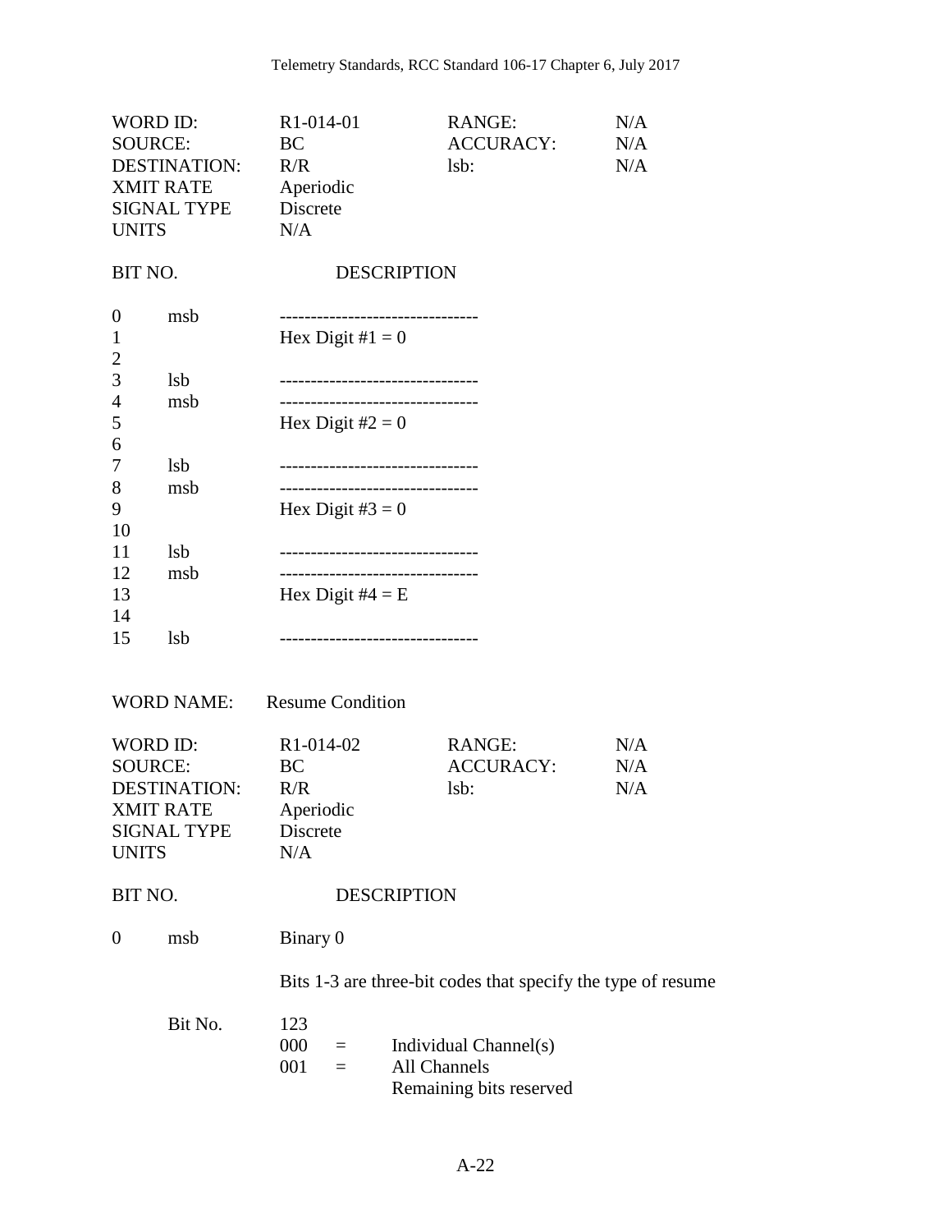| | | | |
|---|---|---|---|
| WORD ID: | R1-014-01 | RANGE: | N/A |
| SOURCE: | BC | ACCURACY: | N/A |
| DESTINATION: | R/R | lsb: | N/A |
| XMIT RATE | Aperiodic | | |
| SIGNAL TYPE | Discrete | | |
| UNITS | N/A | | |

| BIT NO. | | DESCRIPTION |
|---|---|---|
| 0 | msb | ------------------------------- |
| 1 | | Hex Digit #1 = 0 |
| 2 | | |
| 3 | lsb | ------------------------------- |
| 4 | msb | ------------------------------- |
| 5 | | Hex Digit #2 = 0 |
| 6 | | |
| 7 | lsb | ------------------------------- |
| 8 | msb | ------------------------------- |
| 9 | | Hex Digit #3 = 0 |
| 10 | | |
| 11 | lsb | ------------------------------- |
| 12 | msb | ------------------------------- |
| 13 | | Hex Digit #4 = E |
| 14 | | |
| 15 | lsb | ------------------------------- |

WORD NAME: Resume Condition

| | | | |
|---|---|---|---|
| WORD ID: | R1-014-02 | RANGE: | N/A |
| SOURCE: | BC | ACCURACY: | N/A |
| DESTINATION: | R/R | lsb: | N/A |
| XMIT RATE | Aperiodic | | |
| SIGNAL TYPE | Discrete | | |
| UNITS | N/A | | |

BIT NO. DESCRIPTION

0 msb Binary 0

Bits 1-3 are three-bit codes that specify the type of resume

| Bit No. | 123 | | |
|---|---|---|---|
| | 000 | = | Individual Channel(s) |
| | 001 | = | All Channels |
| | | | Remaining bits reserved |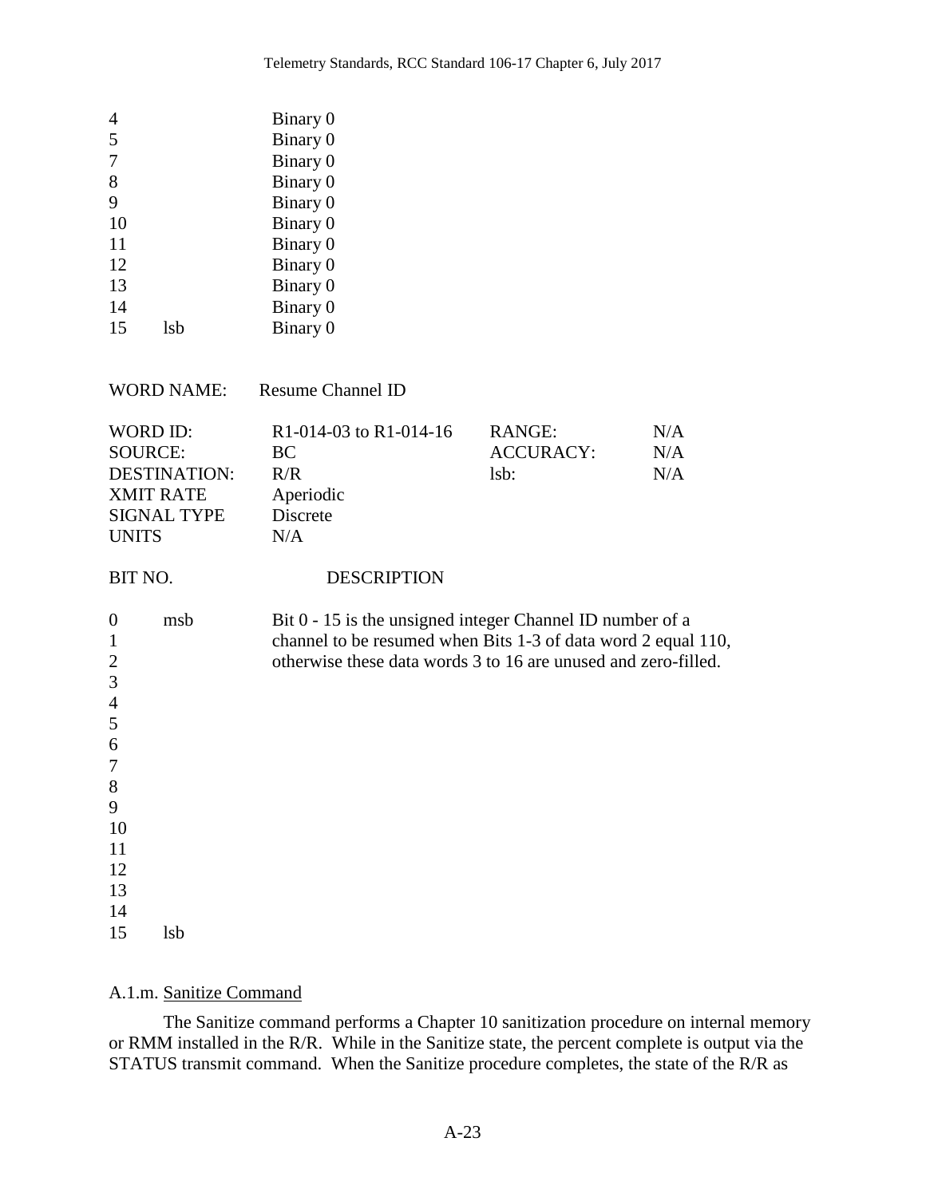| | | |
|---|---|---|
| 4 | | Binary 0 |
| 5 | | Binary 0 |
| 7 | | Binary 0 |
| 8 | | Binary 0 |
| 9 | | Binary 0 |
| 10 | | Binary 0 |
| 11 | | Binary 0 |
| 12 | | Binary 0 |
| 13 | | Binary 0 |
| 14 | | Binary 0 |
| 15 | lsb | Binary 0 |

WORD NAME: Resume Channel ID

| | | | |
|---|---|---|---|
| WORD ID: | R1-014-03 to R1-014-16 | RANGE: | N/A |
| SOURCE: | BC | ACCURACY: | N/A |
| DESTINATION: | R/R | lsb: | N/A |
| XMIT RATE | Aperiodic | | |
| SIGNAL TYPE | Discrete | | |
| UNITS | N/A | | |

| BIT NO. | | DESCRIPTION |
|---|---|---|
| 0 | msb | Bit 0 - 15 is the unsigned integer Channel ID number of a channel to be resumed when Bits 1-3 of data word 2 equal 110, otherwise these data words 3 to 16 are unused and zero-filled. |
| 1 | | |
| 2 | | |
| 3 | | |
| 4 | | |
| 5 | | |
| 6 | | |
| 7 | | |
| 8 | | |
| 9 | | |
| 10 | | |
| 11 | | |
| 12 | | |
| 13 | | |
| 14 | | |
| 15 | lsb | |

A.1.m. Sanitize Command

The Sanitize command performs a Chapter 10 sanitization procedure on internal memory or RMM installed in the R/R. While in the Sanitize state, the percent complete is output via the STATUS transmit command. When the Sanitize procedure completes, the state of the R/R as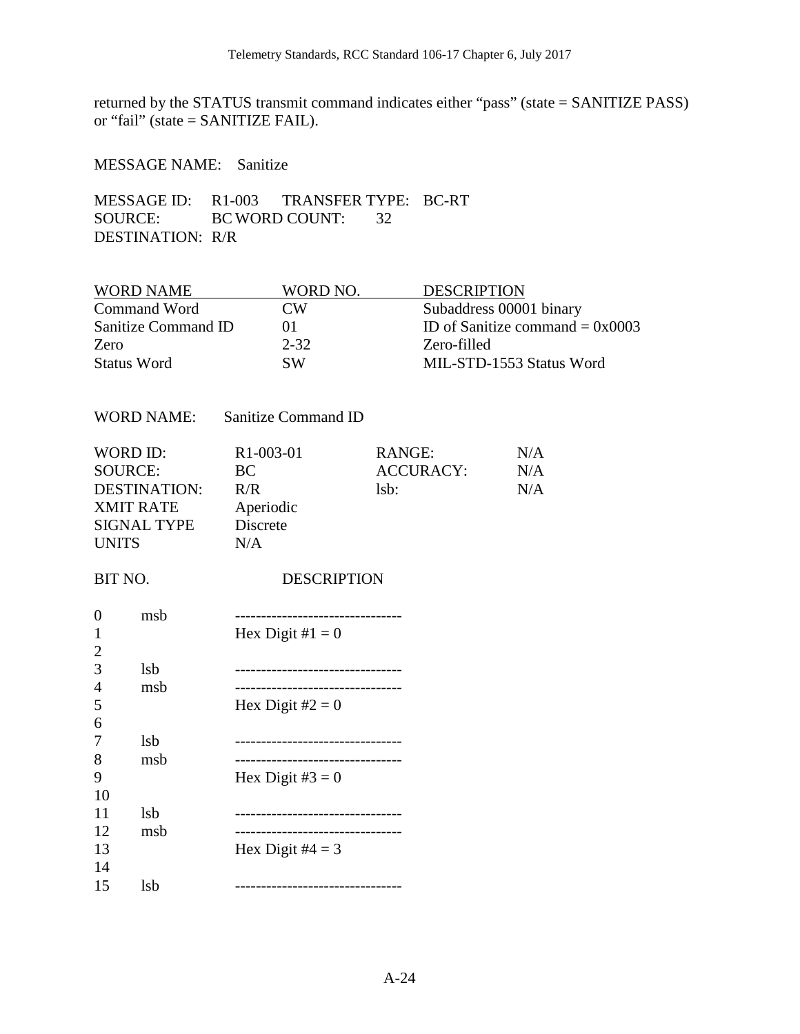returned by the STATUS transmit command indicates either “pass” (state = SANITIZE PASS) or “fail” (state = SANITIZE FAIL).

MESSAGE NAME: Sanitize

MESSAGE ID: R1-003 TRANSFER TYPE: BC-RT
SOURCE: BC WORD COUNT: 32
DESTINATION: R/R

| WORD NAME | WORD NO. | DESCRIPTION |
|---|---|---|
| Command Word | CW | Subaddress 00001 binary |
| Sanitize Command ID | 01 | ID of Sanitize command = 0x0003 |
| Zero | 2-32 | Zero-filled |
| Status Word | SW | MIL-STD-1553 Status Word |

WORD NAME: Sanitize Command ID

| | | | |
|---|---|---|---|
| WORD ID: | R1-003-01 | RANGE: | N/A |
| SOURCE: | BC | ACCURACY: | N/A |
| DESTINATION: | R/R | lsb: | N/A |
| XMIT RATE | Aperiodic | | |
| SIGNAL TYPE | Discrete | | |
| UNITS | N/A | | |

| BIT NO. | | DESCRIPTION |
|---|---|---|
| 0 | msb | -------------------------------- |
| 1 | | Hex Digit #1 = 0 |
| 2 | | |
| 3 | lsb | -------------------------------- |
| 4 | msb | -------------------------------- |
| 5 | | Hex Digit #2 = 0 |
| 6 | | |
| 7 | lsb | -------------------------------- |
| 8 | msb | -------------------------------- |
| 9 | | Hex Digit #3 = 0 |
| 10 | | |
| 11 | lsb | -------------------------------- |
| 12 | msb | -------------------------------- |
| 13 | | Hex Digit #4 = 3 |
| 14 | | |
| 15 | lsb | -------------------------------- |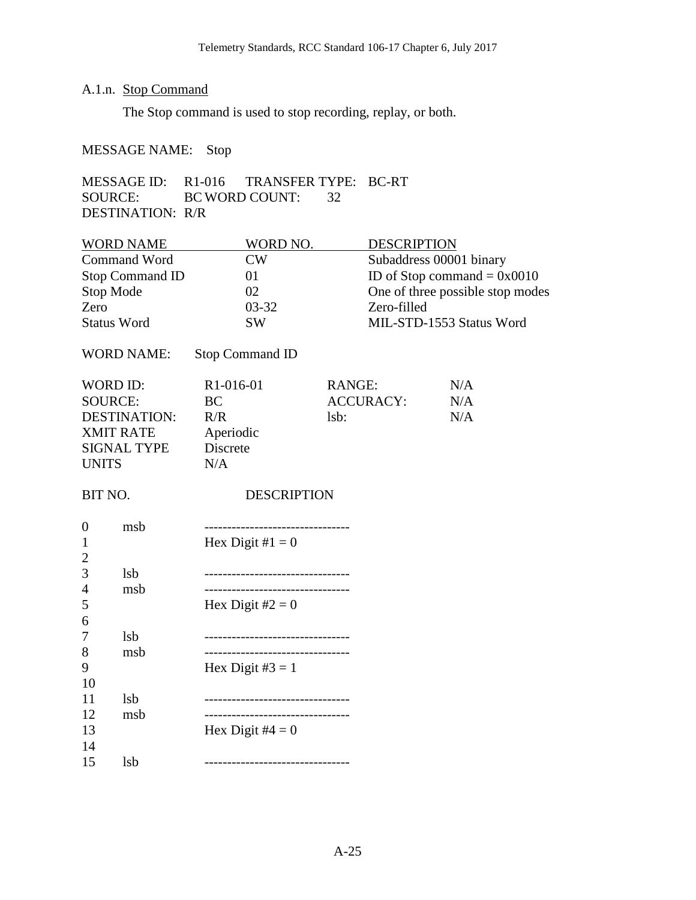A.1.n. Stop Command

The Stop command is used to stop recording, replay, or both.

MESSAGE NAME: Stop

MESSAGE ID: R1-016 TRANSFER TYPE: BC-RT
SOURCE: BC WORD COUNT: 32
DESTINATION: R/R

| WORD NAME | WORD NO. | DESCRIPTION |
|---|---|---|
| Command Word | CW | Subaddress 00001 binary |
| Stop Command ID | 01 | ID of Stop command = 0x0010 |
| Stop Mode | 02 | One of three possible stop modes |
| Zero | 03-32 | Zero-filled |
| Status Word | SW | MIL-STD-1553 Status Word |

WORD NAME: Stop Command ID

| | | | |
|---|---|---|---|
| WORD ID: | R1-016-01 | RANGE: | N/A |
| SOURCE: | BC | ACCURACY: | N/A |
| DESTINATION: | R/R | lsb: | N/A |
| XMIT RATE | Aperiodic | | |
| SIGNAL TYPE | Discrete | | |
| UNITS | N/A | | |

| BIT NO. | | DESCRIPTION |
|---|---|---|
| 0 | msb | -------------------------------- |
| 1 | | Hex Digit #1 = 0 |
| 2 | | |
| 3 | lsb | -------------------------------- |
| 4 | msb | -------------------------------- |
| 5 | | Hex Digit #2 = 0 |
| 6 | | |
| 7 | lsb | -------------------------------- |
| 8 | msb | -------------------------------- |
| 9 | | Hex Digit #3 = 1 |
| 10 | | |
| 11 | lsb | -------------------------------- |
| 12 | msb | -------------------------------- |
| 13 | | Hex Digit #4 = 0 |
| 14 | | |
| 15 | lsb | -------------------------------- |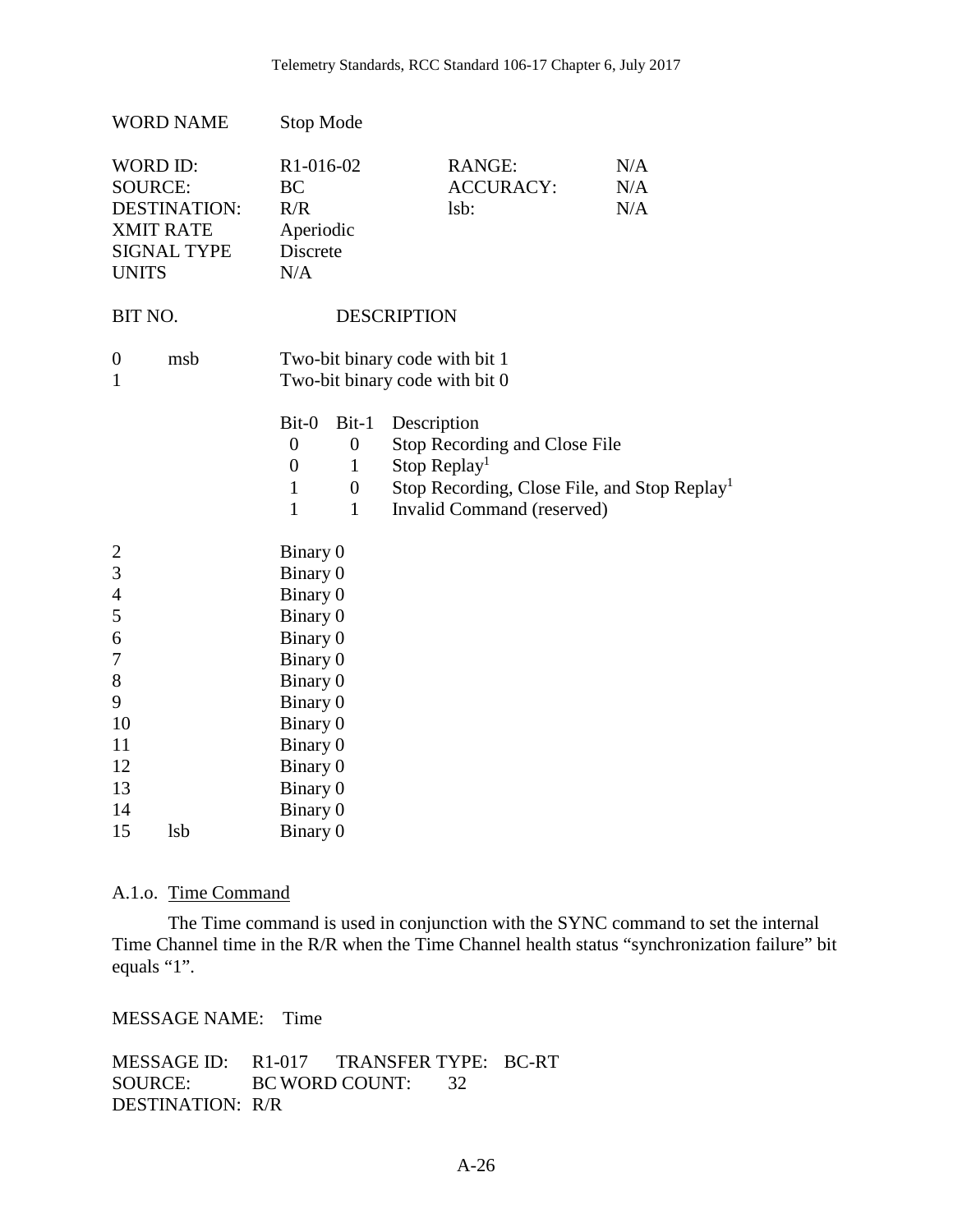| | | | |
|---|---|---|---|
| WORD NAME | Stop Mode | | |
| WORD ID: | R1-016-02 | RANGE: | N/A |
| SOURCE: | BC | ACCURACY: | N/A |
| DESTINATION: | R/R | lsb: | N/A |
| XMIT RATE | Aperiodic | | |
| SIGNAL TYPE | Discrete | | |
| UNITS | N/A | | |

| BIT NO. | | DESCRIPTION |
|---|---|---|
| 0 | msb | Two-bit binary code with bit 1 |
| 1 | | Two-bit binary code with bit 0 |

| Bit-0 | Bit-1 | Description |
|---|---|---|
| 0 | 0 | Stop Recording and Close File |
| 0 | 1 | Stop Replay[1] |
| 1 | 0 | Stop Recording, Close File, and Stop Replay[1] |
| 1 | 1 | Invalid Command (reserved) |

| BIT NO. | | DESCRIPTION |
|---|---|---|
| 2 | | Binary 0 |
| 3 | | Binary 0 |
| 4 | | Binary 0 |
| 5 | | Binary 0 |
| 6 | | Binary 0 |
| 7 | | Binary 0 |
| 8 | | Binary 0 |
| 9 | | Binary 0 |
| 10 | | Binary 0 |
| 11 | | Binary 0 |
| 12 | | Binary 0 |
| 13 | | Binary 0 |
| 14 | | Binary 0 |
| 15 | lsb | Binary 0 |

### A.1.o. Time Command

The Time command is used in conjunction with the SYNC command to set the internal Time Channel time in the R/R when the Time Channel health status "synchronization failure" bit equals "1".

MESSAGE NAME: Time

MESSAGE ID: R1-017 TRANSFER TYPE: BC-RT
SOURCE: BC WORD COUNT: 32
DESTINATION: R/R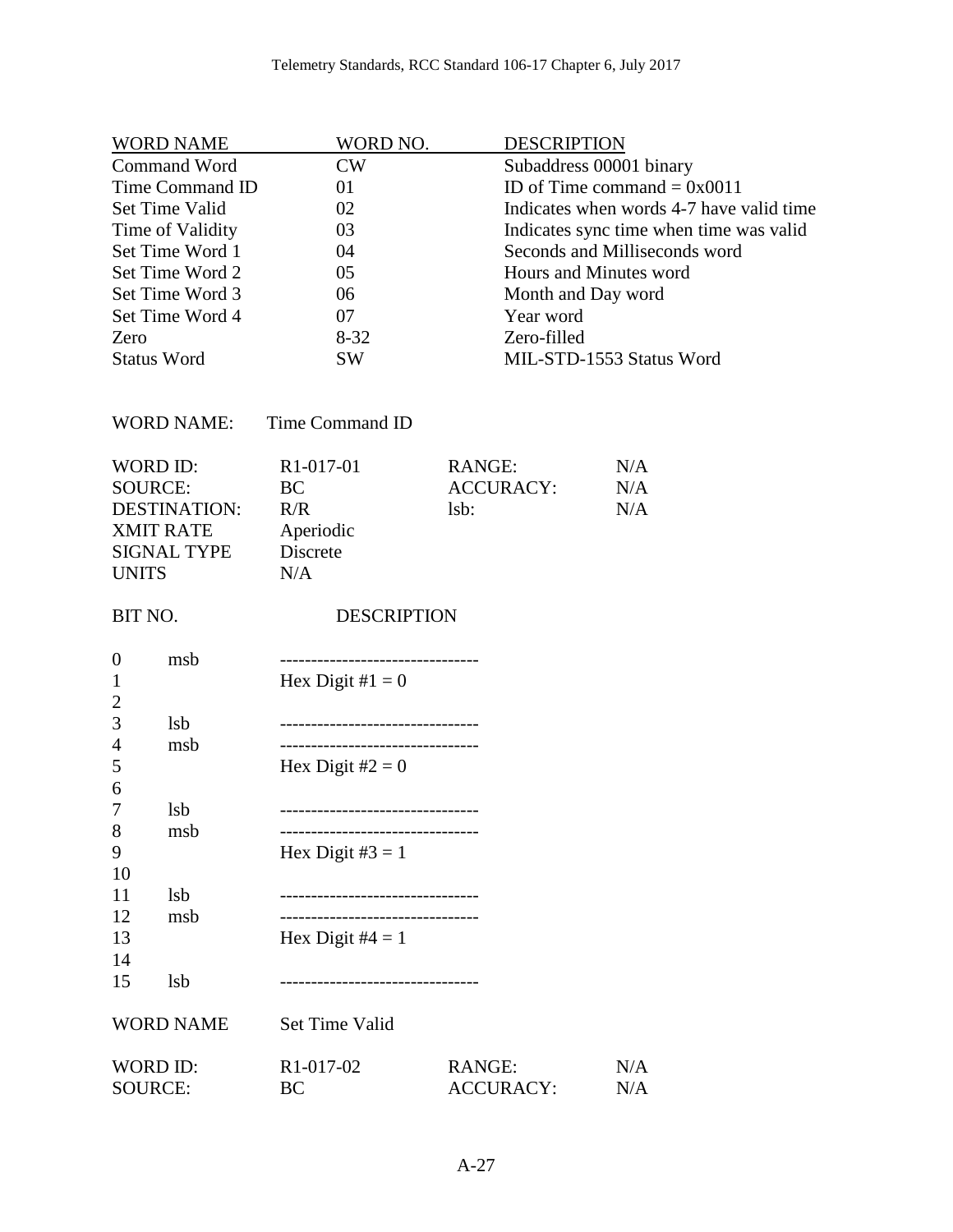| WORD NAME | WORD NO. | DESCRIPTION |
|---|---|---|
| Command Word | CW | Subaddress 00001 binary |
| Time Command ID | 01 | ID of Time command = 0x0011 |
| Set Time Valid | 02 | Indicates when words 4-7 have valid time |
| Time of Validity | 03 | Indicates sync time when time was valid |
| Set Time Word 1 | 04 | Seconds and Milliseconds word |
| Set Time Word 2 | 05 | Hours and Minutes word |
| Set Time Word 3 | 06 | Month and Day word |
| Set Time Word 4 | 07 | Year word |
| Zero | 8-32 | Zero-filled |
| Status Word | SW | MIL-STD-1553 Status Word |

WORD NAME: Time Command ID

| | | | |
|---|---|---|---|
| WORD ID: | R1-017-01 | RANGE: | N/A |
| SOURCE: | BC | ACCURACY: | N/A |
| DESTINATION: | R/R | lsb: | N/A |
| XMIT RATE | Aperiodic | | |
| SIGNAL TYPE | Discrete | | |
| UNITS | N/A | | |

| BIT NO. | | DESCRIPTION |
|---|---|---|
| 0 | msb | -------------------------------- |
| 1 | | Hex Digit #1 = 0 |
| 2 | | |
| 3 | lsb | -------------------------------- |
| 4 | msb | -------------------------------- |
| 5 | | Hex Digit #2 = 0 |
| 6 | | |
| 7 | lsb | -------------------------------- |
| 8 | msb | -------------------------------- |
| 9 | | Hex Digit #3 = 1 |
| 10 | | |
| 11 | lsb | -------------------------------- |
| 12 | msb | -------------------------------- |
| 13 | | Hex Digit #4 = 1 |
| 14 | | |
| 15 | lsb | -------------------------------- |

WORD NAME Set Time Valid

| | | | |
|---|---|---|---|
| WORD ID: | R1-017-02 | RANGE: | N/A |
| SOURCE: | BC | ACCURACY: | N/A |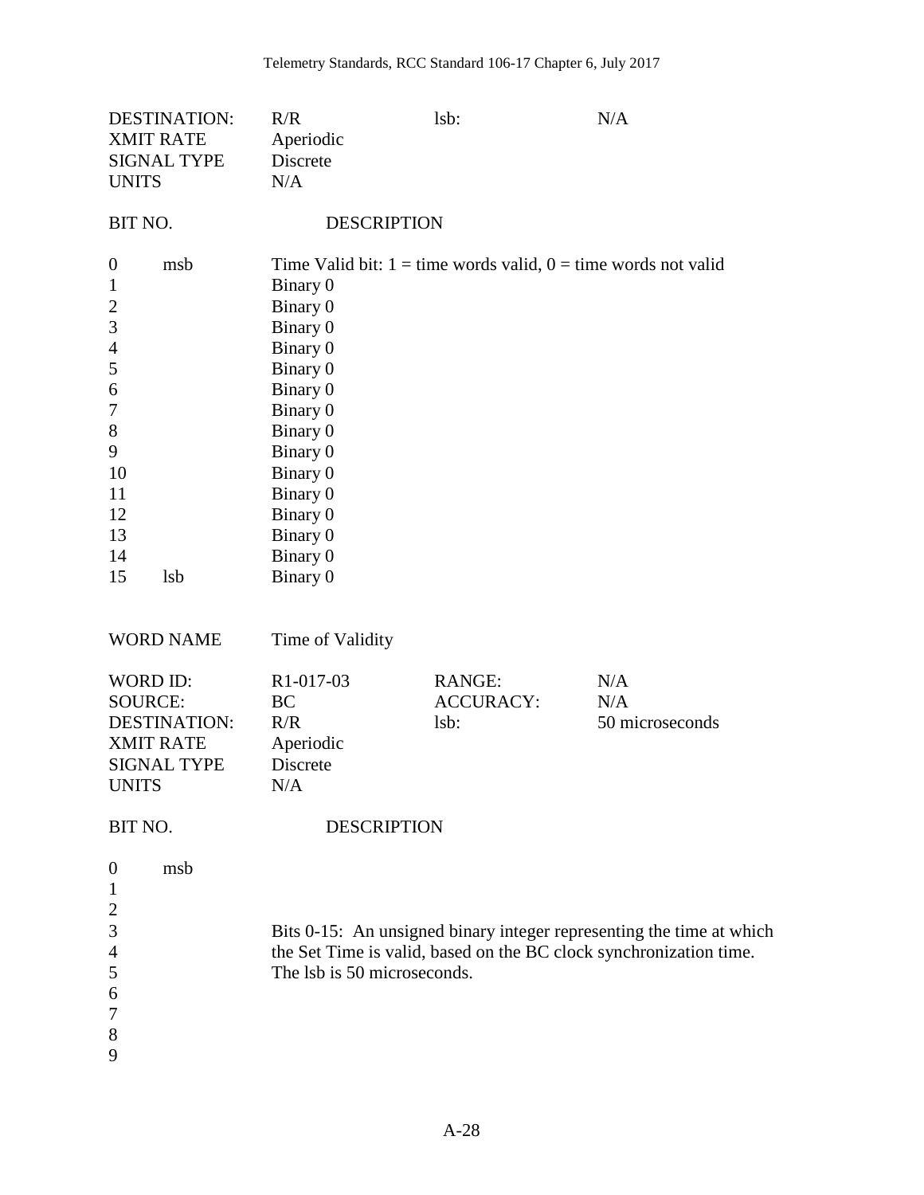| | | | |
|---|---|---|---|
| DESTINATION: | R/R | lsb: | N/A |
| XMIT RATE | Aperiodic | | |
| SIGNAL TYPE | Discrete | | |
| UNITS | N/A | | |

| BIT NO. | | DESCRIPTION |
|---|---|---|
| 0 | msb | Time Valid bit: 1 = time words valid, 0 = time words not valid |
| 1 | | Binary 0 |
| 2 | | Binary 0 |
| 3 | | Binary 0 |
| 4 | | Binary 0 |
| 5 | | Binary 0 |
| 6 | | Binary 0 |
| 7 | | Binary 0 |
| 8 | | Binary 0 |
| 9 | | Binary 0 |
| 10 | | Binary 0 |
| 11 | | Binary 0 |
| 12 | | Binary 0 |
| 13 | | Binary 0 |
| 14 | | Binary 0 |
| 15 | lsb | Binary 0 |

WORD NAME Time of Validity

| | | | |
|---|---|---|---|
| WORD ID: | R1-017-03 | RANGE: | N/A |
| SOURCE: | BC | ACCURACY: | N/A |
| DESTINATION: | R/R | lsb: | 50 microseconds |
| XMIT RATE | Aperiodic | | |
| SIGNAL TYPE | Discrete | | |
| UNITS | N/A | | |

| BIT NO. | | DESCRIPTION |
|---|---|---|
| 0 | msb | |
| 1 | | |
| 2 | | |
| 3 | | Bits 0-15: An unsigned binary integer representing the time at which the Set Time is valid, based on the BC clock synchronization time. The lsb is 50 microseconds. |
| 4 | | |
| 5 | | |
| 6 | | |
| 7 | | |
| 8 | | |
| 9 | | |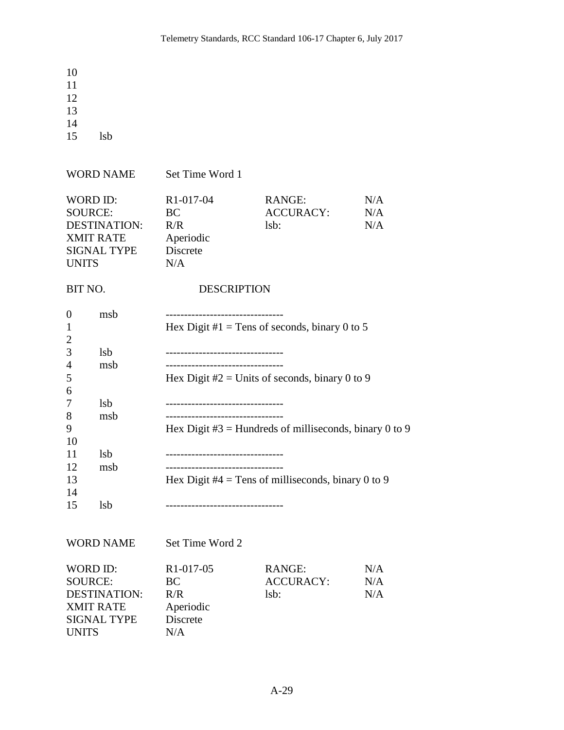| | |
|---|---|
| 10 | |
| 11 | |
| 12 | |
| 13 | |
| 14 | |
| 15 | lsb |

| WORD NAME | Set Time Word 1 | | |
|---|---|---|---|
| WORD ID: | R1-017-04 | RANGE: | N/A |
| SOURCE: | BC | ACCURACY: | N/A |
| DESTINATION: | R/R | lsb: | N/A |
| XMIT RATE | Aperiodic | | |
| SIGNAL TYPE | Discrete | | |
| UNITS | N/A | | |

| BIT NO. | | DESCRIPTION |
|---|---|---|
| 0 | msb | -------------------------------- |
| 1 | | Hex Digit #1 = Tens of seconds, binary 0 to 5 |
| 2 | | |
| 3 | lsb | -------------------------------- |
| 4 | msb | -------------------------------- |
| 5 | | Hex Digit #2 = Units of seconds, binary 0 to 9 |
| 6 | | |
| 7 | lsb | -------------------------------- |
| 8 | msb | -------------------------------- |
| 9 | | Hex Digit #3 = Hundreds of milliseconds, binary 0 to 9 |
| 10 | | |
| 11 | lsb | -------------------------------- |
| 12 | msb | -------------------------------- |
| 13 | | Hex Digit #4 = Tens of milliseconds, binary 0 to 9 |
| 14 | | |
| 15 | lsb | -------------------------------- |

| WORD NAME | Set Time Word 2 | | |
|---|---|---|---|
| WORD ID: | R1-017-05 | RANGE: | N/A |
| SOURCE: | BC | ACCURACY: | N/A |
| DESTINATION: | R/R | lsb: | N/A |
| XMIT RATE | Aperiodic | | |
| SIGNAL TYPE | Discrete | | |
| UNITS | N/A | | |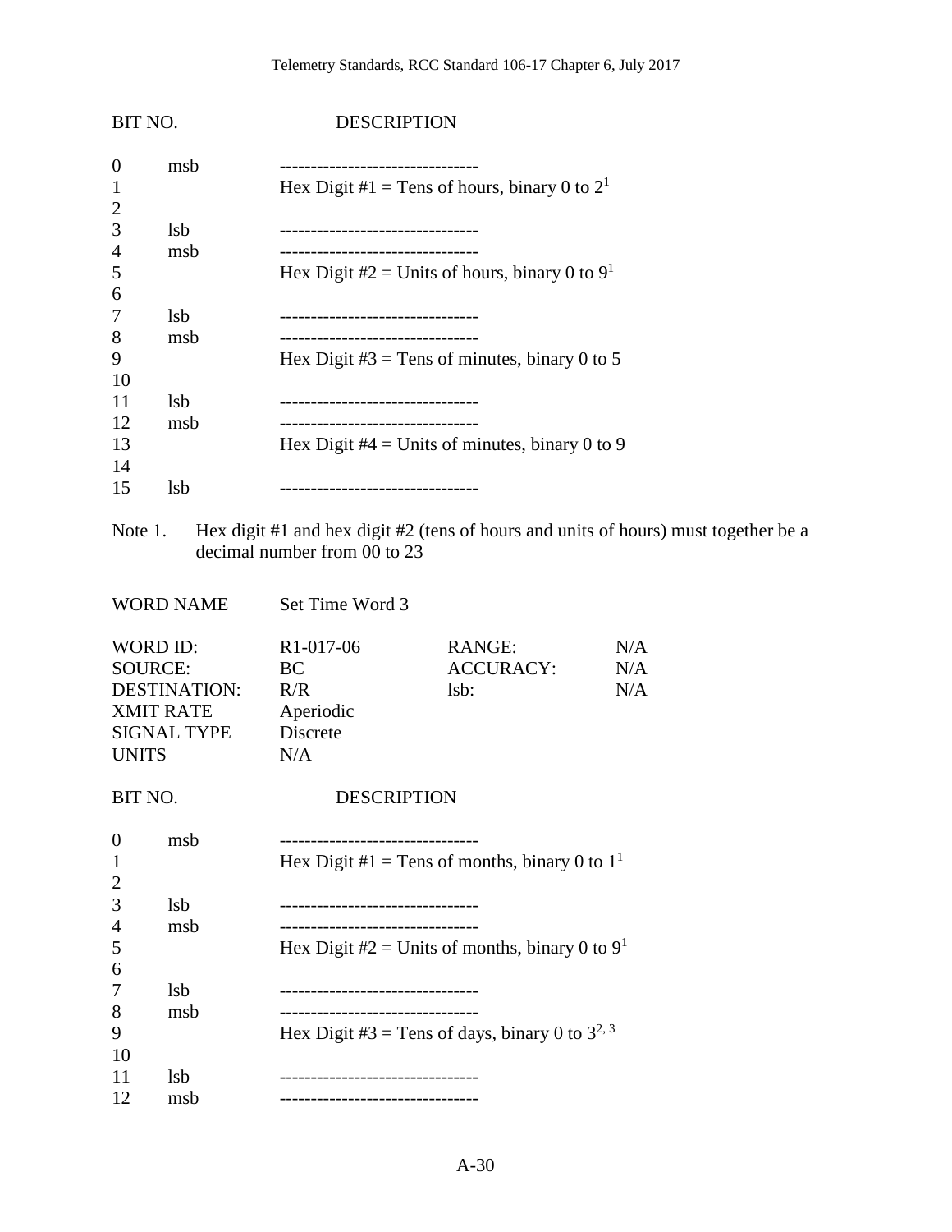| BIT NO. | | DESCRIPTION |
|---|---|---|
| 0 | msb | -------------------------------- |
| 1 | | Hex Digit #1 = Tens of hours, binary 0 to 2[1] |
| 2 | | |
| 3 | lsb | -------------------------------- |
| 4 | msb | -------------------------------- |
| 5 | | Hex Digit #2 = Units of hours, binary 0 to 9[1] |
| 6 | | |
| 7 | lsb | -------------------------------- |
| 8 | msb | -------------------------------- |
| 9 | | Hex Digit #3 = Tens of minutes, binary 0 to 5 |
| 10 | | |
| 11 | lsb | -------------------------------- |
| 12 | msb | -------------------------------- |
| 13 | | Hex Digit #4 = Units of minutes, binary 0 to 9 |
| 14 | | |
| 15 | lsb | -------------------------------- |

Note 1. Hex digit #1 and hex digit #2 (tens of hours and units of hours) must together be a decimal number from 00 to 23

WORD NAME Set Time Word 3

| | | | |
|---|---|---|---|
| WORD ID: | R1-017-06 | RANGE: | N/A |
| SOURCE: | BC | ACCURACY: | N/A |
| DESTINATION: | R/R | lsb: | N/A |
| XMIT RATE | Aperiodic | | |
| SIGNAL TYPE | Discrete | | |
| UNITS | N/A | | |

| BIT NO. | | DESCRIPTION |
|---|---|---|
| 0 | msb | -------------------------------- |
| 1 | | Hex Digit #1 = Tens of months, binary 0 to 1[1] |
| 2 | | |
| 3 | lsb | -------------------------------- |
| 4 | msb | -------------------------------- |
| 5 | | Hex Digit #2 = Units of months, binary 0 to 9[1] |
| 6 | | |
| 7 | lsb | -------------------------------- |
| 8 | msb | -------------------------------- |
| 9 | | Hex Digit #3 = Tens of days, binary 0 to 3[2, 3] |
| 10 | | |
| 11 | lsb | -------------------------------- |
| 12 | msb | -------------------------------- |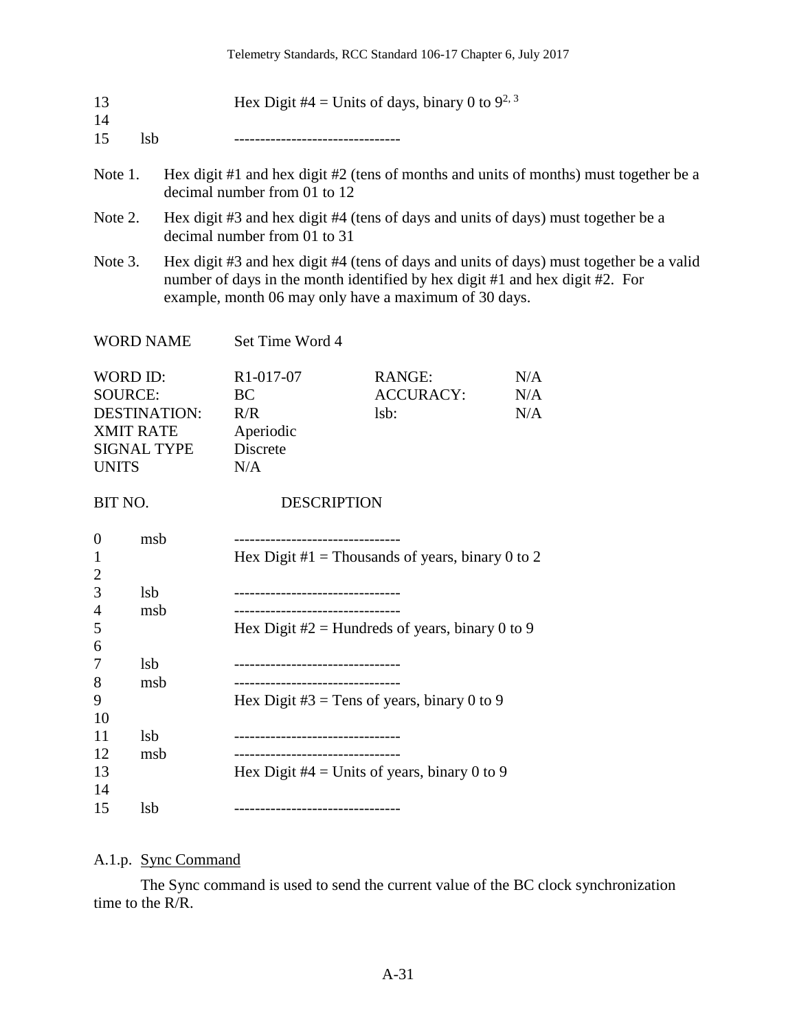| | | |
|---|---|---|
| 13 | | Hex Digit #4 = Units of days, binary 0 to 9[2, 3] |
| 14 | | |
| 15 | lsb | -------------------------------- |

Note 1. Hex digit #1 and hex digit #2 (tens of months and units of months) must together be a decimal number from 01 to 12

Note 2. Hex digit #3 and hex digit #4 (tens of days and units of days) must together be a decimal number from 01 to 31

Note 3. Hex digit #3 and hex digit #4 (tens of days and units of days) must together be a valid number of days in the month identified by hex digit #1 and hex digit #2. For example, month 06 may only have a maximum of 30 days.

WORD NAME Set Time Word 4

| | | | |
|---|---|---|---|
| WORD ID: | R1-017-07 | RANGE: | N/A |
| SOURCE: | BC | ACCURACY: | N/A |
| DESTINATION: | R/R | lsb: | N/A |
| XMIT RATE | Aperiodic | | |
| SIGNAL TYPE | Discrete | | |
| UNITS | N/A | | |

| BIT NO. | | DESCRIPTION |
|---|---|---|
| 0 | msb | -------------------------------- |
| 1 | | Hex Digit #1 = Thousands of years, binary 0 to 2 |
| 2 | | |
| 3 | lsb | -------------------------------- |
| 4 | msb | -------------------------------- |
| 5 | | Hex Digit #2 = Hundreds of years, binary 0 to 9 |
| 6 | | |
| 7 | lsb | -------------------------------- |
| 8 | msb | -------------------------------- |
| 9 | | Hex Digit #3 = Tens of years, binary 0 to 9 |
| 10 | | |
| 11 | lsb | -------------------------------- |
| 12 | msb | -------------------------------- |
| 13 | | Hex Digit #4 = Units of years, binary 0 to 9 |
| 14 | | |
| 15 | lsb | -------------------------------- |

A.1.p. Sync Command

The Sync command is used to send the current value of the BC clock synchronization time to the R/R.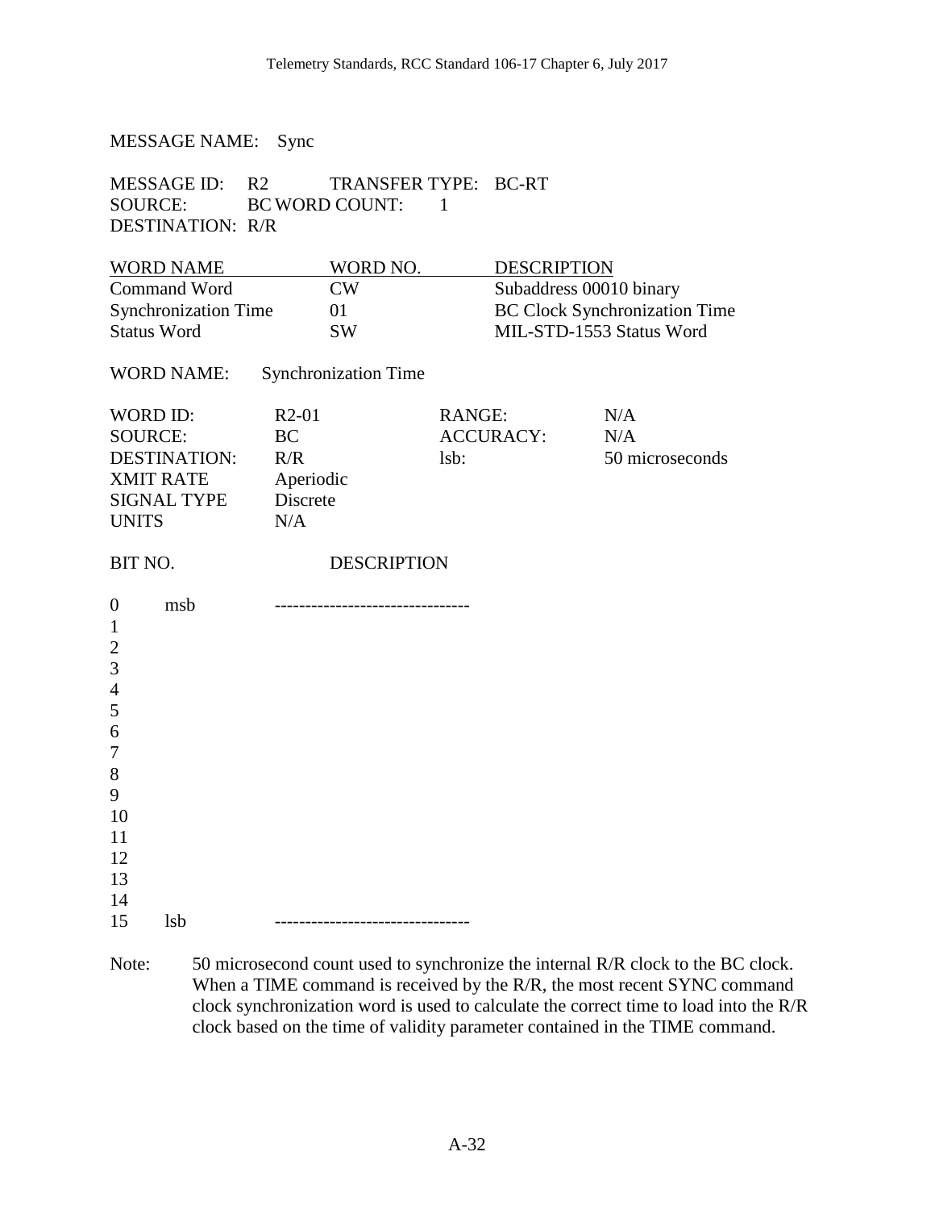MESSAGE NAME: Sync

MESSAGE ID: R2 TRANSFER TYPE: BC-RT
SOURCE: BC WORD COUNT: 1
DESTINATION: R/R

| WORD NAME | WORD NO. | DESCRIPTION |
|---|---|---|
| Command Word | CW | Subaddress 00010 binary |
| Synchronization Time | 01 | BC Clock Synchronization Time |
| Status Word | SW | MIL-STD-1553 Status Word |

WORD NAME: Synchronization Time

| | | | |
|---|---|---|---|
| WORD ID: | R2-01 | RANGE: | N/A |
| SOURCE: | BC | ACCURACY: | N/A |
| DESTINATION: | R/R | lsb: | 50 microseconds |
| XMIT RATE | Aperiodic | | |
| SIGNAL TYPE | Discrete | | |
| UNITS | N/A | | |

| BIT NO. | | DESCRIPTION |
|---|---|---|
| 0 | msb | -------------------------------- |
| 1 | | |
| 2 | | |
| 3 | | |
| 4 | | |
| 5 | | |
| 6 | | |
| 7 | | |
| 8 | | |
| 9 | | |
| 10 | | |
| 11 | | |
| 12 | | |
| 13 | | |
| 14 | | |
| 15 | lsb | -------------------------------- |

Note: 50 microsecond count used to synchronize the internal R/R clock to the BC clock. When a TIME command is received by the R/R, the most recent SYNC command clock synchronization word is used to calculate the correct time to load into the R/R clock based on the time of validity parameter contained in the TIME command.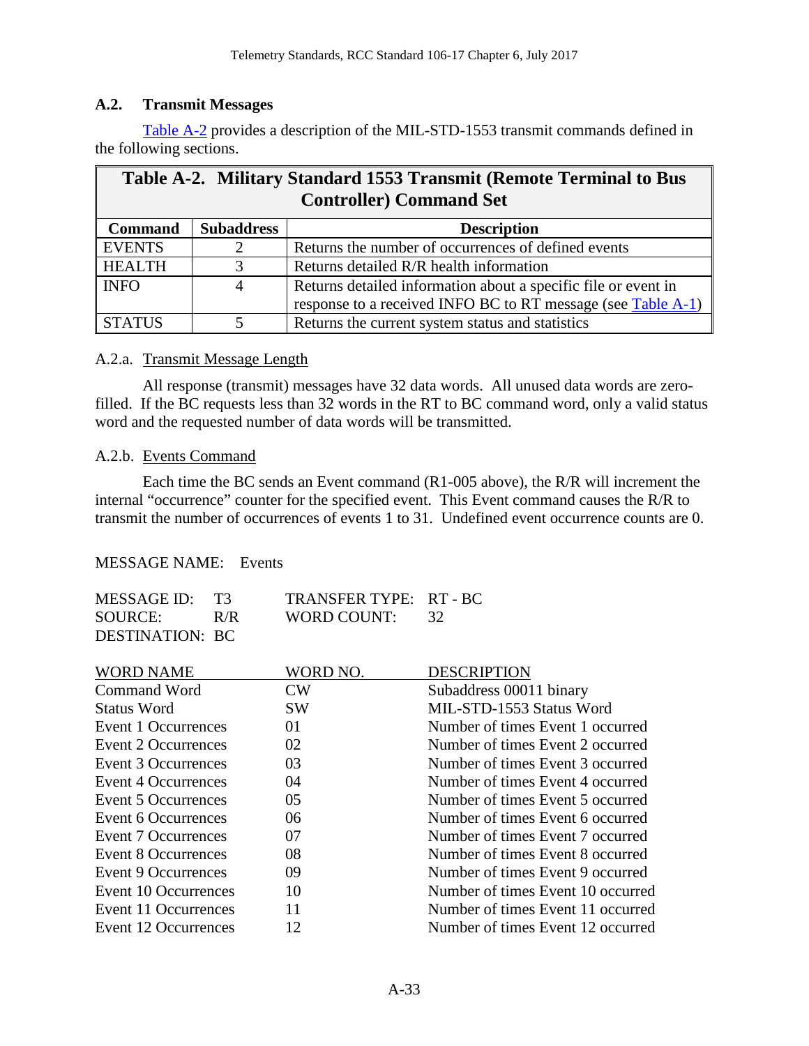## A.2. Transmit Messages

Table A-2 provides a description of the MIL-STD-1553 transmit commands defined in the following sections.

**Table A-2. Military Standard 1553 Transmit (Remote Terminal to Bus Controller) Command Set**

| Command | Subaddress | Description |
|---|---|---|
| EVENTS | 2 | Returns the number of occurrences of defined events |
| HEALTH | 3 | Returns detailed R/R health information |
| INFO | 4 | Returns detailed information about a specific file or event in response to a received INFO BC to RT message (see Table A-1) |
| STATUS | 5 | Returns the current system status and statistics |

### A.2.a. Transmit Message Length

All response (transmit) messages have 32 data words. All unused data words are zero-filled. If the BC requests less than 32 words in the RT to BC command word, only a valid status word and the requested number of data words will be transmitted.

### A.2.b. Events Command

Each time the BC sends an Event command (R1-005 above), the R/R will increment the internal "occurrence" counter for the specified event. This Event command causes the R/R to transmit the number of occurrences of events 1 to 31. Undefined event occurrence counts are 0.

MESSAGE NAME: Events

MESSAGE ID: T3 TRANSFER TYPE: RT - BC
SOURCE: R/R WORD COUNT: 32
DESTINATION: BC

| WORD NAME | WORD NO. | DESCRIPTION |
|---|---|---|
| Command Word | CW | Subaddress 00011 binary |
| Status Word | SW | MIL-STD-1553 Status Word |
| Event 1 Occurrences | 01 | Number of times Event 1 occurred |
| Event 2 Occurrences | 02 | Number of times Event 2 occurred |
| Event 3 Occurrences | 03 | Number of times Event 3 occurred |
| Event 4 Occurrences | 04 | Number of times Event 4 occurred |
| Event 5 Occurrences | 05 | Number of times Event 5 occurred |
| Event 6 Occurrences | 06 | Number of times Event 6 occurred |
| Event 7 Occurrences | 07 | Number of times Event 7 occurred |
| Event 8 Occurrences | 08 | Number of times Event 8 occurred |
| Event 9 Occurrences | 09 | Number of times Event 9 occurred |
| Event 10 Occurrences | 10 | Number of times Event 10 occurred |
| Event 11 Occurrences | 11 | Number of times Event 11 occurred |
| Event 12 Occurrences | 12 | Number of times Event 12 occurred |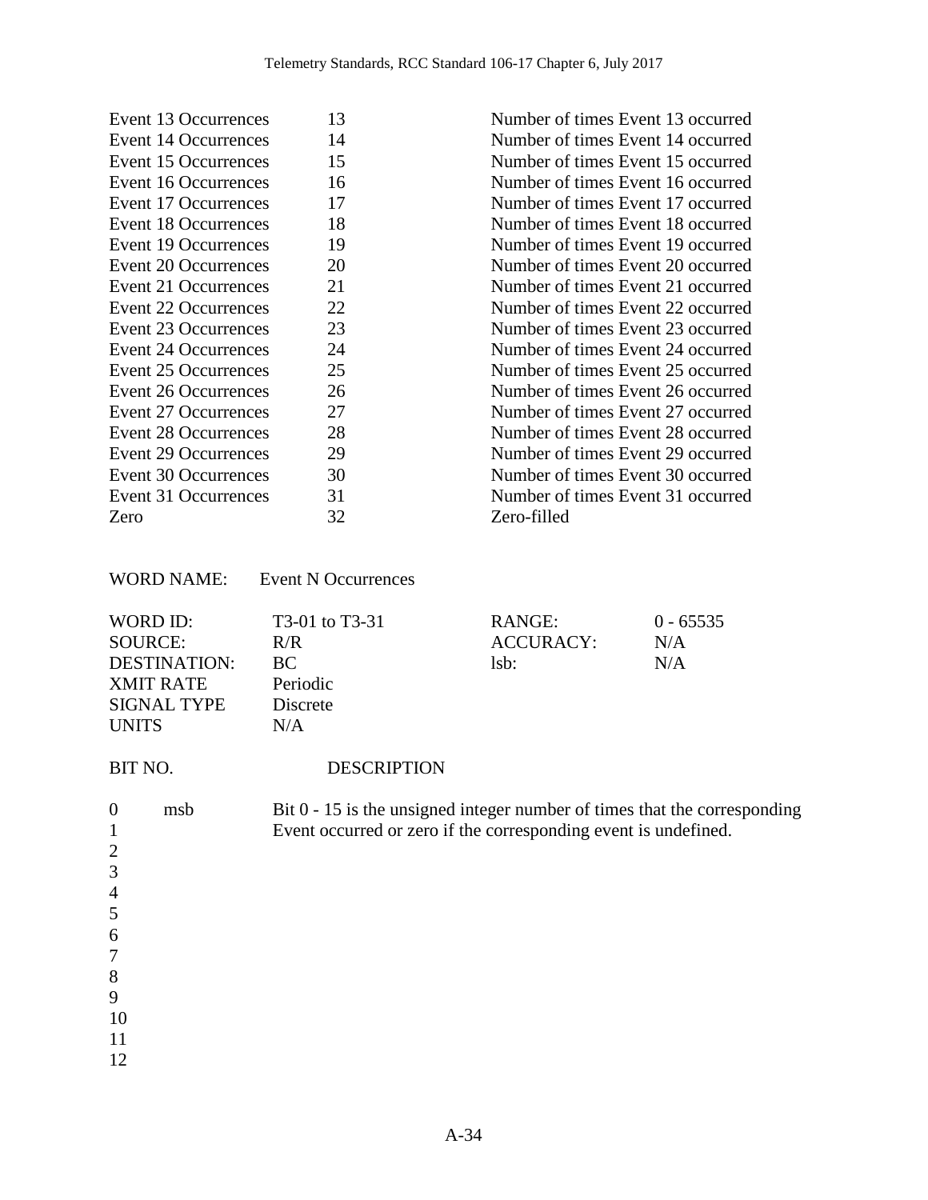| | | |
|---|---|---|
| Event 13 Occurrences | 13 | Number of times Event 13 occurred |
| Event 14 Occurrences | 14 | Number of times Event 14 occurred |
| Event 15 Occurrences | 15 | Number of times Event 15 occurred |
| Event 16 Occurrences | 16 | Number of times Event 16 occurred |
| Event 17 Occurrences | 17 | Number of times Event 17 occurred |
| Event 18 Occurrences | 18 | Number of times Event 18 occurred |
| Event 19 Occurrences | 19 | Number of times Event 19 occurred |
| Event 20 Occurrences | 20 | Number of times Event 20 occurred |
| Event 21 Occurrences | 21 | Number of times Event 21 occurred |
| Event 22 Occurrences | 22 | Number of times Event 22 occurred |
| Event 23 Occurrences | 23 | Number of times Event 23 occurred |
| Event 24 Occurrences | 24 | Number of times Event 24 occurred |
| Event 25 Occurrences | 25 | Number of times Event 25 occurred |
| Event 26 Occurrences | 26 | Number of times Event 26 occurred |
| Event 27 Occurrences | 27 | Number of times Event 27 occurred |
| Event 28 Occurrences | 28 | Number of times Event 28 occurred |
| Event 29 Occurrences | 29 | Number of times Event 29 occurred |
| Event 30 Occurrences | 30 | Number of times Event 30 occurred |
| Event 31 Occurrences | 31 | Number of times Event 31 occurred |
| Zero | 32 | Zero-filled |

WORD NAME: Event N Occurrences

| | | | |
|---|---|---|---|
| WORD ID: | T3-01 to T3-31 | RANGE: | 0 - 65535 |
| SOURCE: | R/R | ACCURACY: | N/A |
| DESTINATION: | BC | lsb: | N/A |
| XMIT RATE | Periodic | | |
| SIGNAL TYPE | Discrete | | |
| UNITS | N/A | | |

| BIT NO. | | DESCRIPTION |
|---|---|---|
| 0 | msb | Bit 0 - 15 is the unsigned integer number of times that the corresponding Event occurred or zero if the corresponding event is undefined. |
| 1 | | |
| 2 | | |
| 3 | | |
| 4 | | |
| 5 | | |
| 6 | | |
| 7 | | |
| 8 | | |
| 9 | | |
| 10 | | |
| 11 | | |
| 12 | | |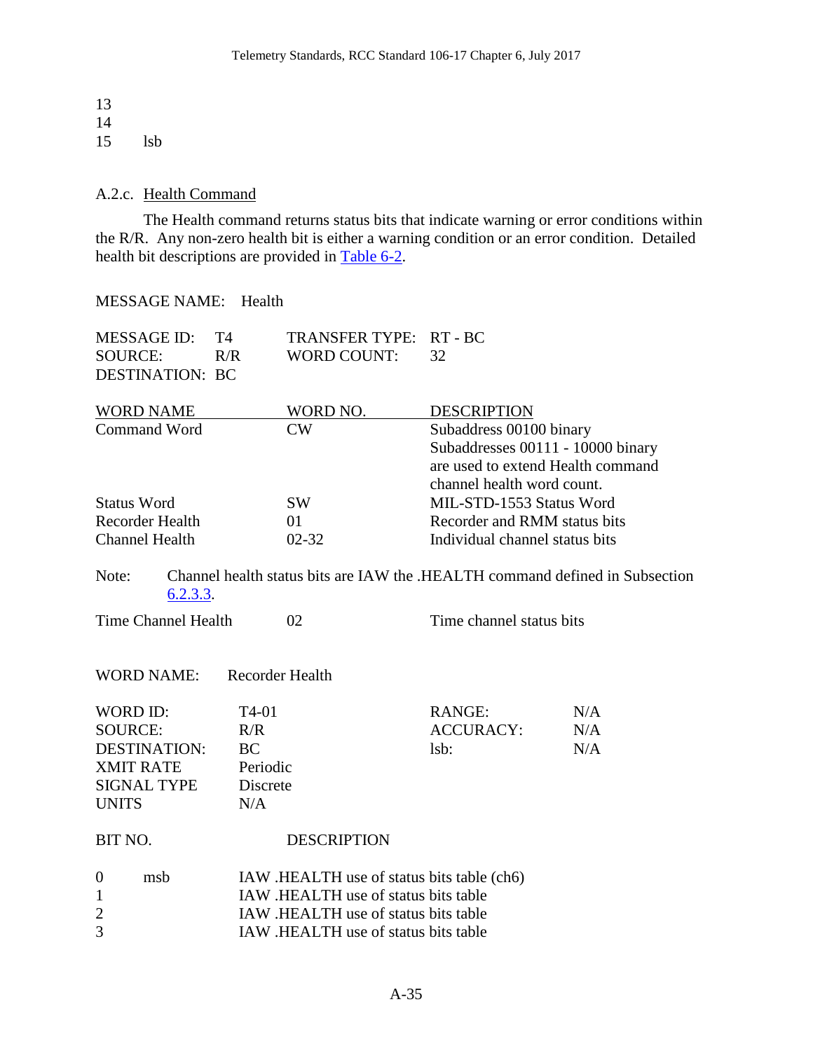| | |
|---|---|
| 13 | |
| 14 | |
| 15 | lsb |

### A.2.c. Health Command

The Health command returns status bits that indicate warning or error conditions within the R/R. Any non-zero health bit is either a warning condition or an error condition. Detailed health bit descriptions are provided in Table 6-2.

MESSAGE NAME: Health

| | | | |
|---|---|---|---|
| MESSAGE ID: | T4 | TRANSFER TYPE: | RT - BC |
| SOURCE: | R/R | WORD COUNT: | 32 |
| DESTINATION: | BC | | |

| WORD NAME | WORD NO. | DESCRIPTION |
|---|---|---|
| Command Word | CW | Subaddress 00100 binary<br>Subaddresses 00111 - 10000 binary are used to extend Health command channel health word count. |
| Status Word | SW | MIL-STD-1553 Status Word |
| Recorder Health | 01 | Recorder and RMM status bits |
| Channel Health | 02-32 | Individual channel status bits |

Note: Channel health status bits are IAW the .HEALTH command defined in Subsection 6.2.3.3.

| | | |
|---|---|---|
| Time Channel Health | 02 | Time channel status bits |

WORD NAME: Recorder Health

| | | | |
|---|---|---|---|
| WORD ID: | T4-01 | RANGE: | N/A |
| SOURCE: | R/R | ACCURACY: | N/A |
| DESTINATION: | BC | lsb: | N/A |
| XMIT RATE | Periodic | | |
| SIGNAL TYPE | Discrete | | |
| UNITS | N/A | | |

| BIT NO. | | DESCRIPTION |
|---|---|---|
| 0 | msb | IAW .HEALTH use of status bits table (ch6) |
| 1 | | IAW .HEALTH use of status bits table |
| 2 | | IAW .HEALTH use of status bits table |
| 3 | | IAW .HEALTH use of status bits table |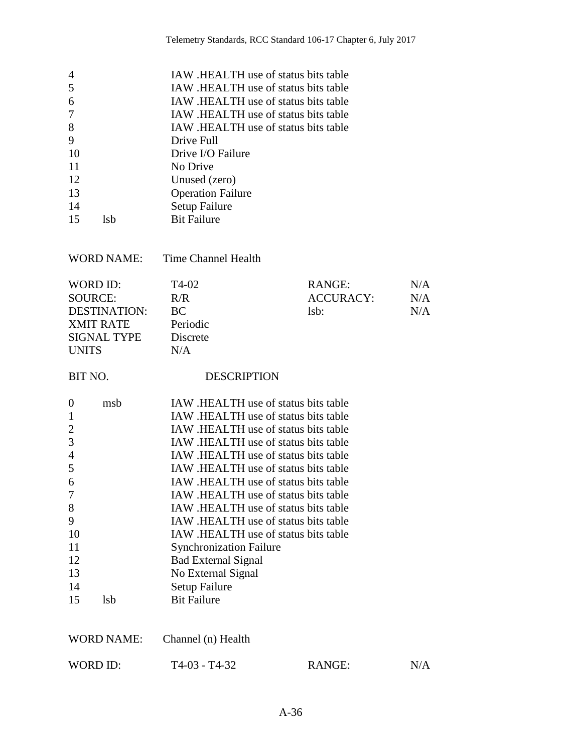| | | |
|---|---|---|
| 4 | | IAW .HEALTH use of status bits table |
| 5 | | IAW .HEALTH use of status bits table |
| 6 | | IAW .HEALTH use of status bits table |
| 7 | | IAW .HEALTH use of status bits table |
| 8 | | IAW .HEALTH use of status bits table |
| 9 | | Drive Full |
| 10 | | Drive I/O Failure |
| 11 | | No Drive |
| 12 | | Unused (zero) |
| 13 | | Operation Failure |
| 14 | | Setup Failure |
| 15 | lsb | Bit Failure |

WORD NAME: Time Channel Health

| | | | |
|---|---|---|---|
| WORD ID: | T4-02 | RANGE: | N/A |
| SOURCE: | R/R | ACCURACY: | N/A |
| DESTINATION: | BC | lsb: | N/A |
| XMIT RATE | Periodic | | |
| SIGNAL TYPE | Discrete | | |
| UNITS | N/A | | |

| BIT NO. | | DESCRIPTION |
|---|---|---|
| 0 | msb | IAW .HEALTH use of status bits table |
| 1 | | IAW .HEALTH use of status bits table |
| 2 | | IAW .HEALTH use of status bits table |
| 3 | | IAW .HEALTH use of status bits table |
| 4 | | IAW .HEALTH use of status bits table |
| 5 | | IAW .HEALTH use of status bits table |
| 6 | | IAW .HEALTH use of status bits table |
| 7 | | IAW .HEALTH use of status bits table |
| 8 | | IAW .HEALTH use of status bits table |
| 9 | | IAW .HEALTH use of status bits table |
| 10 | | IAW .HEALTH use of status bits table |
| 11 | | Synchronization Failure |
| 12 | | Bad External Signal |
| 13 | | No External Signal |
| 14 | | Setup Failure |
| 15 | lsb | Bit Failure |

WORD NAME: Channel (n) Health

| | | | |
|---|---|---|---|
| WORD ID: | T4-03 - T4-32 | RANGE: | N/A |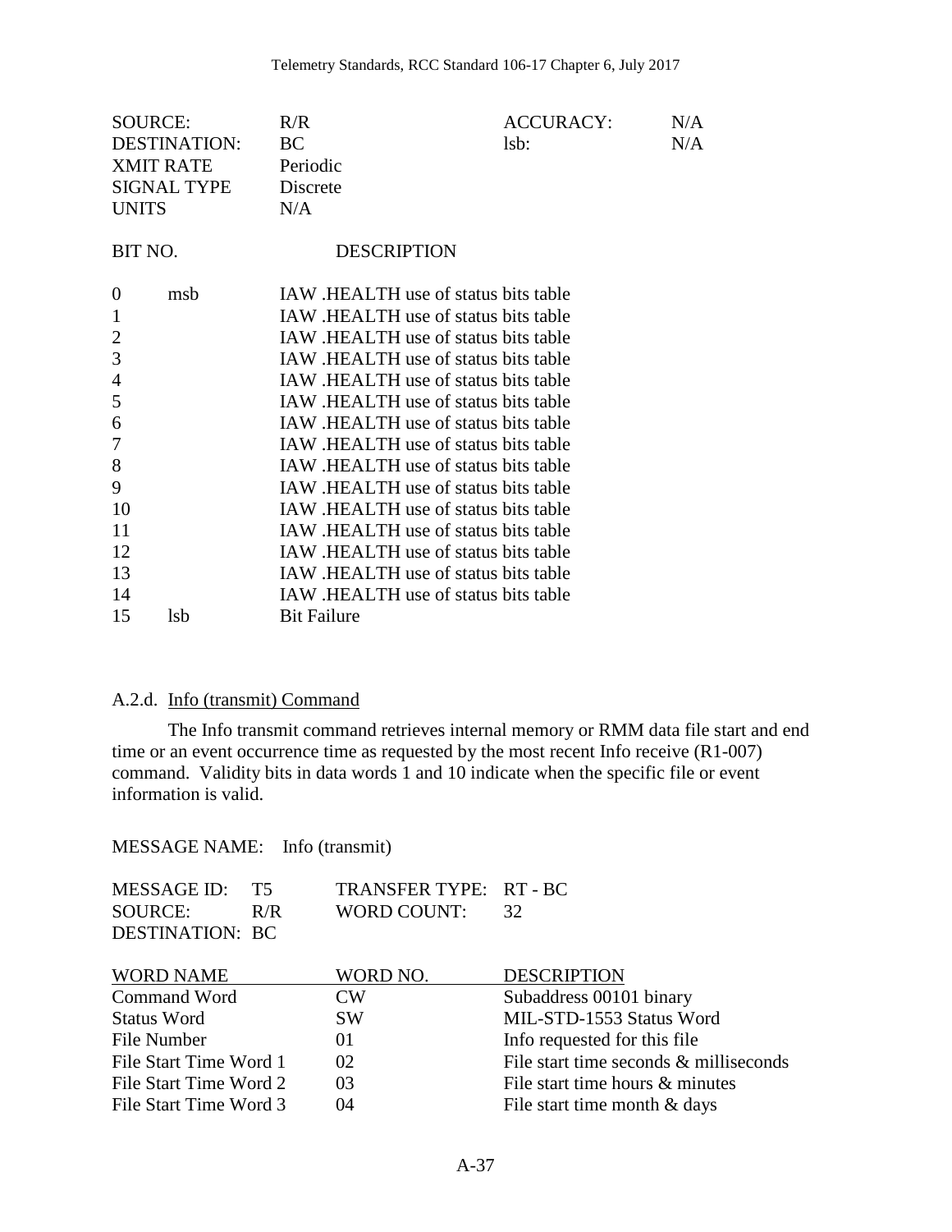| | | | |
|---|---|---|---|
| SOURCE: | R/R | ACCURACY: | N/A |
| DESTINATION: | BC | lsb: | N/A |
| XMIT RATE | Periodic | | |
| SIGNAL TYPE | Discrete | | |
| UNITS | N/A | | |

| BIT NO. | | DESCRIPTION |
|---|---|---|
| 0 | msb | IAW .HEALTH use of status bits table |
| 1 | | IAW .HEALTH use of status bits table |
| 2 | | IAW .HEALTH use of status bits table |
| 3 | | IAW .HEALTH use of status bits table |
| 4 | | IAW .HEALTH use of status bits table |
| 5 | | IAW .HEALTH use of status bits table |
| 6 | | IAW .HEALTH use of status bits table |
| 7 | | IAW .HEALTH use of status bits table |
| 8 | | IAW .HEALTH use of status bits table |
| 9 | | IAW .HEALTH use of status bits table |
| 10 | | IAW .HEALTH use of status bits table |
| 11 | | IAW .HEALTH use of status bits table |
| 12 | | IAW .HEALTH use of status bits table |
| 13 | | IAW .HEALTH use of status bits table |
| 14 | | IAW .HEALTH use of status bits table |
| 15 | lsb | Bit Failure |

A.2.d. Info (transmit) Command

The Info transmit command retrieves internal memory or RMM data file start and end time or an event occurrence time as requested by the most recent Info receive (R1-007) command. Validity bits in data words 1 and 10 indicate when the specific file or event information is valid.

MESSAGE NAME: Info (transmit)

| | | | |
|---|---|---|---|
| MESSAGE ID: | T5 | TRANSFER TYPE: | RT - BC |
| SOURCE: | R/R | WORD COUNT: | 32 |
| DESTINATION: | BC | | |

| WORD NAME | WORD NO. | DESCRIPTION |
|---|---|---|
| Command Word | CW | Subaddress 00101 binary |
| Status Word | SW | MIL-STD-1553 Status Word |
| File Number | 01 | Info requested for this file |
| File Start Time Word 1 | 02 | File start time seconds & milliseconds |
| File Start Time Word 2 | 03 | File start time hours & minutes |
| File Start Time Word 3 | 04 | File start time month & days |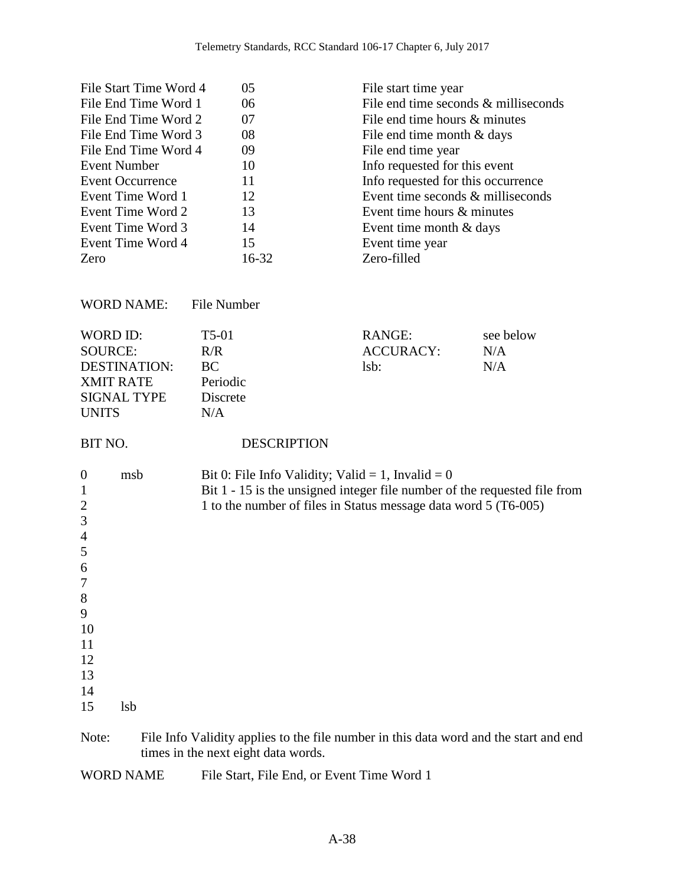| | | |
|---|---|---|
| File Start Time Word 4 | 05 | File start time year |
| File End Time Word 1 | 06 | File end time seconds & milliseconds |
| File End Time Word 2 | 07 | File end time hours & minutes |
| File End Time Word 3 | 08 | File end time month & days |
| File End Time Word 4 | 09 | File end time year |
| Event Number | 10 | Info requested for this event |
| Event Occurrence | 11 | Info requested for this occurrence |
| Event Time Word 1 | 12 | Event time seconds & milliseconds |
| Event Time Word 2 | 13 | Event time hours & minutes |
| Event Time Word 3 | 14 | Event time month & days |
| Event Time Word 4 | 15 | Event time year |
| Zero | 16-32 | Zero-filled |

WORD NAME: File Number

| | | | |
|---|---|---|---|
| WORD ID: | T5-01 | RANGE: | see below |
| SOURCE: | R/R | ACCURACY: | N/A |
| DESTINATION: | BC | lsb: | N/A |
| XMIT RATE | Periodic | | |
| SIGNAL TYPE | Discrete | | |
| UNITS | N/A | | |

| BIT NO. | | DESCRIPTION |
|---|---|---|
| 0 | msb | Bit 0: File Info Validity; Valid = 1, Invalid = 0 |
| 1 | | Bit 1 - 15 is the unsigned integer file number of the requested file from |
| 2 | | 1 to the number of files in Status message data word 5 (T6-005) |
| 3 | | |
| 4 | | |
| 5 | | |
| 6 | | |
| 7 | | |
| 8 | | |
| 9 | | |
| 10 | | |
| 11 | | |
| 12 | | |
| 13 | | |
| 14 | | |
| 15 | lsb | |

Note: File Info Validity applies to the file number in this data word and the start and end times in the next eight data words.

WORD NAME File Start, File End, or Event Time Word 1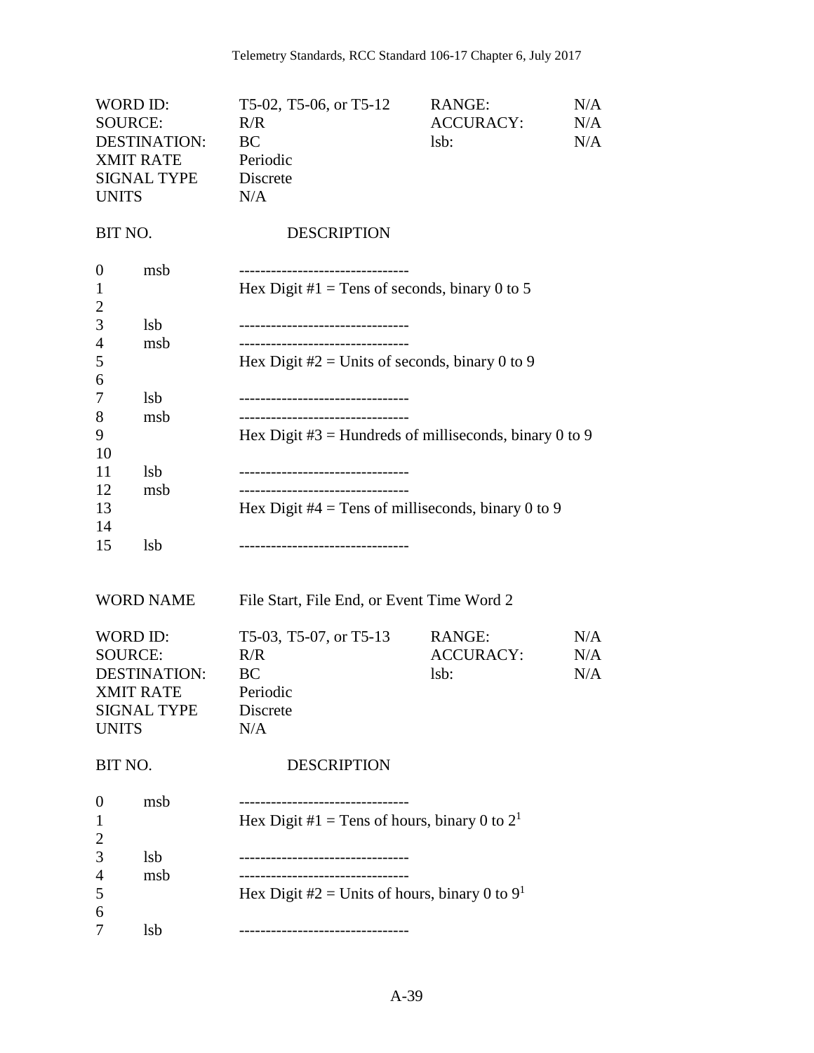| | | | |
|---|---|---|---|
| WORD ID: | T5-02, T5-06, or T5-12 | RANGE: | N/A |
| SOURCE: | R/R | ACCURACY: | N/A |
| DESTINATION: | BC | lsb: | N/A |
| XMIT RATE | Periodic | | |
| SIGNAL TYPE | Discrete | | |
| UNITS | N/A | | |

| BIT NO. | | DESCRIPTION |
|---|---|---|
| 0 | msb | -------------------------------- |
| 1 | | Hex Digit #1 = Tens of seconds, binary 0 to 5 |
| 2 | | |
| 3 | lsb | -------------------------------- |
| 4 | msb | -------------------------------- |
| 5 | | Hex Digit #2 = Units of seconds, binary 0 to 9 |
| 6 | | |
| 7 | lsb | -------------------------------- |
| 8 | msb | -------------------------------- |
| 9 | | Hex Digit #3 = Hundreds of milliseconds, binary 0 to 9 |
| 10 | | |
| 11 | lsb | -------------------------------- |
| 12 | msb | -------------------------------- |
| 13 | | Hex Digit #4 = Tens of milliseconds, binary 0 to 9 |
| 14 | | |
| 15 | lsb | -------------------------------- |

WORD NAME File Start, File End, or Event Time Word 2

| | | | |
|---|---|---|---|
| WORD ID: | T5-03, T5-07, or T5-13 | RANGE: | N/A |
| SOURCE: | R/R | ACCURACY: | N/A |
| DESTINATION: | BC | lsb: | N/A |
| XMIT RATE | Periodic | | |
| SIGNAL TYPE | Discrete | | |
| UNITS | N/A | | |

| BIT NO. | | DESCRIPTION |
|---|---|---|
| 0 | msb | -------------------------------- |
| 1 | | Hex Digit #1 = Tens of hours, binary 0 to 2[1] |
| 2 | | |
| 3 | lsb | -------------------------------- |
| 4 | msb | -------------------------------- |
| 5 | | Hex Digit #2 = Units of hours, binary 0 to 9[1] |
| 6 | | |
| 7 | lsb | -------------------------------- |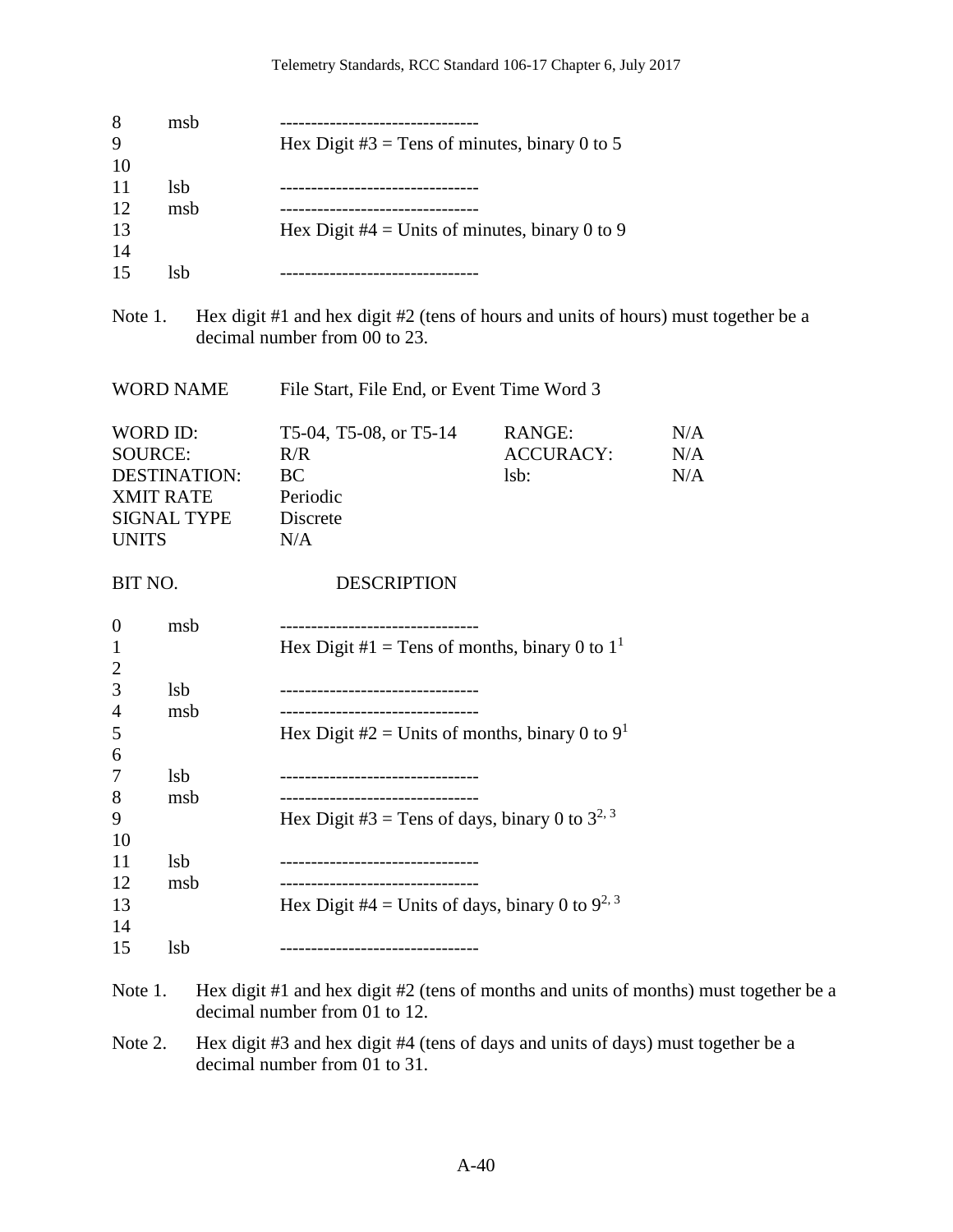| | | |
|---|---|---|
| 8 | msb | -------------------------------- |
| 9 | | Hex Digit #3 = Tens of minutes, binary 0 to 5 |
| 10 | | |
| 11 | lsb | -------------------------------- |
| 12 | msb | -------------------------------- |
| 13 | | Hex Digit #4 = Units of minutes, binary 0 to 9 |
| 14 | | |
| 15 | lsb | -------------------------------- |

Note 1. Hex digit #1 and hex digit #2 (tens of hours and units of hours) must together be a decimal number from 00 to 23.

WORD NAME File Start, File End, or Event Time Word 3

| | | | |
|---|---|---|---|
| WORD ID: | T5-04, T5-08, or T5-14 | RANGE: | N/A |
| SOURCE: | R/R | ACCURACY: | N/A |
| DESTINATION: | BC | lsb: | N/A |
| XMIT RATE | Periodic | | |
| SIGNAL TYPE | Discrete | | |
| UNITS | N/A | | |

| BIT NO. | | DESCRIPTION |
|---|---|---|
| 0 | msb | -------------------------------- |
| 1 | | Hex Digit #1 = Tens of months, binary 0 to 1[1] |
| 2 | | |
| 3 | lsb | -------------------------------- |
| 4 | msb | -------------------------------- |
| 5 | | Hex Digit #2 = Units of months, binary 0 to 9[1] |
| 6 | | |
| 7 | lsb | -------------------------------- |
| 8 | msb | -------------------------------- |
| 9 | | Hex Digit #3 = Tens of days, binary 0 to 3[2, 3] |
| 10 | | |
| 11 | lsb | -------------------------------- |
| 12 | msb | -------------------------------- |
| 13 | | Hex Digit #4 = Units of days, binary 0 to 9[2, 3] |
| 14 | | |
| 15 | lsb | -------------------------------- |

Note 1. Hex digit #1 and hex digit #2 (tens of months and units of months) must together be a decimal number from 01 to 12.

Note 2. Hex digit #3 and hex digit #4 (tens of days and units of days) must together be a decimal number from 01 to 31.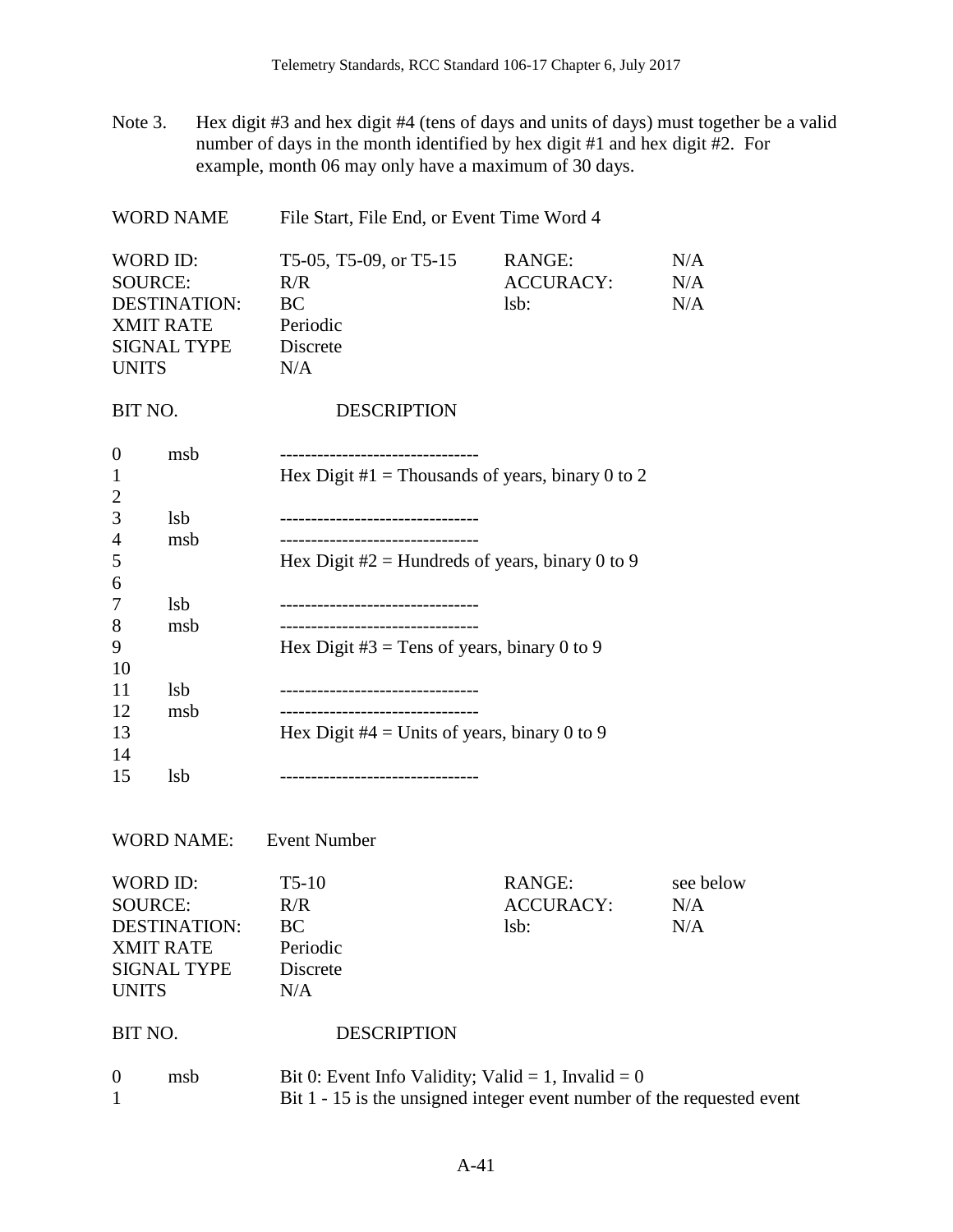Note 3. Hex digit #3 and hex digit #4 (tens of days and units of days) must together be a valid number of days in the month identified by hex digit #1 and hex digit #2. For example, month 06 may only have a maximum of 30 days.

| | | | |
|---|---|---|---|
| WORD NAME | File Start, File End, or Event Time Word 4 | | |
| WORD ID: | T5-05, T5-09, or T5-15 | RANGE: | N/A |
| SOURCE: | R/R | ACCURACY: | N/A |
| DESTINATION: | BC | lsb: | N/A |
| XMIT RATE | Periodic | | |
| SIGNAL TYPE | Discrete | | |
| UNITS | N/A | | |

| BIT NO. | | DESCRIPTION |
|---|---|---|
| 0 | msb | -------------------------------- |
| 1 | | Hex Digit #1 = Thousands of years, binary 0 to 2 |
| 2 | | |
| 3 | lsb | -------------------------------- |
| 4 | msb | -------------------------------- |
| 5 | | Hex Digit #2 = Hundreds of years, binary 0 to 9 |
| 6 | | |
| 7 | lsb | -------------------------------- |
| 8 | msb | -------------------------------- |
| 9 | | Hex Digit #3 = Tens of years, binary 0 to 9 |
| 10 | | |
| 11 | lsb | -------------------------------- |
| 12 | msb | -------------------------------- |
| 13 | | Hex Digit #4 = Units of years, binary 0 to 9 |
| 14 | | |
| 15 | lsb | -------------------------------- |

| | | | |
|---|---|---|---|
| WORD NAME: | Event Number | | |
| WORD ID: | T5-10 | RANGE: | see below |
| SOURCE: | R/R | ACCURACY: | N/A |
| DESTINATION: | BC | lsb: | N/A |
| XMIT RATE | Periodic | | |
| SIGNAL TYPE | Discrete | | |
| UNITS | N/A | | |

| BIT NO. | | DESCRIPTION |
|---|---|---|
| 0 | msb | Bit 0: Event Info Validity; Valid = 1, Invalid = 0 |
| 1 | | Bit 1 - 15 is the unsigned integer event number of the requested event |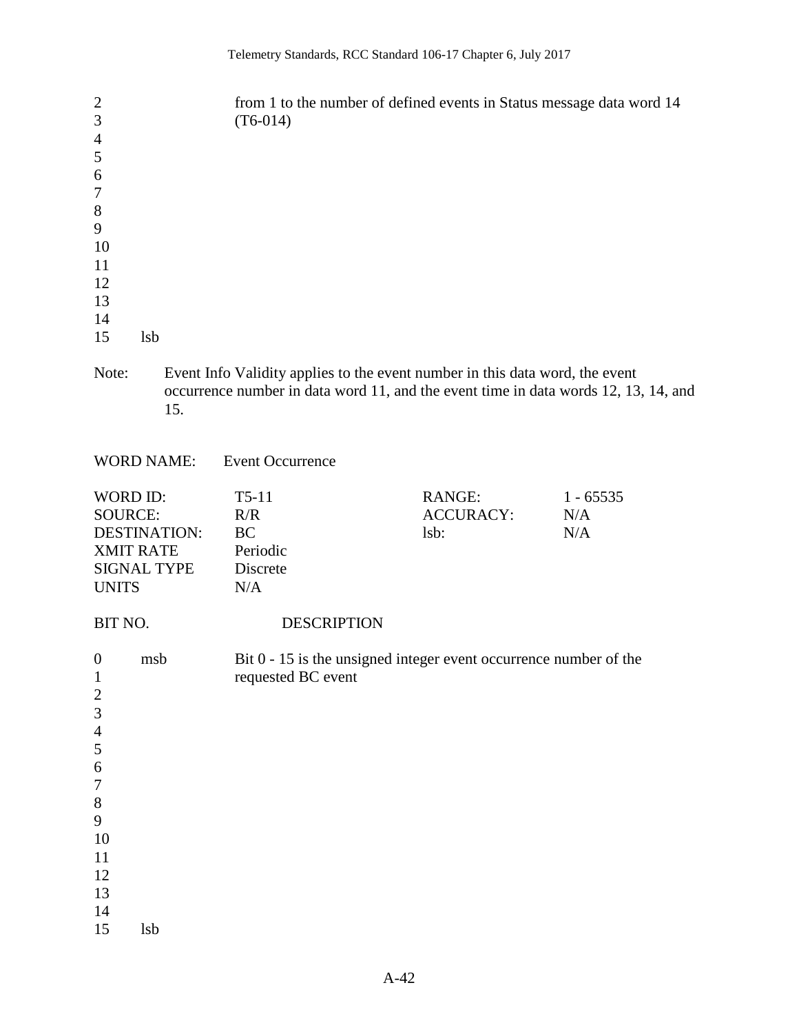| | | |
|---|---|---|
| 2 | | from 1 to the number of defined events in Status message data word 14 (T6-014) |
| 3 | | |
| 4 | | |
| 5 | | |
| 6 | | |
| 7 | | |
| 8 | | |
| 9 | | |
| 10 | | |
| 11 | | |
| 12 | | |
| 13 | | |
| 14 | | |
| 15 | lsb | |

Note: Event Info Validity applies to the event number in this data word, the event occurrence number in data word 11, and the event time in data words 12, 13, 14, and 15.

WORD NAME: Event Occurrence

| | | | |
|---|---|---|---|
| WORD ID: | T5-11 | RANGE: | 1 - 65535 |
| SOURCE: | R/R | ACCURACY: | N/A |
| DESTINATION: | BC | lsb: | N/A |
| XMIT RATE | Periodic | | |
| SIGNAL TYPE | Discrete | | |
| UNITS | N/A | | |

| BIT NO. | | DESCRIPTION |
|---|---|---|
| 0 | msb | Bit 0 - 15 is the unsigned integer event occurrence number of the requested BC event |
| 1 | | |
| 2 | | |
| 3 | | |
| 4 | | |
| 5 | | |
| 6 | | |
| 7 | | |
| 8 | | |
| 9 | | |
| 10 | | |
| 11 | | |
| 12 | | |
| 13 | | |
| 14 | | |
| 15 | lsb | |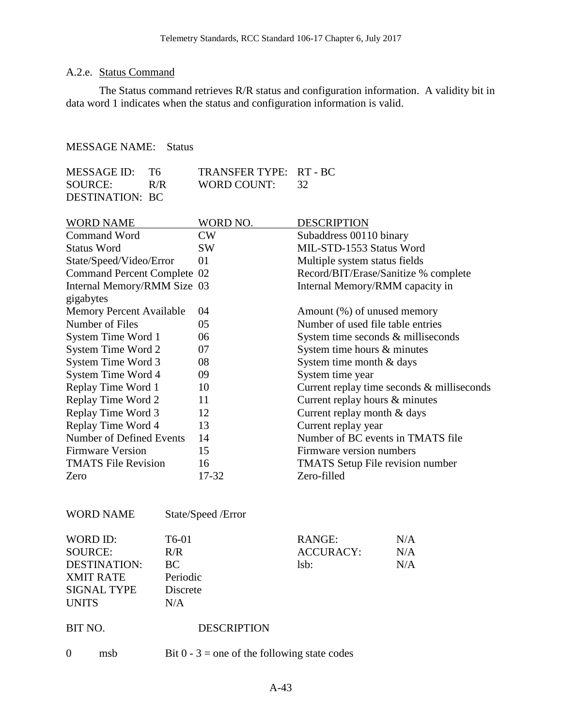### A.2.e. Status Command

The Status command retrieves R/R status and configuration information. A validity bit in data word 1 indicates when the status and configuration information is valid.

MESSAGE NAME: Status

| | | | |
|---|---|---|---|
| MESSAGE ID: | T6 | TRANSFER TYPE: | RT - BC |
| SOURCE: | R/R | WORD COUNT: | 32 |
| DESTINATION: | BC | | |

| WORD NAME | WORD NO. | DESCRIPTION |
|---|---|---|
| Command Word | CW | Subaddress 00110 binary |
| Status Word | SW | MIL-STD-1553 Status Word |
| State/Speed/Video/Error | 01 | Multiple system status fields |
| Command Percent Complete | 02 | Record/BIT/Erase/Sanitize % complete |
| Internal Memory/RMM Size gigabytes | 03 | Internal Memory/RMM capacity in |
| Memory Percent Available | 04 | Amount (%) of unused memory |
| Number of Files | 05 | Number of used file table entries |
| System Time Word 1 | 06 | System time seconds & milliseconds |
| System Time Word 2 | 07 | System time hours & minutes |
| System Time Word 3 | 08 | System time month & days |
| System Time Word 4 | 09 | System time year |
| Replay Time Word 1 | 10 | Current replay time seconds & milliseconds |
| Replay Time Word 2 | 11 | Current replay hours & minutes |
| Replay Time Word 3 | 12 | Current replay month & days |
| Replay Time Word 4 | 13 | Current replay year |
| Number of Defined Events | 14 | Number of BC events in TMATS file |
| Firmware Version | 15 | Firmware version numbers |
| TMATS File Revision | 16 | TMATS Setup File revision number |
| Zero | 17-32 | Zero-filled |

WORD NAME State/Speed /Error

| | | | |
|---|---|---|---|
| WORD ID: | T6-01 | RANGE: | N/A |
| SOURCE: | R/R | ACCURACY: | N/A |
| DESTINATION: | BC | lsb: | N/A |
| XMIT RATE | Periodic | | |
| SIGNAL TYPE | Discrete | | |
| UNITS | N/A | | |

| BIT NO. | | DESCRIPTION |
|---|---|---|
| 0 | msb | Bit 0 - 3 = one of the following state codes |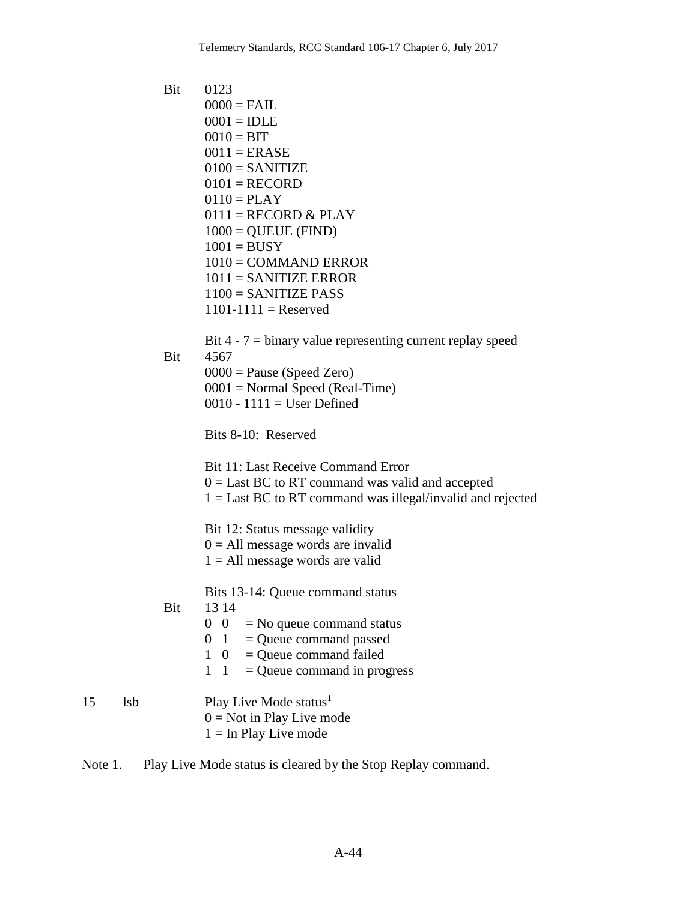Bit 0123
0000 = FAIL
0001 = IDLE
0010 = BIT
0011 = ERASE
0100 = SANITIZE
0101 = RECORD
0110 = PLAY
0111 = RECORD & PLAY
1000 = QUEUE (FIND)
1001 = BUSY
1010 = COMMAND ERROR
1011 = SANITIZE ERROR
1100 = SANITIZE PASS
1101-1111 = Reserved

Bit 4 - 7 = binary value representing current replay speed

Bit 4567
0000 = Pause (Speed Zero)
0001 = Normal Speed (Real-Time)
0010 - 1111 = User Defined

Bits 8-10: Reserved

Bit 11: Last Receive Command Error
0 = Last BC to RT command was valid and accepted
1 = Last BC to RT command was illegal/invalid and rejected

Bit 12: Status message validity
0 = All message words are invalid
1 = All message words are valid

Bits 13-14: Queue command status

Bit 13 14
0 0 = No queue command status
0 1 = Queue command passed
1 0 = Queue command failed
1 1 = Queue command in progress

15 lsb Play Live Mode status[1]
0 = Not in Play Live mode
1 = In Play Live mode

Note 1. Play Live Mode status is cleared by the Stop Replay command.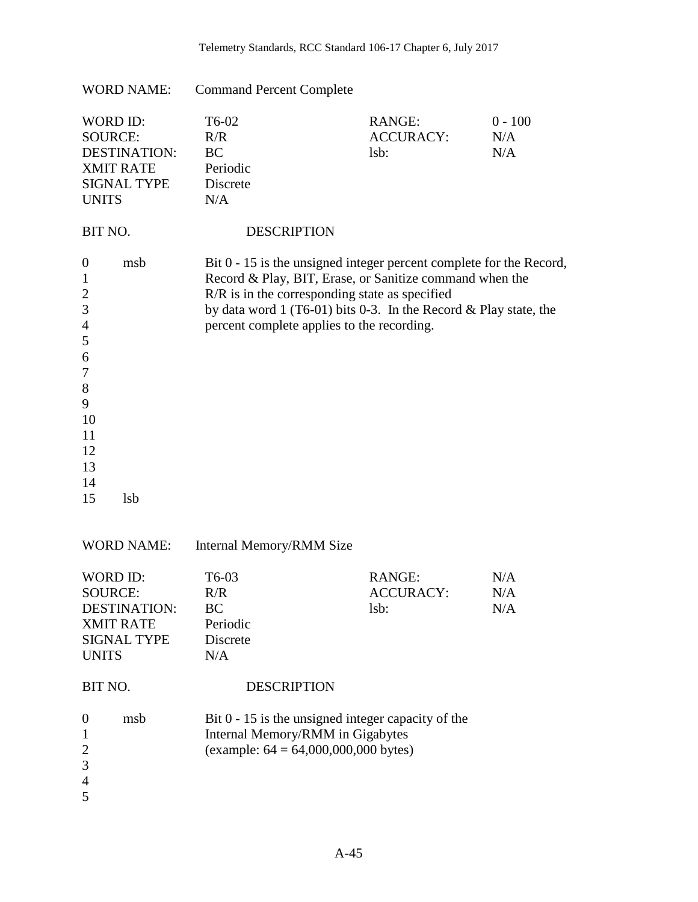WORD NAME: Command Percent Complete

| WORD ID: | T6-02 | RANGE: | 0 - 100 |
|---|---|---|---|
| SOURCE: | R/R | ACCURACY: | N/A |
| DESTINATION: | BC | lsb: | N/A |
| XMIT RATE | Periodic | | |
| SIGNAL TYPE | Discrete | | |
| UNITS | N/A | | |

| BIT NO. | | DESCRIPTION |
|---|---|---|
| 0 | msb | Bit 0 - 15 is the unsigned integer percent complete for the Record, Record & Play, BIT, Erase, or Sanitize command when the R/R is in the corresponding state as specified by data word 1 (T6-01) bits 0-3. In the Record & Play state, the percent complete applies to the recording. |
| 1 | | |
| 2 | | |
| 3 | | |
| 4 | | |
| 5 | | |
| 6 | | |
| 7 | | |
| 8 | | |
| 9 | | |
| 10 | | |
| 11 | | |
| 12 | | |
| 13 | | |
| 14 | | |
| 15 | lsb | |

WORD NAME: Internal Memory/RMM Size

| WORD ID: | T6-03 | RANGE: | N/A |
|---|---|---|---|
| SOURCE: | R/R | ACCURACY: | N/A |
| DESTINATION: | BC | lsb: | N/A |
| XMIT RATE | Periodic | | |
| SIGNAL TYPE | Discrete | | |
| UNITS | N/A | | |

| BIT NO. | | DESCRIPTION |
|---|---|---|
| 0 | msb | Bit 0 - 15 is the unsigned integer capacity of the Internal Memory/RMM in Gigabytes (example: 64 = 64,000,000,000 bytes) |
| 1 | | |
| 2 | | |
| 3 | | |
| 4 | | |
| 5 | | |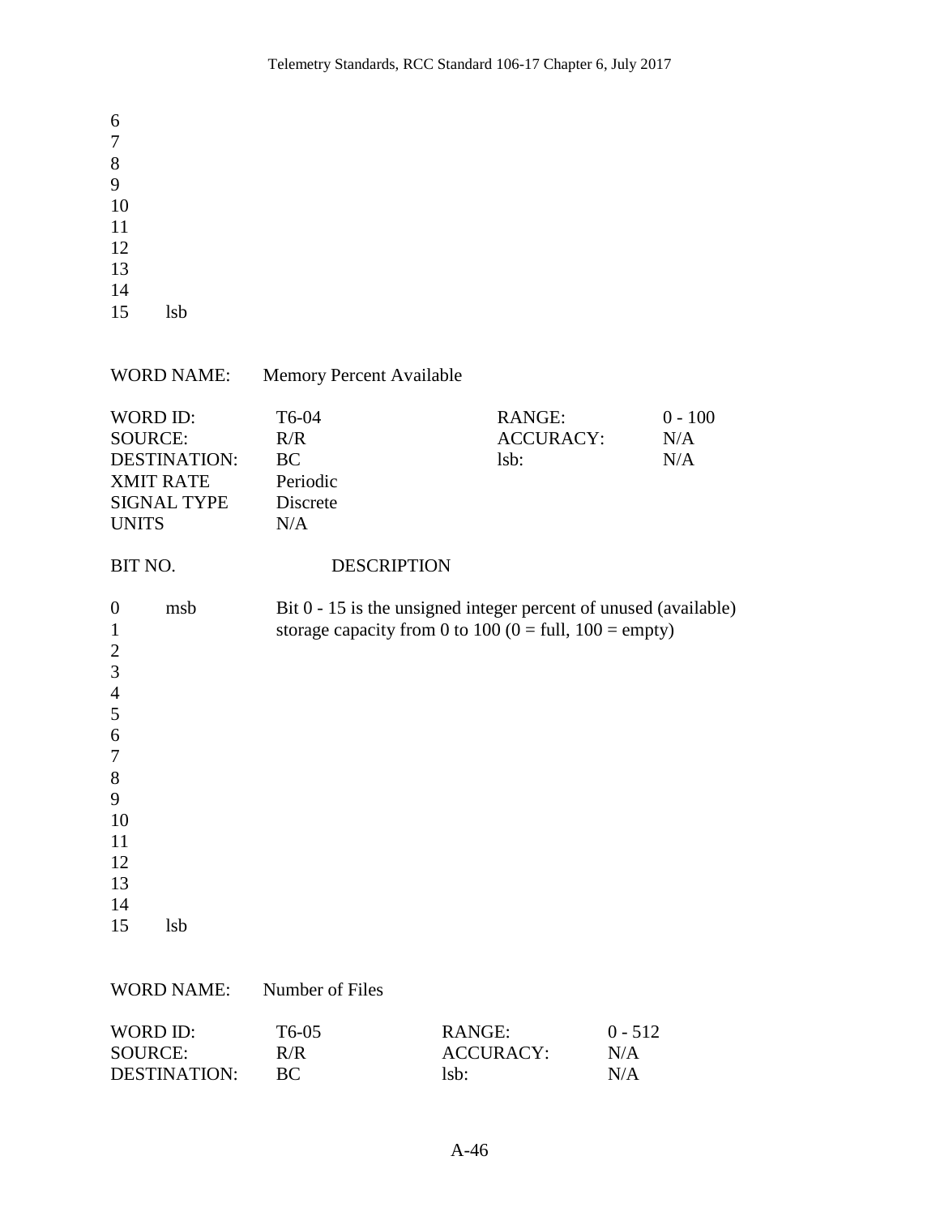| | |
|---|---|
| 6 | |
| 7 | |
| 8 | |
| 9 | |
| 10 | |
| 11 | |
| 12 | |
| 13 | |
| 14 | |
| 15 | lsb |

| WORD NAME: | Memory Percent Available | | |
|---|---|---|---|
| WORD ID: | T6-04 | RANGE: | 0 - 100 |
| SOURCE: | R/R | ACCURACY: | N/A |
| DESTINATION: | BC | lsb: | N/A |
| XMIT RATE | Periodic | | |
| SIGNAL TYPE | Discrete | | |
| UNITS | N/A | | |

| BIT NO. | | DESCRIPTION |
|---|---|---|
| 0 | msb | Bit 0 - 15 is the unsigned integer percent of unused (available) storage capacity from 0 to 100 (0 = full, 100 = empty) |
| 1 | | |
| 2 | | |
| 3 | | |
| 4 | | |
| 5 | | |
| 6 | | |
| 7 | | |
| 8 | | |
| 9 | | |
| 10 | | |
| 11 | | |
| 12 | | |
| 13 | | |
| 14 | | |
| 15 | lsb | |

| WORD NAME: | Number of Files | | |
|---|---|---|---|
| WORD ID: | T6-05 | RANGE: | 0 - 512 |
| SOURCE: | R/R | ACCURACY: | N/A |
| DESTINATION: | BC | lsb: | N/A |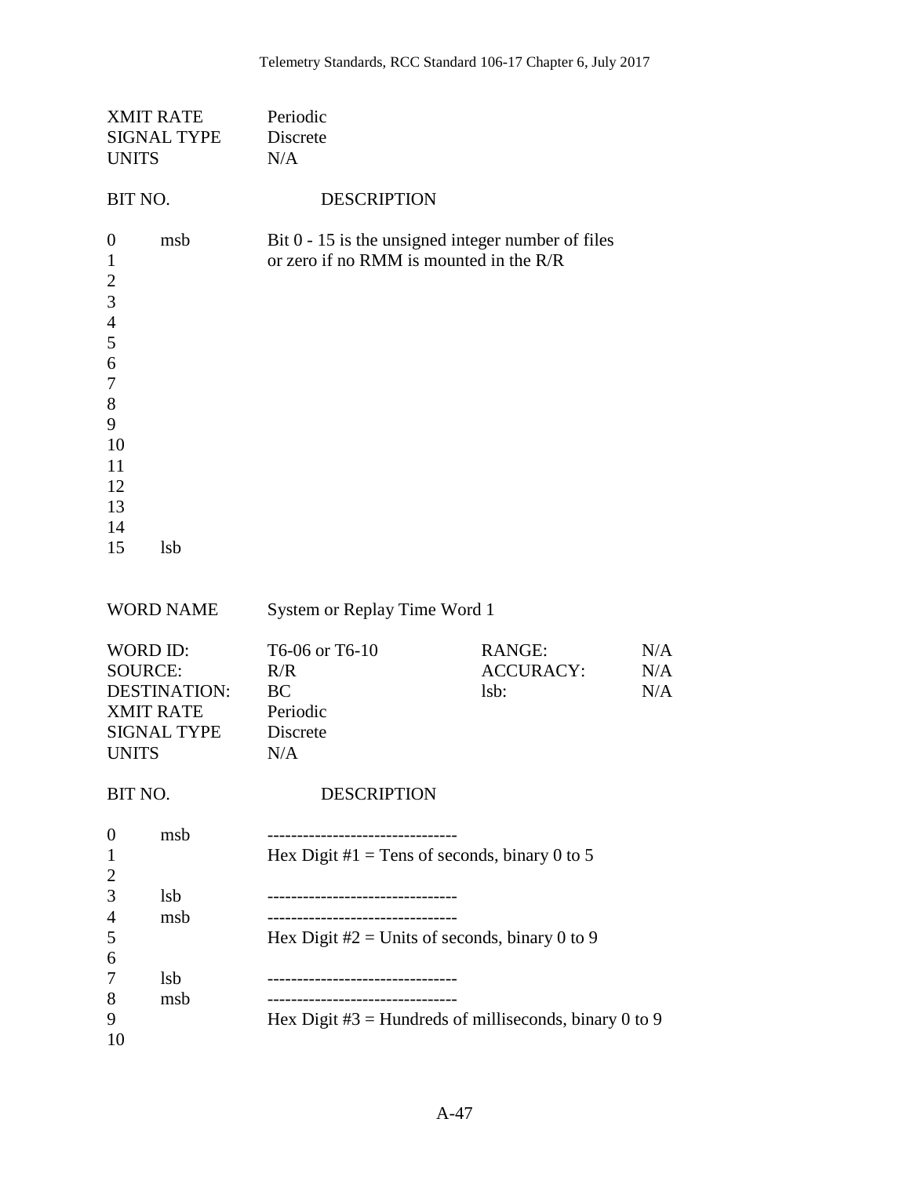| | |
|---|---|
| XMIT RATE | Periodic |
| SIGNAL TYPE | Discrete |
| UNITS | N/A |

| BIT NO. | | DESCRIPTION |
|---|---|---|
| 0 | msb | Bit 0 - 15 is the unsigned integer number of files or zero if no RMM is mounted in the R/R |
| 1 | | |
| 2 | | |
| 3 | | |
| 4 | | |
| 5 | | |
| 6 | | |
| 7 | | |
| 8 | | |
| 9 | | |
| 10 | | |
| 11 | | |
| 12 | | |
| 13 | | |
| 14 | | |
| 15 | lsb | |

WORD NAME System or Replay Time Word 1

| | | | |
|---|---|---|---|
| WORD ID: | T6-06 or T6-10 | RANGE: | N/A |
| SOURCE: | R/R | ACCURACY: | N/A |
| DESTINATION: | BC | lsb: | N/A |
| XMIT RATE | Periodic | | |
| SIGNAL TYPE | Discrete | | |
| UNITS | N/A | | |

| BIT NO. | | DESCRIPTION |
|---|---|---|
| 0 | msb | -------------------------------- |
| 1 | | Hex Digit #1 = Tens of seconds, binary 0 to 5 |
| 2 | | |
| 3 | lsb | -------------------------------- |
| 4 | msb | -------------------------------- |
| 5 | | Hex Digit #2 = Units of seconds, binary 0 to 9 |
| 6 | | |
| 7 | lsb | -------------------------------- |
| 8 | msb | -------------------------------- |
| 9 | | Hex Digit #3 = Hundreds of milliseconds, binary 0 to 9 |
| 10 | | |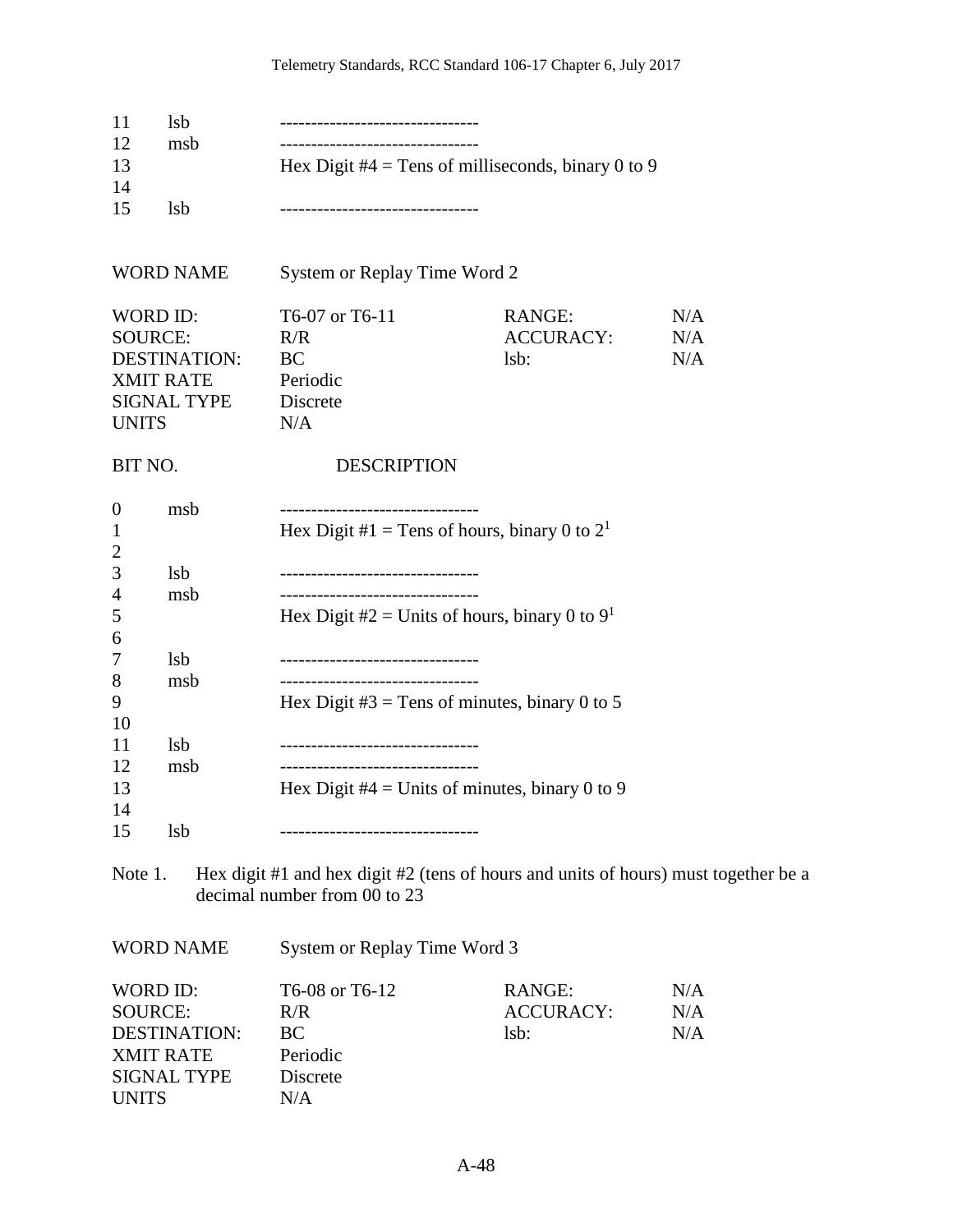| | | |
|---|---|---|
| 11 | lsb | -------------------------------- |
| 12 | msb | -------------------------------- |
| 13 | | Hex Digit #4 = Tens of milliseconds, binary 0 to 9 |
| 14 | | |
| 15 | lsb | -------------------------------- |

WORD NAME System or Replay Time Word 2

| | | | |
|---|---|---|---|
| WORD ID: | T6-07 or T6-11 | RANGE: | N/A |
| SOURCE: | R/R | ACCURACY: | N/A |
| DESTINATION: | BC | lsb: | N/A |
| XMIT RATE | Periodic | | |
| SIGNAL TYPE | Discrete | | |
| UNITS | N/A | | |

| BIT NO. | | DESCRIPTION |
|---|---|---|
| 0 | msb | -------------------------------- |
| 1 | | Hex Digit #1 = Tens of hours, binary 0 to 2[1] |
| 2 | | |
| 3 | lsb | -------------------------------- |
| 4 | msb | -------------------------------- |
| 5 | | Hex Digit #2 = Units of hours, binary 0 to 9[1] |
| 6 | | |
| 7 | lsb | -------------------------------- |
| 8 | msb | -------------------------------- |
| 9 | | Hex Digit #3 = Tens of minutes, binary 0 to 5 |
| 10 | | |
| 11 | lsb | -------------------------------- |
| 12 | msb | -------------------------------- |
| 13 | | Hex Digit #4 = Units of minutes, binary 0 to 9 |
| 14 | | |
| 15 | lsb | -------------------------------- |

Note 1. Hex digit #1 and hex digit #2 (tens of hours and units of hours) must together be a decimal number from 00 to 23

WORD NAME System or Replay Time Word 3

| | | | |
|---|---|---|---|
| WORD ID: | T6-08 or T6-12 | RANGE: | N/A |
| SOURCE: | R/R | ACCURACY: | N/A |
| DESTINATION: | BC | lsb: | N/A |
| XMIT RATE | Periodic | | |
| SIGNAL TYPE | Discrete | | |
| UNITS | N/A | | |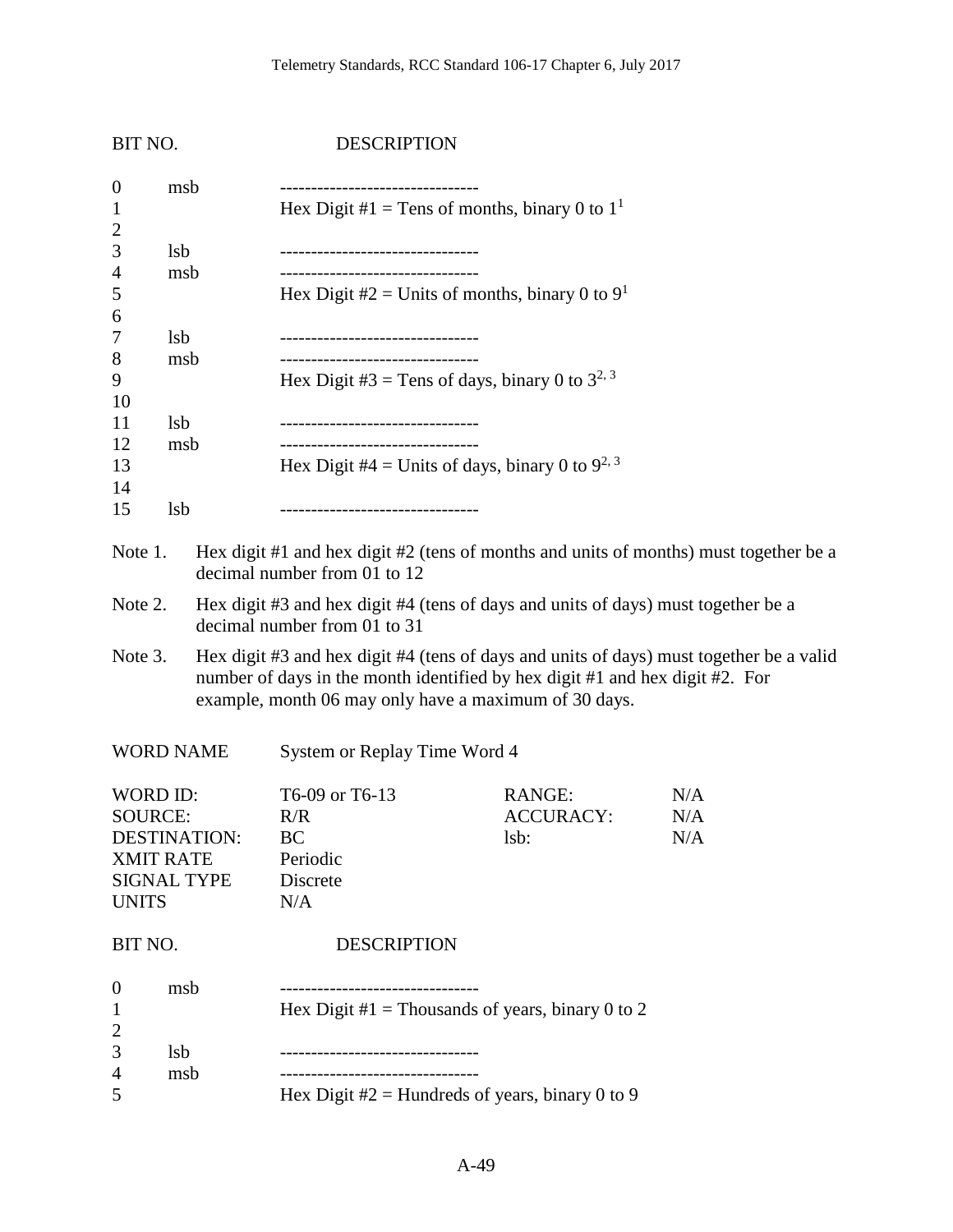| BIT NO. | | DESCRIPTION |
|---|---|---|
| 0 | msb | -------------------------------- |
| 1 | | Hex Digit #1 = Tens of months, binary 0 to 1[1] |
| 2 | | |
| 3 | lsb | -------------------------------- |
| 4 | msb | -------------------------------- |
| 5 | | Hex Digit #2 = Units of months, binary 0 to 9[1] |
| 6 | | |
| 7 | lsb | -------------------------------- |
| 8 | msb | -------------------------------- |
| 9 | | Hex Digit #3 = Tens of days, binary 0 to 3[2, 3] |
| 10 | | |
| 11 | lsb | -------------------------------- |
| 12 | msb | -------------------------------- |
| 13 | | Hex Digit #4 = Units of days, binary 0 to 9[2, 3] |
| 14 | | |
| 15 | lsb | -------------------------------- |

Note 1. Hex digit #1 and hex digit #2 (tens of months and units of months) must together be a decimal number from 01 to 12

Note 2. Hex digit #3 and hex digit #4 (tens of days and units of days) must together be a decimal number from 01 to 31

Note 3. Hex digit #3 and hex digit #4 (tens of days and units of days) must together be a valid number of days in the month identified by hex digit #1 and hex digit #2. For example, month 06 may only have a maximum of 30 days.

WORD NAME System or Replay Time Word 4

| | | | |
|---|---|---|---|
| WORD ID: | T6-09 or T6-13 | RANGE: | N/A |
| SOURCE: | R/R | ACCURACY: | N/A |
| DESTINATION: | BC | lsb: | N/A |
| XMIT RATE | Periodic | | |
| SIGNAL TYPE | Discrete | | |
| UNITS | N/A | | |

| BIT NO. | | DESCRIPTION |
|---|---|---|
| 0 | msb | -------------------------------- |
| 1 | | Hex Digit #1 = Thousands of years, binary 0 to 2 |
| 2 | | |
| 3 | lsb | -------------------------------- |
| 4 | msb | -------------------------------- |
| 5 | | Hex Digit #2 = Hundreds of years, binary 0 to 9 |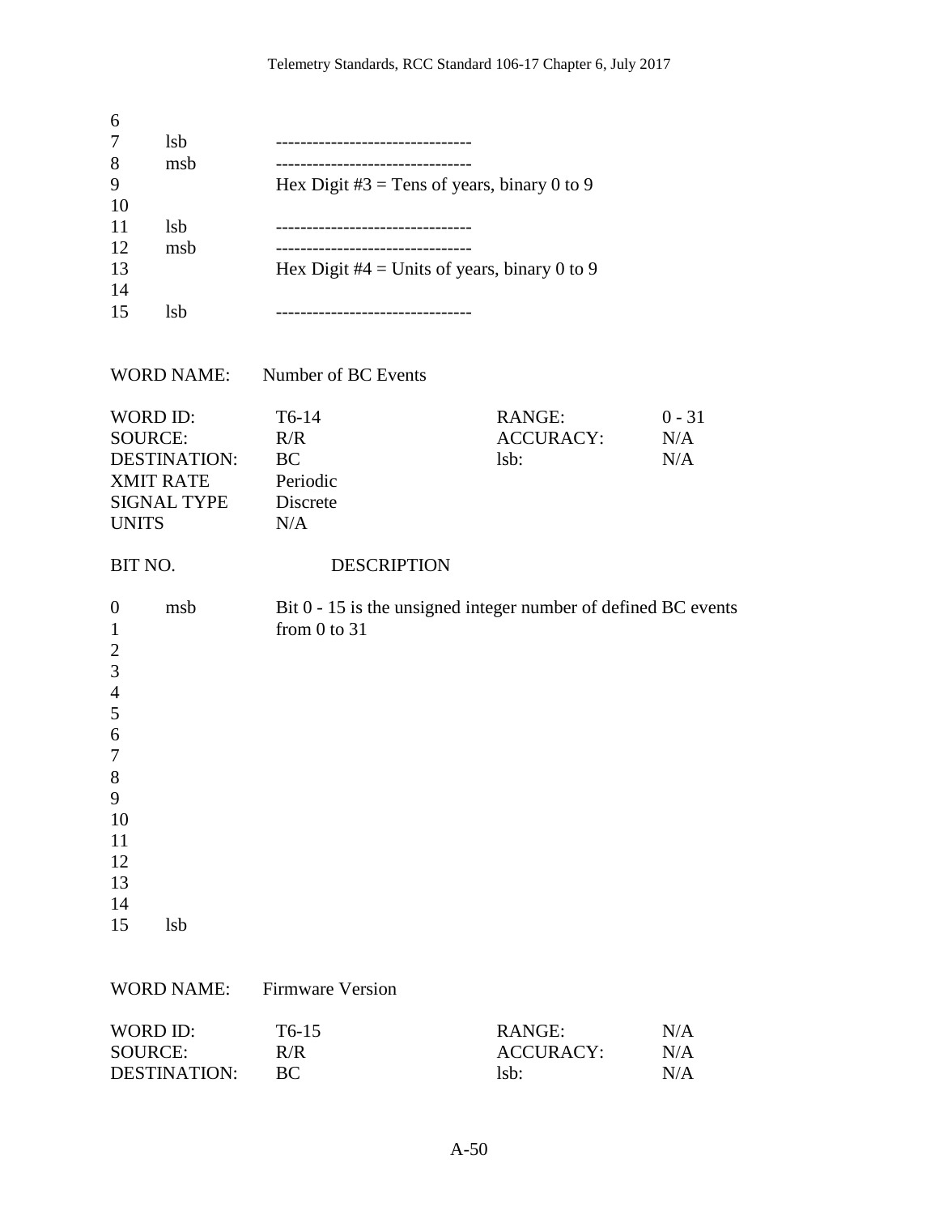| | | |
|---|---|---|
| 6 | | |
| 7 | lsb | ------------------------------- |
| 8 | msb | ------------------------------- |
| 9 | | Hex Digit #3 = Tens of years, binary 0 to 9 |
| 10 | | |
| 11 | lsb | ------------------------------- |
| 12 | msb | ------------------------------- |
| 13 | | Hex Digit #4 = Units of years, binary 0 to 9 |
| 14 | | |
| 15 | lsb | ------------------------------- |

WORD NAME: Number of BC Events

| | | | |
|---|---|---|---|
| WORD ID: | T6-14 | RANGE: | 0 - 31 |
| SOURCE: | R/R | ACCURACY: | N/A |
| DESTINATION: | BC | lsb: | N/A |
| XMIT RATE | Periodic | | |
| SIGNAL TYPE | Discrete | | |
| UNITS | N/A | | |

| BIT NO. | | DESCRIPTION |
|---|---|---|
| 0 | msb | Bit 0 - 15 is the unsigned integer number of defined BC events |
| 1 | | from 0 to 31 |
| 2 | | |
| 3 | | |
| 4 | | |
| 5 | | |
| 6 | | |
| 7 | | |
| 8 | | |
| 9 | | |
| 10 | | |
| 11 | | |
| 12 | | |
| 13 | | |
| 14 | | |
| 15 | lsb | |

WORD NAME: Firmware Version

| | | | |
|---|---|---|---|
| WORD ID: | T6-15 | RANGE: | N/A |
| SOURCE: | R/R | ACCURACY: | N/A |
| DESTINATION: | BC | lsb: | N/A |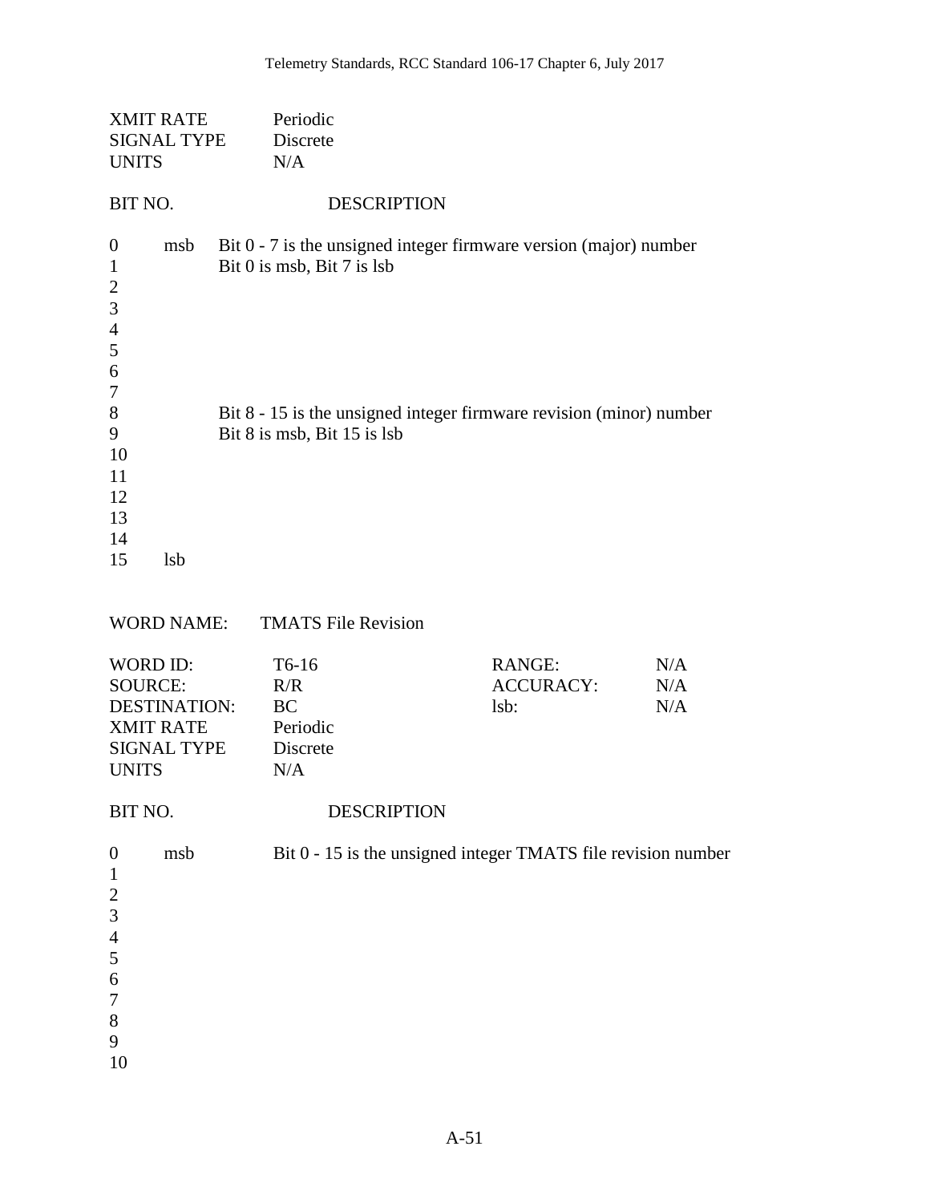XMIT RATE Periodic
SIGNAL TYPE Discrete
UNITS N/A

| BIT NO. | | DESCRIPTION |
|---|---|---|
| 0 | msb | Bit 0 - 7 is the unsigned integer firmware version (major) number |
| 1 | | Bit 0 is msb, Bit 7 is lsb |
| 2 | | |
| 3 | | |
| 4 | | |
| 5 | | |
| 6 | | |
| 7 | | |
| 8 | | Bit 8 - 15 is the unsigned integer firmware revision (minor) number |
| 9 | | Bit 8 is msb, Bit 15 is lsb |
| 10 | | |
| 11 | | |
| 12 | | |
| 13 | | |
| 14 | | |
| 15 | lsb | |

WORD NAME: TMATS File Revision

| | | | |
|---|---|---|---|
| WORD ID: | T6-16 | RANGE: | N/A |
| SOURCE: | R/R | ACCURACY: | N/A |
| DESTINATION: | BC | lsb: | N/A |
| XMIT RATE | Periodic | | |
| SIGNAL TYPE | Discrete | | |
| UNITS | N/A | | |

| BIT NO. | | DESCRIPTION |
|---|---|---|
| 0 | msb | Bit 0 - 15 is the unsigned integer TMATS file revision number |
| 1 | | |
| 2 | | |
| 3 | | |
| 4 | | |
| 5 | | |
| 6 | | |
| 7 | | |
| 8 | | |
| 9 | | |
| 10 | | |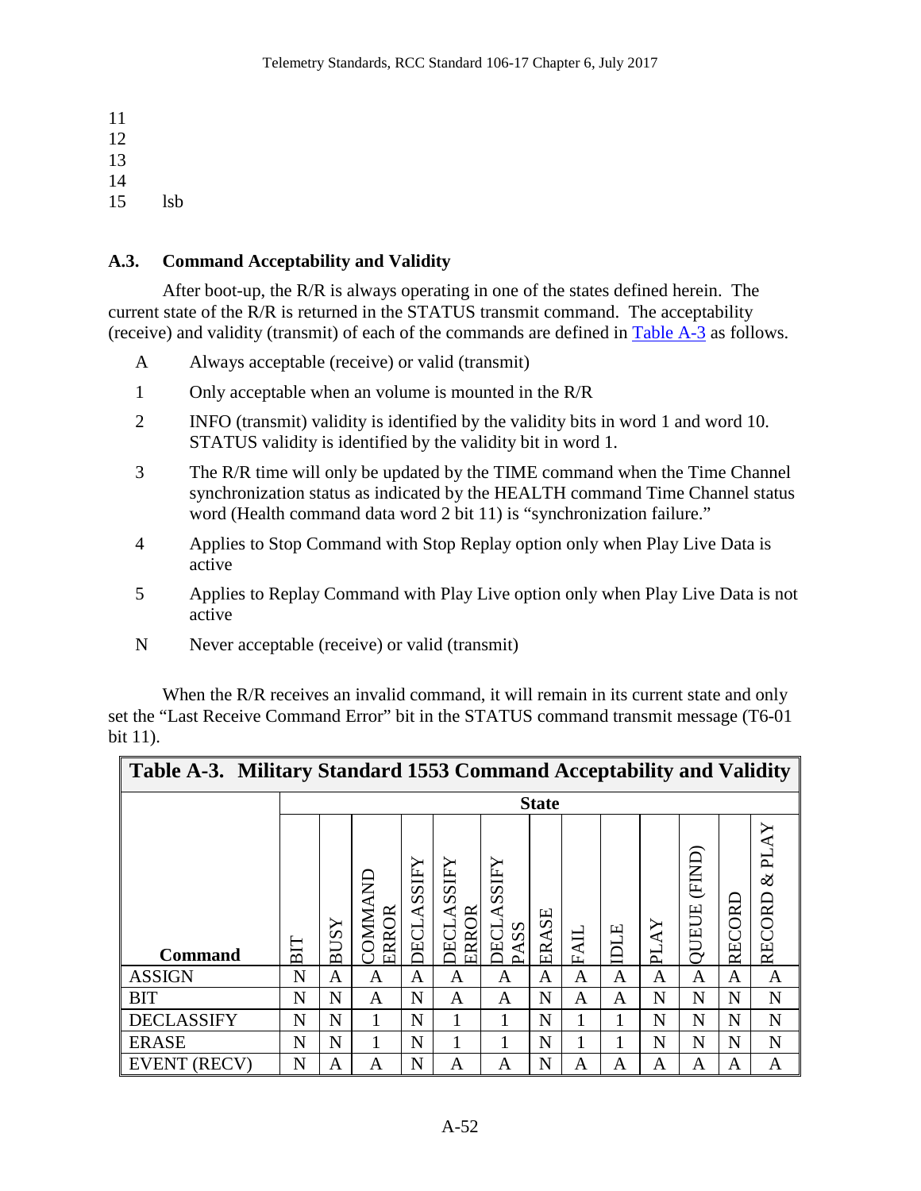11
12
13
14
15 lsb

## A.3. Command Acceptability and Validity

After boot-up, the R/R is always operating in one of the states defined herein. The current state of the R/R is returned in the STATUS transmit command. The acceptability (receive) and validity (transmit) of each of the commands are defined in Table A-3 as follows.

- A Always acceptable (receive) or valid (transmit)
- 1 Only acceptable when an volume is mounted in the R/R
- 2 INFO (transmit) validity is identified by the validity bits in word 1 and word 10. STATUS validity is identified by the validity bit in word 1.
- 3 The R/R time will only be updated by the TIME command when the Time Channel synchronization status as indicated by the HEALTH command Time Channel status word (Health command data word 2 bit 11) is "synchronization failure."
- 4 Applies to Stop Command with Stop Replay option only when Play Live Data is active
- 5 Applies to Replay Command with Play Live option only when Play Live Data is not active
- N Never acceptable (receive) or valid (transmit)

When the R/R receives an invalid command, it will remain in its current state and only set the "Last Receive Command Error" bit in the STATUS command transmit message (T6-01 bit 11).

**Table A-3. Military Standard 1553 Command Acceptability and Validity**

| | State | | | | | | | | | | | | |
|---|---|---|---|---|---|---|---|---|---|---|---|---|---|
| Command | BIT | BUSY | COMMAND ERROR | DECLASSIFY | DECLASSIFY ERROR | DECLASSIFY PASS | ERASE | FAIL | IDLE | PLAY | QUEUE (FIND) | RECORD | RECORD & PLAY |
| ASSIGN | N | A | A | A | A | A | A | A | A | A | A | A | A |
| BIT | N | N | A | N | A | A | N | A | A | N | N | N | N |
| DECLASSIFY | N | N | 1 | N | 1 | 1 | N | 1 | 1 | N | N | N | N |
| ERASE | N | N | 1 | N | 1 | 1 | N | 1 | 1 | N | N | N | N |
| EVENT (RECV) | N | A | A | N | A | A | N | A | A | A | A | A | A |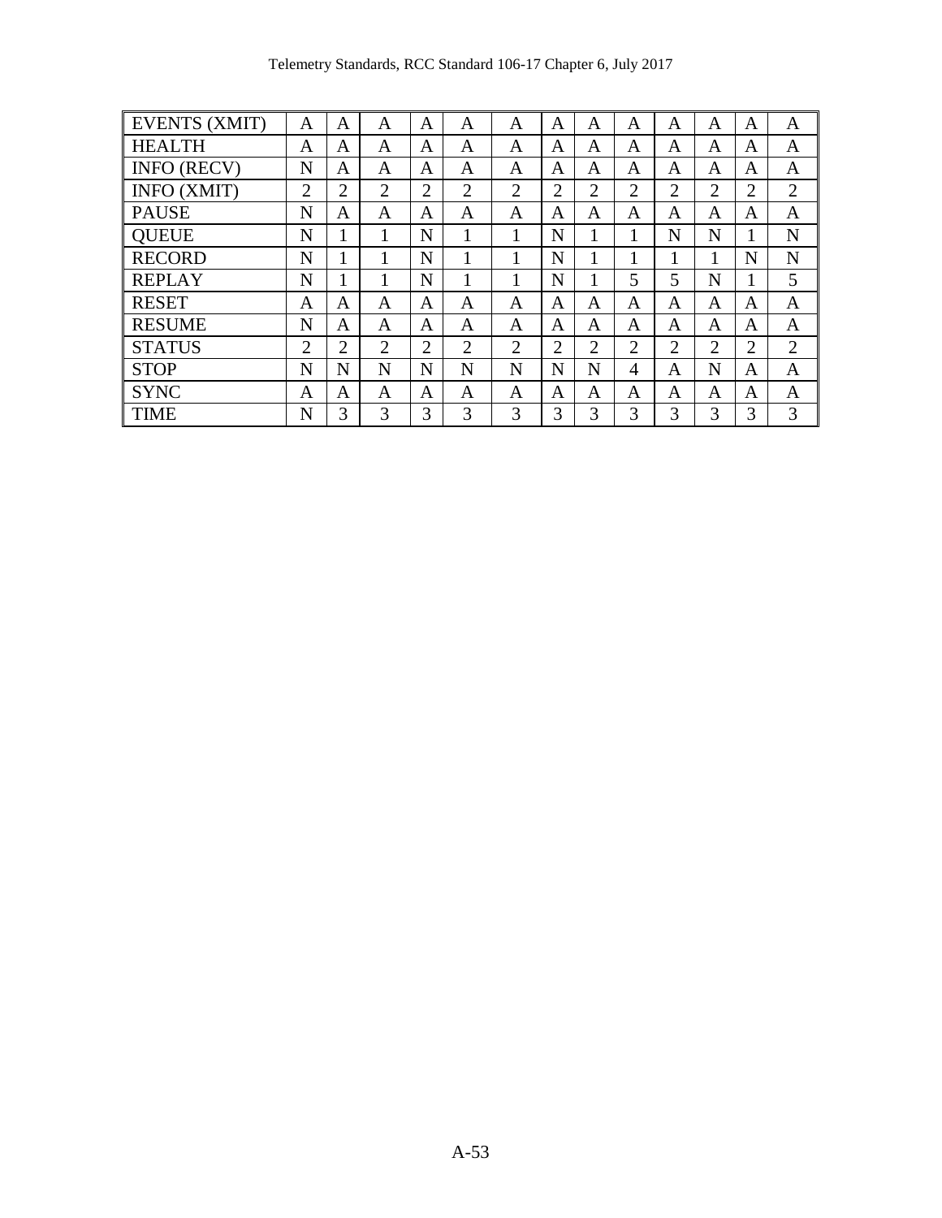| EVENTS (XMIT) | A | A | A | A | A | A | A | A | A | A | A | A | A |
|---|---|---|---|---|---|---|---|---|---|---|---|---|---|
| HEALTH | A | A | A | A | A | A | A | A | A | A | A | A | A |
| INFO (RECV) | N | A | A | A | A | A | A | A | A | A | A | A | A |
| INFO (XMIT) | 2 | 2 | 2 | 2 | 2 | 2 | 2 | 2 | 2 | 2 | 2 | 2 | 2 |
| PAUSE | N | A | A | A | A | A | A | A | A | A | A | A | A |
| QUEUE | N | 1 | 1 | N | 1 | 1 | N | 1 | 1 | N | N | 1 | N |
| RECORD | N | 1 | 1 | N | 1 | 1 | N | 1 | 1 | 1 | 1 | N | N |
| REPLAY | N | 1 | 1 | N | 1 | 1 | N | 1 | 5 | 5 | N | 1 | 5 |
| RESET | A | A | A | A | A | A | A | A | A | A | A | A | A |
| RESUME | N | A | A | A | A | A | A | A | A | A | A | A | A |
| STATUS | 2 | 2 | 2 | 2 | 2 | 2 | 2 | 2 | 2 | 2 | 2 | 2 | 2 |
| STOP | N | N | N | N | N | N | N | N | 4 | A | N | A | A |
| SYNC | A | A | A | A | A | A | A | A | A | A | A | A | A |
| TIME | N | 3 | 3 | 3 | 3 | 3 | 3 | 3 | 3 | 3 | 3 | 3 | 3 |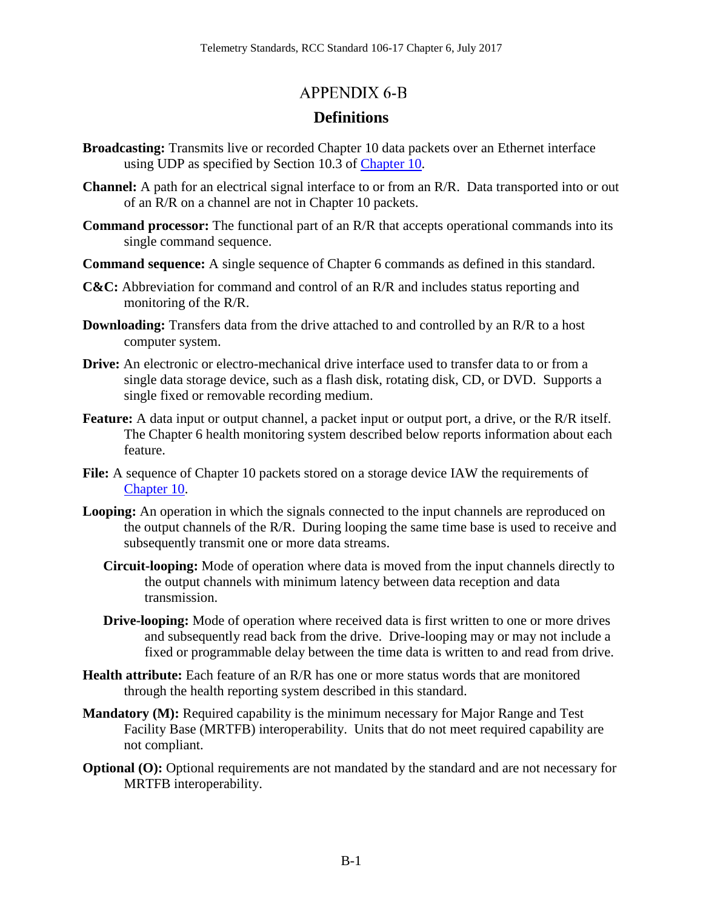# APPENDIX 6-B

## Definitions

**Broadcasting:** Transmits live or recorded Chapter 10 data packets over an Ethernet interface using UDP as specified by Section 10.3 of Chapter 10.

**Channel:** A path for an electrical signal interface to or from an R/R. Data transported into or out of an R/R on a channel are not in Chapter 10 packets.

**Command processor:** The functional part of an R/R that accepts operational commands into its single command sequence.

**Command sequence:** A single sequence of Chapter 6 commands as defined in this standard.

**C&C:** Abbreviation for command and control of an R/R and includes status reporting and monitoring of the R/R.

**Downloading:** Transfers data from the drive attached to and controlled by an R/R to a host computer system.

**Drive:** An electronic or electro-mechanical drive interface used to transfer data to or from a single data storage device, such as a flash disk, rotating disk, CD, or DVD. Supports a single fixed or removable recording medium.

**Feature:** A data input or output channel, a packet input or output port, a drive, or the R/R itself. The Chapter 6 health monitoring system described below reports information about each feature.

**File:** A sequence of Chapter 10 packets stored on a storage device IAW the requirements of Chapter 10.

**Looping:** An operation in which the signals connected to the input channels are reproduced on the output channels of the R/R. During looping the same time base is used to receive and subsequently transmit one or more data streams.

- **Circuit-looping:** Mode of operation where data is moved from the input channels directly to the output channels with minimum latency between data reception and data transmission.

- **Drive-looping:** Mode of operation where received data is first written to one or more drives and subsequently read back from the drive. Drive-looping may or may not include a fixed or programmable delay between the time data is written to and read from drive.

**Health attribute:** Each feature of an R/R has one or more status words that are monitored through the health reporting system described in this standard.

**Mandatory (M):** Required capability is the minimum necessary for Major Range and Test Facility Base (MRTFB) interoperability. Units that do not meet required capability are not compliant.

**Optional (O):** Optional requirements are not mandated by the standard and are not necessary for MRTFB interoperability.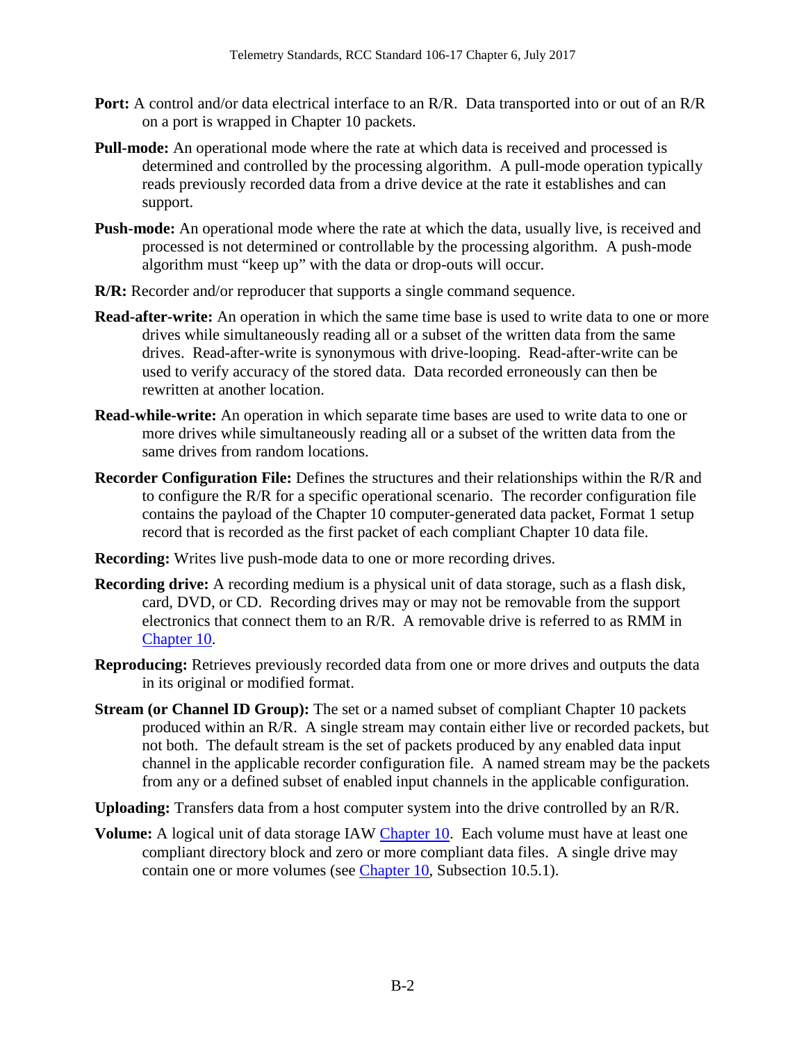**Port:** A control and/or data electrical interface to an R/R. Data transported into or out of an R/R on a port is wrapped in Chapter 10 packets.

**Pull-mode:** An operational mode where the rate at which data is received and processed is determined and controlled by the processing algorithm. A pull-mode operation typically reads previously recorded data from a drive device at the rate it establishes and can support.

**Push-mode:** An operational mode where the rate at which the data, usually live, is received and processed is not determined or controllable by the processing algorithm. A push-mode algorithm must "keep up" with the data or drop-outs will occur.

**R/R:** Recorder and/or reproducer that supports a single command sequence.

**Read-after-write:** An operation in which the same time base is used to write data to one or more drives while simultaneously reading all or a subset of the written data from the same drives. Read-after-write is synonymous with drive-looping. Read-after-write can be used to verify accuracy of the stored data. Data recorded erroneously can then be rewritten at another location.

**Read-while-write:** An operation in which separate time bases are used to write data to one or more drives while simultaneously reading all or a subset of the written data from the same drives from random locations.

**Recorder Configuration File:** Defines the structures and their relationships within the R/R and to configure the R/R for a specific operational scenario. The recorder configuration file contains the payload of the Chapter 10 computer-generated data packet, Format 1 setup record that is recorded as the first packet of each compliant Chapter 10 data file.

**Recording:** Writes live push-mode data to one or more recording drives.

**Recording drive:** A recording medium is a physical unit of data storage, such as a flash disk, card, DVD, or CD. Recording drives may or may not be removable from the support electronics that connect them to an R/R. A removable drive is referred to as RMM in Chapter 10.

**Reproducing:** Retrieves previously recorded data from one or more drives and outputs the data in its original or modified format.

**Stream (or Channel ID Group):** The set or a named subset of compliant Chapter 10 packets produced within an R/R. A single stream may contain either live or recorded packets, but not both. The default stream is the set of packets produced by any enabled data input channel in the applicable recorder configuration file. A named stream may be the packets from any or a defined subset of enabled input channels in the applicable configuration.

**Uploading:** Transfers data from a host computer system into the drive controlled by an R/R.

**Volume:** A logical unit of data storage IAW Chapter 10. Each volume must have at least one compliant directory block and zero or more compliant data files. A single drive may contain one or more volumes (see Chapter 10, Subsection 10.5.1).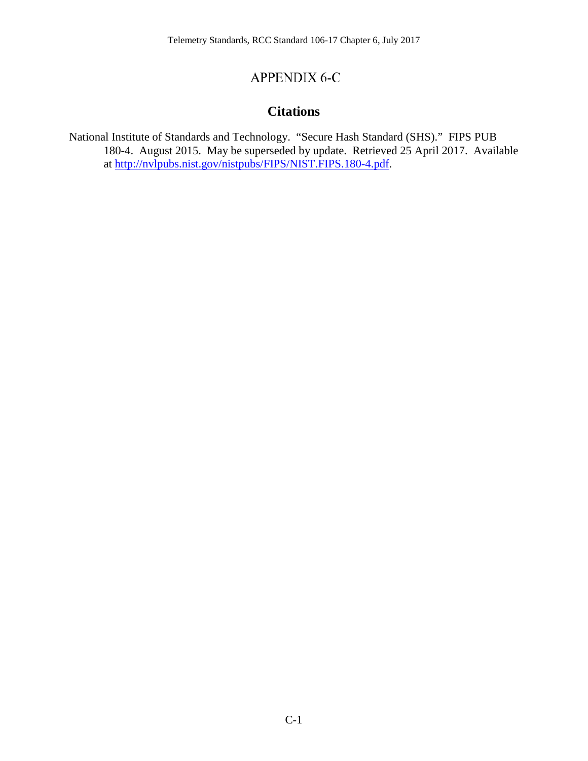# APPENDIX 6-C

## Citations

National Institute of Standards and Technology. "Secure Hash Standard (SHS)." FIPS PUB 180-4. August 2015. May be superseded by update. Retrieved 25 April 2017. Available at [http://nvlpubs.nist.gov/nistpubs/FIPS/NIST.FIPS.180-4.pdf](http://nvlpubs.nist.gov/nistpubs/FIPS/NIST.FIPS.180-4.pdf).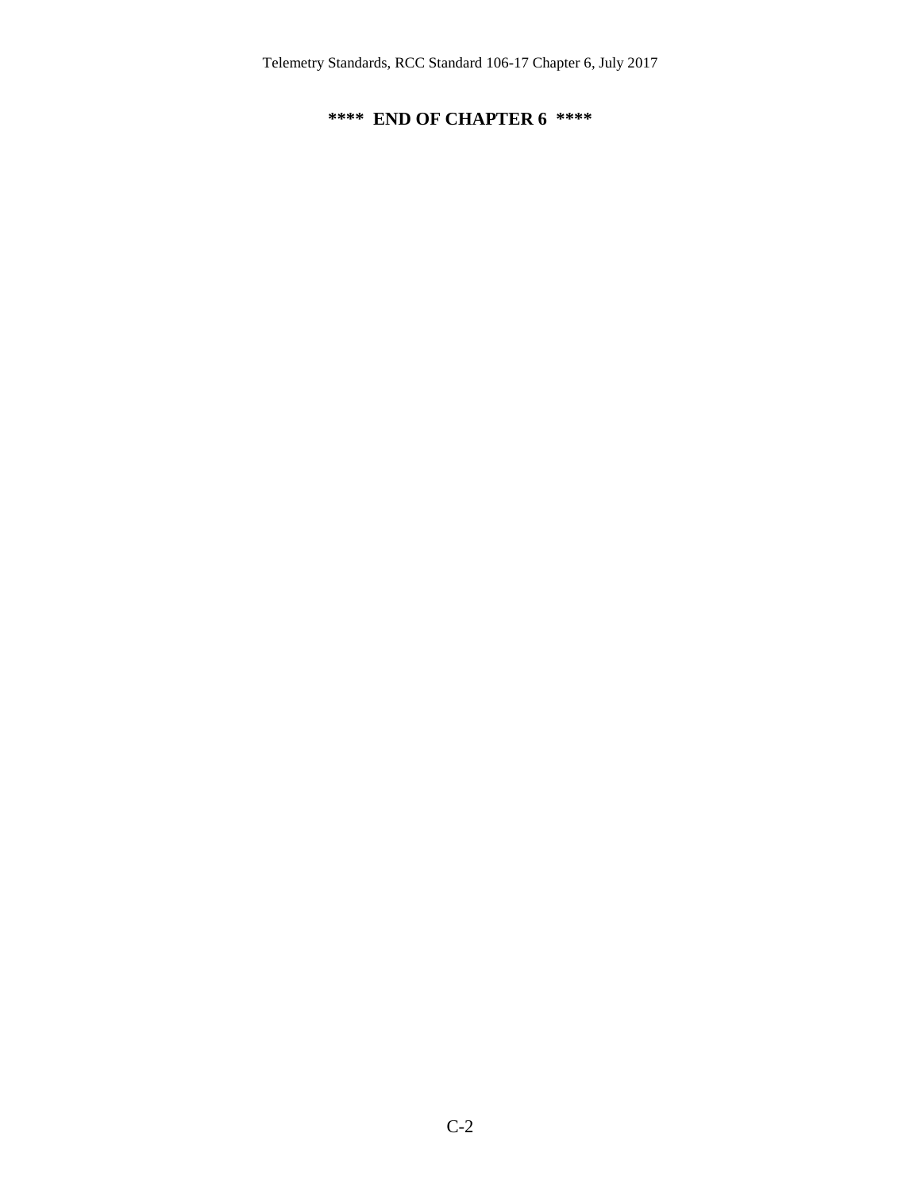**\*\*\*\*  END OF CHAPTER 6  \*\*\*\***

**\*\*\*\* END OF CHAPTER 6 \*\*\*\***